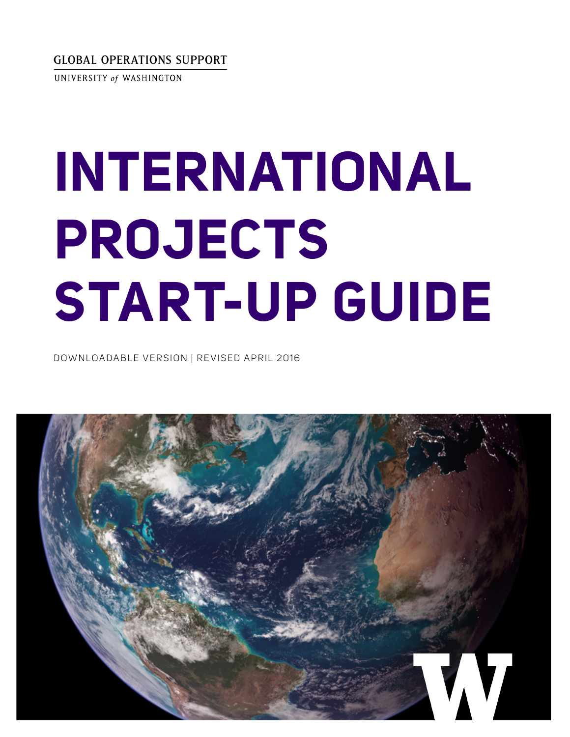GLOBAL OPERATIONS SUPPORT

UNIVERSITY *of* WASHINGTON

# INTERNATIONAL PROJECTS START-UP GUIDE

DOWNLOADABLE VERSION | REVISED APRIL 2016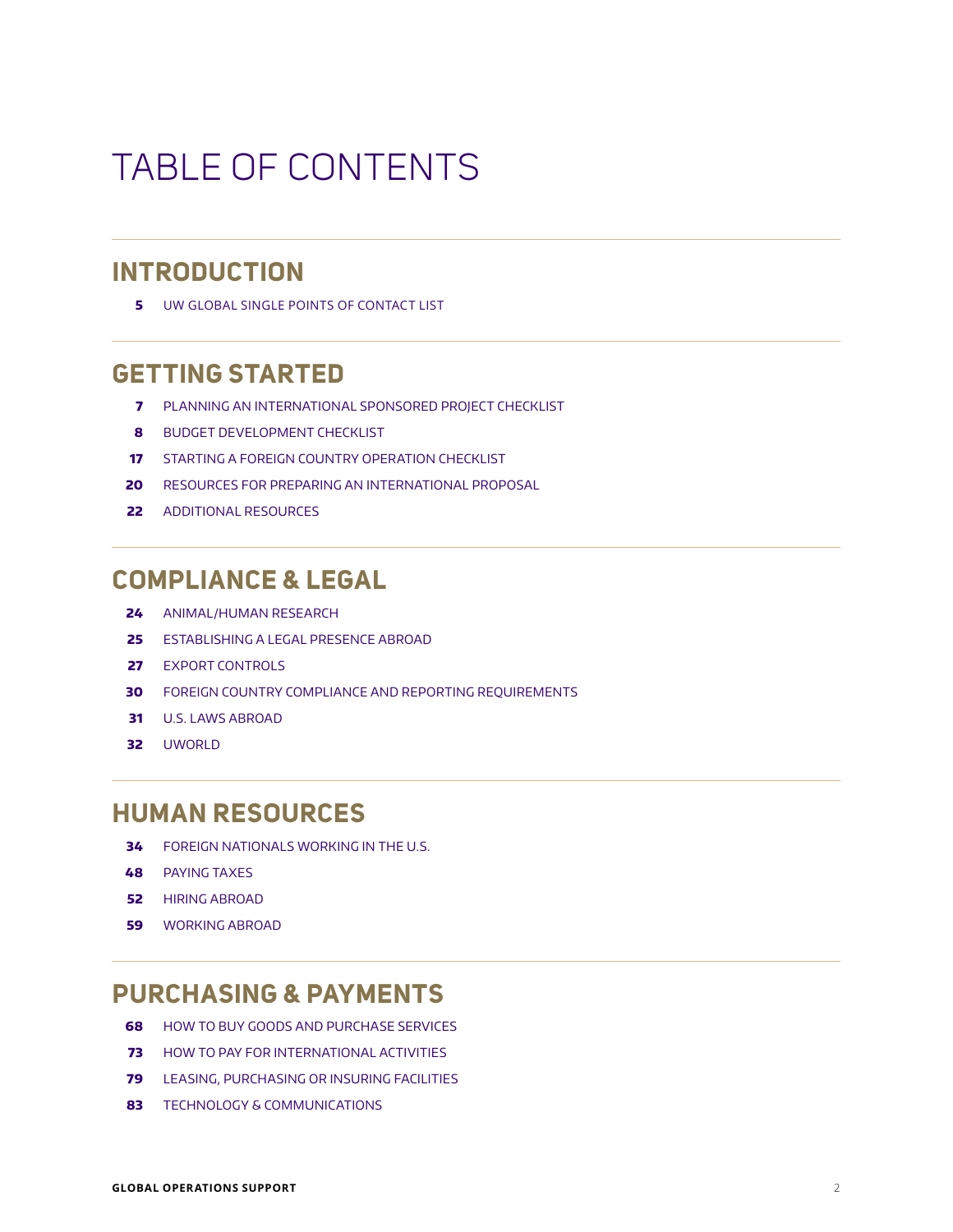# TABLE OF CONTENTS

## INTRODUCTION

**5** UW GLOBAL SINGLE POINTS OF CONTACT LIST

## GETTING STARTED

**7** PLANNING AN INTERNATIONAL SPONSORED PROJECT CHECKLIST

**8** BUDGET DEVELOPMENT CHECKLIST

**17** STARTING A FOREIGN COUNTRY OPERATION CHECKLIST

**20** RESOURCES FOR PREPARING AN INTERNATIONAL PROPOSAL

**22** ADDITIONAL RESOURCES

## COMPLIANCE & LEGAL

**24** ANIMAL/HUMAN RESEARCH

**25** ESTABLISHING A LEGAL PRESENCE ABROAD

**27** EXPORT CONTROLS

**30** FOREIGN COUNTRY COMPLIANCE AND REPORTING REQUIREMENTS

**31** U.S. LAWS ABROAD

**32** UWORLD

## HUMAN RESOURCES

**34** FOREIGN NATIONALS WORKING IN THE U.S.

**48** PAYING TAXES

**52** HIRING ABROAD

**59** WORKING ABROAD

## PURCHASING & PAYMENTS

**68** HOW TO BUY GOODS AND PURCHASE SERVICES

**73** HOW TO PAY FOR INTERNATIONAL ACTIVITIES

**79** LEASING, PURCHASING OR INSURING FACILITIES

**83** TECHNOLOGY & COMMUNICATIONS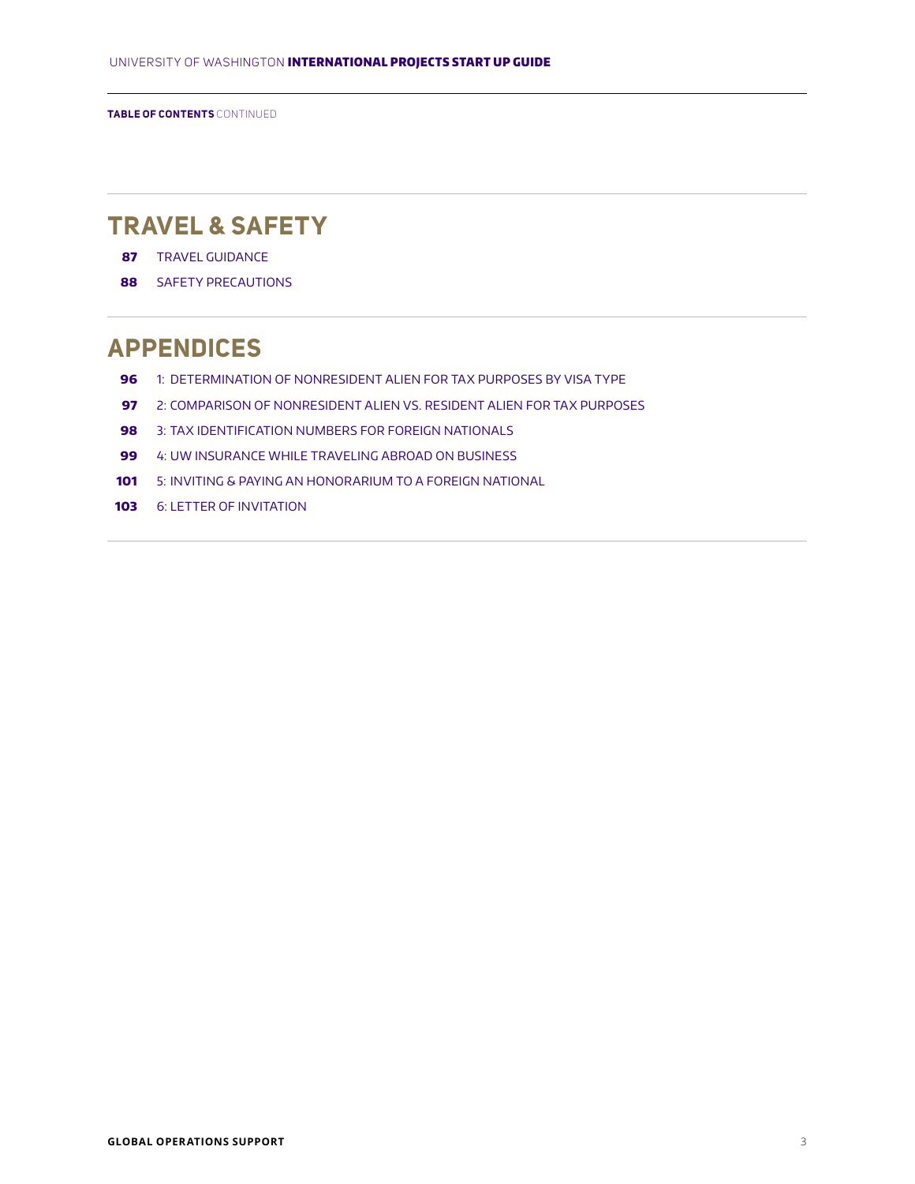**TABLE OF CONTENTS** CONTINUED

## TRAVEL & SAFETY

- **87** TRAVEL GUIDANCE
- **88** SAFETY PRECAUTIONS

## APPENDICES

- **96** 1: DETERMINATION OF NONRESIDENT ALIEN FOR TAX PURPOSES BY VISA TYPE
- **97** 2: COMPARISON OF NONRESIDENT ALIEN VS. RESIDENT ALIEN FOR TAX PURPOSES
- **98** 3: TAX IDENTIFICATION NUMBERS FOR FOREIGN NATIONALS
- **99** 4: UW INSURANCE WHILE TRAVELING ABROAD ON BUSINESS
- **101** 5: INVITING & PAYING AN HONORARIUM TO A FOREIGN NATIONAL
- **103** 6: LETTER OF INVITATION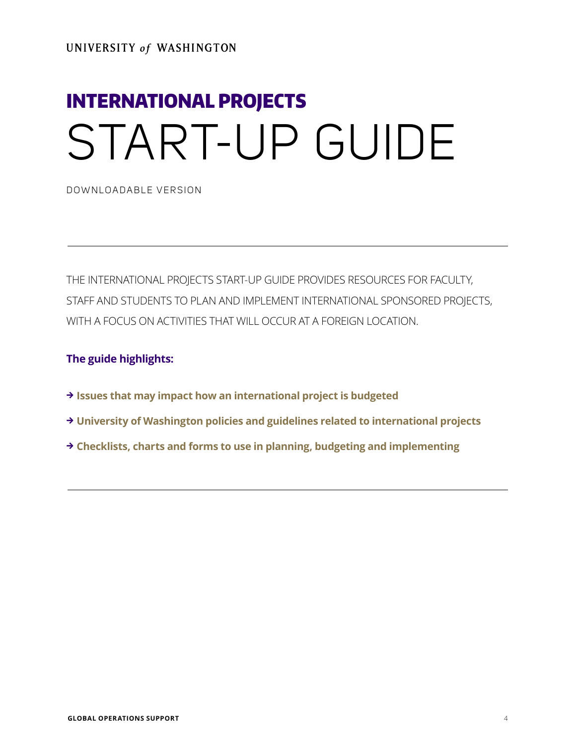UNIVERSITY *of* WASHINGTON

# INTERNATIONAL PROJECTS START-UP GUIDE

DOWNLOADABLE VERSION

---

THE INTERNATIONAL PROJECTS START-UP GUIDE PROVIDES RESOURCES FOR FACULTY, STAFF AND STUDENTS TO PLAN AND IMPLEMENT INTERNATIONAL SPONSORED PROJECTS, WITH A FOCUS ON ACTIVITIES THAT WILL OCCUR AT A FOREIGN LOCATION.

**The guide highlights:**

- → **Issues that may impact how an international project is budgeted**
- → **University of Washington policies and guidelines related to international projects**
- → **Checklists, charts and forms to use in planning, budgeting and implementing**

---

**GLOBAL OPERATIONS SUPPORT**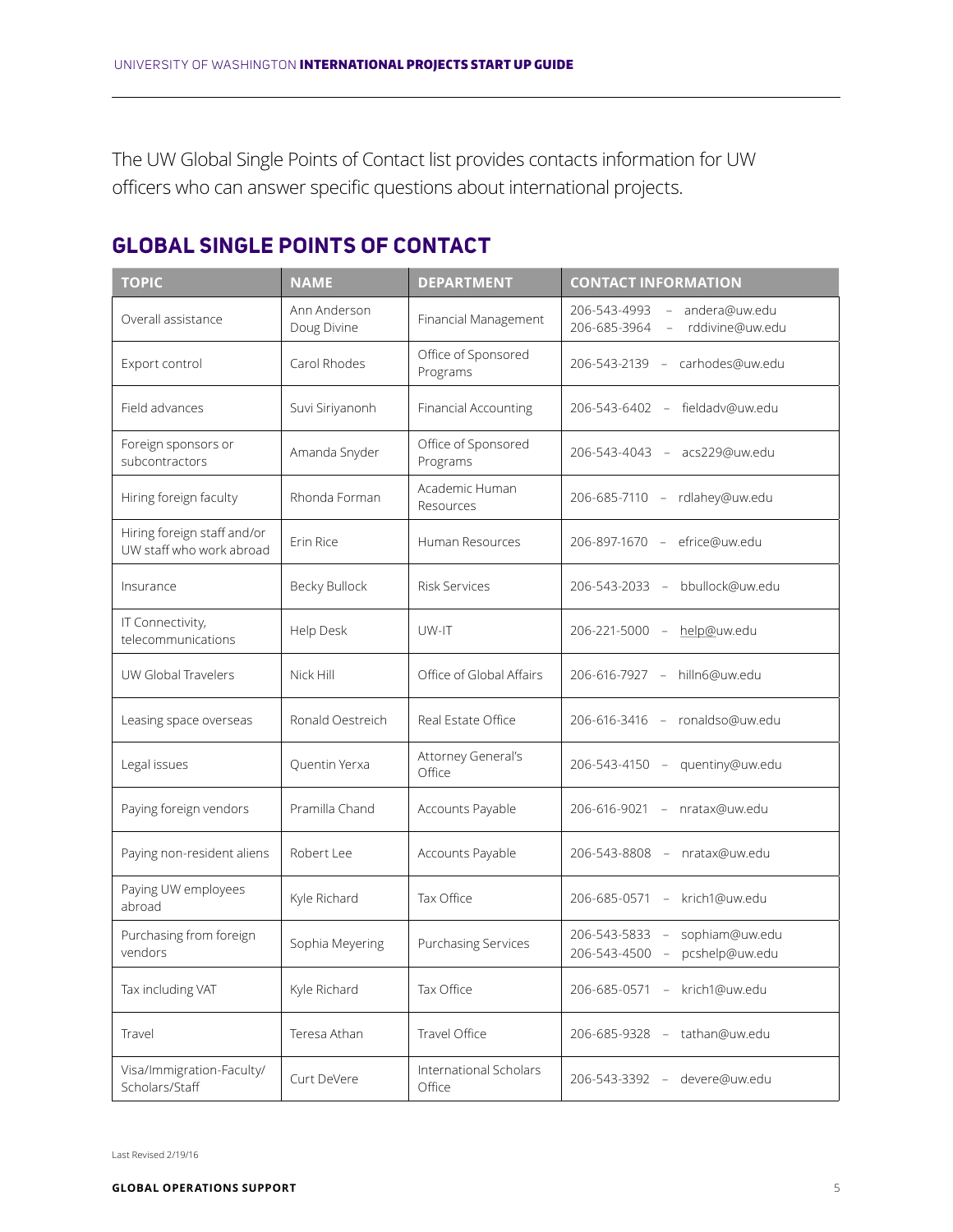The UW Global Single Points of Contact list provides contacts information for UW officers who can answer specific questions about international projects.

## GLOBAL SINGLE POINTS OF CONTACT

| TOPIC | NAME | DEPARTMENT | CONTACT INFORMATION |
|---|---|---|---|
| Overall assistance | Ann Anderson<br>Doug Divine | Financial Management | 206-543-4993 – andera@uw.edu<br>206-685-3964 – rddivine@uw.edu |
| Export control | Carol Rhodes | Office of Sponsored Programs | 206-543-2139 – carhodes@uw.edu |
| Field advances | Suvi Siriyanonh | Financial Accounting | 206-543-6402 – fieldadv@uw.edu |
| Foreign sponsors or subcontractors | Amanda Snyder | Office of Sponsored Programs | 206-543-4043 – acs229@uw.edu |
| Hiring foreign faculty | Rhonda Forman | Academic Human Resources | 206-685-7110 – rdlahey@uw.edu |
| Hiring foreign staff and/or UW staff who work abroad | Erin Rice | Human Resources | 206-897-1670 – efrice@uw.edu |
| Insurance | Becky Bullock | Risk Services | 206-543-2033 – bbullock@uw.edu |
| IT Connectivity, telecommunications | Help Desk | UW-IT | 206-221-5000 – help@uw.edu |
| UW Global Travelers | Nick Hill | Office of Global Affairs | 206-616-7927 – hilln6@uw.edu |
| Leasing space overseas | Ronald Oestreich | Real Estate Office | 206-616-3416 – ronaldso@uw.edu |
| Legal issues | Quentin Yerxa | Attorney General's Office | 206-543-4150 – quentiny@uw.edu |
| Paying foreign vendors | Pramilla Chand | Accounts Payable | 206-616-9021 – nratax@uw.edu |
| Paying non-resident aliens | Robert Lee | Accounts Payable | 206-543-8808 – nratax@uw.edu |
| Paying UW employees abroad | Kyle Richard | Tax Office | 206-685-0571 – krich1@uw.edu |
| Purchasing from foreign vendors | Sophia Meyering | Purchasing Services | 206-543-5833 – sophiam@uw.edu<br>206-543-4500 – pcshelp@uw.edu |
| Tax including VAT | Kyle Richard | Tax Office | 206-685-0571 – krich1@uw.edu |
| Travel | Teresa Athan | Travel Office | 206-685-9328 – tathan@uw.edu |
| Visa/Immigration-Faculty/ Scholars/Staff | Curt DeVere | International Scholars Office | 206-543-3392 – devere@uw.edu |

Last Revised 2/19/16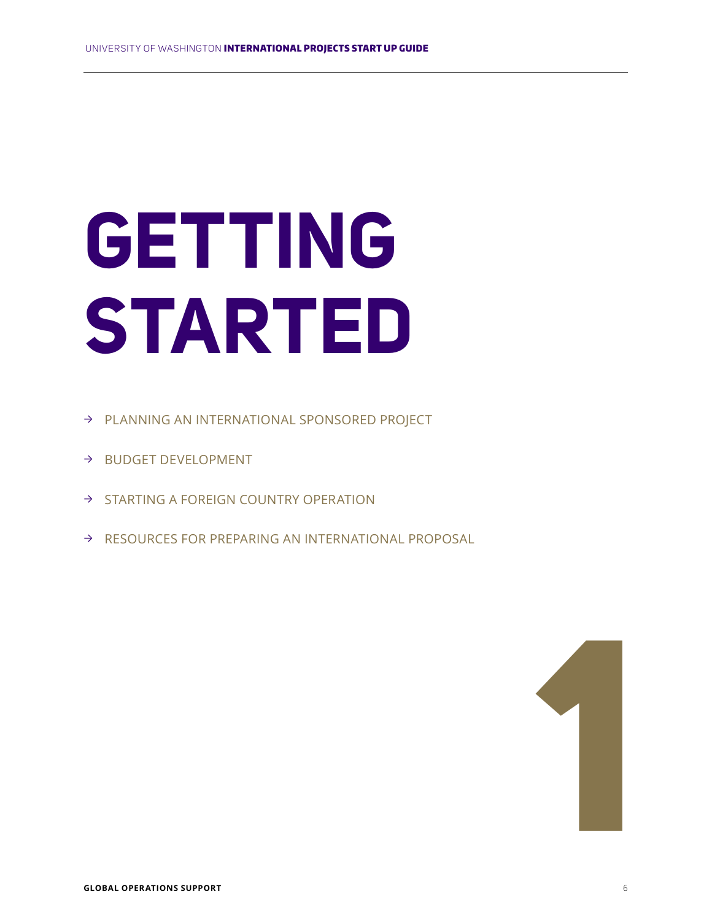# GETTING STARTED

- → PLANNING AN INTERNATIONAL SPONSORED PROJECT
- → BUDGET DEVELOPMENT
- → STARTING A FOREIGN COUNTRY OPERATION
- → RESOURCES FOR PREPARING AN INTERNATIONAL PROPOSAL

1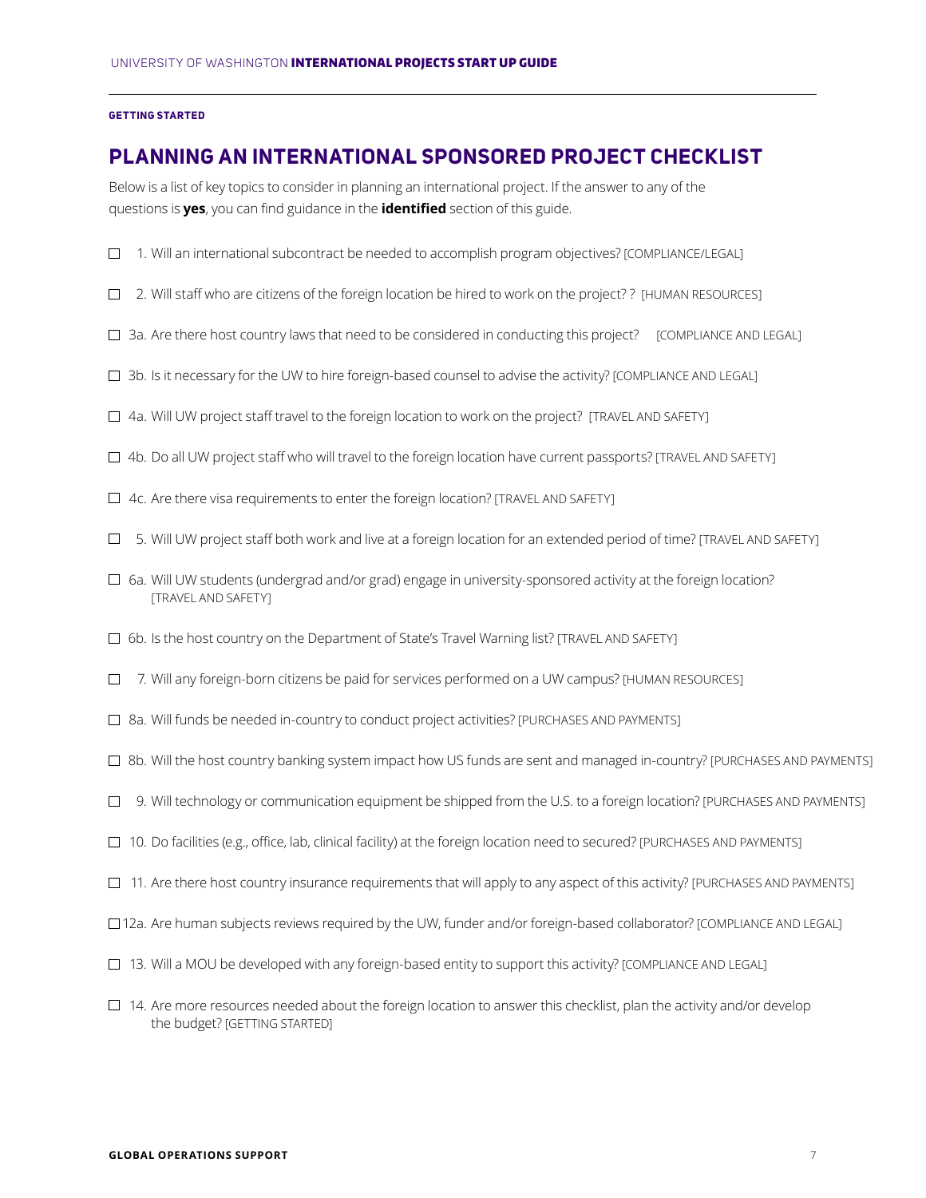**GETTING STARTED**

## PLANNING AN INTERNATIONAL SPONSORED PROJECT CHECKLIST

Below is a list of key topics to consider in planning an international project. If the answer to any of the questions is **yes**, you can find guidance in the **identified** section of this guide.

- ☐ 1. Will an international subcontract be needed to accomplish program objectives? [COMPLIANCE/LEGAL]
- ☐ 2. Will staff who are citizens of the foreign location be hired to work on the project? ? [HUMAN RESOURCES]
- ☐ 3a. Are there host country laws that need to be considered in conducting this project? [COMPLIANCE AND LEGAL]
- ☐ 3b. Is it necessary for the UW to hire foreign-based counsel to advise the activity? [COMPLIANCE AND LEGAL]
- ☐ 4a. Will UW project staff travel to the foreign location to work on the project? [TRAVEL AND SAFETY]
- ☐ 4b. Do all UW project staff who will travel to the foreign location have current passports? [TRAVEL AND SAFETY]
- ☐ 4c. Are there visa requirements to enter the foreign location? [TRAVEL AND SAFETY]
- ☐ 5. Will UW project staff both work and live at a foreign location for an extended period of time? [TRAVEL AND SAFETY]
- ☐ 6a. Will UW students (undergrad and/or grad) engage in university-sponsored activity at the foreign location? [TRAVEL AND SAFETY]
- ☐ 6b. Is the host country on the Department of State's Travel Warning list? [TRAVEL AND SAFETY]
- ☐ 7. Will any foreign-born citizens be paid for services performed on a UW campus? [HUMAN RESOURCES]
- ☐ 8a. Will funds be needed in-country to conduct project activities? [PURCHASES AND PAYMENTS]
- ☐ 8b. Will the host country banking system impact how US funds are sent and managed in-country? [PURCHASES AND PAYMENTS]
- ☐ 9. Will technology or communication equipment be shipped from the U.S. to a foreign location? [PURCHASES AND PAYMENTS]
- ☐ 10. Do facilities (e.g., office, lab, clinical facility) at the foreign location need to secured? [PURCHASES AND PAYMENTS]
- ☐ 11. Are there host country insurance requirements that will apply to any aspect of this activity? [PURCHASES AND PAYMENTS]
- ☐ 12a. Are human subjects reviews required by the UW, funder and/or foreign-based collaborator? [COMPLIANCE AND LEGAL]
- ☐ 13. Will a MOU be developed with any foreign-based entity to support this activity? [COMPLIANCE AND LEGAL]
- ☐ 14. Are more resources needed about the foreign location to answer this checklist, plan the activity and/or develop the budget? [GETTING STARTED]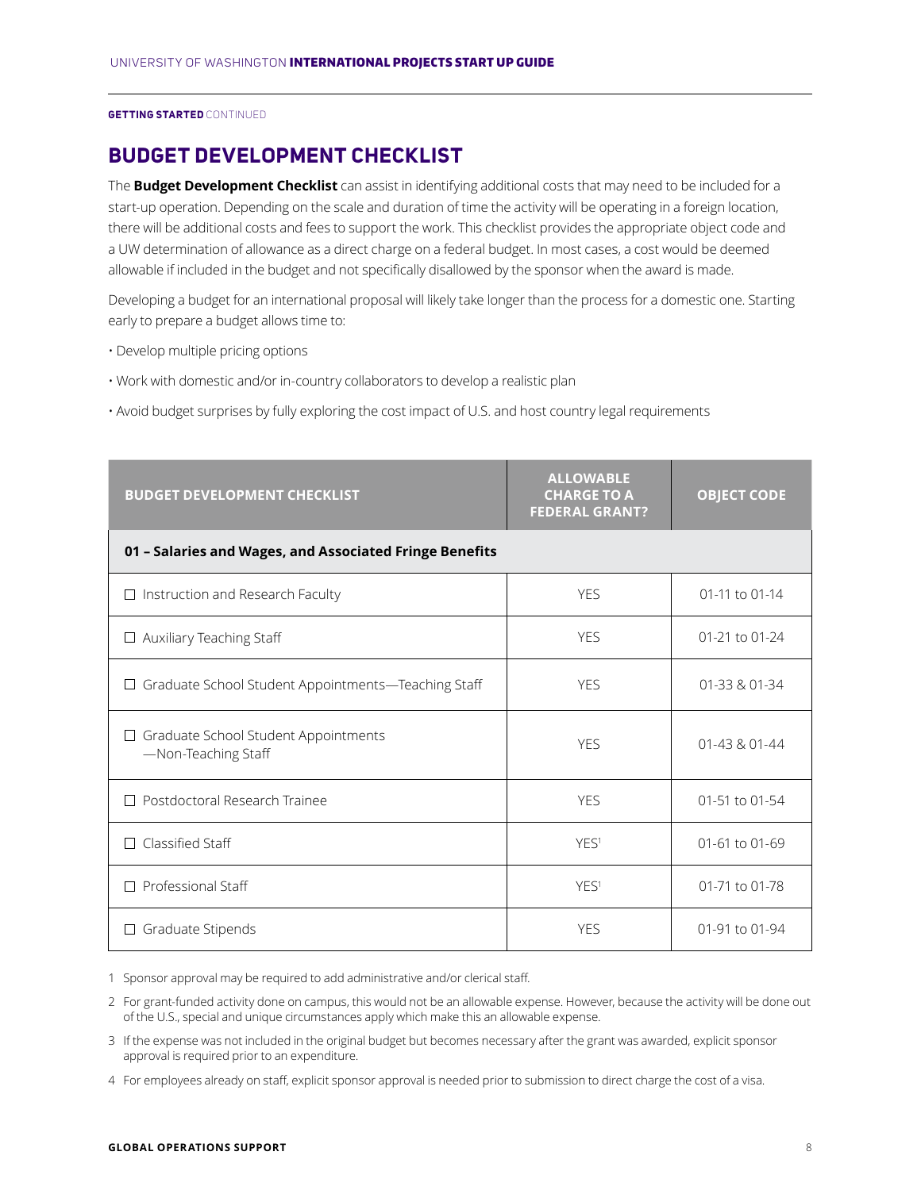GETTING STARTED CONTINUED

## BUDGET DEVELOPMENT CHECKLIST

The **Budget Development Checklist** can assist in identifying additional costs that may need to be included for a start-up operation. Depending on the scale and duration of time the activity will be operating in a foreign location, there will be additional costs and fees to support the work. This checklist provides the appropriate object code and a UW determination of allowance as a direct charge on a federal budget. In most cases, a cost would be deemed allowable if included in the budget and not specifically disallowed by the sponsor when the award is made.

Developing a budget for an international proposal will likely take longer than the process for a domestic one. Starting early to prepare a budget allows time to:

- Develop multiple pricing options
- Work with domestic and/or in-country collaborators to develop a realistic plan
- Avoid budget surprises by fully exploring the cost impact of U.S. and host country legal requirements

| BUDGET DEVELOPMENT CHECKLIST | ALLOWABLE CHARGE TO A FEDERAL GRANT? | OBJECT CODE |
|---|---|---|
| **01 – Salaries and Wages, and Associated Fringe Benefits** | | |
| ☐ Instruction and Research Faculty | YES | 01-11 to 01-14 |
| ☐ Auxiliary Teaching Staff | YES | 01-21 to 01-24 |
| ☐ Graduate School Student Appointments—Teaching Staff | YES | 01-33 & 01-34 |
| ☐ Graduate School Student Appointments —Non-Teaching Staff | YES | 01-43 & 01-44 |
| ☐ Postdoctoral Research Trainee | YES | 01-51 to 01-54 |
| ☐ Classified Staff | YES[1] | 01-61 to 01-69 |
| ☐ Professional Staff | YES[1] | 01-71 to 01-78 |
| ☐ Graduate Stipends | YES | 01-91 to 01-94 |

1 Sponsor approval may be required to add administrative and/or clerical staff.

2 For grant-funded activity done on campus, this would not be an allowable expense. However, because the activity will be done out of the U.S., special and unique circumstances apply which make this an allowable expense.

3 If the expense was not included in the original budget but becomes necessary after the grant was awarded, explicit sponsor approval is required prior to an expenditure.

4 For employees already on staff, explicit sponsor approval is needed prior to submission to direct charge the cost of a visa.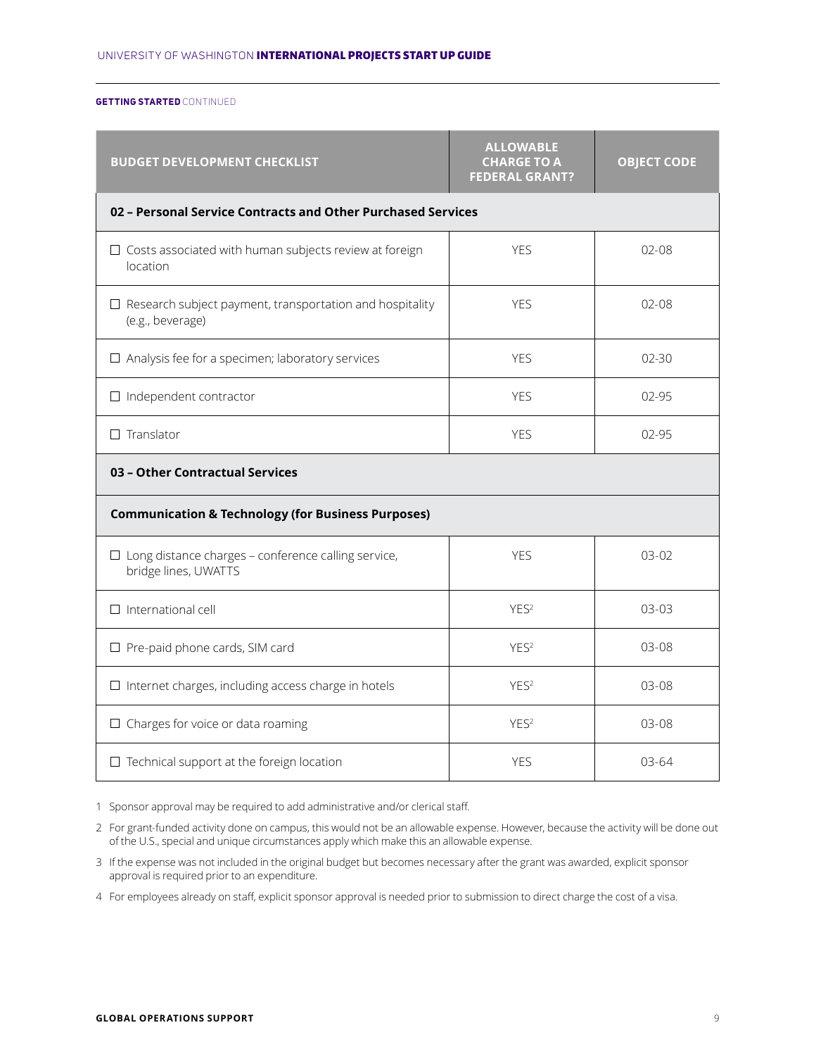**GETTING STARTED** CONTINUED

| BUDGET DEVELOPMENT CHECKLIST | ALLOWABLE CHARGE TO A FEDERAL GRANT? | OBJECT CODE |
|---|---|---|
| **02 – Personal Service Contracts and Other Purchased Services** | | |
| ☐ Costs associated with human subjects review at foreign location | YES | 02-08 |
| ☐ Research subject payment, transportation and hospitality (e.g., beverage) | YES | 02-08 |
| ☐ Analysis fee for a specimen; laboratory services | YES | 02-30 |
| ☐ Independent contractor | YES | 02-95 |
| ☐ Translator | YES | 02-95 |
| **03 – Other Contractual Services** | | |
| **Communication & Technology (for Business Purposes)** | | |
| ☐ Long distance charges – conference calling service, bridge lines, UWATTS | YES | 03-02 |
| ☐ International cell | YES[2] | 03-03 |
| ☐ Pre-paid phone cards, SIM card | YES[2] | 03-08 |
| ☐ Internet charges, including access charge in hotels | YES[2] | 03-08 |
| ☐ Charges for voice or data roaming | YES[2] | 03-08 |
| ☐ Technical support at the foreign location | YES | 03-64 |

1 Sponsor approval may be required to add administrative and/or clerical staff.

2 For grant-funded activity done on campus, this would not be an allowable expense. However, because the activity will be done out of the U.S., special and unique circumstances apply which make this an allowable expense.

3 If the expense was not included in the original budget but becomes necessary after the grant was awarded, explicit sponsor approval is required prior to an expenditure.

4 For employees already on staff, explicit sponsor approval is needed prior to submission to direct charge the cost of a visa.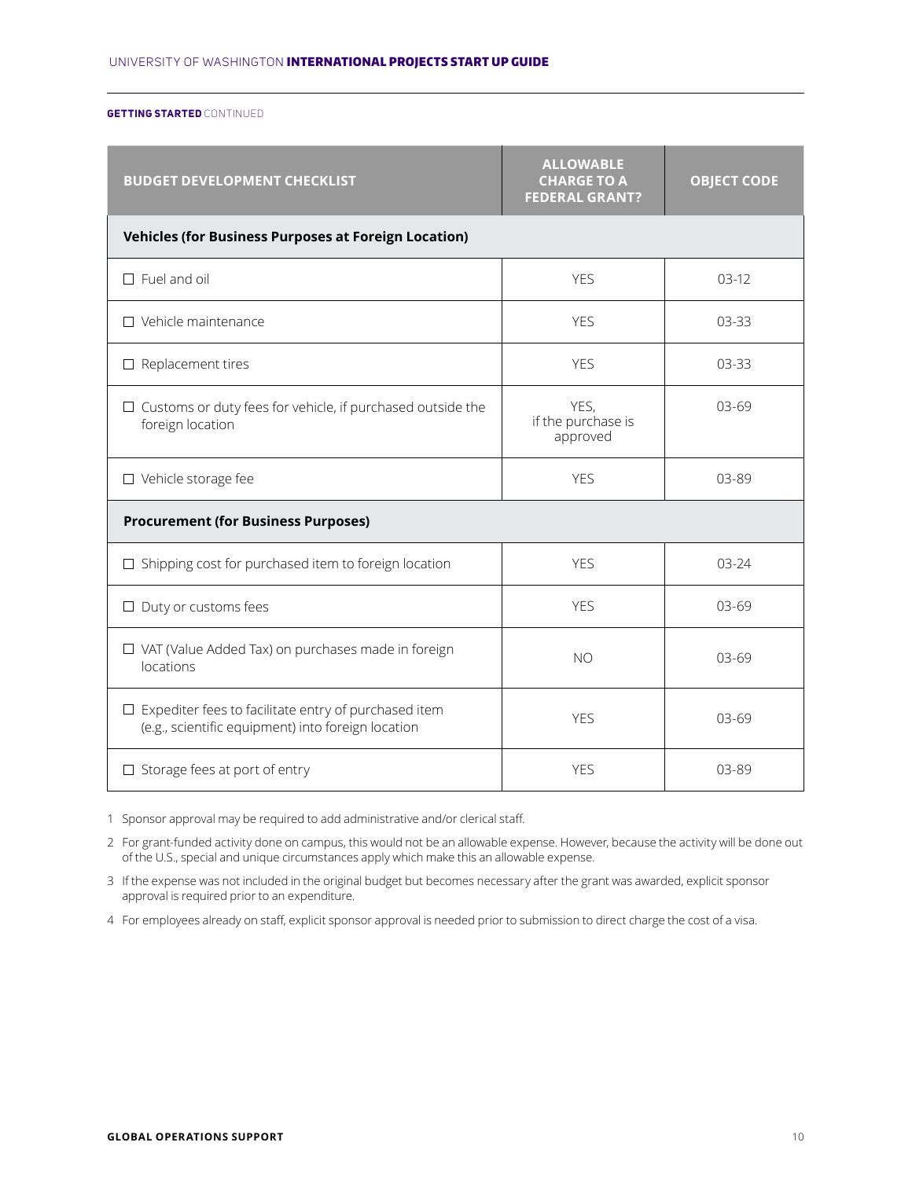**GETTING STARTED** CONTINUED

| BUDGET DEVELOPMENT CHECKLIST | ALLOWABLE CHARGE TO A FEDERAL GRANT? | OBJECT CODE |
|---|---|---|
| **Vehicles (for Business Purposes at Foreign Location)** | | |
| ☐ Fuel and oil | YES | 03-12 |
| ☐ Vehicle maintenance | YES | 03-33 |
| ☐ Replacement tires | YES | 03-33 |
| ☐ Customs or duty fees for vehicle, if purchased outside the foreign location | YES, if the purchase is approved | 03-69 |
| ☐ Vehicle storage fee | YES | 03-89 |
| **Procurement (for Business Purposes)** | | |
| ☐ Shipping cost for purchased item to foreign location | YES | 03-24 |
| ☐ Duty or customs fees | YES | 03-69 |
| ☐ VAT (Value Added Tax) on purchases made in foreign locations | NO | 03-69 |
| ☐ Expediter fees to facilitate entry of purchased item (e.g., scientific equipment) into foreign location | YES | 03-69 |
| ☐ Storage fees at port of entry | YES | 03-89 |

1 Sponsor approval may be required to add administrative and/or clerical staff.

2 For grant-funded activity done on campus, this would not be an allowable expense. However, because the activity will be done out of the U.S., special and unique circumstances apply which make this an allowable expense.

3 If the expense was not included in the original budget but becomes necessary after the grant was awarded, explicit sponsor approval is required prior to an expenditure.

4 For employees already on staff, explicit sponsor approval is needed prior to submission to direct charge the cost of a visa.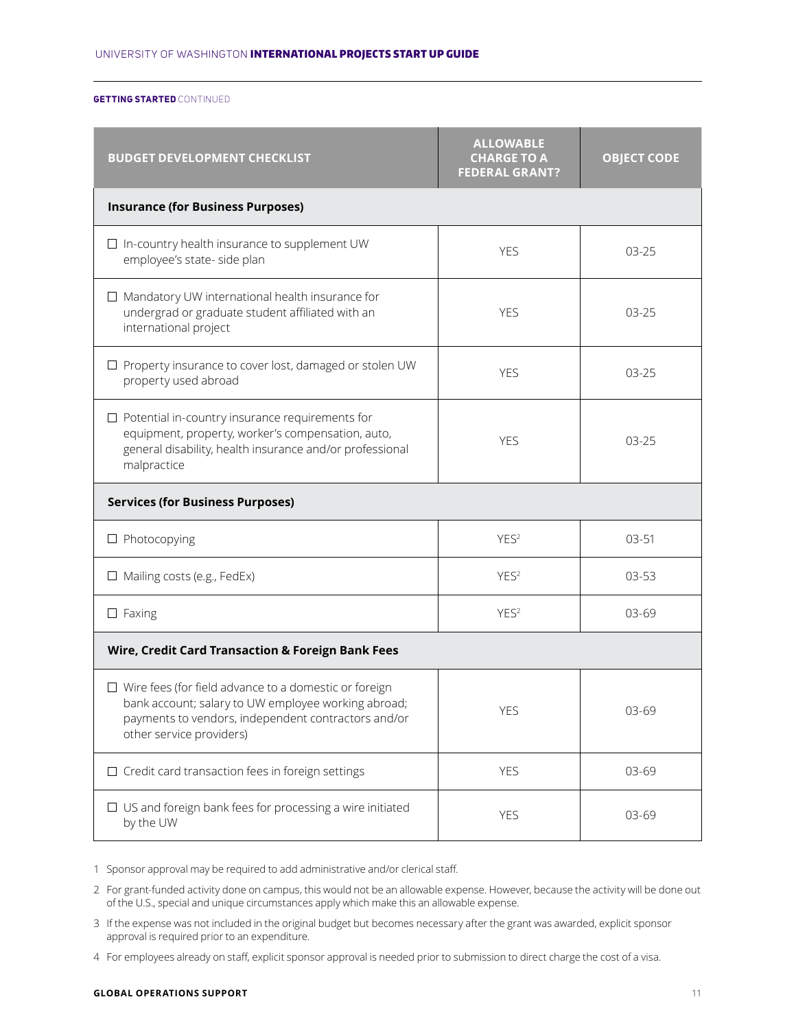**GETTING STARTED** CONTINUED

| BUDGET DEVELOPMENT CHECKLIST | ALLOWABLE CHARGE TO A FEDERAL GRANT? | OBJECT CODE |
| --- | --- | --- |
| **Insurance (for Business Purposes)** | | |
| ☐ In-country health insurance to supplement UW employee's state- side plan | YES | 03-25 |
| ☐ Mandatory UW international health insurance for undergrad or graduate student affiliated with an international project | YES | 03-25 |
| ☐ Property insurance to cover lost, damaged or stolen UW property used abroad | YES | 03-25 |
| ☐ Potential in-country insurance requirements for equipment, property, worker's compensation, auto, general disability, health insurance and/or professional malpractice | YES | 03-25 |
| **Services (for Business Purposes)** | | |
| ☐ Photocopying | YES[2] | 03-51 |
| ☐ Mailing costs (e.g., FedEx) | YES[2] | 03-53 |
| ☐ Faxing | YES[2] | 03-69 |
| **Wire, Credit Card Transaction & Foreign Bank Fees** | | |
| ☐ Wire fees (for field advance to a domestic or foreign bank account; salary to UW employee working abroad; payments to vendors, independent contractors and/or other service providers) | YES | 03-69 |
| ☐ Credit card transaction fees in foreign settings | YES | 03-69 |
| ☐ US and foreign bank fees for processing a wire initiated by the UW | YES | 03-69 |

1 Sponsor approval may be required to add administrative and/or clerical staff.

2 For grant-funded activity done on campus, this would not be an allowable expense. However, because the activity will be done out of the U.S., special and unique circumstances apply which make this an allowable expense.

3 If the expense was not included in the original budget but becomes necessary after the grant was awarded, explicit sponsor approval is required prior to an expenditure.

4 For employees already on staff, explicit sponsor approval is needed prior to submission to direct charge the cost of a visa.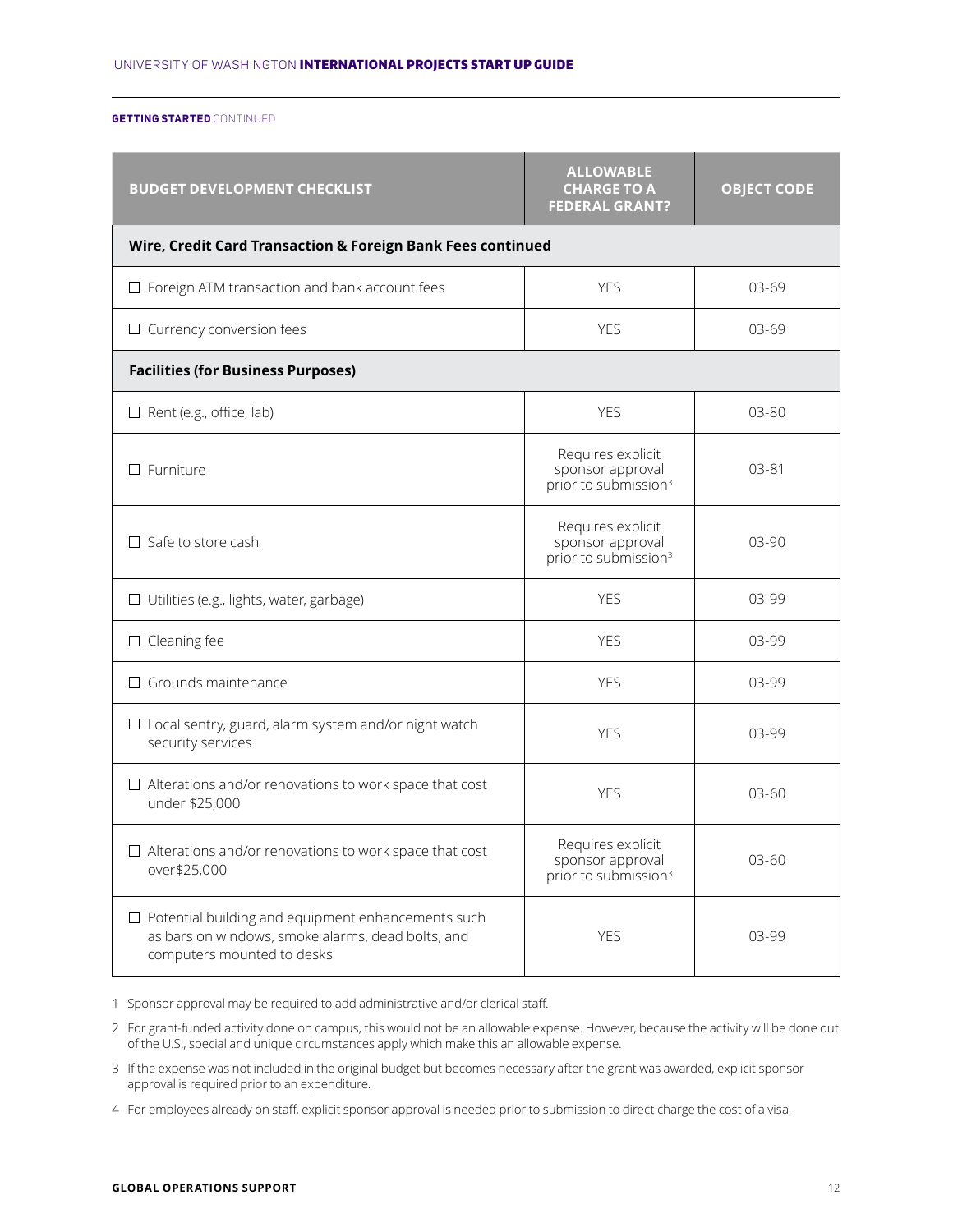**GETTING STARTED** CONTINUED

| BUDGET DEVELOPMENT CHECKLIST | ALLOWABLE CHARGE TO A FEDERAL GRANT? | OBJECT CODE |
|---|---|---|
| **Wire, Credit Card Transaction & Foreign Bank Fees continued** | | |
| ☐ Foreign ATM transaction and bank account fees | YES | 03-69 |
| ☐ Currency conversion fees | YES | 03-69 |
| **Facilities (for Business Purposes)** | | |
| ☐ Rent (e.g., office, lab) | YES | 03-80 |
| ☐ Furniture | Requires explicit sponsor approval prior to submission[3] | 03-81 |
| ☐ Safe to store cash | Requires explicit sponsor approval prior to submission[3] | 03-90 |
| ☐ Utilities (e.g., lights, water, garbage) | YES | 03-99 |
| ☐ Cleaning fee | YES | 03-99 |
| ☐ Grounds maintenance | YES | 03-99 |
| ☐ Local sentry, guard, alarm system and/or night watch security services | YES | 03-99 |
| ☐ Alterations and/or renovations to work space that cost under $25,000 | YES | 03-60 |
| ☐ Alterations and/or renovations to work space that cost over$25,000 | Requires explicit sponsor approval prior to submission[3] | 03-60 |
| ☐ Potential building and equipment enhancements such as bars on windows, smoke alarms, dead bolts, and computers mounted to desks | YES | 03-99 |

1 Sponsor approval may be required to add administrative and/or clerical staff.

2 For grant-funded activity done on campus, this would not be an allowable expense. However, because the activity will be done out of the U.S., special and unique circumstances apply which make this an allowable expense.

3 If the expense was not included in the original budget but becomes necessary after the grant was awarded, explicit sponsor approval is required prior to an expenditure.

4 For employees already on staff, explicit sponsor approval is needed prior to submission to direct charge the cost of a visa.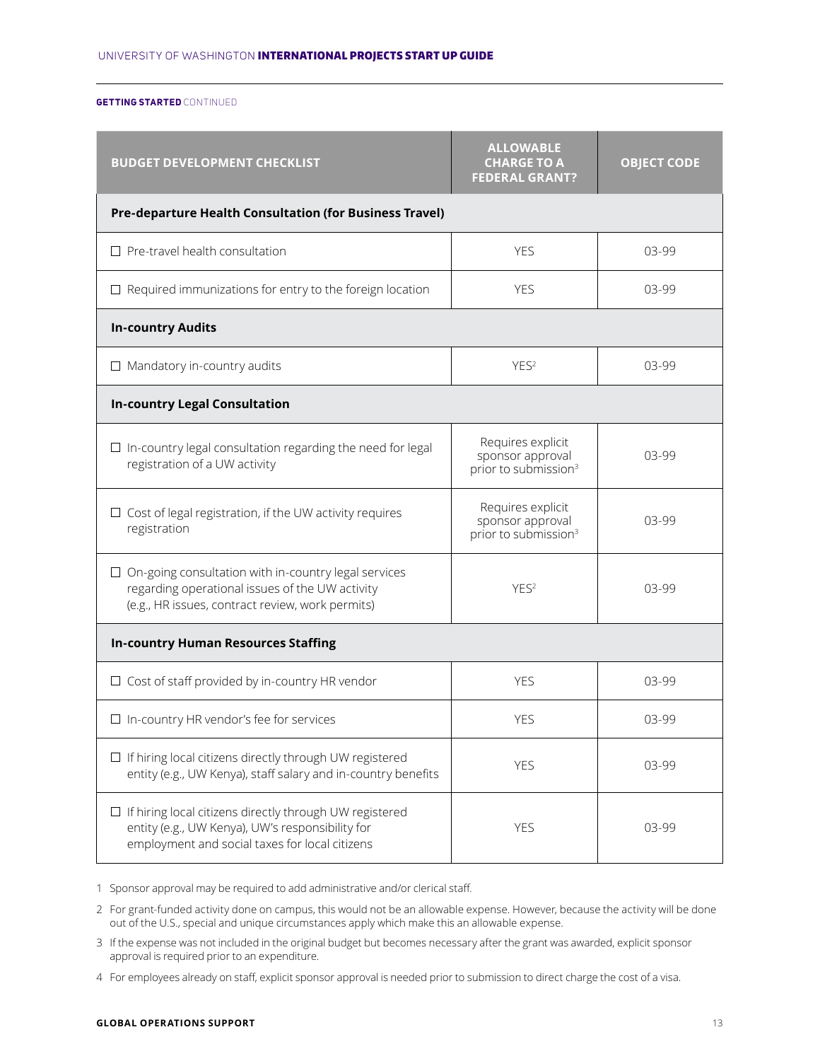**GETTING STARTED** CONTINUED

| BUDGET DEVELOPMENT CHECKLIST | ALLOWABLE CHARGE TO A FEDERAL GRANT? | OBJECT CODE |
|---|---|---|
| **Pre-departure Health Consultation (for Business Travel)** | | |
| ☐ Pre-travel health consultation | YES | 03-99 |
| ☐ Required immunizations for entry to the foreign location | YES | 03-99 |
| **In-country Audits** | | |
| ☐ Mandatory in-country audits | YES[2] | 03-99 |
| **In-country Legal Consultation** | | |
| ☐ In-country legal consultation regarding the need for legal registration of a UW activity | Requires explicit sponsor approval prior to submission[3] | 03-99 |
| ☐ Cost of legal registration, if the UW activity requires registration | Requires explicit sponsor approval prior to submission[3] | 03-99 |
| ☐ On-going consultation with in-country legal services regarding operational issues of the UW activity (e.g., HR issues, contract review, work permits) | YES[2] | 03-99 |
| **In-country Human Resources Staffing** | | |
| ☐ Cost of staff provided by in-country HR vendor | YES | 03-99 |
| ☐ In-country HR vendor's fee for services | YES | 03-99 |
| ☐ If hiring local citizens directly through UW registered entity (e.g., UW Kenya), staff salary and in-country benefits | YES | 03-99 |
| ☐ If hiring local citizens directly through UW registered entity (e.g., UW Kenya), UW's responsibility for employment and social taxes for local citizens | YES | 03-99 |

1 Sponsor approval may be required to add administrative and/or clerical staff.

2 For grant-funded activity done on campus, this would not be an allowable expense. However, because the activity will be done out of the U.S., special and unique circumstances apply which make this an allowable expense.

3 If the expense was not included in the original budget but becomes necessary after the grant was awarded, explicit sponsor approval is required prior to an expenditure.

4 For employees already on staff, explicit sponsor approval is needed prior to submission to direct charge the cost of a visa.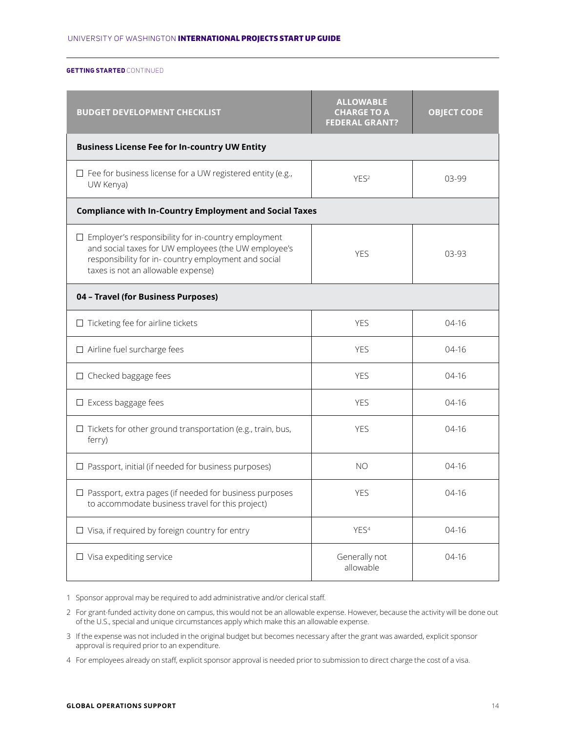**GETTING STARTED** CONTINUED

| BUDGET DEVELOPMENT CHECKLIST | ALLOWABLE CHARGE TO A FEDERAL GRANT? | OBJECT CODE |
|---|---|---|
| **Business License Fee for In-country UW Entity** | | |
| ☐ Fee for business license for a UW registered entity (e.g., UW Kenya) | YES[2] | 03-99 |
| **Compliance with In-Country Employment and Social Taxes** | | |
| ☐ Employer's responsibility for in-country employment and social taxes for UW employees (the UW employee's responsibility for in- country employment and social taxes is not an allowable expense) | YES | 03-93 |
| **04 – Travel (for Business Purposes)** | | |
| ☐ Ticketing fee for airline tickets | YES | 04-16 |
| ☐ Airline fuel surcharge fees | YES | 04-16 |
| ☐ Checked baggage fees | YES | 04-16 |
| ☐ Excess baggage fees | YES | 04-16 |
| ☐ Tickets for other ground transportation (e.g., train, bus, ferry) | YES | 04-16 |
| ☐ Passport, initial (if needed for business purposes) | NO | 04-16 |
| ☐ Passport, extra pages (if needed for business purposes to accommodate business travel for this project) | YES | 04-16 |
| ☐ Visa, if required by foreign country for entry | YES[4] | 04-16 |
| ☐ Visa expediting service | Generally not allowable | 04-16 |

1 Sponsor approval may be required to add administrative and/or clerical staff.

2 For grant-funded activity done on campus, this would not be an allowable expense. However, because the activity will be done out of the U.S., special and unique circumstances apply which make this an allowable expense.

3 If the expense was not included in the original budget but becomes necessary after the grant was awarded, explicit sponsor approval is required prior to an expenditure.

4 For employees already on staff, explicit sponsor approval is needed prior to submission to direct charge the cost of a visa.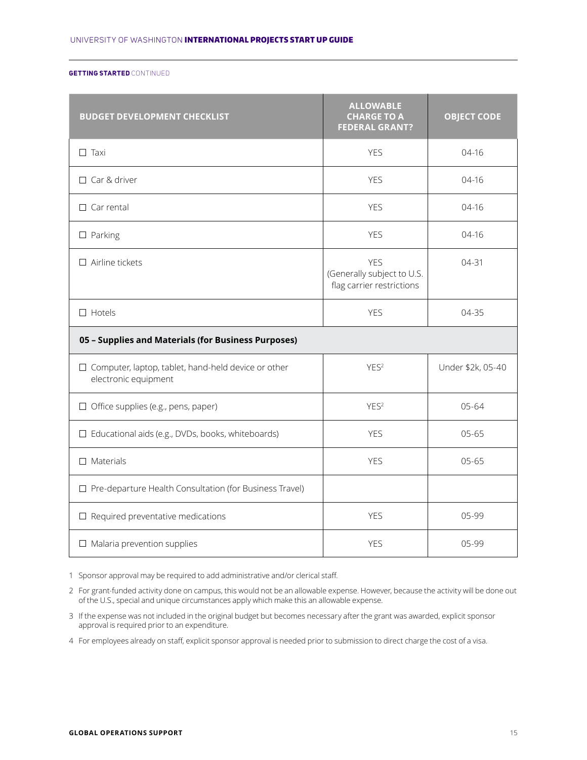**GETTING STARTED** CONTINUED

| BUDGET DEVELOPMENT CHECKLIST | ALLOWABLE CHARGE TO A FEDERAL GRANT? | OBJECT CODE |
|---|---|---|
| ☐ Taxi | YES | 04-16 |
| ☐ Car & driver | YES | 04-16 |
| ☐ Car rental | YES | 04-16 |
| ☐ Parking | YES | 04-16 |
| ☐ Airline tickets | YES (Generally subject to U.S. flag carrier restrictions | 04-31 |
| ☐ Hotels | YES | 04-35 |
| **05 – Supplies and Materials (for Business Purposes)** | | |
| ☐ Computer, laptop, tablet, hand-held device or other electronic equipment | YES[2] | Under $2k, 05-40 |
| ☐ Office supplies (e.g., pens, paper) | YES[2] | 05-64 |
| ☐ Educational aids (e.g., DVDs, books, whiteboards) | YES | 05-65 |
| ☐ Materials | YES | 05-65 |
| ☐ Pre-departure Health Consultation (for Business Travel) | | |
| ☐ Required preventative medications | YES | 05-99 |
| ☐ Malaria prevention supplies | YES | 05-99 |

1 Sponsor approval may be required to add administrative and/or clerical staff.

2 For grant-funded activity done on campus, this would not be an allowable expense. However, because the activity will be done out of the U.S., special and unique circumstances apply which make this an allowable expense.

3 If the expense was not included in the original budget but becomes necessary after the grant was awarded, explicit sponsor approval is required prior to an expenditure.

4 For employees already on staff, explicit sponsor approval is needed prior to submission to direct charge the cost of a visa.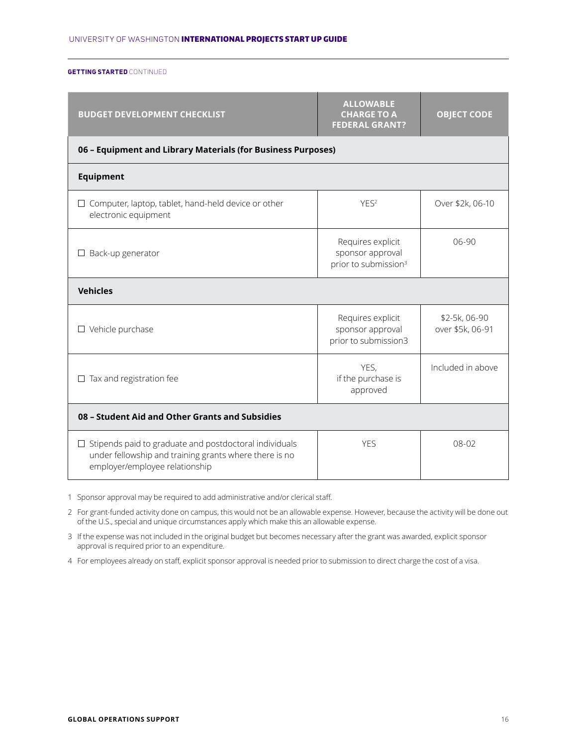**GETTING STARTED** CONTINUED

| BUDGET DEVELOPMENT CHECKLIST | ALLOWABLE CHARGE TO A FEDERAL GRANT? | OBJECT CODE |
|---|---|---|
| **06 – Equipment and Library Materials (for Business Purposes)** | | |
| **Equipment** | | |
| ☐ Computer, laptop, tablet, hand-held device or other electronic equipment | YES[2] | Over $2k, 06-10 |
| ☐ Back-up generator | Requires explicit sponsor approval prior to submission[3] | 06-90 |
| **Vehicles** | | |
| ☐ Vehicle purchase | Requires explicit sponsor approval prior to submission3 | $2-5k, 06-90<br>over $5k, 06-91 |
| ☐ Tax and registration fee | YES, if the purchase is approved | Included in above |
| **08 – Student Aid and Other Grants and Subsidies** | | |
| ☐ Stipends paid to graduate and postdoctoral individuals under fellowship and training grants where there is no employer/employee relationship | YES | 08-02 |

1 Sponsor approval may be required to add administrative and/or clerical staff.

2 For grant-funded activity done on campus, this would not be an allowable expense. However, because the activity will be done out of the U.S., special and unique circumstances apply which make this an allowable expense.

3 If the expense was not included in the original budget but becomes necessary after the grant was awarded, explicit sponsor approval is required prior to an expenditure.

4 For employees already on staff, explicit sponsor approval is needed prior to submission to direct charge the cost of a visa.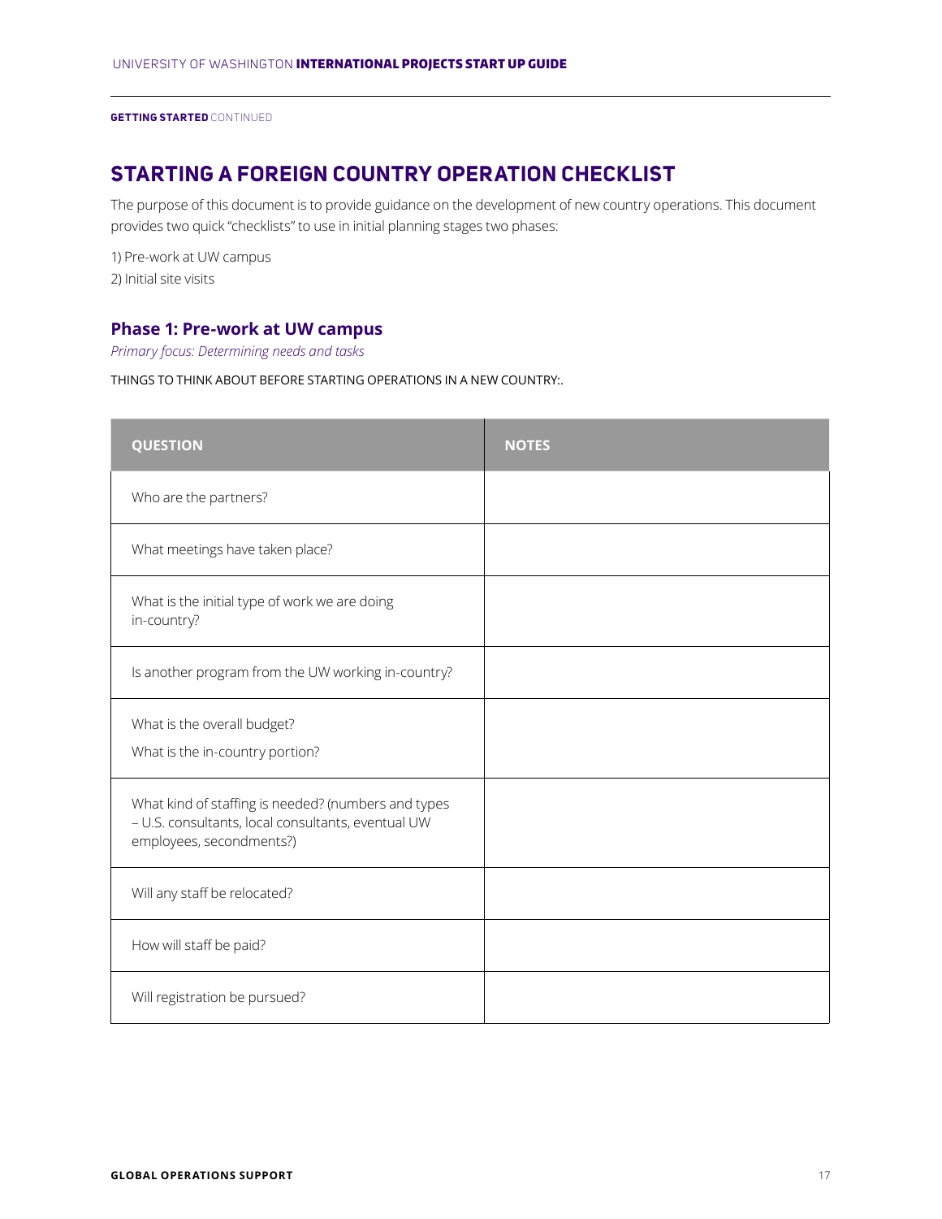GETTING STARTED CONTINUED

## STARTING A FOREIGN COUNTRY OPERATION CHECKLIST

The purpose of this document is to provide guidance on the development of new country operations. This document provides two quick "checklists" to use in initial planning stages two phases:

1) Pre-work at UW campus
2) Initial site visits

### Phase 1: Pre-work at UW campus

*Primary focus: Determining needs and tasks*

THINGS TO THINK ABOUT BEFORE STARTING OPERATIONS IN A NEW COUNTRY:.

| QUESTION | NOTES |
|---|---|
| Who are the partners? | |
| What meetings have taken place? | |
| What is the initial type of work we are doing in-country? | |
| Is another program from the UW working in-country? | |
| What is the overall budget?<br>What is the in-country portion? | |
| What kind of staffing is needed? (numbers and types – U.S. consultants, local consultants, eventual UW employees, secondments?) | |
| Will any staff be relocated? | |
| How will staff be paid? | |
| Will registration be pursued? | |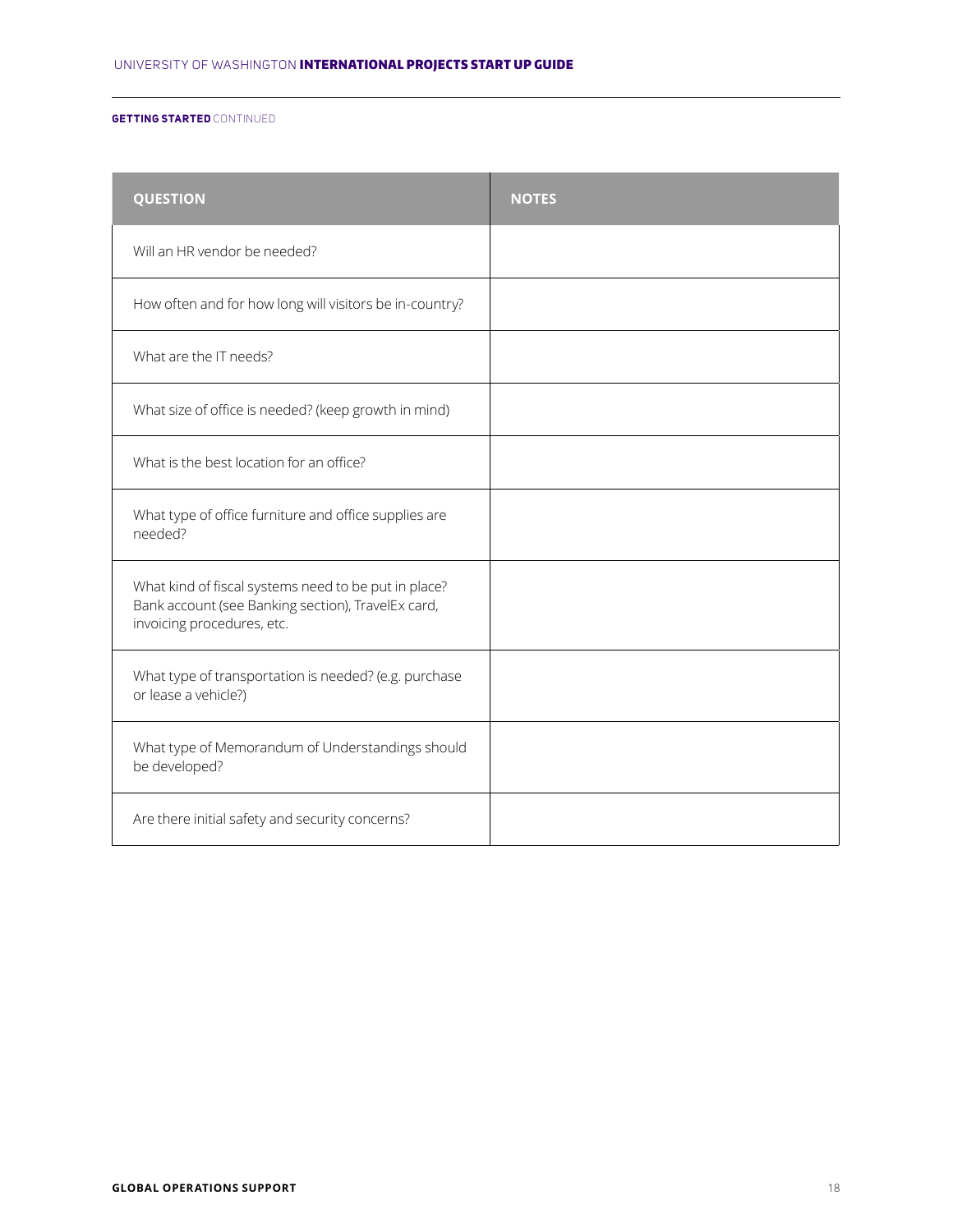**GETTING STARTED** CONTINUED

| QUESTION | NOTES |
| --- | --- |
| Will an HR vendor be needed? | |
| How often and for how long will visitors be in-country? | |
| What are the IT needs? | |
| What size of office is needed? (keep growth in mind) | |
| What is the best location for an office? | |
| What type of office furniture and office supplies are needed? | |
| What kind of fiscal systems need to be put in place? Bank account (see Banking section), TravelEx card, invoicing procedures, etc. | |
| What type of transportation is needed? (e.g. purchase or lease a vehicle?) | |
| What type of Memorandum of Understandings should be developed? | |
| Are there initial safety and security concerns? | |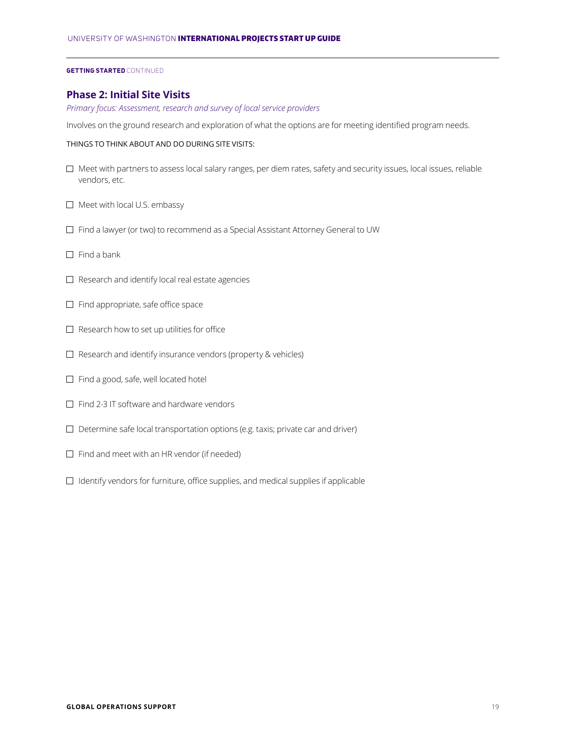**GETTING STARTED** CONTINUED

## Phase 2: Initial Site Visits

*Primary focus: Assessment, research and survey of local service providers*

Involves on the ground research and exploration of what the options are for meeting identified program needs.

THINGS TO THINK ABOUT AND DO DURING SITE VISITS:

- ☐ Meet with partners to assess local salary ranges, per diem rates, safety and security issues, local issues, reliable vendors, etc.
- ☐ Meet with local U.S. embassy
- ☐ Find a lawyer (or two) to recommend as a Special Assistant Attorney General to UW
- ☐ Find a bank
- ☐ Research and identify local real estate agencies
- ☐ Find appropriate, safe office space
- ☐ Research how to set up utilities for office
- ☐ Research and identify insurance vendors (property & vehicles)
- ☐ Find a good, safe, well located hotel
- ☐ Find 2-3 IT software and hardware vendors
- ☐ Determine safe local transportation options (e.g. taxis; private car and driver)
- ☐ Find and meet with an HR vendor (if needed)
- ☐ Identify vendors for furniture, office supplies, and medical supplies if applicable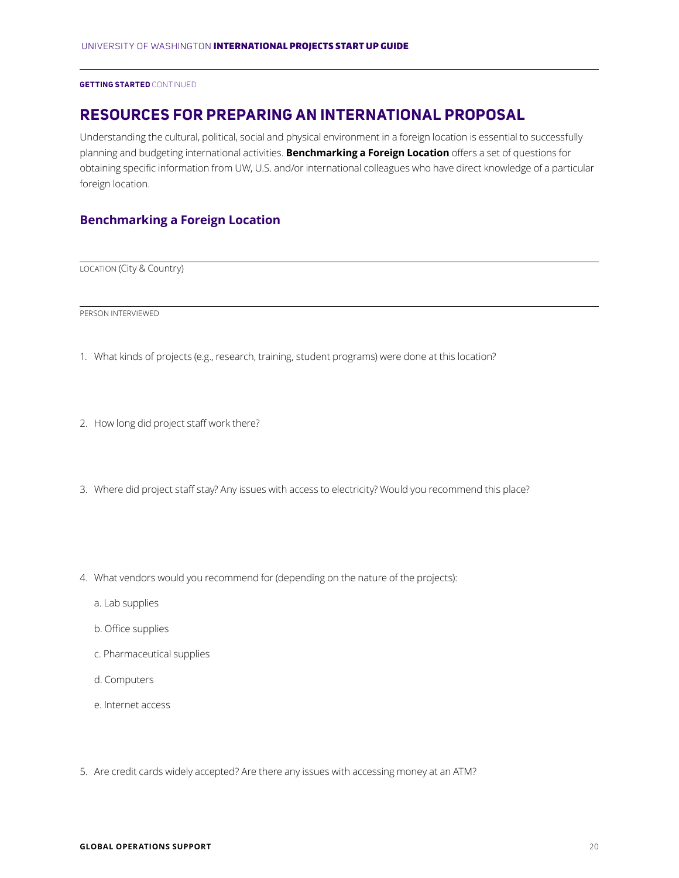GETTING STARTED CONTINUED

## RESOURCES FOR PREPARING AN INTERNATIONAL PROPOSAL

Understanding the cultural, political, social and physical environment in a foreign location is essential to successfully planning and budgeting international activities. **Benchmarking a Foreign Location** offers a set of questions for obtaining specific information from UW, U.S. and/or international colleagues who have direct knowledge of a particular foreign location.

### Benchmarking a Foreign Location

LOCATION (City & Country)

PERSON INTERVIEWED

1. What kinds of projects (e.g., research, training, student programs) were done at this location?

2. How long did project staff work there?

3. Where did project staff stay? Any issues with access to electricity? Would you recommend this place?

4. What vendors would you recommend for (depending on the nature of the projects):

   a. Lab supplies

   b. Office supplies

   c. Pharmaceutical supplies

   d. Computers

   e. Internet access

5. Are credit cards widely accepted? Are there any issues with accessing money at an ATM?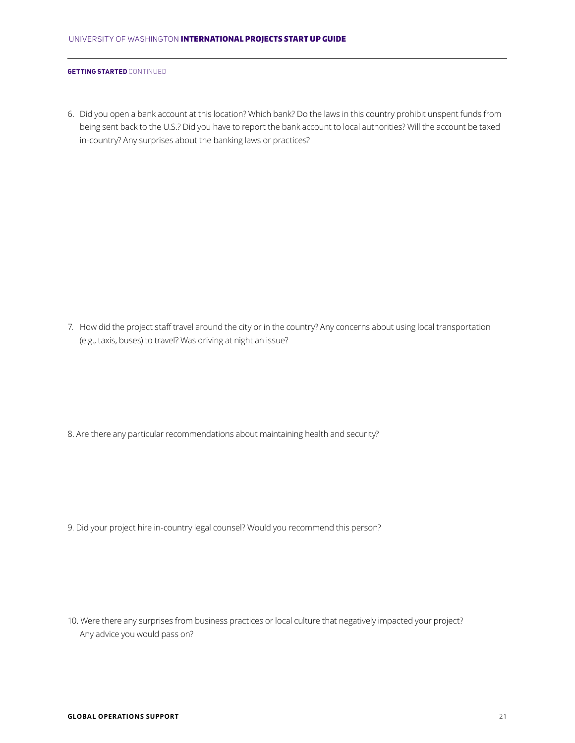**GETTING STARTED** CONTINUED

6. Did you open a bank account at this location? Which bank? Do the laws in this country prohibit unspent funds from being sent back to the U.S.? Did you have to report the bank account to local authorities? Will the account be taxed in-country? Any surprises about the banking laws or practices?

7. How did the project staff travel around the city or in the country? Any concerns about using local transportation (e.g., taxis, buses) to travel? Was driving at night an issue?

8. Are there any particular recommendations about maintaining health and security?

9. Did your project hire in-country legal counsel? Would you recommend this person?

10. Were there any surprises from business practices or local culture that negatively impacted your project? Any advice you would pass on?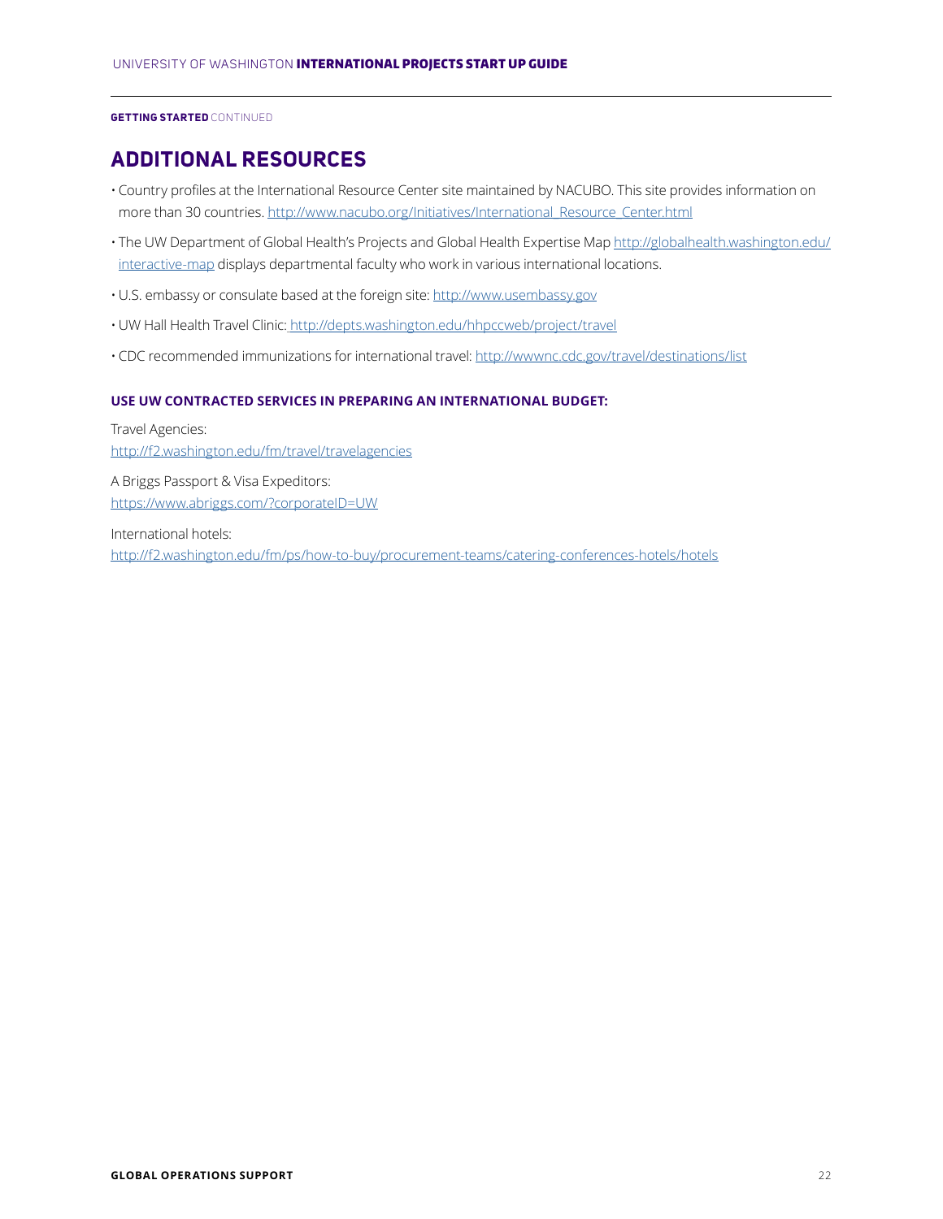GETTING STARTED CONTINUED

## ADDITIONAL RESOURCES

- Country profiles at the International Resource Center site maintained by NACUBO. This site provides information on more than 30 countries. http://www.nacubo.org/Initiatives/International_Resource_Center.html
- The UW Department of Global Health's Projects and Global Health Expertise Map http://globalhealth.washington.edu/interactive-map displays departmental faculty who work in various international locations.
- U.S. embassy or consulate based at the foreign site: http://www.usembassy.gov
- UW Hall Health Travel Clinic: http://depts.washington.edu/hhpccweb/project/travel
- CDC recommended immunizations for international travel: http://wwwnc.cdc.gov/travel/destinations/list

**USE UW CONTRACTED SERVICES IN PREPARING AN INTERNATIONAL BUDGET:**

Travel Agencies:
http://f2.washington.edu/fm/travel/travelagencies

A Briggs Passport & Visa Expeditors:
https://www.abriggs.com/?corporateID=UW

International hotels:
http://f2.washington.edu/fm/ps/how-to-buy/procurement-teams/catering-conferences-hotels/hotels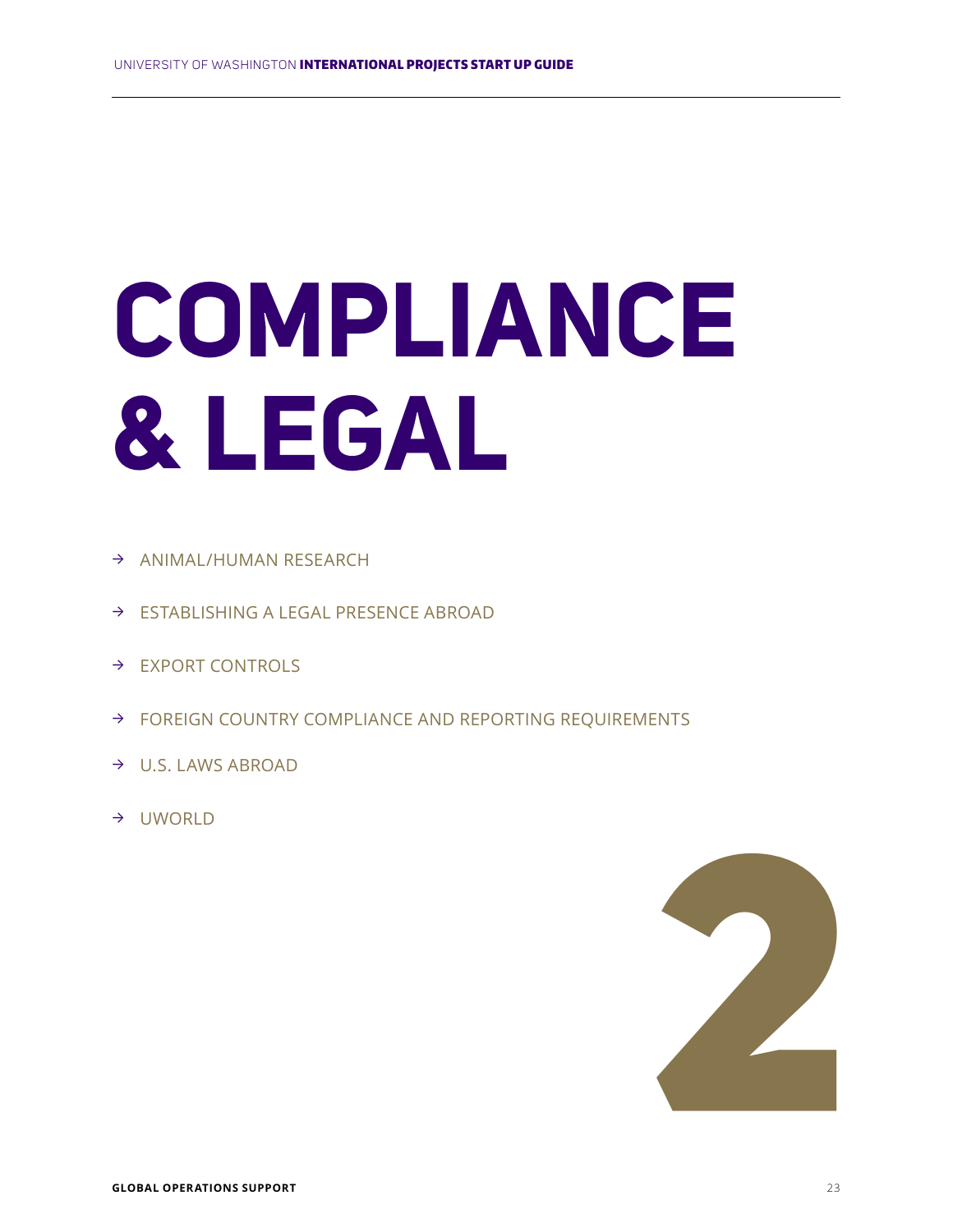# COMPLIANCE & LEGAL

- → ANIMAL/HUMAN RESEARCH
- → ESTABLISHING A LEGAL PRESENCE ABROAD
- → EXPORT CONTROLS
- → FOREIGN COUNTRY COMPLIANCE AND REPORTING REQUIREMENTS
- → U.S. LAWS ABROAD
- → UWORLD

2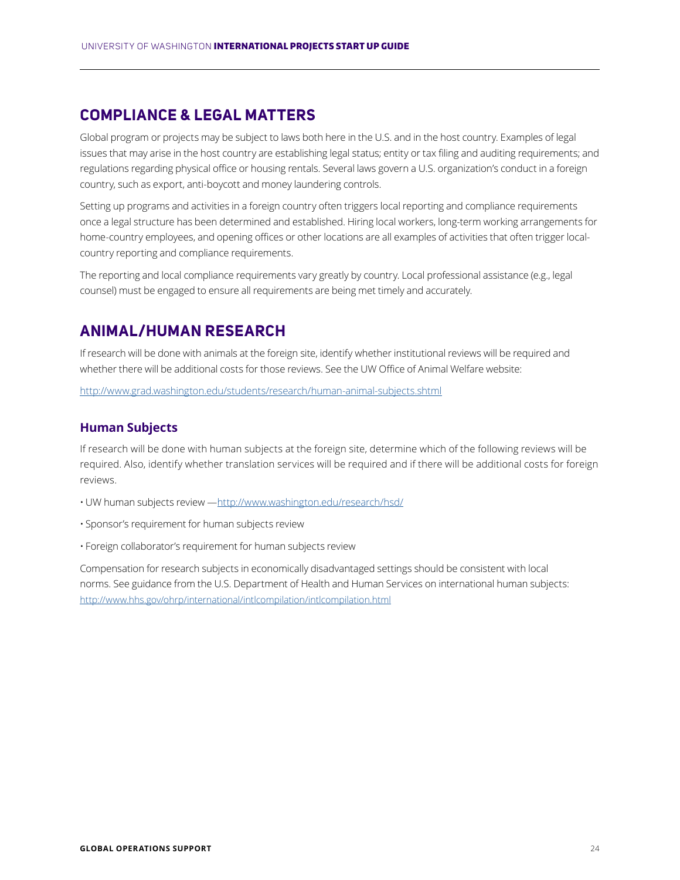## COMPLIANCE & LEGAL MATTERS

Global program or projects may be subject to laws both here in the U.S. and in the host country. Examples of legal issues that may arise in the host country are establishing legal status; entity or tax filing and auditing requirements; and regulations regarding physical office or housing rentals. Several laws govern a U.S. organization's conduct in a foreign country, such as export, anti-boycott and money laundering controls.

Setting up programs and activities in a foreign country often triggers local reporting and compliance requirements once a legal structure has been determined and established. Hiring local workers, long-term working arrangements for home-country employees, and opening offices or other locations are all examples of activities that often trigger local-country reporting and compliance requirements.

The reporting and local compliance requirements vary greatly by country. Local professional assistance (e.g., legal counsel) must be engaged to ensure all requirements are being met timely and accurately.

## ANIMAL/HUMAN RESEARCH

If research will be done with animals at the foreign site, identify whether institutional reviews will be required and whether there will be additional costs for those reviews. See the UW Office of Animal Welfare website:

http://www.grad.washington.edu/students/research/human-animal-subjects.shtml

### Human Subjects

If research will be done with human subjects at the foreign site, determine which of the following reviews will be required. Also, identify whether translation services will be required and if there will be additional costs for foreign reviews.

- UW human subjects review —http://www.washington.edu/research/hsd/
- Sponsor's requirement for human subjects review
- Foreign collaborator's requirement for human subjects review

Compensation for research subjects in economically disadvantaged settings should be consistent with local norms. See guidance from the U.S. Department of Health and Human Services on international human subjects: http://www.hhs.gov/ohrp/international/intlcompilation/intlcompilation.html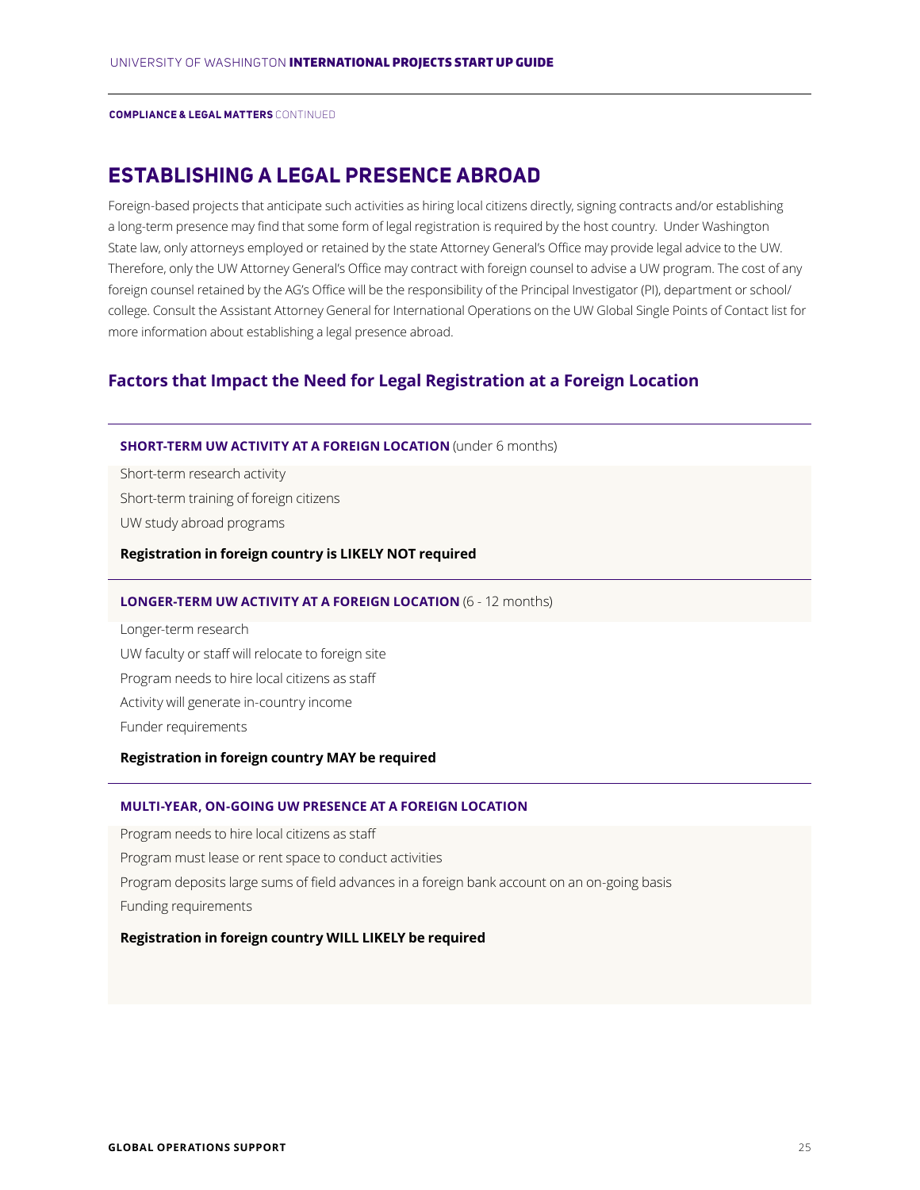**COMPLIANCE & LEGAL MATTERS** CONTINUED

# ESTABLISHING A LEGAL PRESENCE ABROAD

Foreign-based projects that anticipate such activities as hiring local citizens directly, signing contracts and/or establishing a long-term presence may find that some form of legal registration is required by the host country. Under Washington State law, only attorneys employed or retained by the state Attorney General's Office may provide legal advice to the UW. Therefore, only the UW Attorney General's Office may contract with foreign counsel to advise a UW program. The cost of any foreign counsel retained by the AG's Office will be the responsibility of the Principal Investigator (PI), department or school/college. Consult the Assistant Attorney General for International Operations on the UW Global Single Points of Contact list for more information about establishing a legal presence abroad.

## Factors that Impact the Need for Legal Registration at a Foreign Location

### SHORT-TERM UW ACTIVITY AT A FOREIGN LOCATION (under 6 months)

Short-term research activity

Short-term training of foreign citizens

UW study abroad programs

**Registration in foreign country is LIKELY NOT required**

### LONGER-TERM UW ACTIVITY AT A FOREIGN LOCATION (6 - 12 months)

Longer-term research

UW faculty or staff will relocate to foreign site

Program needs to hire local citizens as staff

Activity will generate in-country income

Funder requirements

**Registration in foreign country MAY be required**

### MULTI-YEAR, ON-GOING UW PRESENCE AT A FOREIGN LOCATION

Program needs to hire local citizens as staff

Program must lease or rent space to conduct activities

Program deposits large sums of field advances in a foreign bank account on an on-going basis

Funding requirements

**Registration in foreign country WILL LIKELY be required**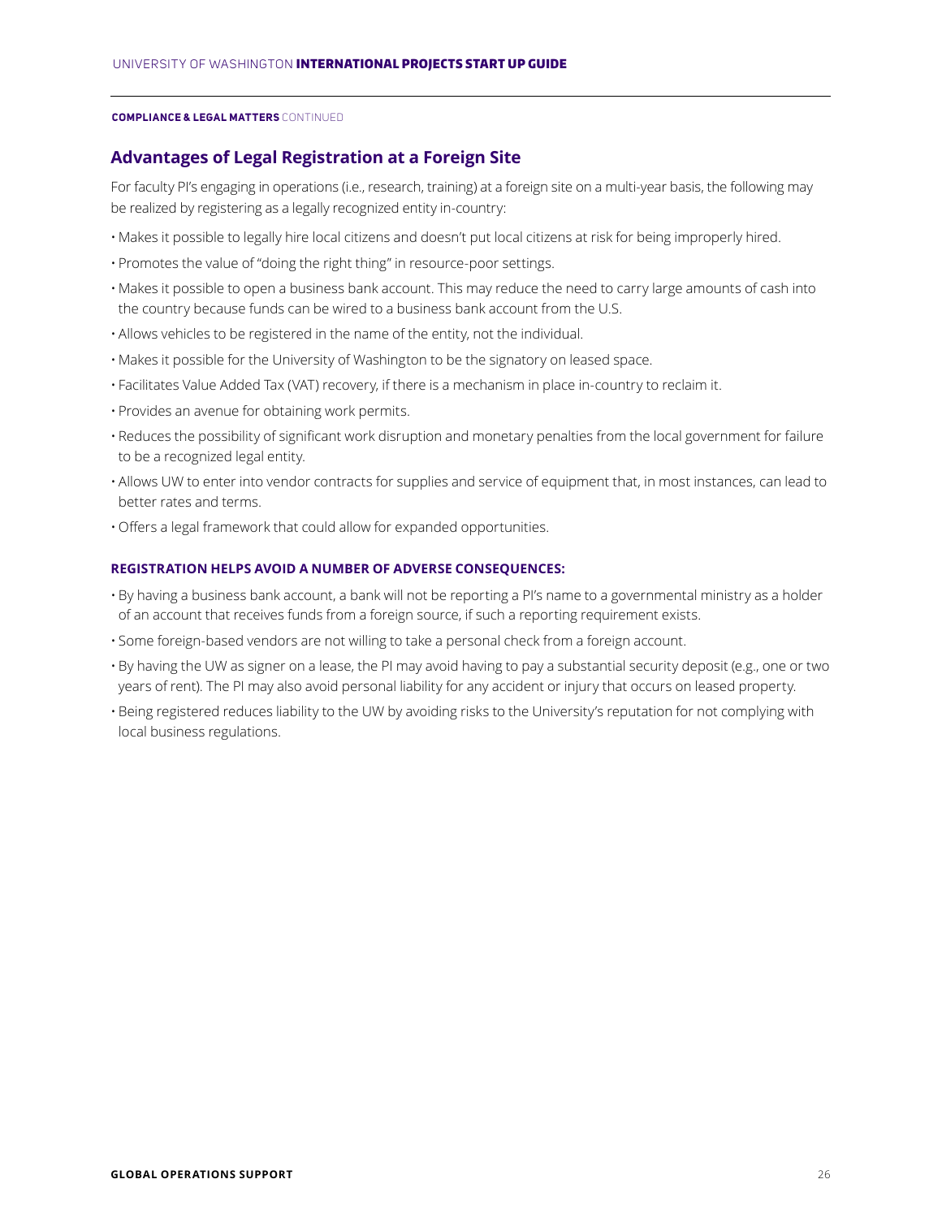**COMPLIANCE & LEGAL MATTERS** CONTINUED

## Advantages of Legal Registration at a Foreign Site

For faculty PI's engaging in operations (i.e., research, training) at a foreign site on a multi-year basis, the following may be realized by registering as a legally recognized entity in-country:

- Makes it possible to legally hire local citizens and doesn't put local citizens at risk for being improperly hired.
- Promotes the value of "doing the right thing" in resource-poor settings.
- Makes it possible to open a business bank account. This may reduce the need to carry large amounts of cash into the country because funds can be wired to a business bank account from the U.S.
- Allows vehicles to be registered in the name of the entity, not the individual.
- Makes it possible for the University of Washington to be the signatory on leased space.
- Facilitates Value Added Tax (VAT) recovery, if there is a mechanism in place in-country to reclaim it.
- Provides an avenue for obtaining work permits.
- Reduces the possibility of significant work disruption and monetary penalties from the local government for failure to be a recognized legal entity.
- Allows UW to enter into vendor contracts for supplies and service of equipment that, in most instances, can lead to better rates and terms.
- Offers a legal framework that could allow for expanded opportunities.

### REGISTRATION HELPS AVOID A NUMBER OF ADVERSE CONSEQUENCES:

- By having a business bank account, a bank will not be reporting a PI's name to a governmental ministry as a holder of an account that receives funds from a foreign source, if such a reporting requirement exists.
- Some foreign-based vendors are not willing to take a personal check from a foreign account.
- By having the UW as signer on a lease, the PI may avoid having to pay a substantial security deposit (e.g., one or two years of rent). The PI may also avoid personal liability for any accident or injury that occurs on leased property.
- Being registered reduces liability to the UW by avoiding risks to the University's reputation for not complying with local business regulations.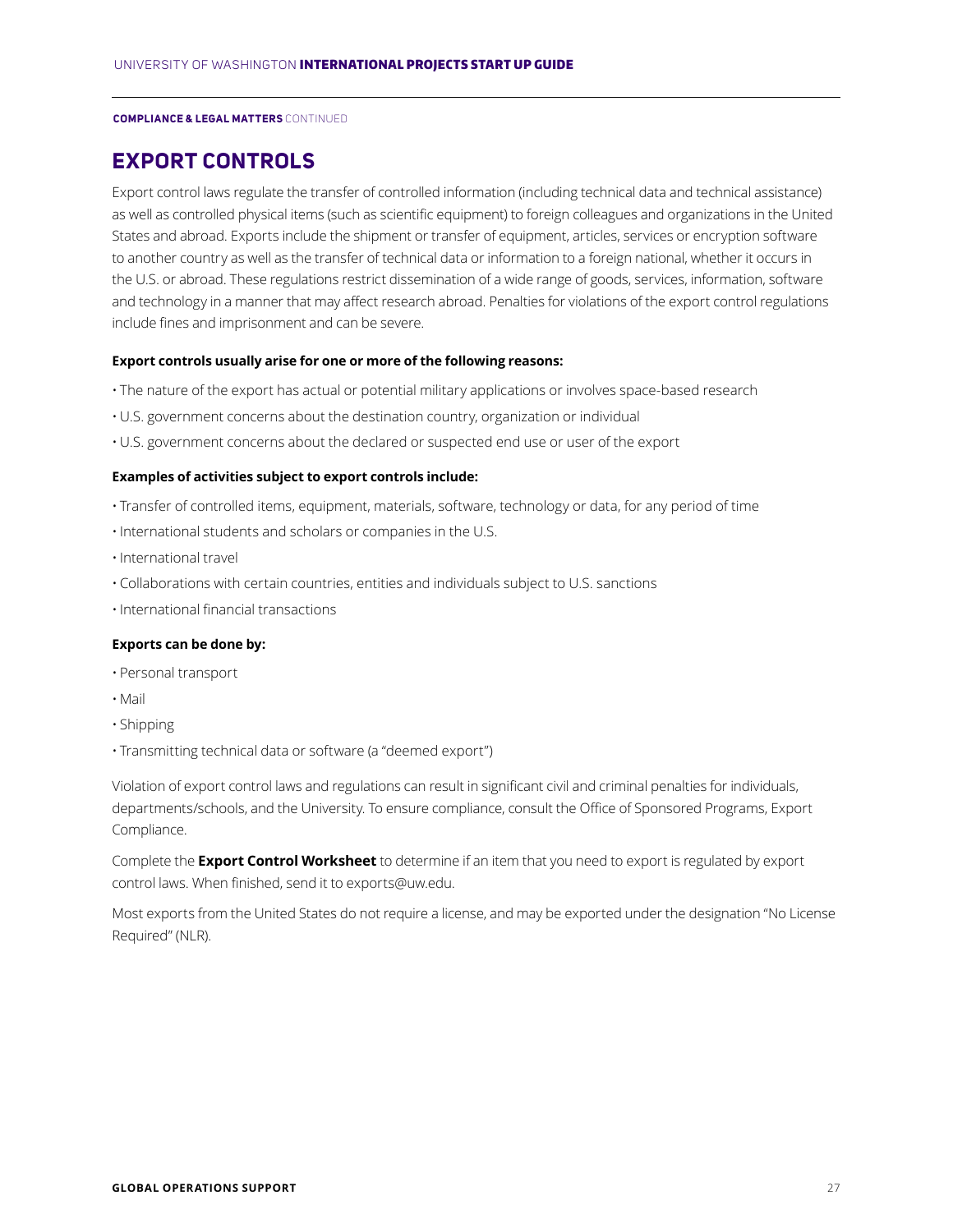COMPLIANCE & LEGAL MATTERS CONTINUED

## EXPORT CONTROLS

Export control laws regulate the transfer of controlled information (including technical data and technical assistance) as well as controlled physical items (such as scientific equipment) to foreign colleagues and organizations in the United States and abroad. Exports include the shipment or transfer of equipment, articles, services or encryption software to another country as well as the transfer of technical data or information to a foreign national, whether it occurs in the U.S. or abroad. These regulations restrict dissemination of a wide range of goods, services, information, software and technology in a manner that may affect research abroad. Penalties for violations of the export control regulations include fines and imprisonment and can be severe.

**Export controls usually arise for one or more of the following reasons:**

- The nature of the export has actual or potential military applications or involves space-based research
- U.S. government concerns about the destination country, organization or individual
- U.S. government concerns about the declared or suspected end use or user of the export

**Examples of activities subject to export controls include:**

- Transfer of controlled items, equipment, materials, software, technology or data, for any period of time
- International students and scholars or companies in the U.S.
- International travel
- Collaborations with certain countries, entities and individuals subject to U.S. sanctions
- International financial transactions

**Exports can be done by:**

- Personal transport
- Mail
- Shipping
- Transmitting technical data or software (a "deemed export")

Violation of export control laws and regulations can result in significant civil and criminal penalties for individuals, departments/schools, and the University. To ensure compliance, consult the Office of Sponsored Programs, Export Compliance.

Complete the **Export Control Worksheet** to determine if an item that you need to export is regulated by export control laws. When finished, send it to exports@uw.edu.

Most exports from the United States do not require a license, and may be exported under the designation "No License Required" (NLR).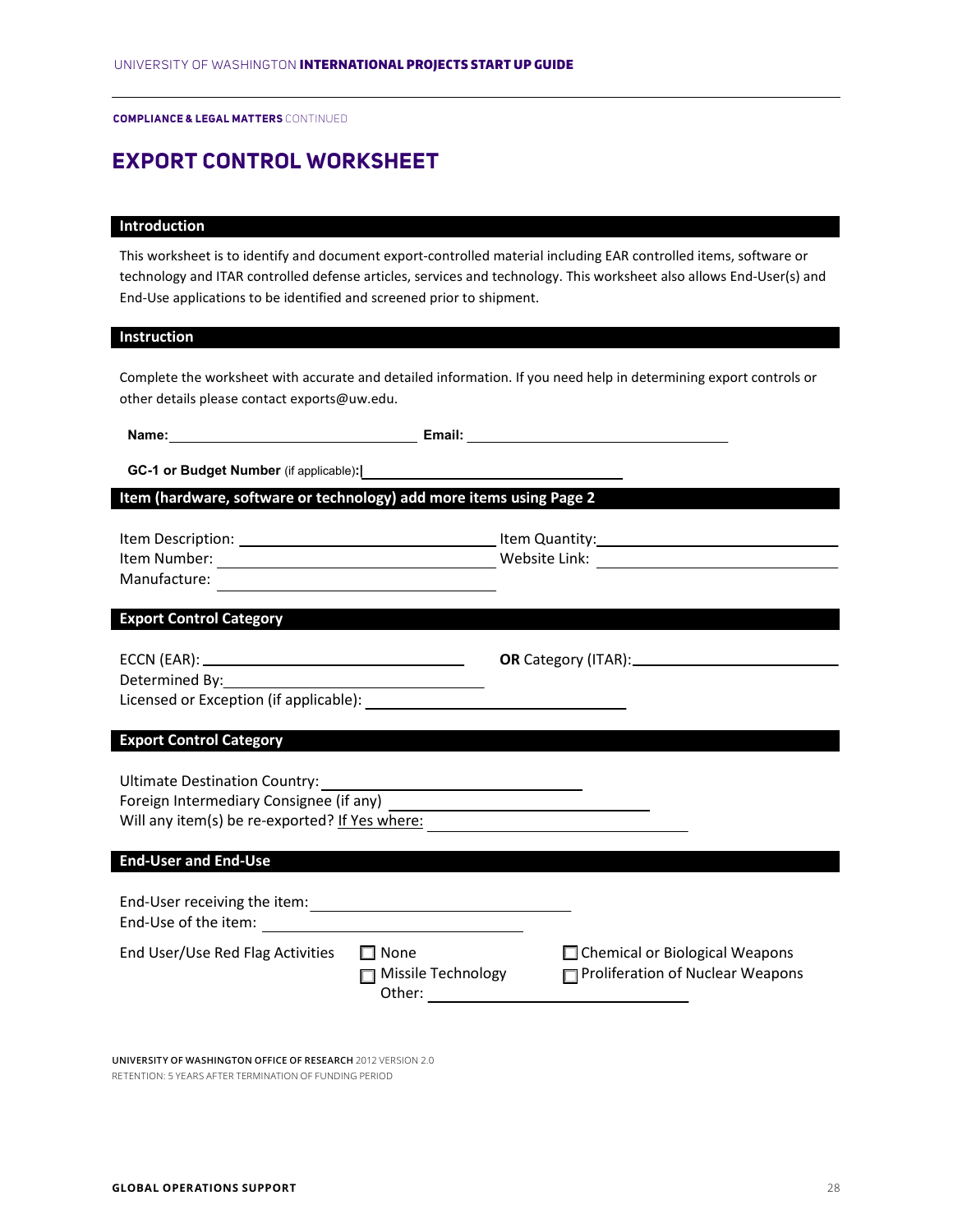COMPLIANCE & LEGAL MATTERS CONTINUED

# EXPORT CONTROL WORKSHEET

## Introduction

This worksheet is to identify and document export-controlled material including EAR controlled items, software or technology and ITAR controlled defense articles, services and technology. This worksheet also allows End-User(s) and End-Use applications to be identified and screened prior to shipment.

## Instruction

Complete the worksheet with accurate and detailed information. If you need help in determining export controls or other details please contact exports@uw.edu.

**Name:** ____________________ **Email:** ____________________

**GC-1 or Budget Number** (if applicable)**:** ____________________

## Item (hardware, software or technology) add more items using Page 2

Item Description: ____________________ Item Quantity: ____________________

Item Number: ____________________ Website Link: ____________________

Manufacture: ____________________

## Export Control Category

ECCN (EAR): ____________________ **OR** Category (ITAR): ____________________

Determined By: ____________________

Licensed or Exception (if applicable): ____________________

## Export Control Category

Ultimate Destination Country: ____________________

Foreign Intermediary Consignee (if any) ____________________

Will any item(s) be re-exported? If Yes where: ____________________

## End-User and End-Use

End-User receiving the item: ____________________

End-Use of the item: ____________________

End User/Use Red Flag Activities

- ☐ None
- ☐ Missile Technology
- ☐ Chemical or Biological Weapons
- ☐ Proliferation of Nuclear Weapons
- Other: ____________________

UNIVERSITY OF WASHINGTON OFFICE OF RESEARCH 2012 VERSION 2.0

RETENTION: 5 YEARS AFTER TERMINATION OF FUNDING PERIOD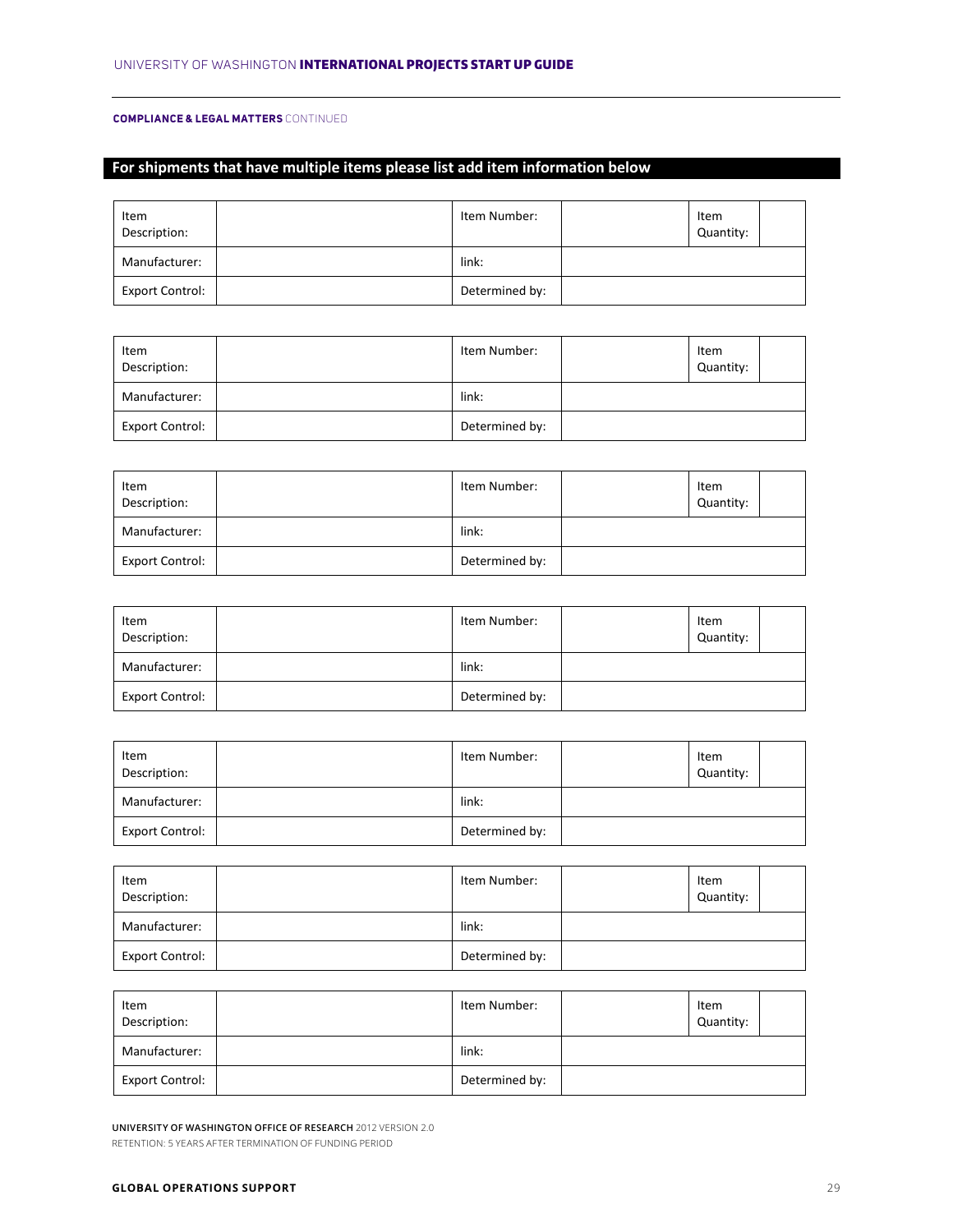**COMPLIANCE & LEGAL MATTERS** CONTINUED

## For shipments that have multiple items please list add item information below

| Item Description: | | Item Number: | | Item Quantity: | |
|---|---|---|---|---|---|
| Manufacturer: | | link: | | | |
| Export Control: | | Determined by: | | | |

| Item Description: | | Item Number: | | Item Quantity: | |
|---|---|---|---|---|---|
| Manufacturer: | | link: | | | |
| Export Control: | | Determined by: | | | |

| Item Description: | | Item Number: | | Item Quantity: | |
|---|---|---|---|---|---|
| Manufacturer: | | link: | | | |
| Export Control: | | Determined by: | | | |

| Item Description: | | Item Number: | | Item Quantity: | |
|---|---|---|---|---|---|
| Manufacturer: | | link: | | | |
| Export Control: | | Determined by: | | | |

| Item Description: | | Item Number: | | Item Quantity: | |
|---|---|---|---|---|---|
| Manufacturer: | | link: | | | |
| Export Control: | | Determined by: | | | |

| Item Description: | | Item Number: | | Item Quantity: | |
|---|---|---|---|---|---|
| Manufacturer: | | link: | | | |
| Export Control: | | Determined by: | | | |

| Item Description: | | Item Number: | | Item Quantity: | |
|---|---|---|---|---|---|
| Manufacturer: | | link: | | | |
| Export Control: | | Determined by: | | | |

**UNIVERSITY OF WASHINGTON OFFICE OF RESEARCH** 2012 VERSION 2.0
RETENTION: 5 YEARS AFTER TERMINATION OF FUNDING PERIOD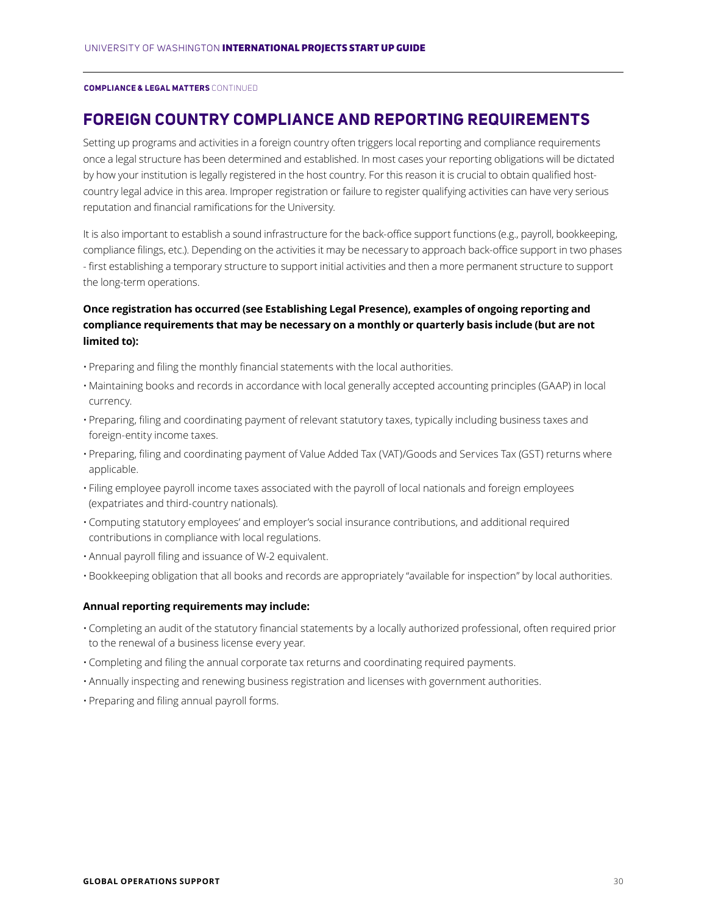**COMPLIANCE & LEGAL MATTERS** CONTINUED

## FOREIGN COUNTRY COMPLIANCE AND REPORTING REQUIREMENTS

Setting up programs and activities in a foreign country often triggers local reporting and compliance requirements once a legal structure has been determined and established. In most cases your reporting obligations will be dictated by how your institution is legally registered in the host country. For this reason it is crucial to obtain qualified host-country legal advice in this area. Improper registration or failure to register qualifying activities can have very serious reputation and financial ramifications for the University.

It is also important to establish a sound infrastructure for the back-office support functions (e.g., payroll, bookkeeping, compliance filings, etc.). Depending on the activities it may be necessary to approach back-office support in two phases - first establishing a temporary structure to support initial activities and then a more permanent structure to support the long-term operations.

**Once registration has occurred (see Establishing Legal Presence), examples of ongoing reporting and compliance requirements that may be necessary on a monthly or quarterly basis include (but are not limited to):**

- Preparing and filing the monthly financial statements with the local authorities.
- Maintaining books and records in accordance with local generally accepted accounting principles (GAAP) in local currency.
- Preparing, filing and coordinating payment of relevant statutory taxes, typically including business taxes and foreign-entity income taxes.
- Preparing, filing and coordinating payment of Value Added Tax (VAT)/Goods and Services Tax (GST) returns where applicable.
- Filing employee payroll income taxes associated with the payroll of local nationals and foreign employees (expatriates and third-country nationals).
- Computing statutory employees' and employer's social insurance contributions, and additional required contributions in compliance with local regulations.
- Annual payroll filing and issuance of W-2 equivalent.
- Bookkeeping obligation that all books and records are appropriately "available for inspection" by local authorities.

**Annual reporting requirements may include:**

- Completing an audit of the statutory financial statements by a locally authorized professional, often required prior to the renewal of a business license every year.
- Completing and filing the annual corporate tax returns and coordinating required payments.
- Annually inspecting and renewing business registration and licenses with government authorities.
- Preparing and filing annual payroll forms.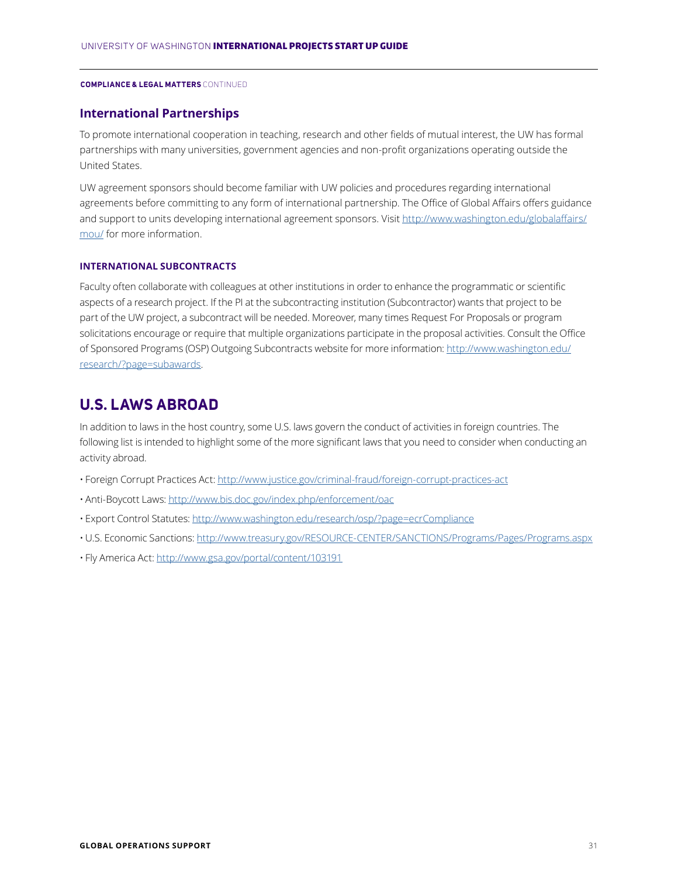**COMPLIANCE & LEGAL MATTERS** CONTINUED

## International Partnerships

To promote international cooperation in teaching, research and other fields of mutual interest, the UW has formal partnerships with many universities, government agencies and non-profit organizations operating outside the United States.

UW agreement sponsors should become familiar with UW policies and procedures regarding international agreements before committing to any form of international partnership. The Office of Global Affairs offers guidance and support to units developing international agreement sponsors. Visit http://www.washington.edu/globalaffairs/mou/ for more information.

### INTERNATIONAL SUBCONTRACTS

Faculty often collaborate with colleagues at other institutions in order to enhance the programmatic or scientific aspects of a research project. If the PI at the subcontracting institution (Subcontractor) wants that project to be part of the UW project, a subcontract will be needed. Moreover, many times Request For Proposals or program solicitations encourage or require that multiple organizations participate in the proposal activities. Consult the Office of Sponsored Programs (OSP) Outgoing Subcontracts website for more information: http://www.washington.edu/research/?page=subawards.

# U.S. LAWS ABROAD

In addition to laws in the host country, some U.S. laws govern the conduct of activities in foreign countries. The following list is intended to highlight some of the more significant laws that you need to consider when conducting an activity abroad.

- Foreign Corrupt Practices Act: http://www.justice.gov/criminal-fraud/foreign-corrupt-practices-act
- Anti-Boycott Laws: http://www.bis.doc.gov/index.php/enforcement/oac
- Export Control Statutes: http://www.washington.edu/research/osp/?page=ecrCompliance
- U.S. Economic Sanctions: http://www.treasury.gov/RESOURCE-CENTER/SANCTIONS/Programs/Pages/Programs.aspx
- Fly America Act: http://www.gsa.gov/portal/content/103191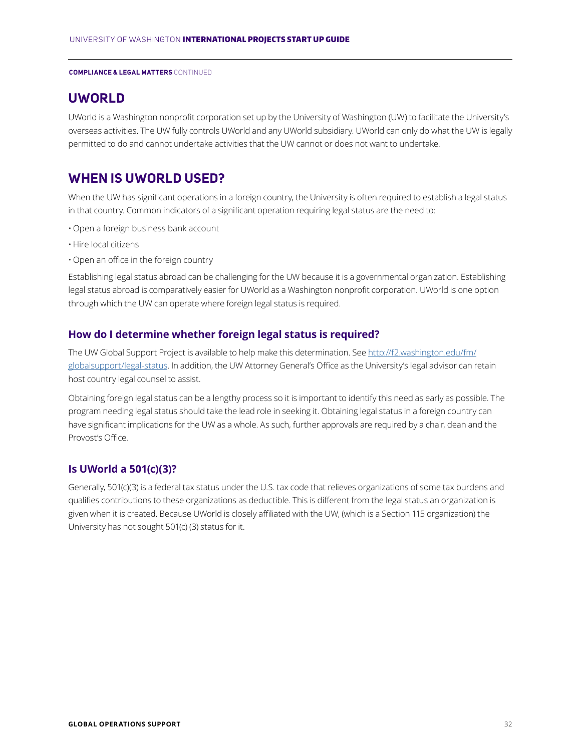COMPLIANCE & LEGAL MATTERS CONTINUED

## UWORLD

UWorld is a Washington nonprofit corporation set up by the University of Washington (UW) to facilitate the University's overseas activities. The UW fully controls UWorld and any UWorld subsidiary. UWorld can only do what the UW is legally permitted to do and cannot undertake activities that the UW cannot or does not want to undertake.

## WHEN IS UWORLD USED?

When the UW has significant operations in a foreign country, the University is often required to establish a legal status in that country. Common indicators of a significant operation requiring legal status are the need to:

- Open a foreign business bank account
- Hire local citizens
- Open an office in the foreign country

Establishing legal status abroad can be challenging for the UW because it is a governmental organization. Establishing legal status abroad is comparatively easier for UWorld as a Washington nonprofit corporation. UWorld is one option through which the UW can operate where foreign legal status is required.

### How do I determine whether foreign legal status is required?

The UW Global Support Project is available to help make this determination. See http://f2.washington.edu/fm/globalsupport/legal-status. In addition, the UW Attorney General's Office as the University's legal advisor can retain host country legal counsel to assist.

Obtaining foreign legal status can be a lengthy process so it is important to identify this need as early as possible. The program needing legal status should take the lead role in seeking it. Obtaining legal status in a foreign country can have significant implications for the UW as a whole. As such, further approvals are required by a chair, dean and the Provost's Office.

### Is UWorld a 501(c)(3)?

Generally, 501(c)(3) is a federal tax status under the U.S. tax code that relieves organizations of some tax burdens and qualifies contributions to these organizations as deductible. This is different from the legal status an organization is given when it is created. Because UWorld is closely affiliated with the UW, (which is a Section 115 organization) the University has not sought 501(c) (3) status for it.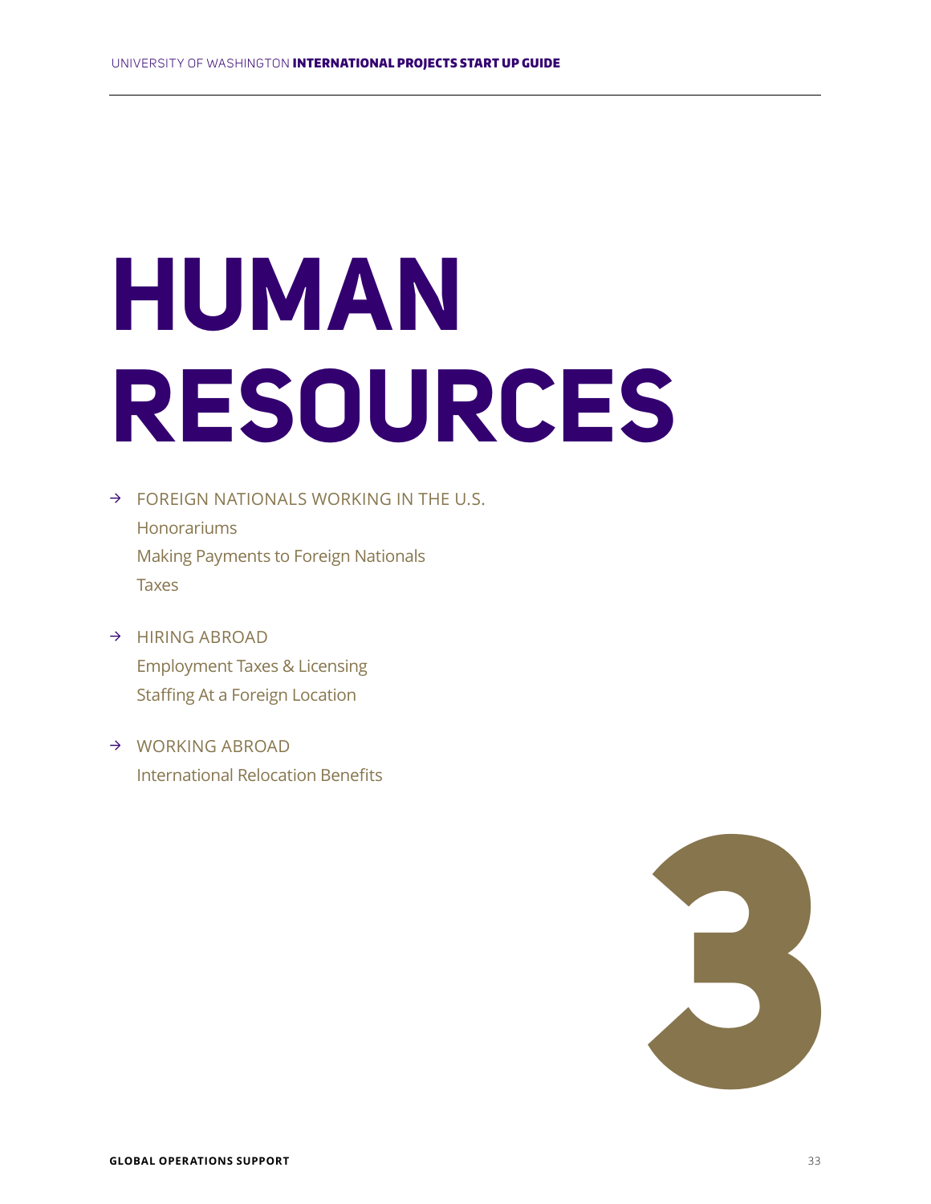# HUMAN RESOURCES

→ FOREIGN NATIONALS WORKING IN THE U.S.
- Honorariums
- Making Payments to Foreign Nationals
- Taxes

→ HIRING ABROAD
- Employment Taxes & Licensing
- Staffing At a Foreign Location

→ WORKING ABROAD
- International Relocation Benefits

3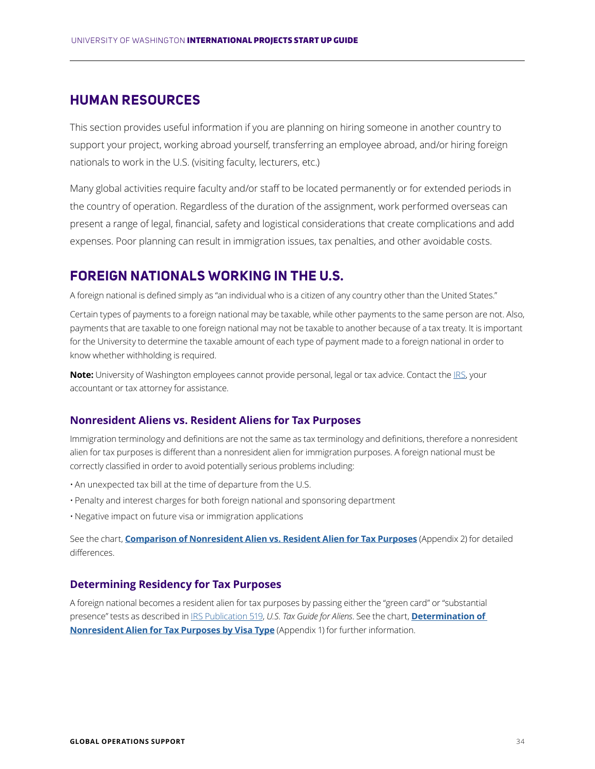## HUMAN RESOURCES

This section provides useful information if you are planning on hiring someone in another country to support your project, working abroad yourself, transferring an employee abroad, and/or hiring foreign nationals to work in the U.S. (visiting faculty, lecturers, etc.)

Many global activities require faculty and/or staff to be located permanently or for extended periods in the country of operation. Regardless of the duration of the assignment, work performed overseas can present a range of legal, financial, safety and logistical considerations that create complications and add expenses. Poor planning can result in immigration issues, tax penalties, and other avoidable costs.

## FOREIGN NATIONALS WORKING IN THE U.S.

A foreign national is defined simply as "an individual who is a citizen of any country other than the United States."

Certain types of payments to a foreign national may be taxable, while other payments to the same person are not. Also, payments that are taxable to one foreign national may not be taxable to another because of a tax treaty. It is important for the University to determine the taxable amount of each type of payment made to a foreign national in order to know whether withholding is required.

**Note:** University of Washington employees cannot provide personal, legal or tax advice. Contact the IRS, your accountant or tax attorney for assistance.

### Nonresident Aliens vs. Resident Aliens for Tax Purposes

Immigration terminology and definitions are not the same as tax terminology and definitions, therefore a nonresident alien for tax purposes is different than a nonresident alien for immigration purposes. A foreign national must be correctly classified in order to avoid potentially serious problems including:

- An unexpected tax bill at the time of departure from the U.S.
- Penalty and interest charges for both foreign national and sponsoring department
- Negative impact on future visa or immigration applications

See the chart, **Comparison of Nonresident Alien vs. Resident Alien for Tax Purposes** (Appendix 2) for detailed differences.

### Determining Residency for Tax Purposes

A foreign national becomes a resident alien for tax purposes by passing either the "green card" or "substantial presence" tests as described in IRS Publication 519, *U.S. Tax Guide for Aliens*. See the chart, **Determination of Nonresident Alien for Tax Purposes by Visa Type** (Appendix 1) for further information.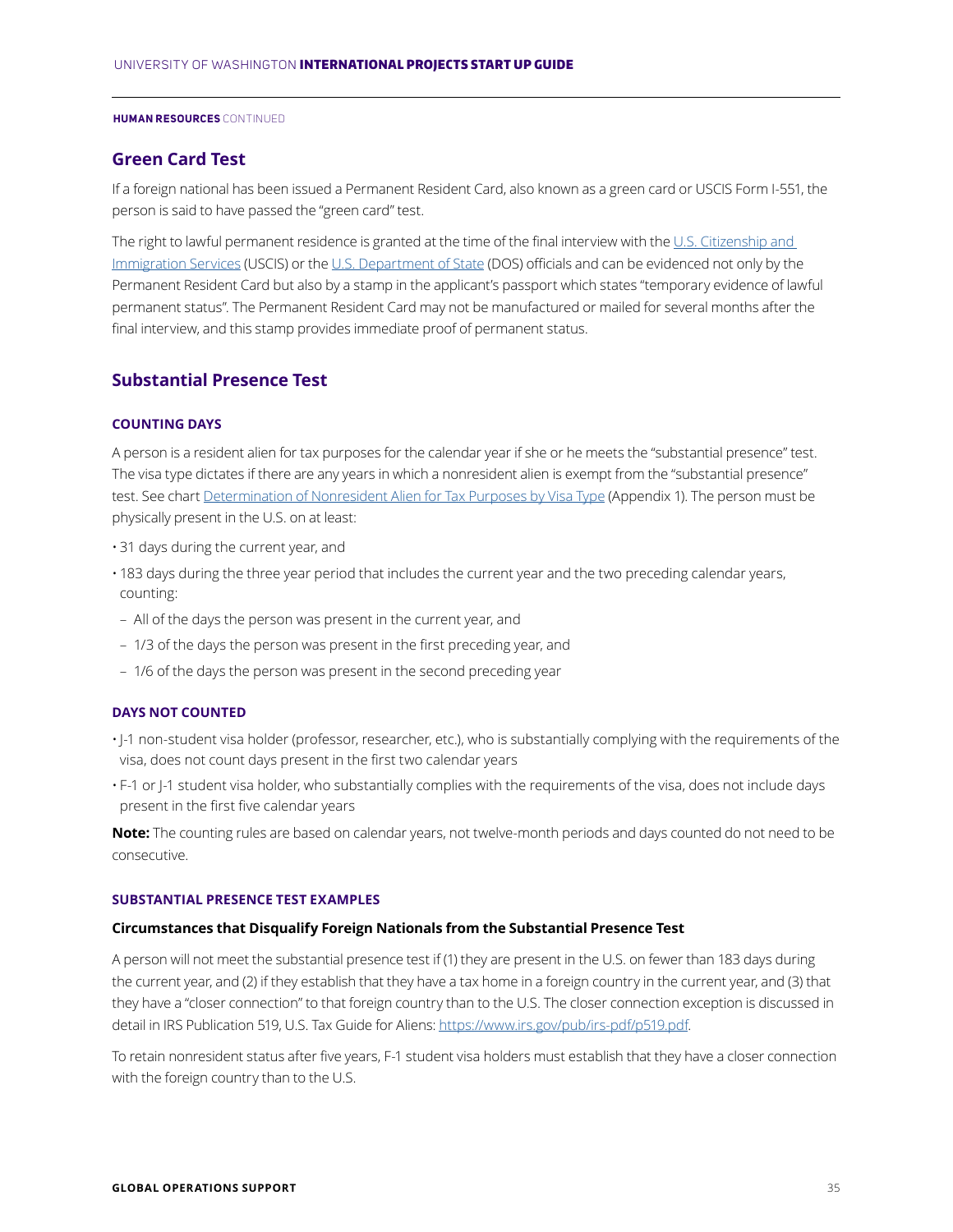**HUMAN RESOURCES** CONTINUED

## Green Card Test

If a foreign national has been issued a Permanent Resident Card, also known as a green card or USCIS Form I-551, the person is said to have passed the "green card" test.

The right to lawful permanent residence is granted at the time of the final interview with the [U.S. Citizenship and Immigration Services](#) (USCIS) or the [U.S. Department of State](#) (DOS) officials and can be evidenced not only by the Permanent Resident Card but also by a stamp in the applicant's passport which states "temporary evidence of lawful permanent status". The Permanent Resident Card may not be manufactured or mailed for several months after the final interview, and this stamp provides immediate proof of permanent status.

## Substantial Presence Test

### COUNTING DAYS

A person is a resident alien for tax purposes for the calendar year if she or he meets the "substantial presence" test. The visa type dictates if there are any years in which a nonresident alien is exempt from the "substantial presence" test. See chart [Determination of Nonresident Alien for Tax Purposes by Visa Type](#) (Appendix 1). The person must be physically present in the U.S. on at least:

- 31 days during the current year, and
- 183 days during the three year period that includes the current year and the two preceding calendar years, counting:
  - All of the days the person was present in the current year, and
  - 1/3 of the days the person was present in the first preceding year, and
  - 1/6 of the days the person was present in the second preceding year

### DAYS NOT COUNTED

- J-1 non-student visa holder (professor, researcher, etc.), who is substantially complying with the requirements of the visa, does not count days present in the first two calendar years
- F-1 or J-1 student visa holder, who substantially complies with the requirements of the visa, does not include days present in the first five calendar years

**Note:** The counting rules are based on calendar years, not twelve-month periods and days counted do not need to be consecutive.

### SUBSTANTIAL PRESENCE TEST EXAMPLES

**Circumstances that Disqualify Foreign Nationals from the Substantial Presence Test**

A person will not meet the substantial presence test if (1) they are present in the U.S. on fewer than 183 days during the current year, and (2) if they establish that they have a tax home in a foreign country in the current year, and (3) that they have a "closer connection" to that foreign country than to the U.S. The closer connection exception is discussed in detail in IRS Publication 519, U.S. Tax Guide for Aliens: [https://www.irs.gov/pub/irs-pdf/p519.pdf](https://www.irs.gov/pub/irs-pdf/p519.pdf).

To retain nonresident status after five years, F-1 student visa holders must establish that they have a closer connection with the foreign country than to the U.S.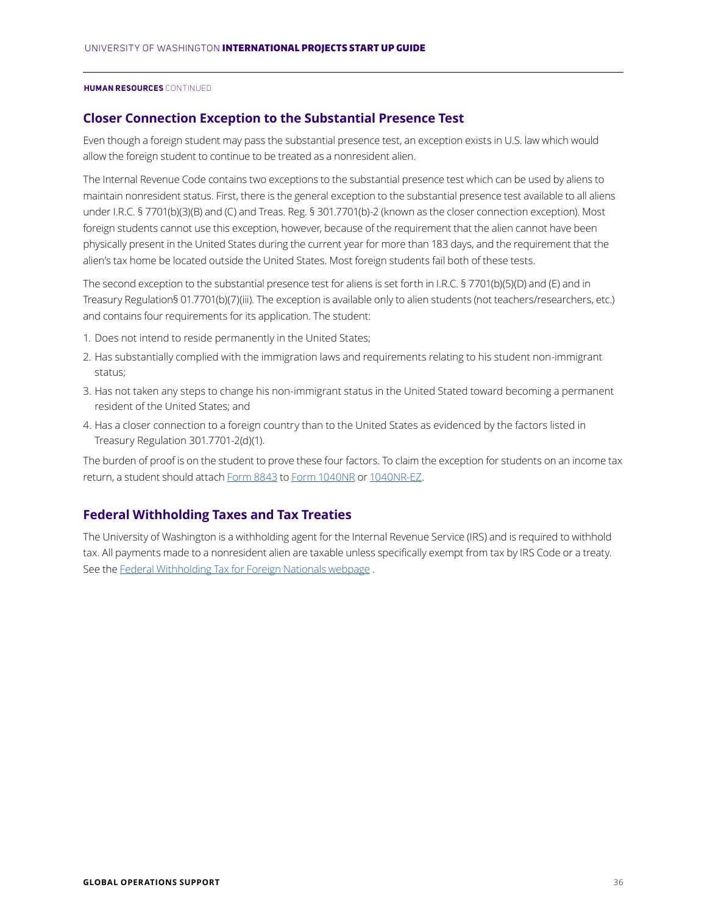**HUMAN RESOURCES** CONTINUED

## Closer Connection Exception to the Substantial Presence Test

Even though a foreign student may pass the substantial presence test, an exception exists in U.S. law which would allow the foreign student to continue to be treated as a nonresident alien.

The Internal Revenue Code contains two exceptions to the substantial presence test which can be used by aliens to maintain nonresident status. First, there is the general exception to the substantial presence test available to all aliens under I.R.C. § 7701(b)(3)(B) and (C) and Treas. Reg. § 301.7701(b)-2 (known as the closer connection exception). Most foreign students cannot use this exception, however, because of the requirement that the alien cannot have been physically present in the United States during the current year for more than 183 days, and the requirement that the alien's tax home be located outside the United States. Most foreign students fail both of these tests.

The second exception to the substantial presence test for aliens is set forth in I.R.C. § 7701(b)(5)(D) and (E) and in Treasury Regulation§ 01.7701(b)(7)(iii). The exception is available only to alien students (not teachers/researchers, etc.) and contains four requirements for its application. The student:

1. Does not intend to reside permanently in the United States;
2. Has substantially complied with the immigration laws and requirements relating to his student non-immigrant status;
3. Has not taken any steps to change his non-immigrant status in the United Stated toward becoming a permanent resident of the United States; and
4. Has a closer connection to a foreign country than to the United States as evidenced by the factors listed in Treasury Regulation 301.7701-2(d)(1).

The burden of proof is on the student to prove these four factors. To claim the exception for students on an income tax return, a student should attach Form 8843 to Form 1040NR or 1040NR-EZ.

## Federal Withholding Taxes and Tax Treaties

The University of Washington is a withholding agent for the Internal Revenue Service (IRS) and is required to withhold tax. All payments made to a nonresident alien are taxable unless specifically exempt from tax by IRS Code or a treaty. See the Federal Withholding Tax for Foreign Nationals webpage .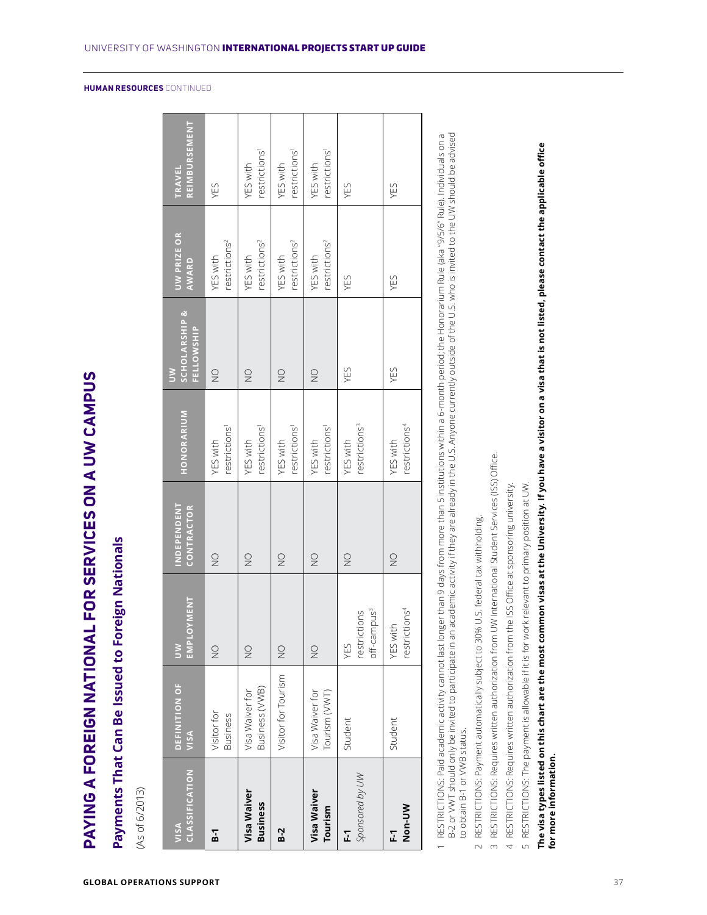HUMAN RESOURCES CONTINUED

# PAYING A FOREIGN NATIONAL FOR SERVICES ON A UW CAMPUS

## Payments That Can Be Issued to Foreign Nationals

(As of 6/2013)

| VISA CLASSIFICATION | DEFINITION OF VISA | UW EMPLOYMENT | INDEPENDENT CONTRACTOR | HONORARIUM | UW SCHOLARSHIP & FELLOWSHIP | UW PRIZE OR AWARD | TRAVEL REIMBURSEMENT |
|---|---|---|---|---|---|---|---|
| **B-1** | Visitor for Business | NO | NO | YES with restrictions[1] | NO | YES with restrictions[2] | YES |
| **Visa Waiver Business** | Visa Waiver for Business (VWB) | NO | NO | YES with restrictions[1] | NO | YES with restrictions[2] | YES with restrictions[1] |
| **B-2** | Visitor for Tourism | NO | NO | YES with restrictions[1] | NO | YES with restrictions[2] | YES with restrictions[1] |
| **Visa Waiver Tourism** | Visa Waiver for Tourism (VWT) | NO | NO | YES with restrictions[1] | NO | YES with restrictions[2] | YES with restrictions[1] |
| **F-1** *Sponsored by UW* | Student | YES restrictions off-campus[3] | NO | YES with restrictions[3] | YES | YES | YES |
| **F-1 Non-UW** | Student | YES with restrictions[4] | NO | YES with restrictions[4] | YES | YES | YES |

1. RESTRICTIONS: Paid academic activity cannot last longer than 9 days from more than 5 institutions within a 6-month period; the Honorarium Rule (aka "9/5/6" Rule). Individuals on a B-2 or VWT should only be invited to participate in an academic activity if they are already in the U.S. Anyone currently outside of the U.S. who is invited to the UW should be advised to obtain B-1 or VWB status.
2. RESTRICTIONS: Payment automatically subject to 30% U.S. federal tax withholding.
3. RESTRICTIONS: Requires written authorization from UW International Student Services (ISS) Office.
4. RESTRICTIONS: Requires written authorization from the ISS Office at sponsoring university.
5. RESTRICTIONS: The payment is allowable if it is for work relevant to primary position at UW.

**The visa types listed on this chart are the most common visas at the University. If you have a visitor on a visa that is not listed, please contact the applicable office for more information.**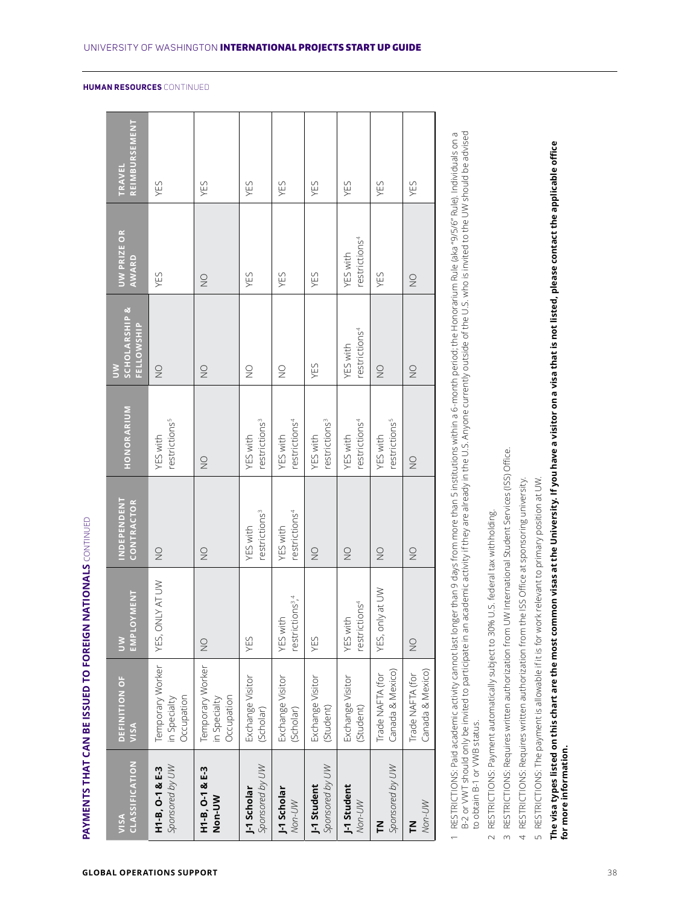**HUMAN RESOURCES** CONTINUED

## PAYMENTS THAT CAN BE ISSUED TO FOREIGN NATIONALS CONTINUED

| VISA CLASSIFICATION | DEFINITION OF VISA | UW EMPLOYMENT | INDEPENDENT CONTRACTOR | HONORARIUM | UW SCHOLARSHIP & FELLOWSHIP | UW PRIZE OR AWARD | TRAVEL REIMBURSEMENT |
|---|---|---|---|---|---|---|---|
| **H1-B, O-1 & E-3** *Sponsored by UW* | Temporary Worker in Specialty Occupation | YES, ONLY AT UW | NO | YES with restrictions[5] | NO | YES | YES |
| **H1-B, O-1 & E-3 Non-UW** | Temporary Worker in Specialty Occupation | NO | NO | NO | NO | NO | YES |
| **J-1 Scholar** *Sponsored by UW* | Exchange Visitor (Scholar) | YES | YES with restrictions[3] | YES with restrictions[3] | NO | YES | YES |
| **J-1 Scholar** *Non-UW* | Exchange Visitor (Scholar) | YES with restrictions[3, 4] | YES with restrictions[4] | YES with restrictions[4] | NO | YES | YES |
| **J-1 Student** *Sponsored by UW* | Exchange Visitor (Student) | YES | NO | YES with restrictions[3] | YES | YES | YES |
| **J-1 Student** *Non-UW* | Exchange Visitor (Student) | YES with restrictions[4] | NO | YES with restrictions[4] | YES with restrictions[4] | YES with restrictions[4] | YES |
| **TN** *Sponsored by UW* | Trade NAFTA (for Canada & Mexico) | YES, only at UW | NO | YES with restrictions[5] | NO | YES | YES |
| **TN** *Non-UW* | Trade NAFTA (for Canada & Mexico) | NO | NO | NO | NO | NO | YES |

1 RESTRICTIONS: Paid academic activity cannot last longer than 9 days from more than 5 institutions within a 6-month period; the Honorarium Rule (aka "9/5/6" Rule). Individuals on a B-2 or VWT should only be invited to participate in an academic activity if they are already in the U.S. Anyone currently outside of the U.S. who is invited to the UW should be advised to obtain B-1 or VWB status.

2 RESTRICTIONS: Payment automatically subject to 30% U.S. federal tax withholding.

3 RESTRICTIONS: Requires written authorization from UW International Student Services (ISS) Office.

4 RESTRICTIONS: Requires written authorization from the ISS Office at sponsoring university.

5 RESTRICTIONS: The payment is allowable if it is for work relevant to primary position at UW.

**The visa types listed on this chart are the most common visas at the University. If you have a visitor on a visa that is not listed, please contact the applicable office for more information.**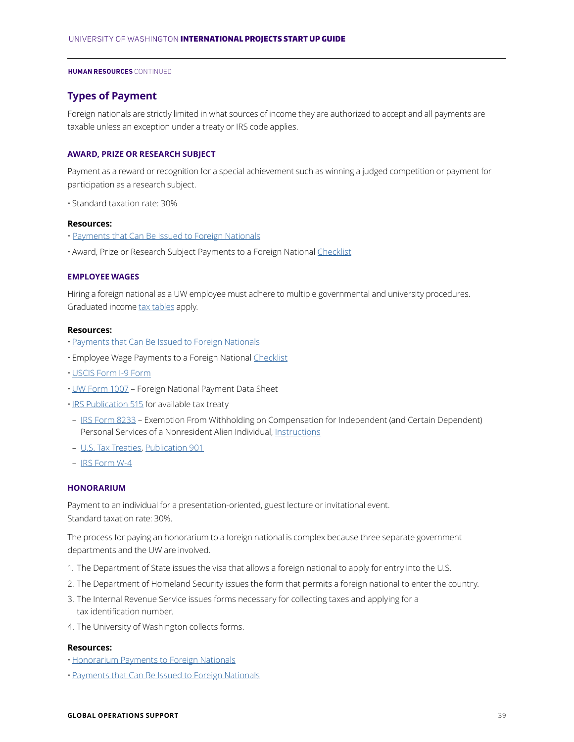HUMAN RESOURCES CONTINUED

## Types of Payment

Foreign nationals are strictly limited in what sources of income they are authorized to accept and all payments are taxable unless an exception under a treaty or IRS code applies.

### AWARD, PRIZE OR RESEARCH SUBJECT

Payment as a reward or recognition for a special achievement such as winning a judged competition or payment for participation as a research subject.

- Standard taxation rate: 30%

**Resources:**

- Payments that Can Be Issued to Foreign Nationals
- Award, Prize or Research Subject Payments to a Foreign National Checklist

### EMPLOYEE WAGES

Hiring a foreign national as a UW employee must adhere to multiple governmental and university procedures. Graduated income tax tables apply.

**Resources:**

- Payments that Can Be Issued to Foreign Nationals
- Employee Wage Payments to a Foreign National Checklist
- USCIS Form I-9 Form
- UW Form 1007 – Foreign National Payment Data Sheet
- IRS Publication 515 for available tax treaty
  - IRS Form 8233 – Exemption From Withholding on Compensation for Independent (and Certain Dependent) Personal Services of a Nonresident Alien Individual, Instructions
  - U.S. Tax Treaties, Publication 901
  - IRS Form W-4

### HONORARIUM

Payment to an individual for a presentation-oriented, guest lecture or invitational event.
Standard taxation rate: 30%.

The process for paying an honorarium to a foreign national is complex because three separate government departments and the UW are involved.

1. The Department of State issues the visa that allows a foreign national to apply for entry into the U.S.
2. The Department of Homeland Security issues the form that permits a foreign national to enter the country.
3. The Internal Revenue Service issues forms necessary for collecting taxes and applying for a tax identification number.
4. The University of Washington collects forms.

**Resources:**

- Honorarium Payments to Foreign Nationals
- Payments that Can Be Issued to Foreign Nationals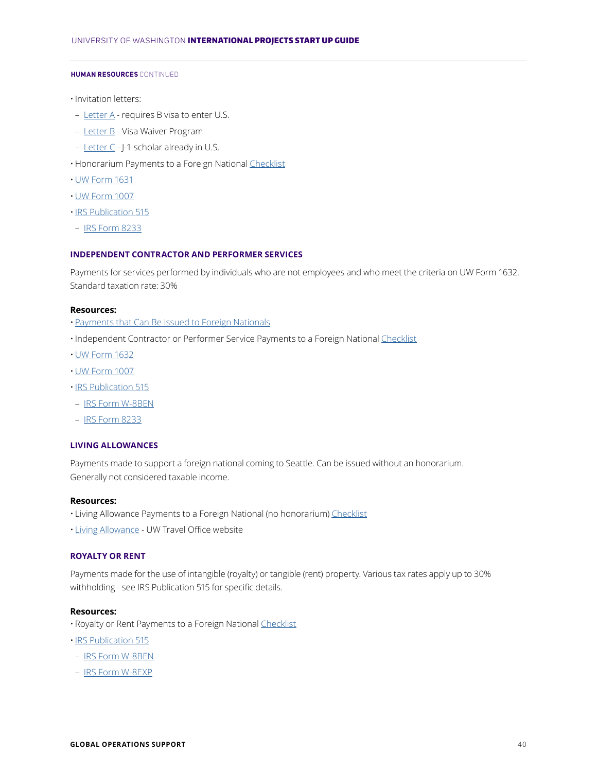**HUMAN RESOURCES** CONTINUED

- Invitation letters:
  - Letter A - requires B visa to enter U.S.
  - Letter B - Visa Waiver Program
  - Letter C - J-1 scholar already in U.S.
- Honorarium Payments to a Foreign National Checklist
- UW Form 1631
- UW Form 1007
- IRS Publication 515
  - IRS Form 8233

### INDEPENDENT CONTRACTOR AND PERFORMER SERVICES

Payments for services performed by individuals who are not employees and who meet the criteria on UW Form 1632. Standard taxation rate: 30%

**Resources:**

- Payments that Can Be Issued to Foreign Nationals
- Independent Contractor or Performer Service Payments to a Foreign National Checklist
- UW Form 1632
- UW Form 1007
- IRS Publication 515
  - IRS Form W-8BEN
  - IRS Form 8233

### LIVING ALLOWANCES

Payments made to support a foreign national coming to Seattle. Can be issued without an honorarium. Generally not considered taxable income.

**Resources:**

- Living Allowance Payments to a Foreign National (no honorarium) Checklist
- Living Allowance - UW Travel Office website

### ROYALTY OR RENT

Payments made for the use of intangible (royalty) or tangible (rent) property. Various tax rates apply up to 30% withholding - see IRS Publication 515 for specific details.

**Resources:**

- Royalty or Rent Payments to a Foreign National Checklist
- IRS Publication 515
  - IRS Form W-8BEN
  - IRS Form W-8EXP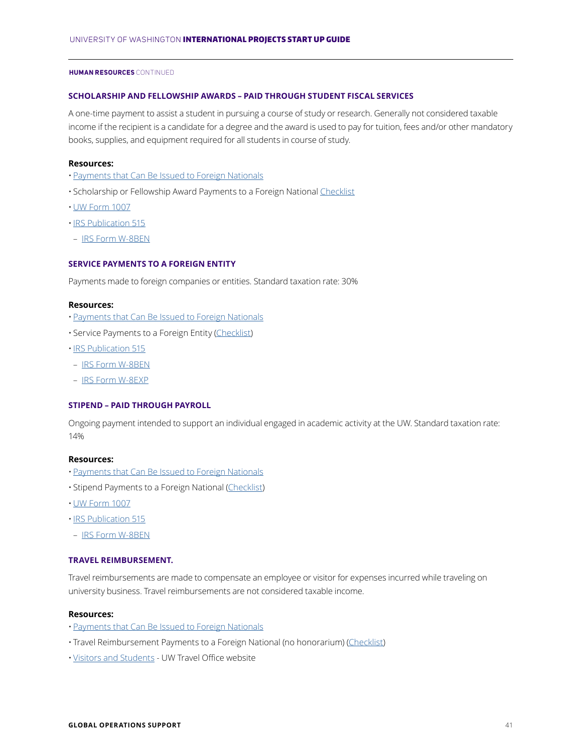**HUMAN RESOURCES** CONTINUED

### SCHOLARSHIP AND FELLOWSHIP AWARDS – PAID THROUGH STUDENT FISCAL SERVICES

A one-time payment to assist a student in pursuing a course of study or research. Generally not considered taxable income if the recipient is a candidate for a degree and the award is used to pay for tuition, fees and/or other mandatory books, supplies, and equipment required for all students in course of study.

**Resources:**

- Payments that Can Be Issued to Foreign Nationals
- Scholarship or Fellowship Award Payments to a Foreign National Checklist
- UW Form 1007
- IRS Publication 515
  - IRS Form W-8BEN

### SERVICE PAYMENTS TO A FOREIGN ENTITY

Payments made to foreign companies or entities. Standard taxation rate: 30%

**Resources:**

- Payments that Can Be Issued to Foreign Nationals
- Service Payments to a Foreign Entity (Checklist)
- IRS Publication 515
  - IRS Form W-8BEN
  - IRS Form W-8EXP

### STIPEND – PAID THROUGH PAYROLL

Ongoing payment intended to support an individual engaged in academic activity at the UW. Standard taxation rate: 14%

**Resources:**

- Payments that Can Be Issued to Foreign Nationals
- Stipend Payments to a Foreign National (Checklist)
- UW Form 1007
- IRS Publication 515
  - IRS Form W-8BEN

### TRAVEL REIMBURSEMENT.

Travel reimbursements are made to compensate an employee or visitor for expenses incurred while traveling on university business. Travel reimbursements are not considered taxable income.

**Resources:**

- Payments that Can Be Issued to Foreign Nationals
- Travel Reimbursement Payments to a Foreign National (no honorarium) (Checklist)
- Visitors and Students - UW Travel Office website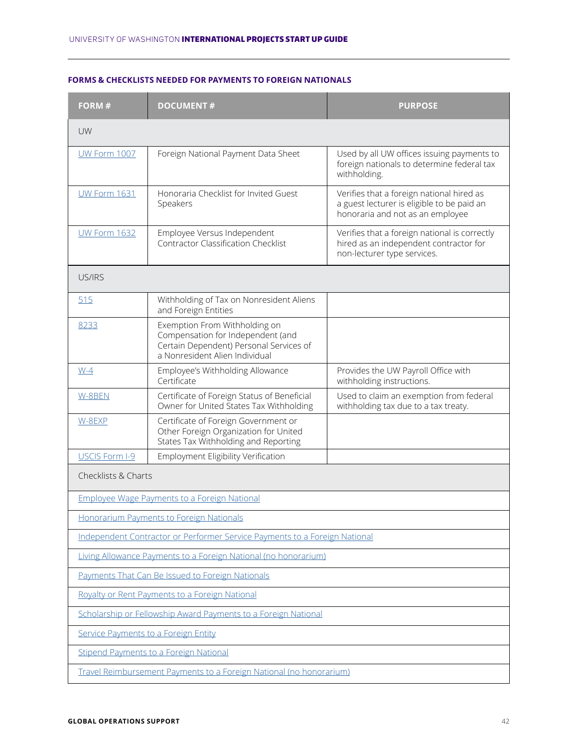## FORMS & CHECKLISTS NEEDED FOR PAYMENTS TO FOREIGN NATIONALS

| FORM # | DOCUMENT # | PURPOSE |
|---|---|---|
| UW | | |
| UW Form 1007 | Foreign National Payment Data Sheet | Used by all UW offices issuing payments to foreign nationals to determine federal tax withholding. |
| UW Form 1631 | Honoraria Checklist for Invited Guest Speakers | Verifies that a foreign national hired as a guest lecturer is eligible to be paid an honoraria and not as an employee |
| UW Form 1632 | Employee Versus Independent Contractor Classification Checklist | Verifies that a foreign national is correctly hired as an independent contractor for non-lecturer type services. |
| US/IRS | | |
| 515 | Withholding of Tax on Nonresident Aliens and Foreign Entities | |
| 8233 | Exemption From Withholding on Compensation for Independent (and Certain Dependent) Personal Services of a Nonresident Alien Individual | |
| W-4 | Employee's Withholding Allowance Certificate | Provides the UW Payroll Office with withholding instructions. |
| W-8BEN | Certificate of Foreign Status of Beneficial Owner for United States Tax Withholding | Used to claim an exemption from federal withholding tax due to a tax treaty. |
| W-8EXP | Certificate of Foreign Government or Other Foreign Organization for United States Tax Withholding and Reporting | |
| USCIS Form I-9 | Employment Eligibility Verification | |
| Checklists & Charts | | |
| Employee Wage Payments to a Foreign National | | |
| Honorarium Payments to Foreign Nationals | | |
| Independent Contractor or Performer Service Payments to a Foreign National | | |
| Living Allowance Payments to a Foreign National (no honorarium) | | |
| Payments That Can Be Issued to Foreign Nationals | | |
| Royalty or Rent Payments to a Foreign National | | |
| Scholarship or Fellowship Award Payments to a Foreign National | | |
| Service Payments to a Foreign Entity | | |
| Stipend Payments to a Foreign National | | |
| Travel Reimbursement Payments to a Foreign National (no honorarium) | | |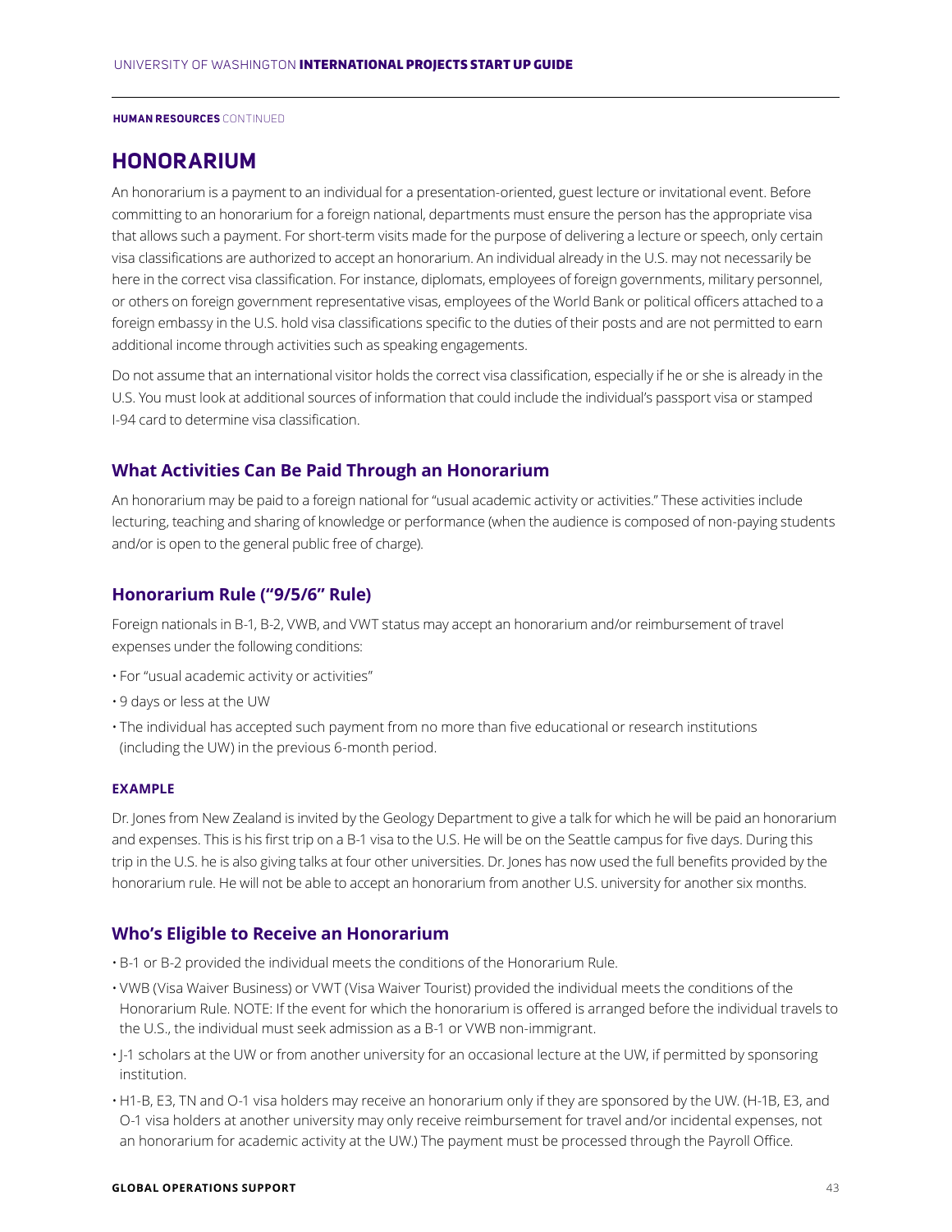**HUMAN RESOURCES** CONTINUED

## HONORARIUM

An honorarium is a payment to an individual for a presentation-oriented, guest lecture or invitational event. Before committing to an honorarium for a foreign national, departments must ensure the person has the appropriate visa that allows such a payment. For short-term visits made for the purpose of delivering a lecture or speech, only certain visa classifications are authorized to accept an honorarium. An individual already in the U.S. may not necessarily be here in the correct visa classification. For instance, diplomats, employees of foreign governments, military personnel, or others on foreign government representative visas, employees of the World Bank or political officers attached to a foreign embassy in the U.S. hold visa classifications specific to the duties of their posts and are not permitted to earn additional income through activities such as speaking engagements.

Do not assume that an international visitor holds the correct visa classification, especially if he or she is already in the U.S. You must look at additional sources of information that could include the individual's passport visa or stamped I-94 card to determine visa classification.

### What Activities Can Be Paid Through an Honorarium

An honorarium may be paid to a foreign national for "usual academic activity or activities." These activities include lecturing, teaching and sharing of knowledge or performance (when the audience is composed of non-paying students and/or is open to the general public free of charge).

### Honorarium Rule ("9/5/6" Rule)

Foreign nationals in B-1, B-2, VWB, and VWT status may accept an honorarium and/or reimbursement of travel expenses under the following conditions:

- For "usual academic activity or activities"
- 9 days or less at the UW
- The individual has accepted such payment from no more than five educational or research institutions (including the UW) in the previous 6-month period.

#### EXAMPLE

Dr. Jones from New Zealand is invited by the Geology Department to give a talk for which he will be paid an honorarium and expenses. This is his first trip on a B-1 visa to the U.S. He will be on the Seattle campus for five days. During this trip in the U.S. he is also giving talks at four other universities. Dr. Jones has now used the full benefits provided by the honorarium rule. He will not be able to accept an honorarium from another U.S. university for another six months.

### Who's Eligible to Receive an Honorarium

- B-1 or B-2 provided the individual meets the conditions of the Honorarium Rule.
- VWB (Visa Waiver Business) or VWT (Visa Waiver Tourist) provided the individual meets the conditions of the Honorarium Rule. NOTE: If the event for which the honorarium is offered is arranged before the individual travels to the U.S., the individual must seek admission as a B-1 or VWB non-immigrant.
- J-1 scholars at the UW or from another university for an occasional lecture at the UW, if permitted by sponsoring institution.
- H1-B, E3, TN and O-1 visa holders may receive an honorarium only if they are sponsored by the UW. (H-1B, E3, and O-1 visa holders at another university may only receive reimbursement for travel and/or incidental expenses, not an honorarium for academic activity at the UW.) The payment must be processed through the Payroll Office.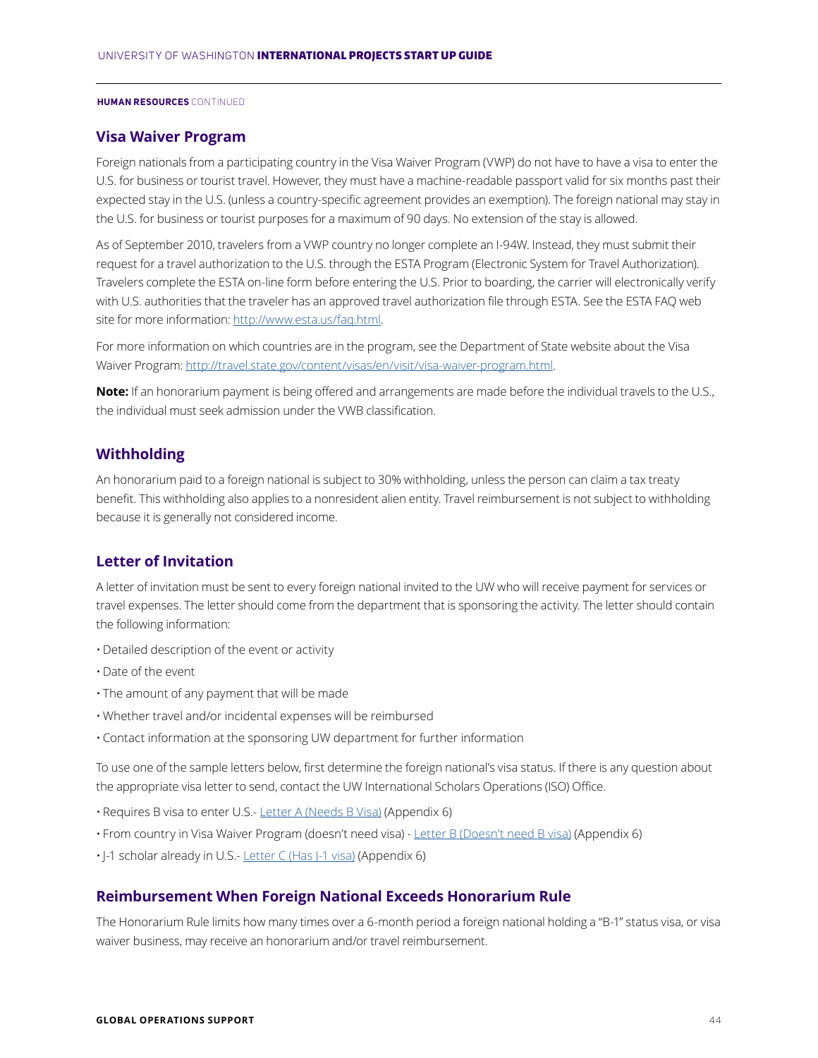**HUMAN RESOURCES** CONTINUED

## Visa Waiver Program

Foreign nationals from a participating country in the Visa Waiver Program (VWP) do not have to have a visa to enter the U.S. for business or tourist travel. However, they must have a machine-readable passport valid for six months past their expected stay in the U.S. (unless a country-specific agreement provides an exemption). The foreign national may stay in the U.S. for business or tourist purposes for a maximum of 90 days. No extension of the stay is allowed.

As of September 2010, travelers from a VWP country no longer complete an I-94W. Instead, they must submit their request for a travel authorization to the U.S. through the ESTA Program (Electronic System for Travel Authorization). Travelers complete the ESTA on-line form before entering the U.S. Prior to boarding, the carrier will electronically verify with U.S. authorities that the traveler has an approved travel authorization file through ESTA. See the ESTA FAQ web site for more information: http://www.esta.us/faq.html.

For more information on which countries are in the program, see the Department of State website about the Visa Waiver Program: http://travel.state.gov/content/visas/en/visit/visa-waiver-program.html.

**Note:** If an honorarium payment is being offered and arrangements are made before the individual travels to the U.S., the individual must seek admission under the VWB classification.

## Withholding

An honorarium paid to a foreign national is subject to 30% withholding, unless the person can claim a tax treaty benefit. This withholding also applies to a nonresident alien entity. Travel reimbursement is not subject to withholding because it is generally not considered income.

## Letter of Invitation

A letter of invitation must be sent to every foreign national invited to the UW who will receive payment for services or travel expenses. The letter should come from the department that is sponsoring the activity. The letter should contain the following information:

- Detailed description of the event or activity
- Date of the event
- The amount of any payment that will be made
- Whether travel and/or incidental expenses will be reimbursed
- Contact information at the sponsoring UW department for further information

To use one of the sample letters below, first determine the foreign national's visa status. If there is any question about the appropriate visa letter to send, contact the UW International Scholars Operations (ISO) Office.

- Requires B visa to enter U.S.- Letter A (Needs B Visa) (Appendix 6)
- From country in Visa Waiver Program (doesn't need visa) - Letter B (Doesn't need B visa) (Appendix 6)
- J-1 scholar already in U.S.- Letter C (Has J-1 visa) (Appendix 6)

## Reimbursement When Foreign National Exceeds Honorarium Rule

The Honorarium Rule limits how many times over a 6-month period a foreign national holding a "B-1" status visa, or visa waiver business, may receive an honorarium and/or travel reimbursement.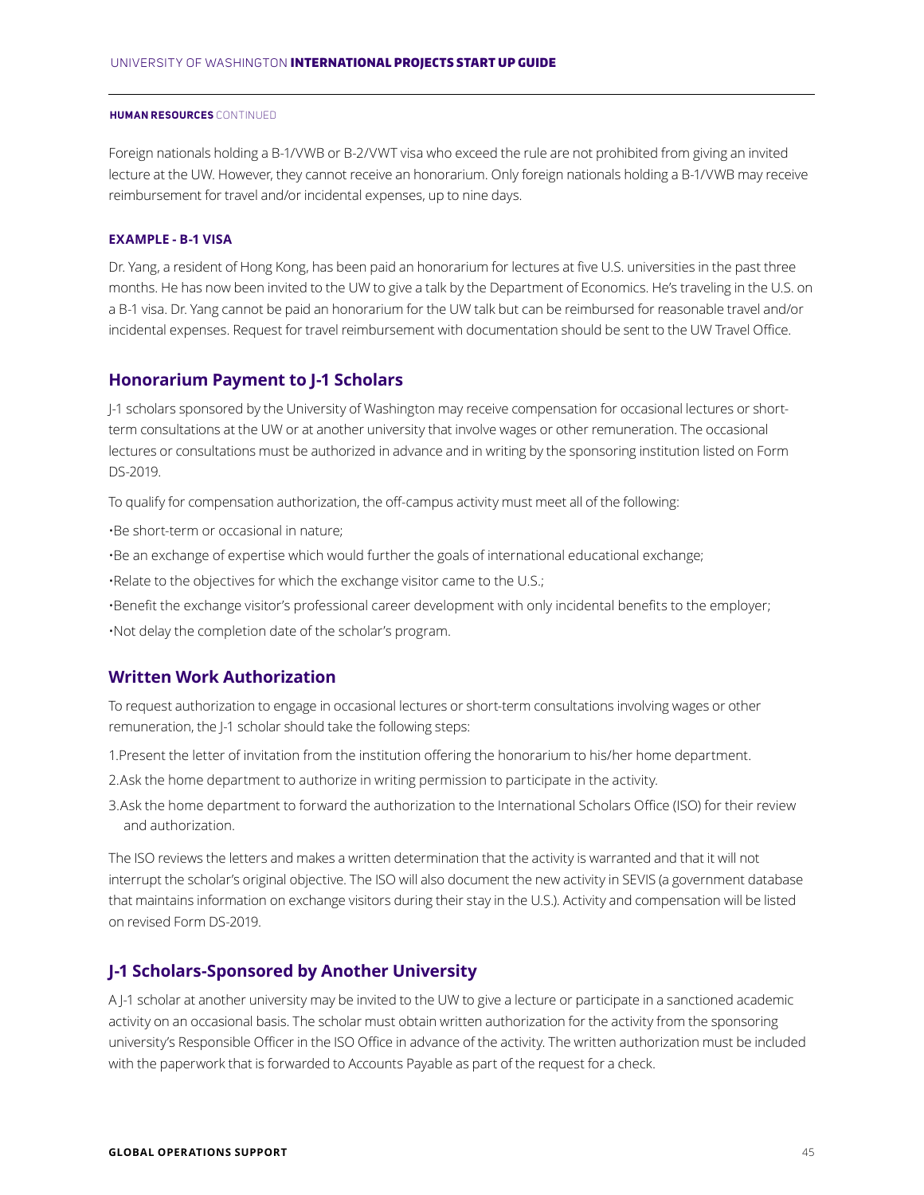Foreign nationals holding a B-1/VWB or B-2/VWT visa who exceed the rule are not prohibited from giving an invited lecture at the UW. However, they cannot receive an honorarium. Only foreign nationals holding a B-1/VWB may receive reimbursement for travel and/or incidental expenses, up to nine days.

**EXAMPLE - B-1 VISA**

Dr. Yang, a resident of Hong Kong, has been paid an honorarium for lectures at five U.S. universities in the past three months. He has now been invited to the UW to give a talk by the Department of Economics. He's traveling in the U.S. on a B-1 visa. Dr. Yang cannot be paid an honorarium for the UW talk but can be reimbursed for reasonable travel and/or incidental expenses. Request for travel reimbursement with documentation should be sent to the UW Travel Office.

## Honorarium Payment to J-1 Scholars

J-1 scholars sponsored by the University of Washington may receive compensation for occasional lectures or short-term consultations at the UW or at another university that involve wages or other remuneration. The occasional lectures or consultations must be authorized in advance and in writing by the sponsoring institution listed on Form DS-2019.

To qualify for compensation authorization, the off-campus activity must meet all of the following:

- Be short-term or occasional in nature;
- Be an exchange of expertise which would further the goals of international educational exchange;
- Relate to the objectives for which the exchange visitor came to the U.S.;
- Benefit the exchange visitor's professional career development with only incidental benefits to the employer;
- Not delay the completion date of the scholar's program.

## Written Work Authorization

To request authorization to engage in occasional lectures or short-term consultations involving wages or other remuneration, the J-1 scholar should take the following steps:

1. Present the letter of invitation from the institution offering the honorarium to his/her home department.
2. Ask the home department to authorize in writing permission to participate in the activity.
3. Ask the home department to forward the authorization to the International Scholars Office (ISO) for their review and authorization.

The ISO reviews the letters and makes a written determination that the activity is warranted and that it will not interrupt the scholar's original objective. The ISO will also document the new activity in SEVIS (a government database that maintains information on exchange visitors during their stay in the U.S.). Activity and compensation will be listed on revised Form DS-2019.

## J-1 Scholars-Sponsored by Another University

A J-1 scholar at another university may be invited to the UW to give a lecture or participate in a sanctioned academic activity on an occasional basis. The scholar must obtain written authorization for the activity from the sponsoring university's Responsible Officer in the ISO Office in advance of the activity. The written authorization must be included with the paperwork that is forwarded to Accounts Payable as part of the request for a check.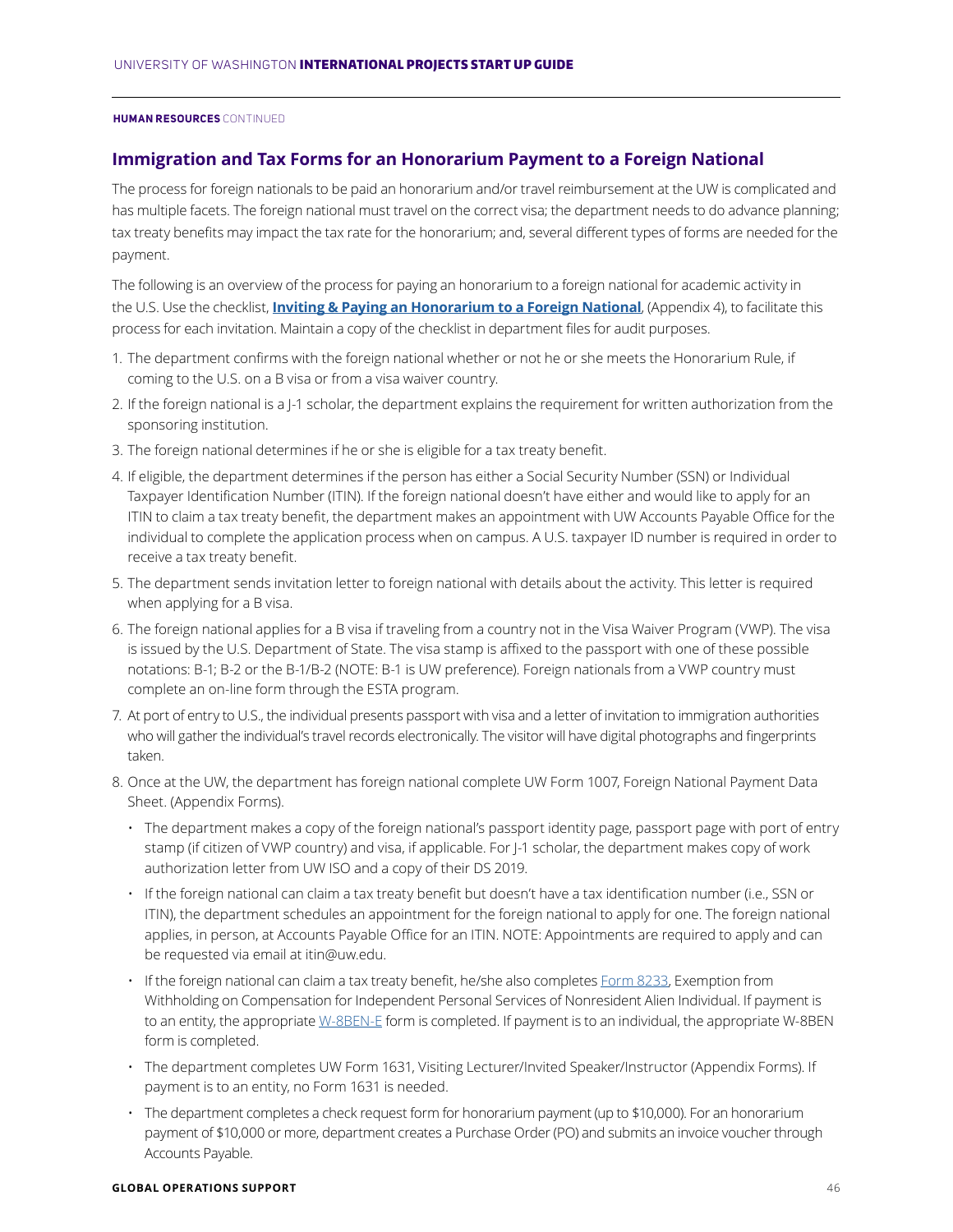**HUMAN RESOURCES** CONTINUED

## Immigration and Tax Forms for an Honorarium Payment to a Foreign National

The process for foreign nationals to be paid an honorarium and/or travel reimbursement at the UW is complicated and has multiple facets. The foreign national must travel on the correct visa; the department needs to do advance planning; tax treaty benefits may impact the tax rate for the honorarium; and, several different types of forms are needed for the payment.

The following is an overview of the process for paying an honorarium to a foreign national for academic activity in the U.S. Use the checklist, **Inviting & Paying an Honorarium to a Foreign National**, (Appendix 4), to facilitate this process for each invitation. Maintain a copy of the checklist in department files for audit purposes.

1. The department confirms with the foreign national whether or not he or she meets the Honorarium Rule, if coming to the U.S. on a B visa or from a visa waiver country.
2. If the foreign national is a J-1 scholar, the department explains the requirement for written authorization from the sponsoring institution.
3. The foreign national determines if he or she is eligible for a tax treaty benefit.
4. If eligible, the department determines if the person has either a Social Security Number (SSN) or Individual Taxpayer Identification Number (ITIN). If the foreign national doesn't have either and would like to apply for an ITIN to claim a tax treaty benefit, the department makes an appointment with UW Accounts Payable Office for the individual to complete the application process when on campus. A U.S. taxpayer ID number is required in order to receive a tax treaty benefit.
5. The department sends invitation letter to foreign national with details about the activity. This letter is required when applying for a B visa.
6. The foreign national applies for a B visa if traveling from a country not in the Visa Waiver Program (VWP). The visa is issued by the U.S. Department of State. The visa stamp is affixed to the passport with one of these possible notations: B-1; B-2 or the B-1/B-2 (NOTE: B-1 is UW preference). Foreign nationals from a VWP country must complete an on-line form through the ESTA program.
7. At port of entry to U.S., the individual presents passport with visa and a letter of invitation to immigration authorities who will gather the individual's travel records electronically. The visitor will have digital photographs and fingerprints taken.
8. Once at the UW, the department has foreign national complete UW Form 1007, Foreign National Payment Data Sheet. (Appendix Forms).
   - The department makes a copy of the foreign national's passport identity page, passport page with port of entry stamp (if citizen of VWP country) and visa, if applicable. For J-1 scholar, the department makes copy of work authorization letter from UW ISO and a copy of their DS 2019.
   - If the foreign national can claim a tax treaty benefit but doesn't have a tax identification number (i.e., SSN or ITIN), the department schedules an appointment for the foreign national to apply for one. The foreign national applies, in person, at Accounts Payable Office for an ITIN. NOTE: Appointments are required to apply and can be requested via email at itin@uw.edu.
   - If the foreign national can claim a tax treaty benefit, he/she also completes Form 8233, Exemption from Withholding on Compensation for Independent Personal Services of Nonresident Alien Individual. If payment is to an entity, the appropriate W-8BEN-E form is completed. If payment is to an individual, the appropriate W-8BEN form is completed.
   - The department completes UW Form 1631, Visiting Lecturer/Invited Speaker/Instructor (Appendix Forms). If payment is to an entity, no Form 1631 is needed.
   - The department completes a check request form for honorarium payment (up to $10,000). For an honorarium payment of $10,000 or more, department creates a Purchase Order (PO) and submits an invoice voucher through Accounts Payable.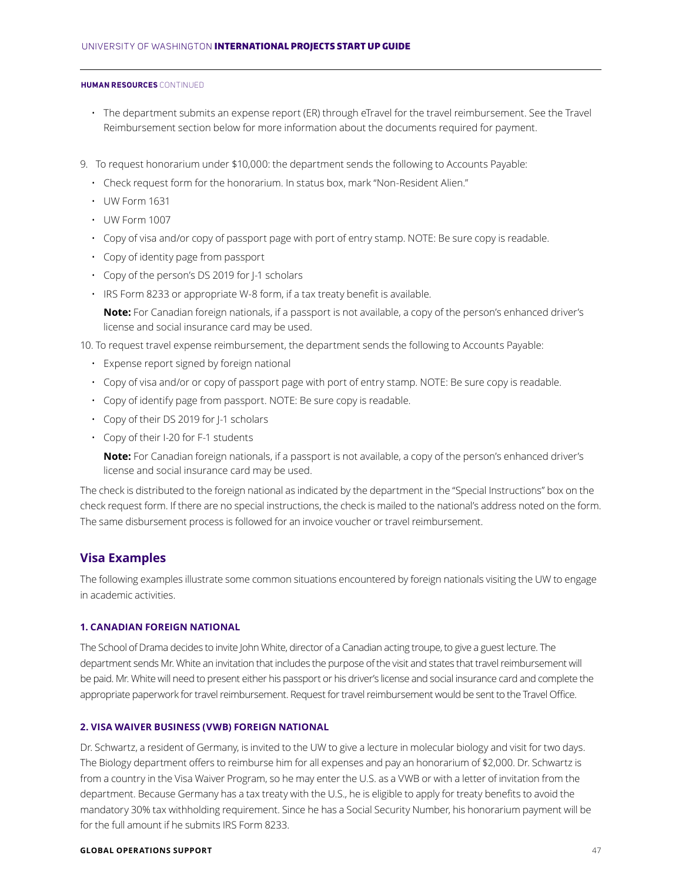**HUMAN RESOURCES** CONTINUED

- The department submits an expense report (ER) through eTravel for the travel reimbursement. See the Travel Reimbursement section below for more information about the documents required for payment.

9. To request honorarium under $10,000: the department sends the following to Accounts Payable:
   - Check request form for the honorarium. In status box, mark "Non-Resident Alien."
   - UW Form 1631
   - UW Form 1007
   - Copy of visa and/or copy of passport page with port of entry stamp. NOTE: Be sure copy is readable.
   - Copy of identity page from passport
   - Copy of the person's DS 2019 for J-1 scholars
   - IRS Form 8233 or appropriate W-8 form, if a tax treaty benefit is available.

   **Note:** For Canadian foreign nationals, if a passport is not available, a copy of the person's enhanced driver's license and social insurance card may be used.

10. To request travel expense reimbursement, the department sends the following to Accounts Payable:
    - Expense report signed by foreign national
    - Copy of visa and/or or copy of passport page with port of entry stamp. NOTE: Be sure copy is readable.
    - Copy of identify page from passport. NOTE: Be sure copy is readable.
    - Copy of their DS 2019 for J-1 scholars
    - Copy of their I-20 for F-1 students

    **Note:** For Canadian foreign nationals, if a passport is not available, a copy of the person's enhanced driver's license and social insurance card may be used.

The check is distributed to the foreign national as indicated by the department in the "Special Instructions" box on the check request form. If there are no special instructions, the check is mailed to the national's address noted on the form. The same disbursement process is followed for an invoice voucher or travel reimbursement.

## Visa Examples

The following examples illustrate some common situations encountered by foreign nationals visiting the UW to engage in academic activities.

#### 1. CANADIAN FOREIGN NATIONAL

The School of Drama decides to invite John White, director of a Canadian acting troupe, to give a guest lecture. The department sends Mr. White an invitation that includes the purpose of the visit and states that travel reimbursement will be paid. Mr. White will need to present either his passport or his driver's license and social insurance card and complete the appropriate paperwork for travel reimbursement. Request for travel reimbursement would be sent to the Travel Office.

#### 2. VISA WAIVER BUSINESS (VWB) FOREIGN NATIONAL

Dr. Schwartz, a resident of Germany, is invited to the UW to give a lecture in molecular biology and visit for two days. The Biology department offers to reimburse him for all expenses and pay an honorarium of $2,000. Dr. Schwartz is from a country in the Visa Waiver Program, so he may enter the U.S. as a VWB or with a letter of invitation from the department. Because Germany has a tax treaty with the U.S., he is eligible to apply for treaty benefits to avoid the mandatory 30% tax withholding requirement. Since he has a Social Security Number, his honorarium payment will be for the full amount if he submits IRS Form 8233.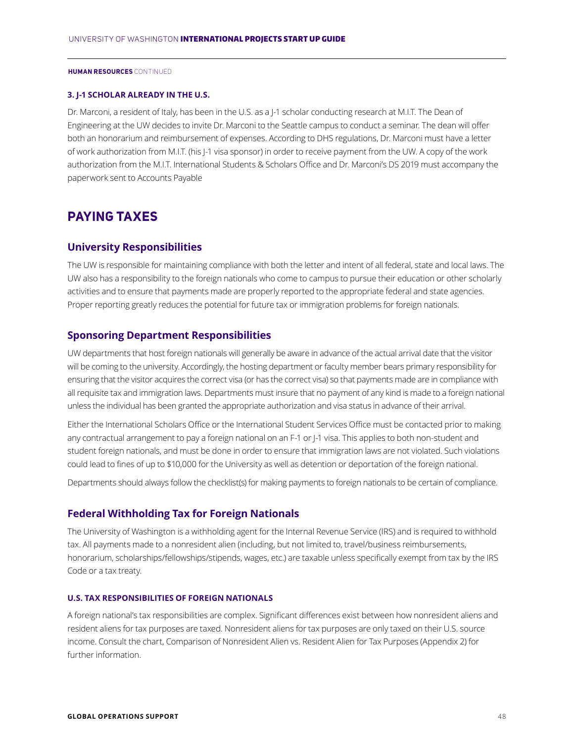**HUMAN RESOURCES** CONTINUED

#### 3. J-1 SCHOLAR ALREADY IN THE U.S.

Dr. Marconi, a resident of Italy, has been in the U.S. as a J-1 scholar conducting research at M.I.T. The Dean of Engineering at the UW decides to invite Dr. Marconi to the Seattle campus to conduct a seminar. The dean will offer both an honorarium and reimbursement of expenses. According to DHS regulations, Dr. Marconi must have a letter of work authorization from M.I.T. (his J-1 visa sponsor) in order to receive payment from the UW. A copy of the work authorization from the M.I.T. International Students & Scholars Office and Dr. Marconi's DS 2019 must accompany the paperwork sent to Accounts Payable

## PAYING TAXES

### University Responsibilities

The UW is responsible for maintaining compliance with both the letter and intent of all federal, state and local laws. The UW also has a responsibility to the foreign nationals who come to campus to pursue their education or other scholarly activities and to ensure that payments made are properly reported to the appropriate federal and state agencies. Proper reporting greatly reduces the potential for future tax or immigration problems for foreign nationals.

### Sponsoring Department Responsibilities

UW departments that host foreign nationals will generally be aware in advance of the actual arrival date that the visitor will be coming to the university. Accordingly, the hosting department or faculty member bears primary responsibility for ensuring that the visitor acquires the correct visa (or has the correct visa) so that payments made are in compliance with all requisite tax and immigration laws. Departments must insure that no payment of any kind is made to a foreign national unless the individual has been granted the appropriate authorization and visa status in advance of their arrival.

Either the International Scholars Office or the International Student Services Office must be contacted prior to making any contractual arrangement to pay a foreign national on an F-1 or J-1 visa. This applies to both non-student and student foreign nationals, and must be done in order to ensure that immigration laws are not violated. Such violations could lead to fines of up to $10,000 for the University as well as detention or deportation of the foreign national.

Departments should always follow the checklist(s) for making payments to foreign nationals to be certain of compliance.

### Federal Withholding Tax for Foreign Nationals

The University of Washington is a withholding agent for the Internal Revenue Service (IRS) and is required to withhold tax. All payments made to a nonresident alien (including, but not limited to, travel/business reimbursements, honorarium, scholarships/fellowships/stipends, wages, etc.) are taxable unless specifically exempt from tax by the IRS Code or a tax treaty.

#### U.S. TAX RESPONSIBILITIES OF FOREIGN NATIONALS

A foreign national's tax responsibilities are complex. Significant differences exist between how nonresident aliens and resident aliens for tax purposes are taxed. Nonresident aliens for tax purposes are only taxed on their U.S. source income. Consult the chart, Comparison of Nonresident Alien vs. Resident Alien for Tax Purposes (Appendix 2) for further information.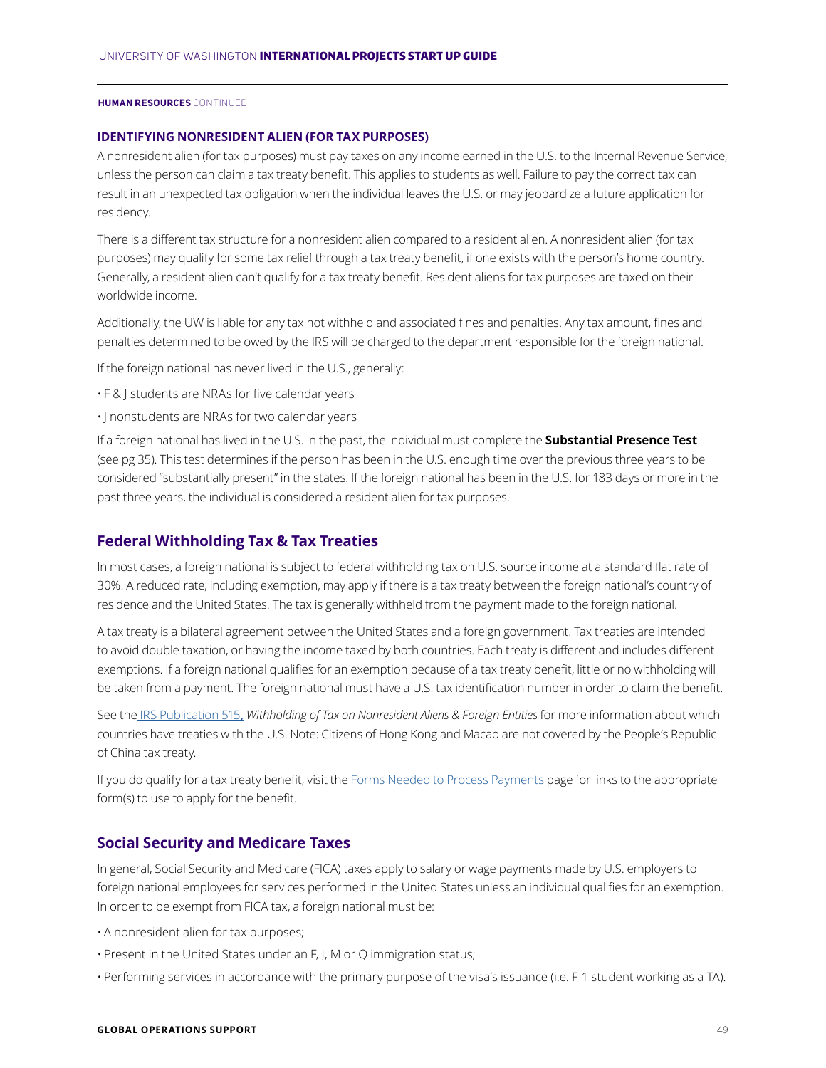**HUMAN RESOURCES** CONTINUED

### IDENTIFYING NONRESIDENT ALIEN (FOR TAX PURPOSES)

A nonresident alien (for tax purposes) must pay taxes on any income earned in the U.S. to the Internal Revenue Service, unless the person can claim a tax treaty benefit. This applies to students as well. Failure to pay the correct tax can result in an unexpected tax obligation when the individual leaves the U.S. or may jeopardize a future application for residency.

There is a different tax structure for a nonresident alien compared to a resident alien. A nonresident alien (for tax purposes) may qualify for some tax relief through a tax treaty benefit, if one exists with the person's home country. Generally, a resident alien can't qualify for a tax treaty benefit. Resident aliens for tax purposes are taxed on their worldwide income.

Additionally, the UW is liable for any tax not withheld and associated fines and penalties. Any tax amount, fines and penalties determined to be owed by the IRS will be charged to the department responsible for the foreign national.

If the foreign national has never lived in the U.S., generally:

- F & J students are NRAs for five calendar years
- J nonstudents are NRAs for two calendar years

If a foreign national has lived in the U.S. in the past, the individual must complete the **Substantial Presence Test** (see pg 35). This test determines if the person has been in the U.S. enough time over the previous three years to be considered "substantially present" in the states. If the foreign national has been in the U.S. for 183 days or more in the past three years, the individual is considered a resident alien for tax purposes.

## Federal Withholding Tax & Tax Treaties

In most cases, a foreign national is subject to federal withholding tax on U.S. source income at a standard flat rate of 30%. A reduced rate, including exemption, may apply if there is a tax treaty between the foreign national's country of residence and the United States. The tax is generally withheld from the payment made to the foreign national.

A tax treaty is a bilateral agreement between the United States and a foreign government. Tax treaties are intended to avoid double taxation, or having the income taxed by both countries. Each treaty is different and includes different exemptions. If a foreign national qualifies for an exemption because of a tax treaty benefit, little or no withholding will be taken from a payment. The foreign national must have a U.S. tax identification number in order to claim the benefit.

See the IRS Publication 515, *Withholding of Tax on Nonresident Aliens & Foreign Entities* for more information about which countries have treaties with the U.S. Note: Citizens of Hong Kong and Macao are not covered by the People's Republic of China tax treaty.

If you do qualify for a tax treaty benefit, visit the Forms Needed to Process Payments page for links to the appropriate form(s) to use to apply for the benefit.

## Social Security and Medicare Taxes

In general, Social Security and Medicare (FICA) taxes apply to salary or wage payments made by U.S. employers to foreign national employees for services performed in the United States unless an individual qualifies for an exemption. In order to be exempt from FICA tax, a foreign national must be:

- A nonresident alien for tax purposes;
- Present in the United States under an F, J, M or Q immigration status;
- Performing services in accordance with the primary purpose of the visa's issuance (i.e. F-1 student working as a TA).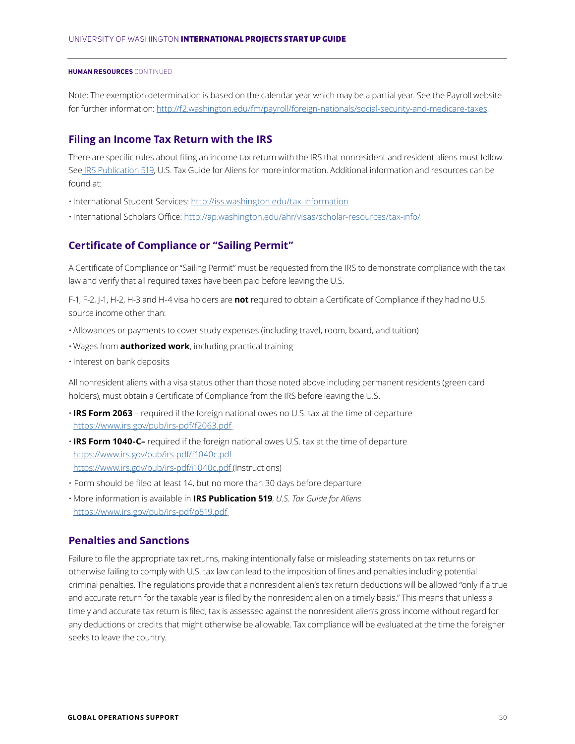**HUMAN RESOURCES** CONTINUED

Note: The exemption determination is based on the calendar year which may be a partial year. See the Payroll website for further information: http://f2.washington.edu/fm/payroll/foreign-nationals/social-security-and-medicare-taxes.

## Filing an Income Tax Return with the IRS

There are specific rules about filing an income tax return with the IRS that nonresident and resident aliens must follow. See IRS Publication 519, U.S. Tax Guide for Aliens for more information. Additional information and resources can be found at:

- International Student Services: http://iss.washington.edu/tax-information
- International Scholars Office: http://ap.washington.edu/ahr/visas/scholar-resources/tax-info/

## Certificate of Compliance or "Sailing Permit"

A Certificate of Compliance or "Sailing Permit" must be requested from the IRS to demonstrate compliance with the tax law and verify that all required taxes have been paid before leaving the U.S.

F-1, F-2, J-1, H-2, H-3 and H-4 visa holders are **not** required to obtain a Certificate of Compliance if they had no U.S. source income other than:

- Allowances or payments to cover study expenses (including travel, room, board, and tuition)
- Wages from **authorized work**, including practical training
- Interest on bank deposits

All nonresident aliens with a visa status other than those noted above including permanent residents (green card holders), must obtain a Certificate of Compliance from the IRS before leaving the U.S.

- **IRS Form 2063** – required if the foreign national owes no U.S. tax at the time of departure https://www.irs.gov/pub/irs-pdf/f2063.pdf
- **IRS Form 1040-C–** required if the foreign national owes U.S. tax at the time of departure https://www.irs.gov/pub/irs-pdf/f1040c.pdf https://www.irs.gov/pub/irs-pdf/i1040c.pdf (Instructions)
- Form should be filed at least 14, but no more than 30 days before departure
- More information is available in **IRS Publication 519**, *U.S. Tax Guide for Aliens* https://www.irs.gov/pub/irs-pdf/p519.pdf

## Penalties and Sanctions

Failure to file the appropriate tax returns, making intentionally false or misleading statements on tax returns or otherwise failing to comply with U.S. tax law can lead to the imposition of fines and penalties including potential criminal penalties. The regulations provide that a nonresident alien's tax return deductions will be allowed "only if a true and accurate return for the taxable year is filed by the nonresident alien on a timely basis." This means that unless a timely and accurate tax return is filed, tax is assessed against the nonresident alien's gross income without regard for any deductions or credits that might otherwise be allowable. Tax compliance will be evaluated at the time the foreigner seeks to leave the country.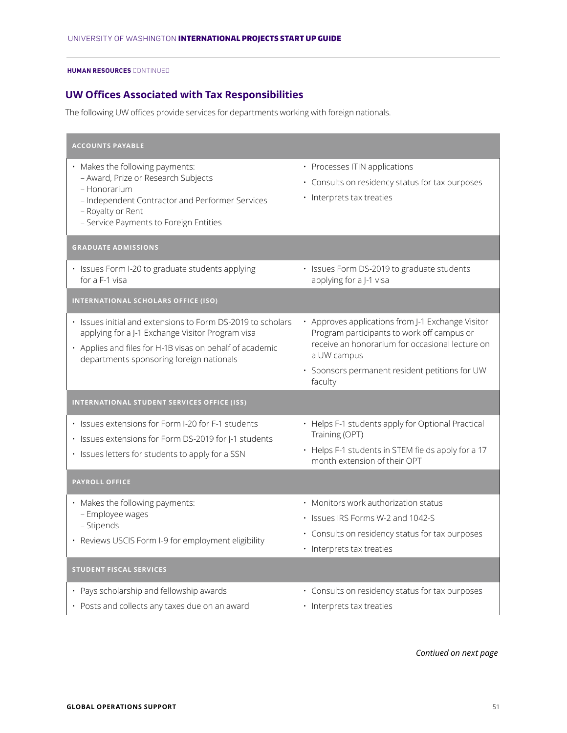HUMAN RESOURCES CONTINUED

## UW Offices Associated with Tax Responsibilities

The following UW offices provide services for departments working with foreign nationals.

### ACCOUNTS PAYABLE

- Makes the following payments:
  - Award, Prize or Research Subjects
  - Honorarium
  - Independent Contractor and Performer Services
  - Royalty or Rent
  - Service Payments to Foreign Entities
- Processes ITIN applications
- Consults on residency status for tax purposes
- Interprets tax treaties

### GRADUATE ADMISSIONS

- Issues Form I-20 to graduate students applying for a F-1 visa
- Issues Form DS-2019 to graduate students applying for a J-1 visa

### INTERNATIONAL SCHOLARS OFFICE (ISO)

- Issues initial and extensions to Form DS-2019 to scholars applying for a J-1 Exchange Visitor Program visa
- Applies and files for H-1B visas on behalf of academic departments sponsoring foreign nationals
- Approves applications from J-1 Exchange Visitor Program participants to work off campus or receive an honorarium for occasional lecture on a UW campus
- Sponsors permanent resident petitions for UW faculty

### INTERNATIONAL STUDENT SERVICES OFFICE (ISS)

- Issues extensions for Form I-20 for F-1 students
- Issues extensions for Form DS-2019 for J-1 students
- Issues letters for students to apply for a SSN
- Helps F-1 students apply for Optional Practical Training (OPT)
- Helps F-1 students in STEM fields apply for a 17 month extension of their OPT

### PAYROLL OFFICE

- Makes the following payments:
  - Employee wages
  - Stipends
- Reviews USCIS Form I-9 for employment eligibility
- Monitors work authorization status
- Issues IRS Forms W-2 and 1042-S
- Consults on residency status for tax purposes
- Interprets tax treaties

### STUDENT FISCAL SERVICES

- Pays scholarship and fellowship awards
- Posts and collects any taxes due on an award
- Consults on residency status for tax purposes
- Interprets tax treaties

*Contiued on next page*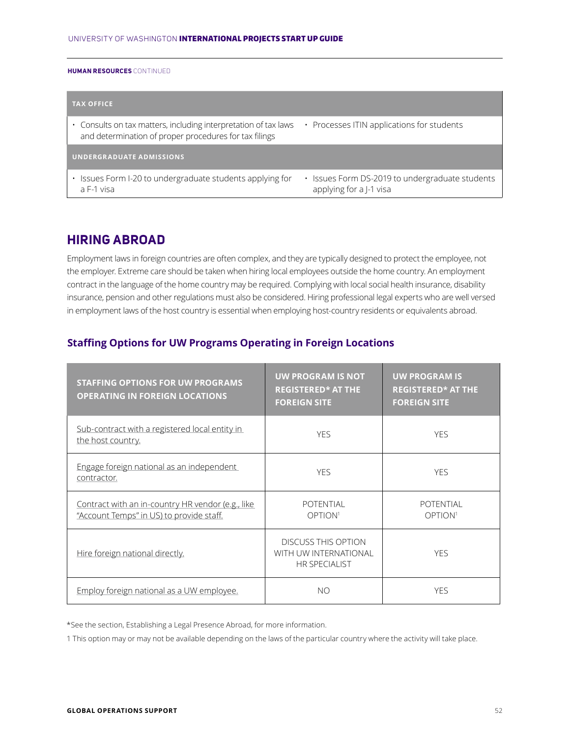**HUMAN RESOURCES** CONTINUED

| TAX OFFICE | |
|---|---|
| • Consults on tax matters, including interpretation of tax laws and determination of proper procedures for tax filings | • Processes ITIN applications for students |
| **UNDERGRADUATE ADMISSIONS** | |
| • Issues Form I-20 to undergraduate students applying for a F-1 visa | • Issues Form DS-2019 to undergraduate students applying for a J-1 visa |

## HIRING ABROAD

Employment laws in foreign countries are often complex, and they are typically designed to protect the employee, not the employer. Extreme care should be taken when hiring local employees outside the home country. An employment contract in the language of the home country may be required. Complying with local social health insurance, disability insurance, pension and other regulations must also be considered. Hiring professional legal experts who are well versed in employment laws of the host country is essential when employing host-country residents or equivalents abroad.

### Staffing Options for UW Programs Operating in Foreign Locations

| STAFFING OPTIONS FOR UW PROGRAMS OPERATING IN FOREIGN LOCATIONS | UW PROGRAM IS NOT REGISTERED* AT THE FOREIGN SITE | UW PROGRAM IS REGISTERED* AT THE FOREIGN SITE |
|---|---|---|
| Sub-contract with a registered local entity in the host country. | YES | YES |
| Engage foreign national as an independent contractor. | YES | YES |
| Contract with an in-country HR vendor (e.g., like "Account Temps" in US) to provide staff. | POTENTIAL OPTION[1] | POTENTIAL OPTION[1] |
| Hire foreign national directly. | DISCUSS THIS OPTION WITH UW INTERNATIONAL HR SPECIALIST | YES |
| Employ foreign national as a UW employee. | NO | YES |

*See the section, Establishing a Legal Presence Abroad, for more information.

1 This option may or may not be available depending on the laws of the particular country where the activity will take place.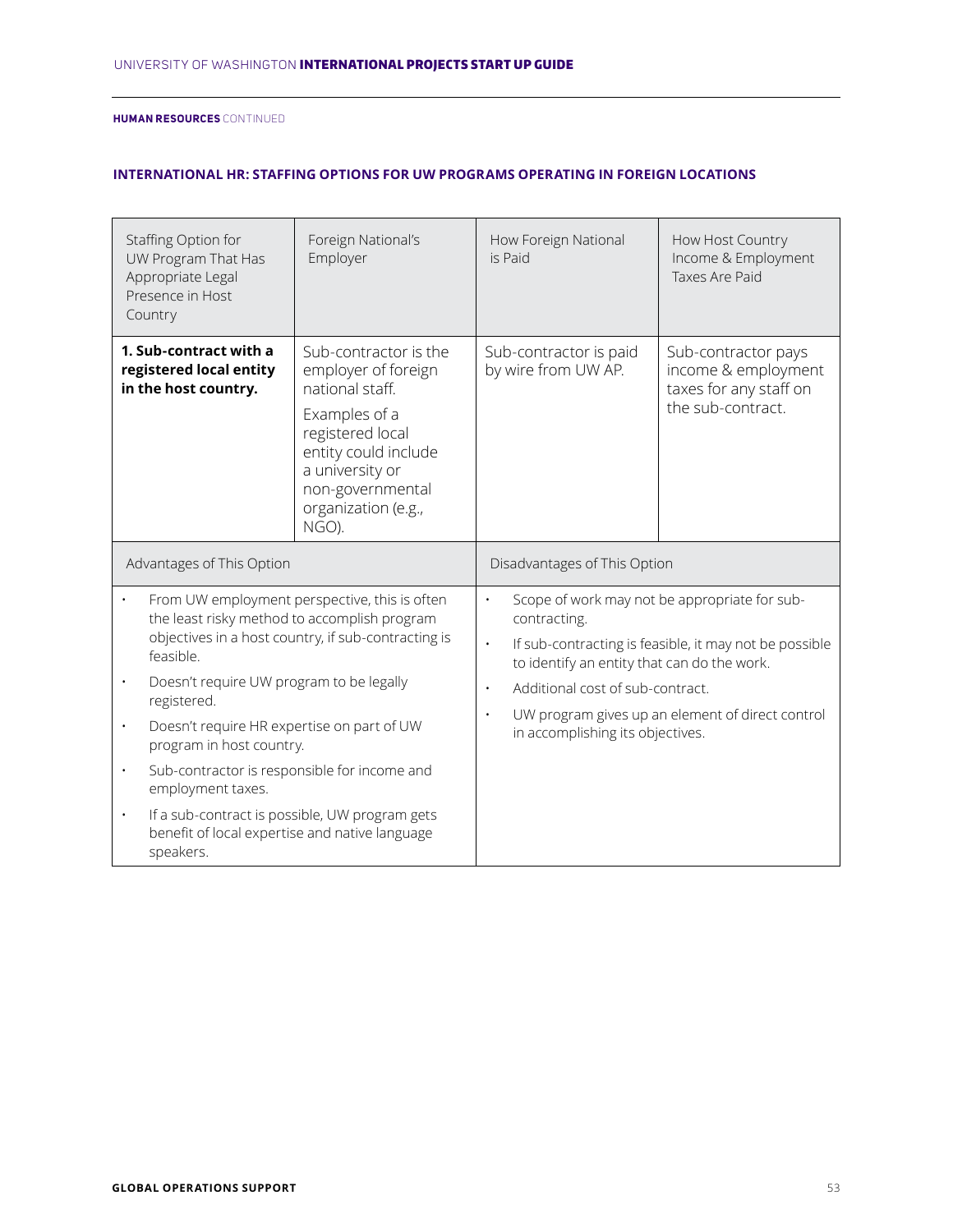**HUMAN RESOURCES** CONTINUED

### INTERNATIONAL HR: STAFFING OPTIONS FOR UW PROGRAMS OPERATING IN FOREIGN LOCATIONS

| Staffing Option for UW Program That Has Appropriate Legal Presence in Host Country | Foreign National's Employer | How Foreign National is Paid | How Host Country Income & Employment Taxes Are Paid |
|---|---|---|---|
| **1. Sub-contract with a registered local entity in the host country.** | Sub-contractor is the employer of foreign national staff. Examples of a registered local entity could include a university or non-governmental organization (e.g., NGO). | Sub-contractor is paid by wire from UW AP. | Sub-contractor pays income & employment taxes for any staff on the sub-contract. |

| Advantages of This Option | Disadvantages of This Option |
|---|---|
| • From UW employment perspective, this is often the least risky method to accomplish program objectives in a host country, if sub-contracting is feasible.<br>• Doesn't require UW program to be legally registered.<br>• Doesn't require HR expertise on part of UW program in host country.<br>• Sub-contractor is responsible for income and employment taxes.<br>• If a sub-contract is possible, UW program gets benefit of local expertise and native language speakers. | • Scope of work may not be appropriate for sub-contracting.<br>• If sub-contracting is feasible, it may not be possible to identify an entity that can do the work.<br>• Additional cost of sub-contract.<br>• UW program gives up an element of direct control in accomplishing its objectives. |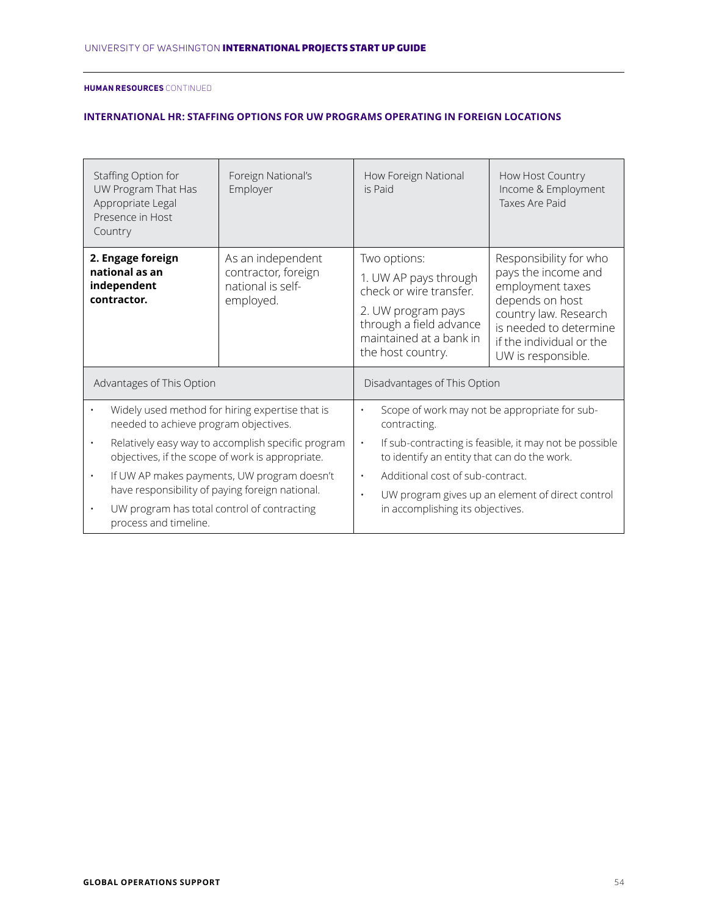**HUMAN RESOURCES** CONTINUED

### INTERNATIONAL HR: STAFFING OPTIONS FOR UW PROGRAMS OPERATING IN FOREIGN LOCATIONS

| Staffing Option for UW Program That Has Appropriate Legal Presence in Host Country | Foreign National's Employer | How Foreign National is Paid | How Host Country Income & Employment Taxes Are Paid |
|---|---|---|---|
| **2. Engage foreign national as an independent contractor.** | As an independent contractor, foreign national is self-employed. | Two options:<br>1. UW AP pays through check or wire transfer.<br>2. UW program pays through a field advance maintained at a bank in the host country. | Responsibility for who pays the income and employment taxes depends on host country law. Research is needed to determine if the individual or the UW is responsible. |

| Advantages of This Option | Disadvantages of This Option |
|---|---|
| • Widely used method for hiring expertise that is needed to achieve program objectives.<br>• Relatively easy way to accomplish specific program objectives, if the scope of work is appropriate.<br>• If UW AP makes payments, UW program doesn't have responsibility of paying foreign national.<br>• UW program has total control of contracting process and timeline. | • Scope of work may not be appropriate for sub-contracting.<br>• If sub-contracting is feasible, it may not be possible to identify an entity that can do the work.<br>• Additional cost of sub-contract.<br>• UW program gives up an element of direct control in accomplishing its objectives. |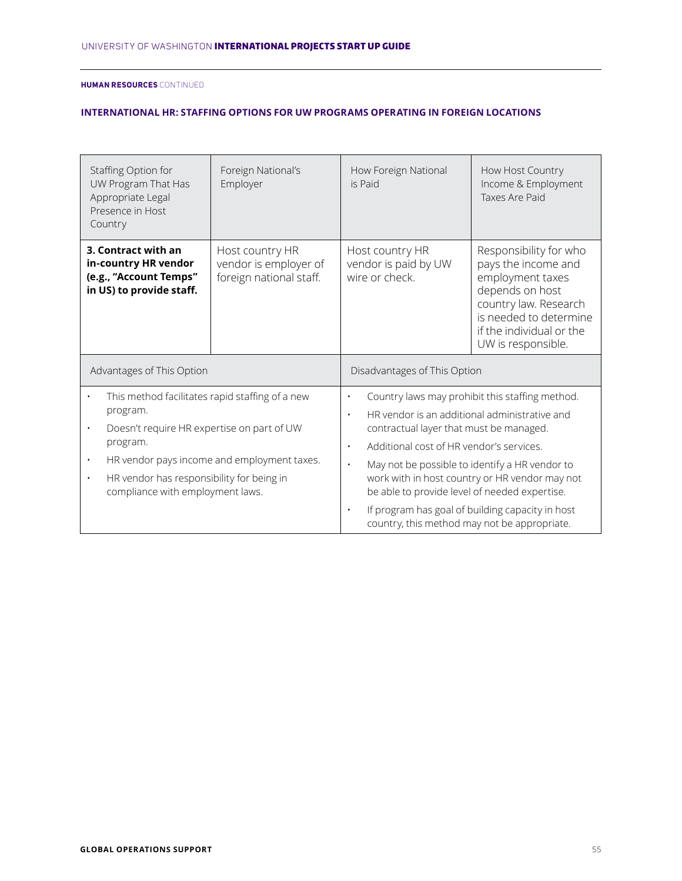**HUMAN RESOURCES** CONTINUED

### INTERNATIONAL HR: STAFFING OPTIONS FOR UW PROGRAMS OPERATING IN FOREIGN LOCATIONS

| Staffing Option for UW Program That Has Appropriate Legal Presence in Host Country | Foreign National's Employer | How Foreign National is Paid | How Host Country Income & Employment Taxes Are Paid |
|---|---|---|---|
| **3. Contract with an in-country HR vendor (e.g., "Account Temps" in US) to provide staff.** | Host country HR vendor is employer of foreign national staff. | Host country HR vendor is paid by UW wire or check. | Responsibility for who pays the income and employment taxes depends on host country law. Research is needed to determine if the individual or the UW is responsible. |

| Advantages of This Option | Disadvantages of This Option |
|---|---|
| • This method facilitates rapid staffing of a new program.<br>• Doesn't require HR expertise on part of UW program.<br>• HR vendor pays income and employment taxes.<br>• HR vendor has responsibility for being in compliance with employment laws. | • Country laws may prohibit this staffing method.<br>• HR vendor is an additional administrative and contractual layer that must be managed.<br>• Additional cost of HR vendor's services.<br>• May not be possible to identify a HR vendor to work with in host country or HR vendor may not be able to provide level of needed expertise.<br>• If program has goal of building capacity in host country, this method may not be appropriate. |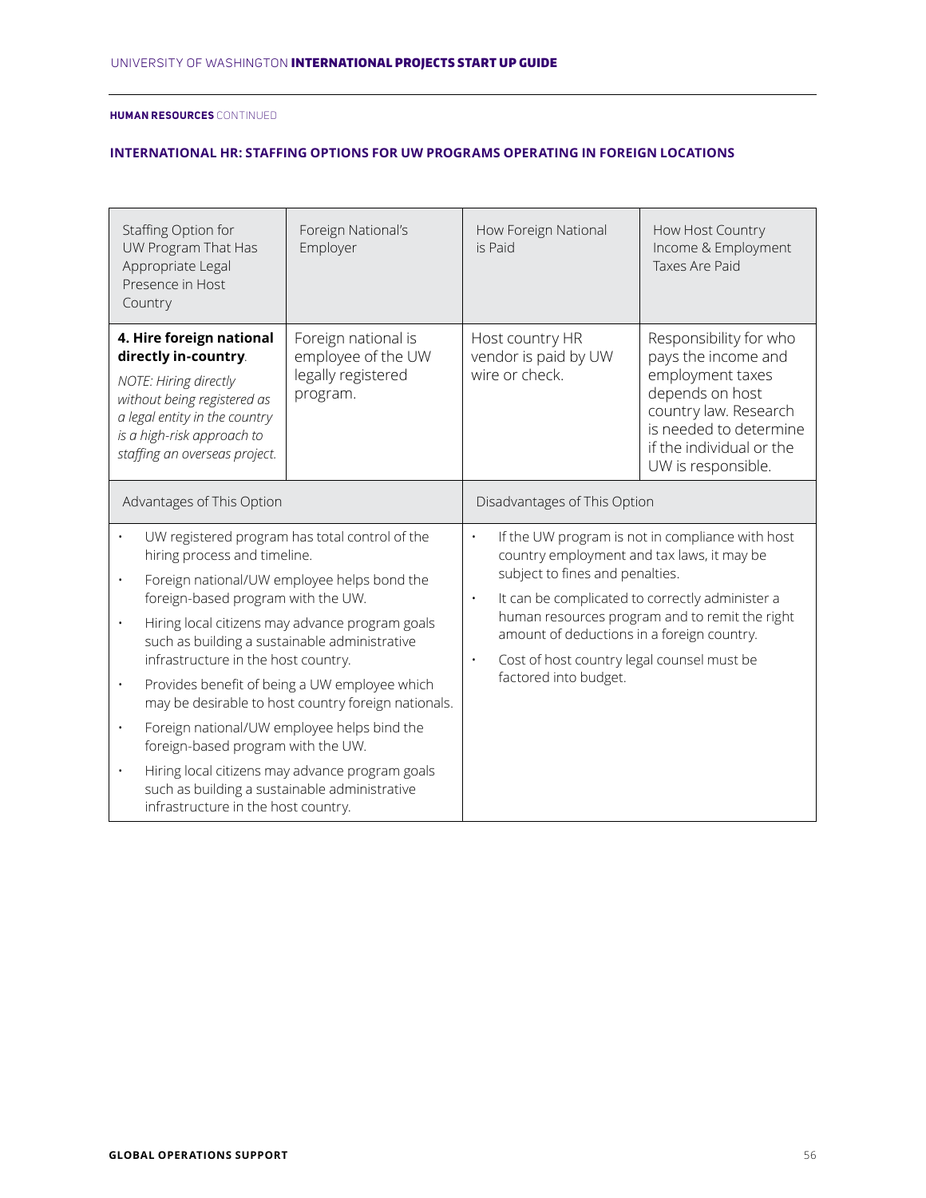**HUMAN RESOURCES** CONTINUED

### INTERNATIONAL HR: STAFFING OPTIONS FOR UW PROGRAMS OPERATING IN FOREIGN LOCATIONS

| Staffing Option for UW Program That Has Appropriate Legal Presence in Host Country | Foreign National's Employer | How Foreign National is Paid | How Host Country Income & Employment Taxes Are Paid |
|---|---|---|---|
| **4. Hire foreign national directly in-country**. *NOTE: Hiring directly without being registered as a legal entity in the country is a high-risk approach to staffing an overseas project.* | Foreign national is employee of the UW legally registered program. | Host country HR vendor is paid by UW wire or check. | Responsibility for who pays the income and employment taxes depends on host country law. Research is needed to determine if the individual or the UW is responsible. |

| Advantages of This Option | Disadvantages of This Option |
|---|---|
| • UW registered program has total control of the hiring process and timeline.<br>• Foreign national/UW employee helps bond the foreign-based program with the UW.<br>• Hiring local citizens may advance program goals such as building a sustainable administrative infrastructure in the host country.<br>• Provides benefit of being a UW employee which may be desirable to host country foreign nationals.<br>• Foreign national/UW employee helps bind the foreign-based program with the UW.<br>• Hiring local citizens may advance program goals such as building a sustainable administrative infrastructure in the host country. | • If the UW program is not in compliance with host country employment and tax laws, it may be subject to fines and penalties.<br>• It can be complicated to correctly administer a human resources program and to remit the right amount of deductions in a foreign country.<br>• Cost of host country legal counsel must be factored into budget. |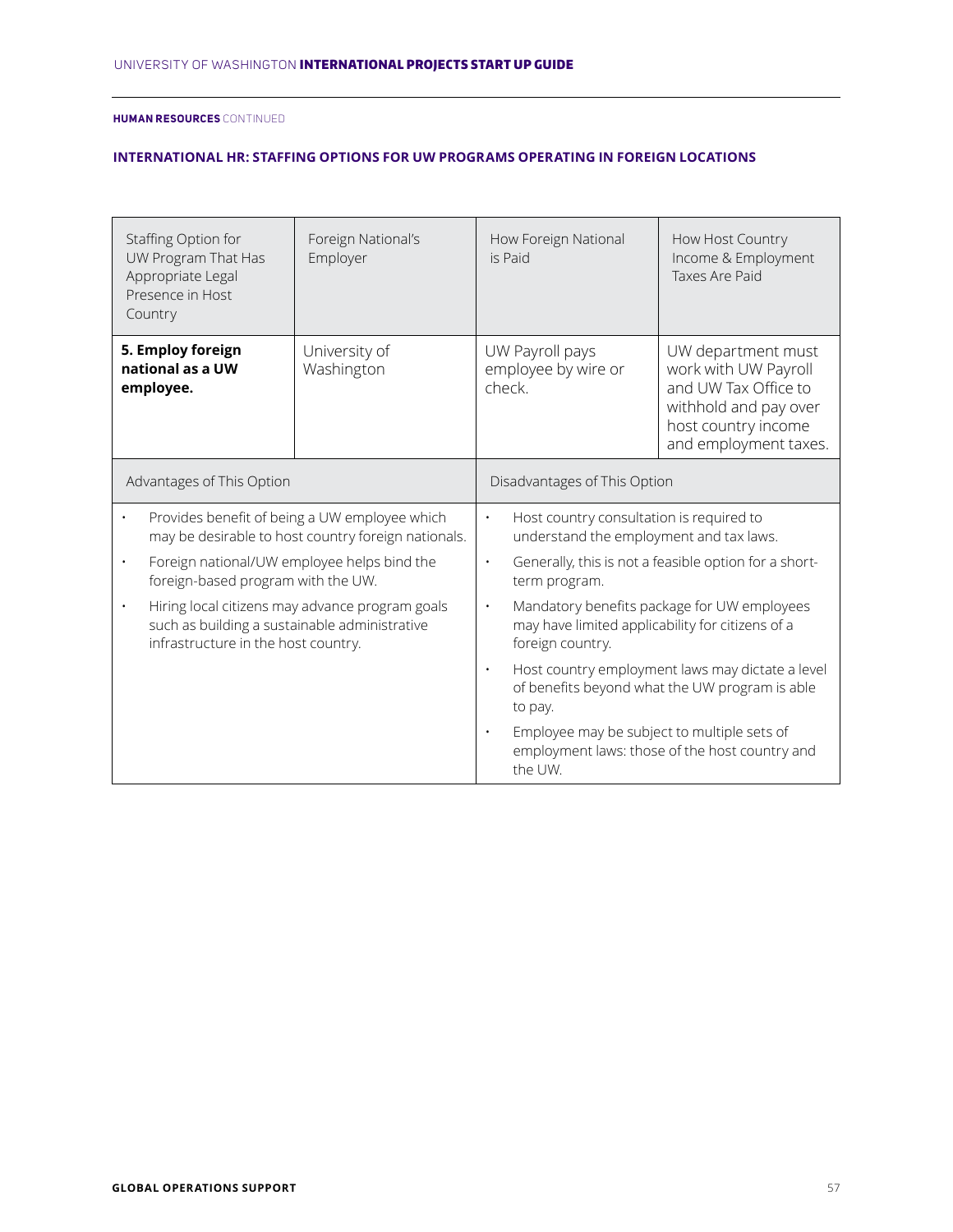**HUMAN RESOURCES** CONTINUED

### INTERNATIONAL HR: STAFFING OPTIONS FOR UW PROGRAMS OPERATING IN FOREIGN LOCATIONS

| Staffing Option for UW Program That Has Appropriate Legal Presence in Host Country | Foreign National's Employer | How Foreign National is Paid | How Host Country Income & Employment Taxes Are Paid |
|---|---|---|---|
| **5. Employ foreign national as a UW employee.** | University of Washington | UW Payroll pays employee by wire or check. | UW department must work with UW Payroll and UW Tax Office to withhold and pay over host country income and employment taxes. |

| Advantages of This Option | Disadvantages of This Option |
|---|---|
| • Provides benefit of being a UW employee which may be desirable to host country foreign nationals.<br>• Foreign national/UW employee helps bind the foreign-based program with the UW.<br>• Hiring local citizens may advance program goals such as building a sustainable administrative infrastructure in the host country. | • Host country consultation is required to understand the employment and tax laws.<br>• Generally, this is not a feasible option for a short-term program.<br>• Mandatory benefits package for UW employees may have limited applicability for citizens of a foreign country.<br>• Host country employment laws may dictate a level of benefits beyond what the UW program is able to pay.<br>• Employee may be subject to multiple sets of employment laws: those of the host country and the UW. |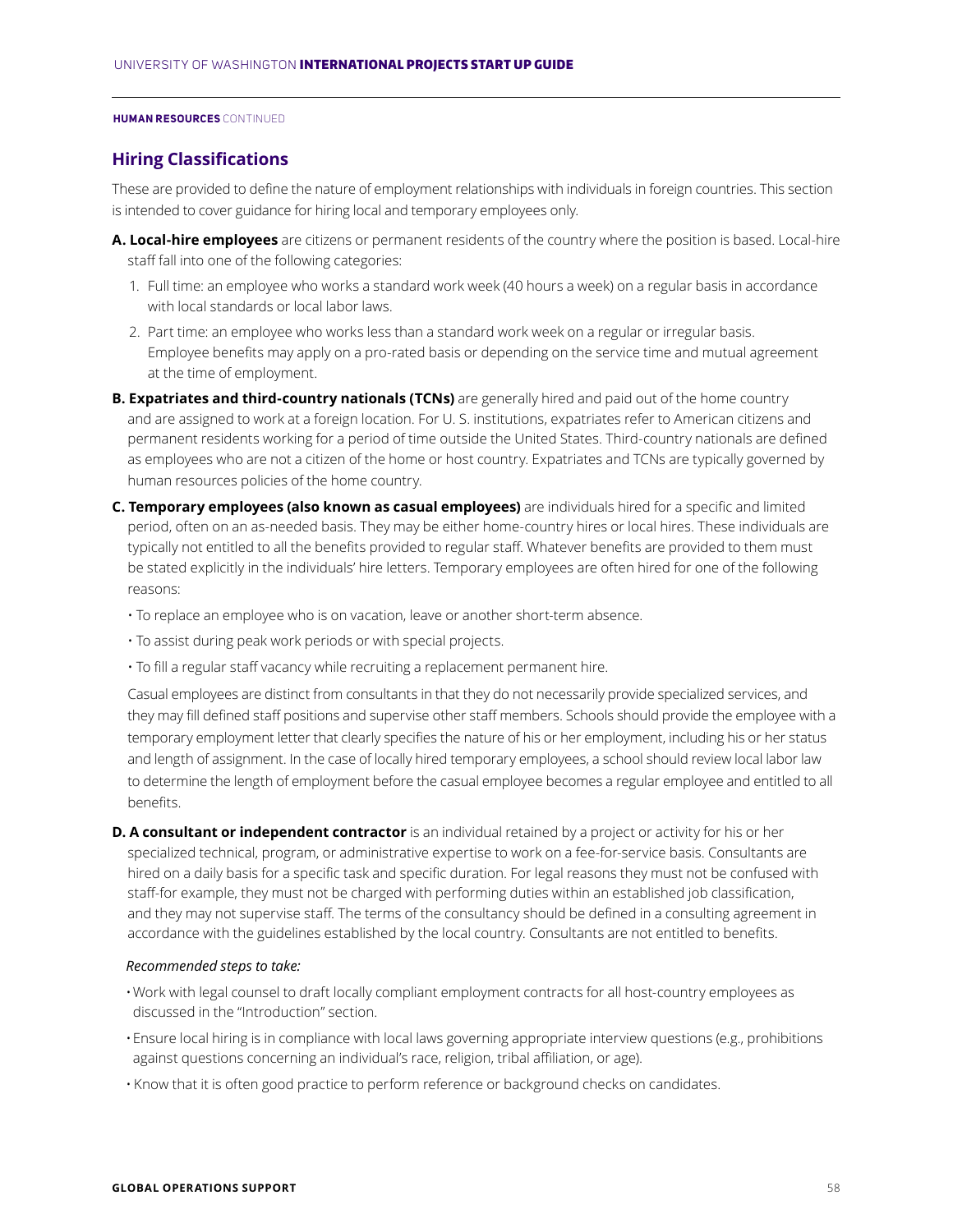**HUMAN RESOURCES** CONTINUED

## Hiring Classifications

These are provided to define the nature of employment relationships with individuals in foreign countries. This section is intended to cover guidance for hiring local and temporary employees only.

**A. Local-hire employees** are citizens or permanent residents of the country where the position is based. Local-hire staff fall into one of the following categories:

1. Full time: an employee who works a standard work week (40 hours a week) on a regular basis in accordance with local standards or local labor laws.
2. Part time: an employee who works less than a standard work week on a regular or irregular basis. Employee benefits may apply on a pro-rated basis or depending on the service time and mutual agreement at the time of employment.

**B. Expatriates and third-country nationals (TCNs)** are generally hired and paid out of the home country and are assigned to work at a foreign location. For U. S. institutions, expatriates refer to American citizens and permanent residents working for a period of time outside the United States. Third-country nationals are defined as employees who are not a citizen of the home or host country. Expatriates and TCNs are typically governed by human resources policies of the home country.

**C. Temporary employees (also known as casual employees)** are individuals hired for a specific and limited period, often on an as-needed basis. They may be either home-country hires or local hires. These individuals are typically not entitled to all the benefits provided to regular staff. Whatever benefits are provided to them must be stated explicitly in the individuals' hire letters. Temporary employees are often hired for one of the following reasons:

- To replace an employee who is on vacation, leave or another short-term absence.
- To assist during peak work periods or with special projects.
- To fill a regular staff vacancy while recruiting a replacement permanent hire.

Casual employees are distinct from consultants in that they do not necessarily provide specialized services, and they may fill defined staff positions and supervise other staff members. Schools should provide the employee with a temporary employment letter that clearly specifies the nature of his or her employment, including his or her status and length of assignment. In the case of locally hired temporary employees, a school should review local labor law to determine the length of employment before the casual employee becomes a regular employee and entitled to all benefits.

**D. A consultant or independent contractor** is an individual retained by a project or activity for his or her specialized technical, program, or administrative expertise to work on a fee-for-service basis. Consultants are hired on a daily basis for a specific task and specific duration. For legal reasons they must not be confused with staff-for example, they must not be charged with performing duties within an established job classification, and they may not supervise staff. The terms of the consultancy should be defined in a consulting agreement in accordance with the guidelines established by the local country. Consultants are not entitled to benefits.

*Recommended steps to take:*

- Work with legal counsel to draft locally compliant employment contracts for all host-country employees as discussed in the "Introduction" section.
- Ensure local hiring is in compliance with local laws governing appropriate interview questions (e.g., prohibitions against questions concerning an individual's race, religion, tribal affiliation, or age).
- Know that it is often good practice to perform reference or background checks on candidates.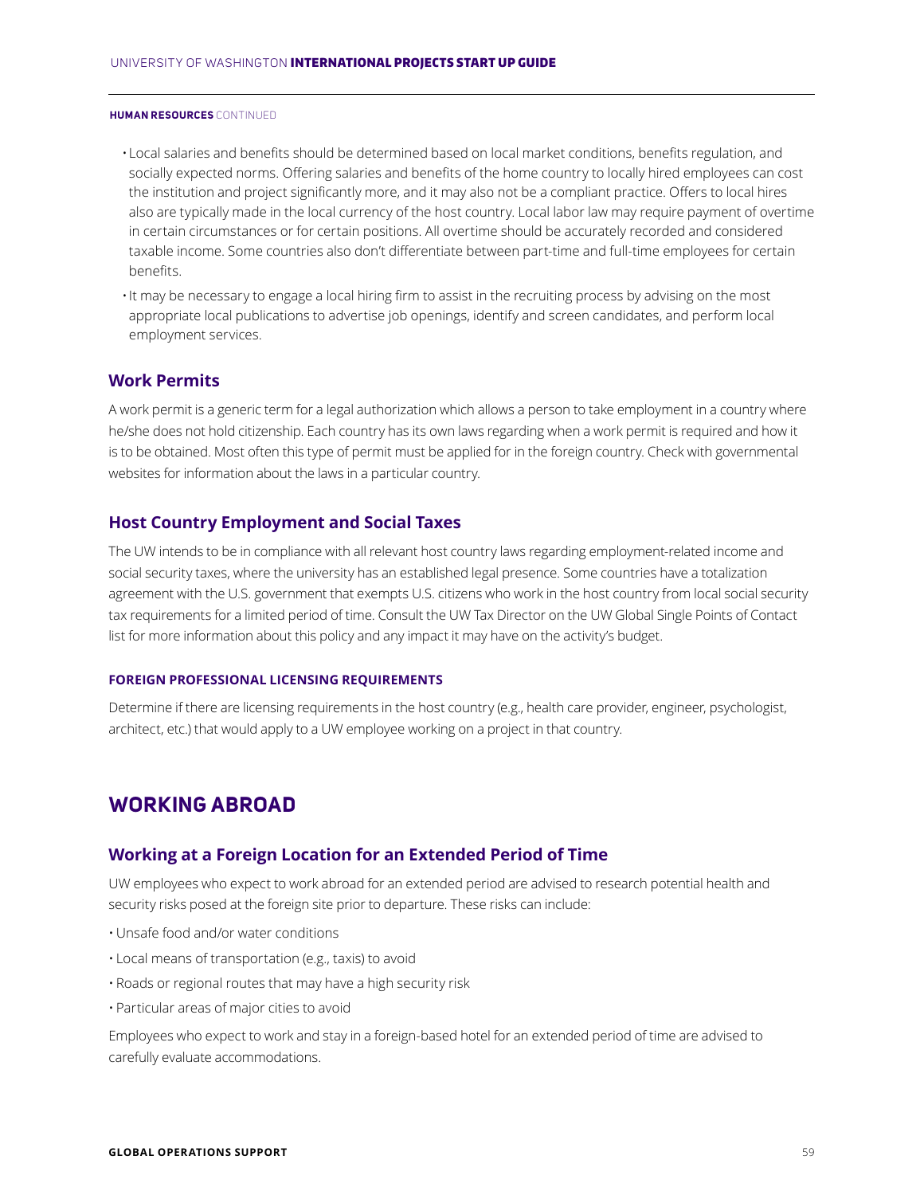**HUMAN RESOURCES** CONTINUED

- Local salaries and benefits should be determined based on local market conditions, benefits regulation, and socially expected norms. Offering salaries and benefits of the home country to locally hired employees can cost the institution and project significantly more, and it may also not be a compliant practice. Offers to local hires also are typically made in the local currency of the host country. Local labor law may require payment of overtime in certain circumstances or for certain positions. All overtime should be accurately recorded and considered taxable income. Some countries also don't differentiate between part-time and full-time employees for certain benefits.
- It may be necessary to engage a local hiring firm to assist in the recruiting process by advising on the most appropriate local publications to advertise job openings, identify and screen candidates, and perform local employment services.

### Work Permits

A work permit is a generic term for a legal authorization which allows a person to take employment in a country where he/she does not hold citizenship. Each country has its own laws regarding when a work permit is required and how it is to be obtained. Most often this type of permit must be applied for in the foreign country. Check with governmental websites for information about the laws in a particular country.

### Host Country Employment and Social Taxes

The UW intends to be in compliance with all relevant host country laws regarding employment-related income and social security taxes, where the university has an established legal presence. Some countries have a totalization agreement with the U.S. government that exempts U.S. citizens who work in the host country from local social security tax requirements for a limited period of time. Consult the UW Tax Director on the UW Global Single Points of Contact list for more information about this policy and any impact it may have on the activity's budget.

#### FOREIGN PROFESSIONAL LICENSING REQUIREMENTS

Determine if there are licensing requirements in the host country (e.g., health care provider, engineer, psychologist, architect, etc.) that would apply to a UW employee working on a project in that country.

## WORKING ABROAD

### Working at a Foreign Location for an Extended Period of Time

UW employees who expect to work abroad for an extended period are advised to research potential health and security risks posed at the foreign site prior to departure. These risks can include:

- Unsafe food and/or water conditions
- Local means of transportation (e.g., taxis) to avoid
- Roads or regional routes that may have a high security risk
- Particular areas of major cities to avoid

Employees who expect to work and stay in a foreign-based hotel for an extended period of time are advised to carefully evaluate accommodations.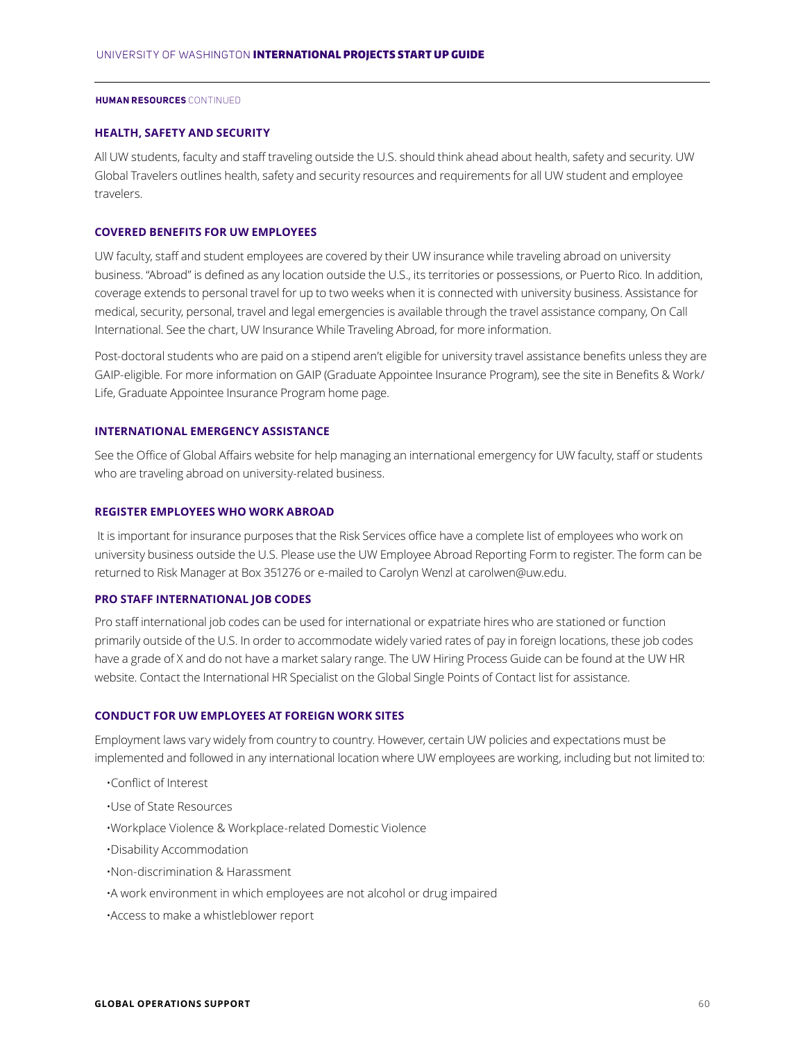**HUMAN RESOURCES** CONTINUED

### HEALTH, SAFETY AND SECURITY

All UW students, faculty and staff traveling outside the U.S. should think ahead about health, safety and security. UW Global Travelers outlines health, safety and security resources and requirements for all UW student and employee travelers.

### COVERED BENEFITS FOR UW EMPLOYEES

UW faculty, staff and student employees are covered by their UW insurance while traveling abroad on university business. "Abroad" is defined as any location outside the U.S., its territories or possessions, or Puerto Rico. In addition, coverage extends to personal travel for up to two weeks when it is connected with university business. Assistance for medical, security, personal, travel and legal emergencies is available through the travel assistance company, On Call International. See the chart, UW Insurance While Traveling Abroad, for more information.

Post-doctoral students who are paid on a stipend aren't eligible for university travel assistance benefits unless they are GAIP-eligible. For more information on GAIP (Graduate Appointee Insurance Program), see the site in Benefits & Work/Life, Graduate Appointee Insurance Program home page.

### INTERNATIONAL EMERGENCY ASSISTANCE

See the Office of Global Affairs website for help managing an international emergency for UW faculty, staff or students who are traveling abroad on university-related business.

### REGISTER EMPLOYEES WHO WORK ABROAD

It is important for insurance purposes that the Risk Services office have a complete list of employees who work on university business outside the U.S. Please use the UW Employee Abroad Reporting Form to register. The form can be returned to Risk Manager at Box 351276 or e-mailed to Carolyn Wenzl at carolwen@uw.edu.

### PRO STAFF INTERNATIONAL JOB CODES

Pro staff international job codes can be used for international or expatriate hires who are stationed or function primarily outside of the U.S. In order to accommodate widely varied rates of pay in foreign locations, these job codes have a grade of X and do not have a market salary range. The UW Hiring Process Guide can be found at the UW HR website. Contact the International HR Specialist on the Global Single Points of Contact list for assistance.

### CONDUCT FOR UW EMPLOYEES AT FOREIGN WORK SITES

Employment laws vary widely from country to country. However, certain UW policies and expectations must be implemented and followed in any international location where UW employees are working, including but not limited to:

- Conflict of Interest
- Use of State Resources
- Workplace Violence & Workplace-related Domestic Violence
- Disability Accommodation
- Non-discrimination & Harassment
- A work environment in which employees are not alcohol or drug impaired
- Access to make a whistleblower report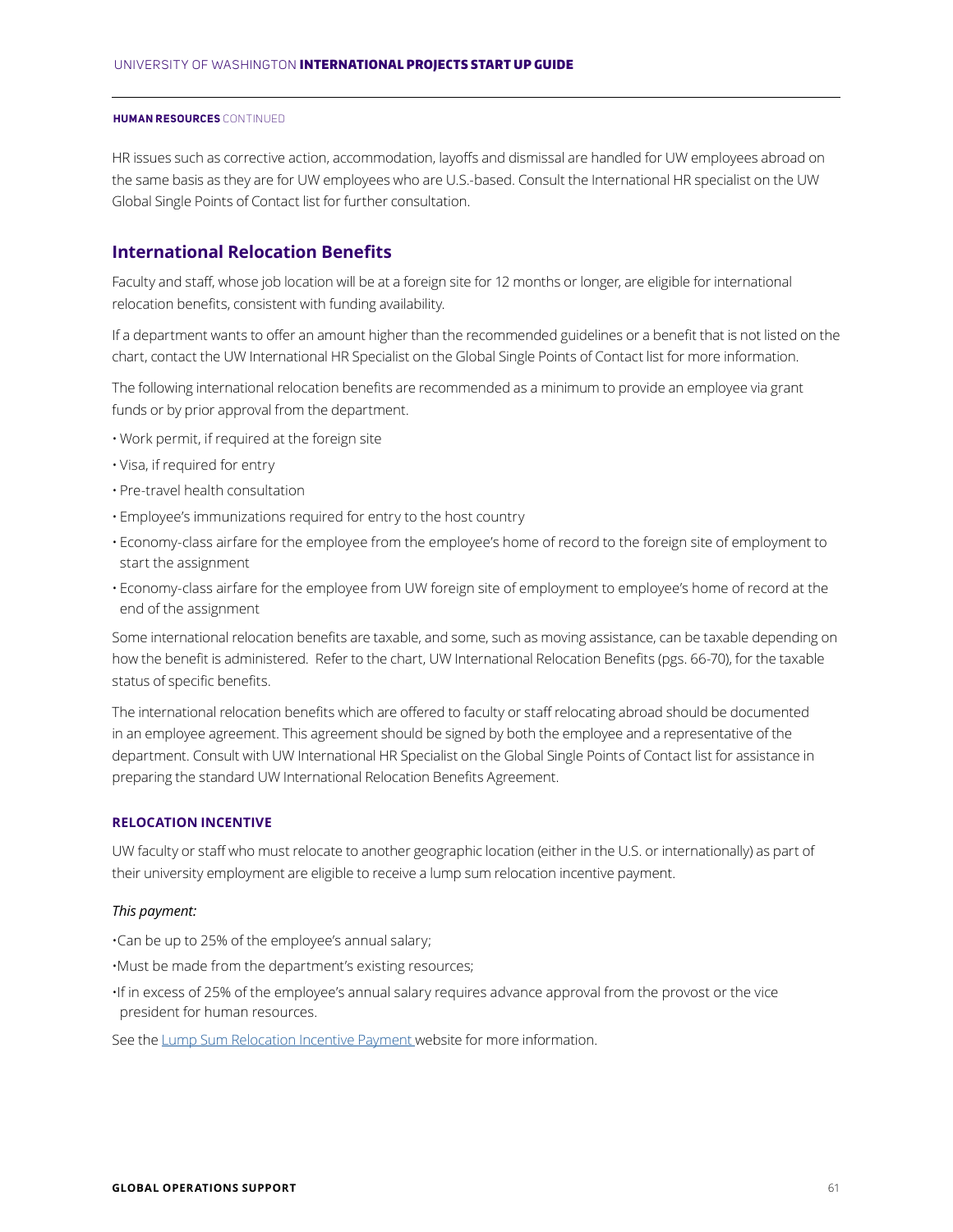**HUMAN RESOURCES** CONTINUED

HR issues such as corrective action, accommodation, layoffs and dismissal are handled for UW employees abroad on the same basis as they are for UW employees who are U.S.-based. Consult the International HR specialist on the UW Global Single Points of Contact list for further consultation.

## International Relocation Benefits

Faculty and staff, whose job location will be at a foreign site for 12 months or longer, are eligible for international relocation benefits, consistent with funding availability.

If a department wants to offer an amount higher than the recommended guidelines or a benefit that is not listed on the chart, contact the UW International HR Specialist on the Global Single Points of Contact list for more information.

The following international relocation benefits are recommended as a minimum to provide an employee via grant funds or by prior approval from the department.

- Work permit, if required at the foreign site
- Visa, if required for entry
- Pre-travel health consultation
- Employee's immunizations required for entry to the host country
- Economy-class airfare for the employee from the employee's home of record to the foreign site of employment to start the assignment
- Economy-class airfare for the employee from UW foreign site of employment to employee's home of record at the end of the assignment

Some international relocation benefits are taxable, and some, such as moving assistance, can be taxable depending on how the benefit is administered. Refer to the chart, UW International Relocation Benefits (pgs. 66-70), for the taxable status of specific benefits.

The international relocation benefits which are offered to faculty or staff relocating abroad should be documented in an employee agreement. This agreement should be signed by both the employee and a representative of the department. Consult with UW International HR Specialist on the Global Single Points of Contact list for assistance in preparing the standard UW International Relocation Benefits Agreement.

### RELOCATION INCENTIVE

UW faculty or staff who must relocate to another geographic location (either in the U.S. or internationally) as part of their university employment are eligible to receive a lump sum relocation incentive payment.

*This payment:*

- Can be up to 25% of the employee's annual salary;
- Must be made from the department's existing resources;
- If in excess of 25% of the employee's annual salary requires advance approval from the provost or the vice president for human resources.

See the Lump Sum Relocation Incentive Payment website for more information.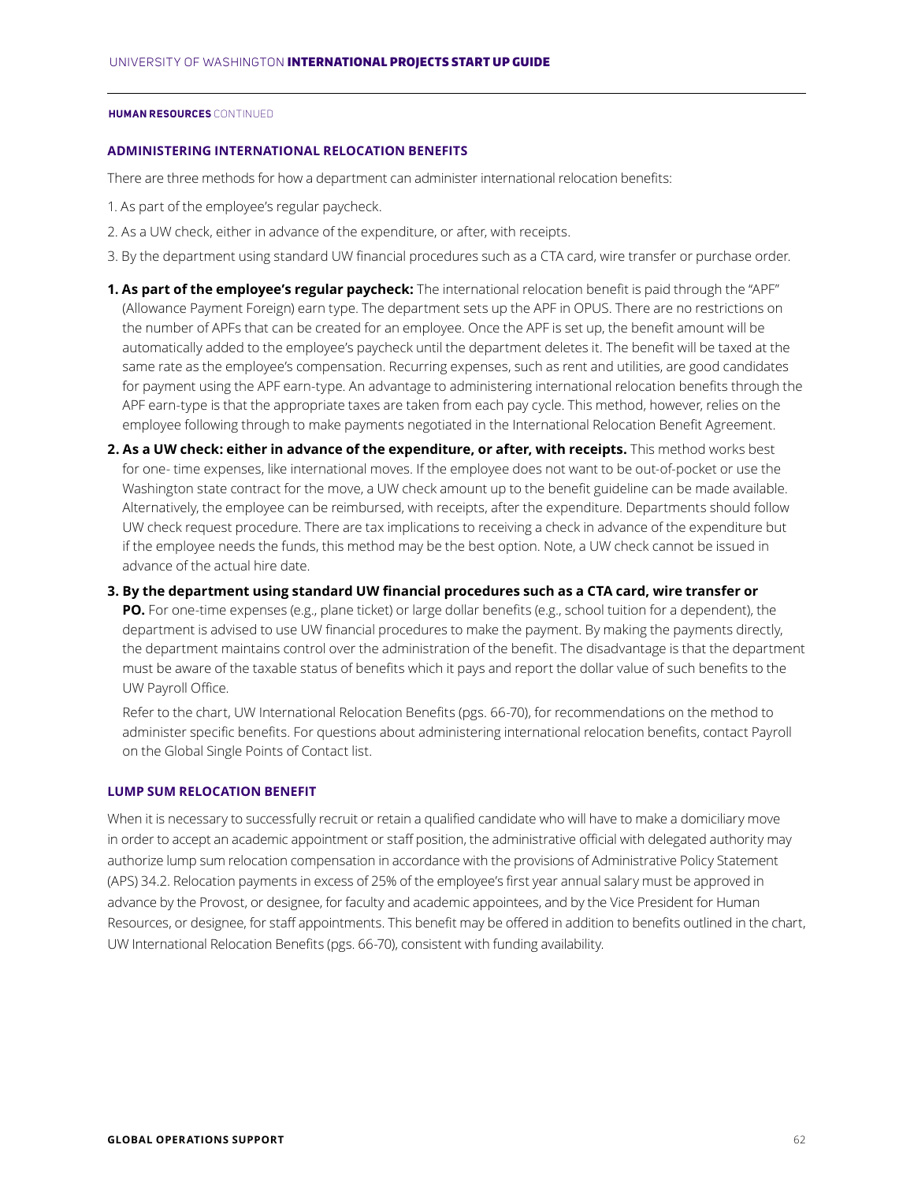**HUMAN RESOURCES** CONTINUED

## ADMINISTERING INTERNATIONAL RELOCATION BENEFITS

There are three methods for how a department can administer international relocation benefits:

1. As part of the employee's regular paycheck.
2. As a UW check, either in advance of the expenditure, or after, with receipts.
3. By the department using standard UW financial procedures such as a CTA card, wire transfer or purchase order.

**1. As part of the employee's regular paycheck:** The international relocation benefit is paid through the "APF" (Allowance Payment Foreign) earn type. The department sets up the APF in OPUS. There are no restrictions on the number of APFs that can be created for an employee. Once the APF is set up, the benefit amount will be automatically added to the employee's paycheck until the department deletes it. The benefit will be taxed at the same rate as the employee's compensation. Recurring expenses, such as rent and utilities, are good candidates for payment using the APF earn-type. An advantage to administering international relocation benefits through the APF earn-type is that the appropriate taxes are taken from each pay cycle. This method, however, relies on the employee following through to make payments negotiated in the International Relocation Benefit Agreement.

**2. As a UW check: either in advance of the expenditure, or after, with receipts.** This method works best for one- time expenses, like international moves. If the employee does not want to be out-of-pocket or use the Washington state contract for the move, a UW check amount up to the benefit guideline can be made available. Alternatively, the employee can be reimbursed, with receipts, after the expenditure. Departments should follow UW check request procedure. There are tax implications to receiving a check in advance of the expenditure but if the employee needs the funds, this method may be the best option. Note, a UW check cannot be issued in advance of the actual hire date.

**3. By the department using standard UW financial procedures such as a CTA card, wire transfer or PO.** For one-time expenses (e.g., plane ticket) or large dollar benefits (e.g., school tuition for a dependent), the department is advised to use UW financial procedures to make the payment. By making the payments directly, the department maintains control over the administration of the benefit. The disadvantage is that the department must be aware of the taxable status of benefits which it pays and report the dollar value of such benefits to the UW Payroll Office.

Refer to the chart, UW International Relocation Benefits (pgs. 66-70), for recommendations on the method to administer specific benefits. For questions about administering international relocation benefits, contact Payroll on the Global Single Points of Contact list.

## LUMP SUM RELOCATION BENEFIT

When it is necessary to successfully recruit or retain a qualified candidate who will have to make a domiciliary move in order to accept an academic appointment or staff position, the administrative official with delegated authority may authorize lump sum relocation compensation in accordance with the provisions of Administrative Policy Statement (APS) 34.2. Relocation payments in excess of 25% of the employee's first year annual salary must be approved in advance by the Provost, or designee, for faculty and academic appointees, and by the Vice President for Human Resources, or designee, for staff appointments. This benefit may be offered in addition to benefits outlined in the chart, UW International Relocation Benefits (pgs. 66-70), consistent with funding availability.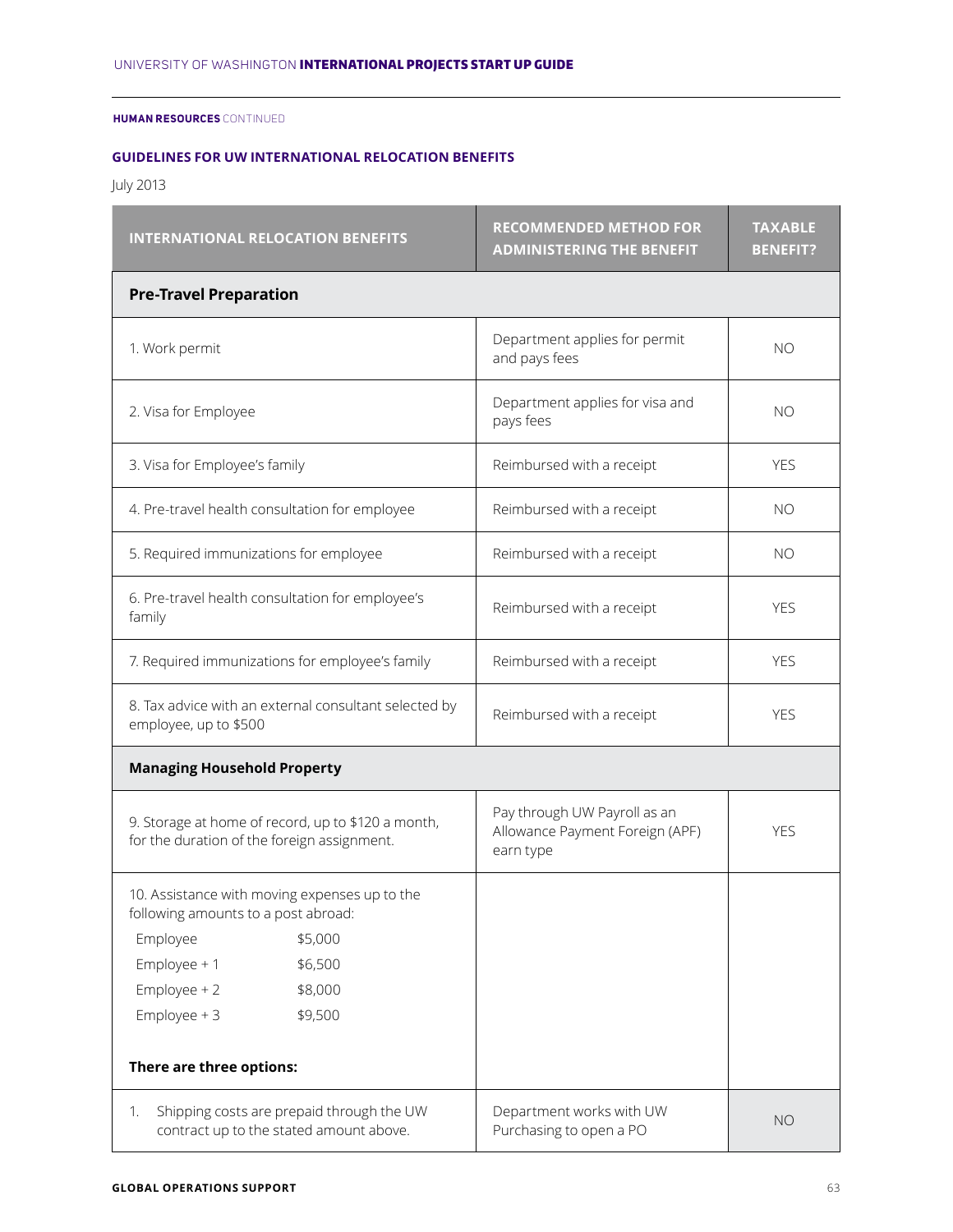HUMAN RESOURCES CONTINUED

### GUIDELINES FOR UW INTERNATIONAL RELOCATION BENEFITS

July 2013

| INTERNATIONAL RELOCATION BENEFITS | RECOMMENDED METHOD FOR ADMINISTERING THE BENEFIT | TAXABLE BENEFIT? |
|---|---|---|
| **Pre-Travel Preparation** | | |
| 1. Work permit | Department applies for permit and pays fees | NO |
| 2. Visa for Employee | Department applies for visa and pays fees | NO |
| 3. Visa for Employee's family | Reimbursed with a receipt | YES |
| 4. Pre-travel health consultation for employee | Reimbursed with a receipt | NO |
| 5. Required immunizations for employee | Reimbursed with a receipt | NO |
| 6. Pre-travel health consultation for employee's family | Reimbursed with a receipt | YES |
| 7. Required immunizations for employee's family | Reimbursed with a receipt | YES |
| 8. Tax advice with an external consultant selected by employee, up to $500 | Reimbursed with a receipt | YES |
| **Managing Household Property** | | |
| 9. Storage at home of record, up to $120 a month, for the duration of the foreign assignment. | Pay through UW Payroll as an Allowance Payment Foreign (APF) earn type | YES |
| 10. Assistance with moving expenses up to the following amounts to a post abroad:<br>Employee $5,000<br>Employee + 1 $6,500<br>Employee + 2 $8,000<br>Employee + 3 $9,500<br><br>**There are three options:** | | |
| 1. Shipping costs are prepaid through the UW contract up to the stated amount above. | Department works with UW Purchasing to open a PO | NO |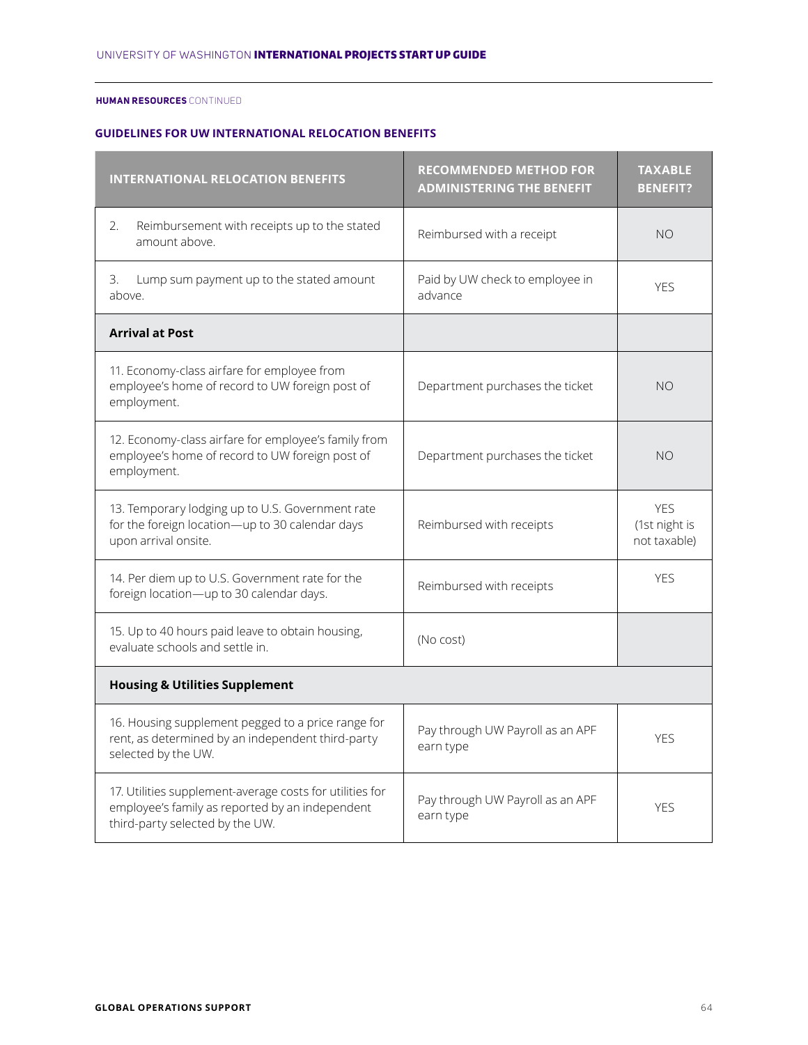**HUMAN RESOURCES** CONTINUED

### GUIDELINES FOR UW INTERNATIONAL RELOCATION BENEFITS

| INTERNATIONAL RELOCATION BENEFITS | RECOMMENDED METHOD FOR ADMINISTERING THE BENEFIT | TAXABLE BENEFIT? |
|---|---|---|
| 2. Reimbursement with receipts up to the stated amount above. | Reimbursed with a receipt | NO |
| 3. Lump sum payment up to the stated amount above. | Paid by UW check to employee in advance | YES |
| **Arrival at Post** | | |
| 11. Economy-class airfare for employee from employee's home of record to UW foreign post of employment. | Department purchases the ticket | NO |
| 12. Economy-class airfare for employee's family from employee's home of record to UW foreign post of employment. | Department purchases the ticket | NO |
| 13. Temporary lodging up to U.S. Government rate for the foreign location—up to 30 calendar days upon arrival onsite. | Reimbursed with receipts | YES (1st night is not taxable) |
| 14. Per diem up to U.S. Government rate for the foreign location—up to 30 calendar days. | Reimbursed with receipts | YES |
| 15. Up to 40 hours paid leave to obtain housing, evaluate schools and settle in. | (No cost) | |
| **Housing & Utilities Supplement** | | |
| 16. Housing supplement pegged to a price range for rent, as determined by an independent third-party selected by the UW. | Pay through UW Payroll as an APF earn type | YES |
| 17. Utilities supplement-average costs for utilities for employee's family as reported by an independent third-party selected by the UW. | Pay through UW Payroll as an APF earn type | YES |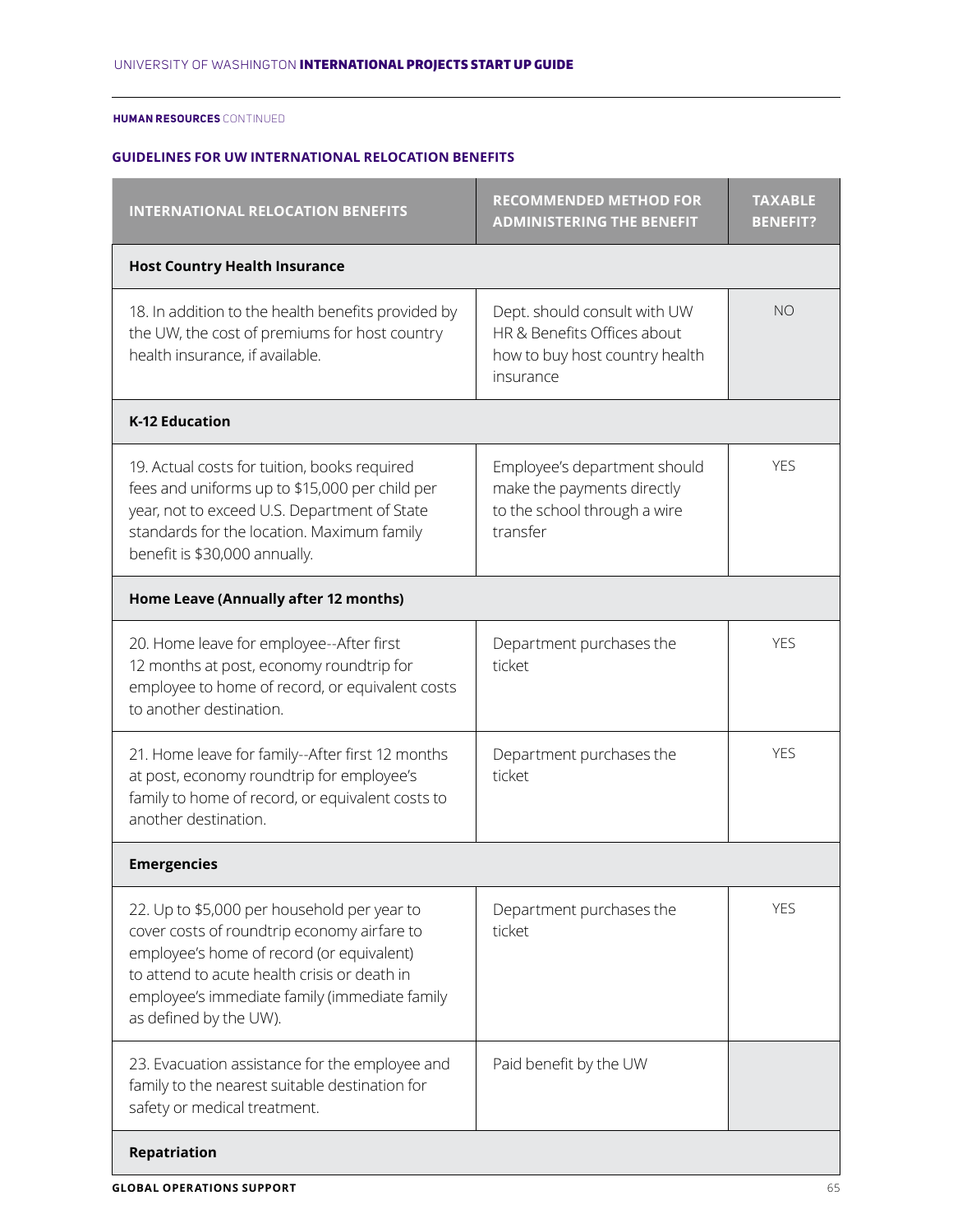HUMAN RESOURCES CONTINUED

### GUIDELINES FOR UW INTERNATIONAL RELOCATION BENEFITS

| INTERNATIONAL RELOCATION BENEFITS | RECOMMENDED METHOD FOR ADMINISTERING THE BENEFIT | TAXABLE BENEFIT? |
|---|---|---|
| **Host Country Health Insurance** | | |
| 18. In addition to the health benefits provided by the UW, the cost of premiums for host country health insurance, if available. | Dept. should consult with UW HR & Benefits Offices about how to buy host country health insurance | NO |
| **K-12 Education** | | |
| 19. Actual costs for tuition, books required fees and uniforms up to $15,000 per child per year, not to exceed U.S. Department of State standards for the location. Maximum family benefit is $30,000 annually. | Employee's department should make the payments directly to the school through a wire transfer | YES |
| **Home Leave (Annually after 12 months)** | | |
| 20. Home leave for employee--After first 12 months at post, economy roundtrip for employee to home of record, or equivalent costs to another destination. | Department purchases the ticket | YES |
| 21. Home leave for family--After first 12 months at post, economy roundtrip for employee's family to home of record, or equivalent costs to another destination. | Department purchases the ticket | YES |
| **Emergencies** | | |
| 22. Up to $5,000 per household per year to cover costs of roundtrip economy airfare to employee's home of record (or equivalent) to attend to acute health crisis or death in employee's immediate family (immediate family as defined by the UW). | Department purchases the ticket | YES |
| 23. Evacuation assistance for the employee and family to the nearest suitable destination for safety or medical treatment. | Paid benefit by the UW | |
| **Repatriation** | | |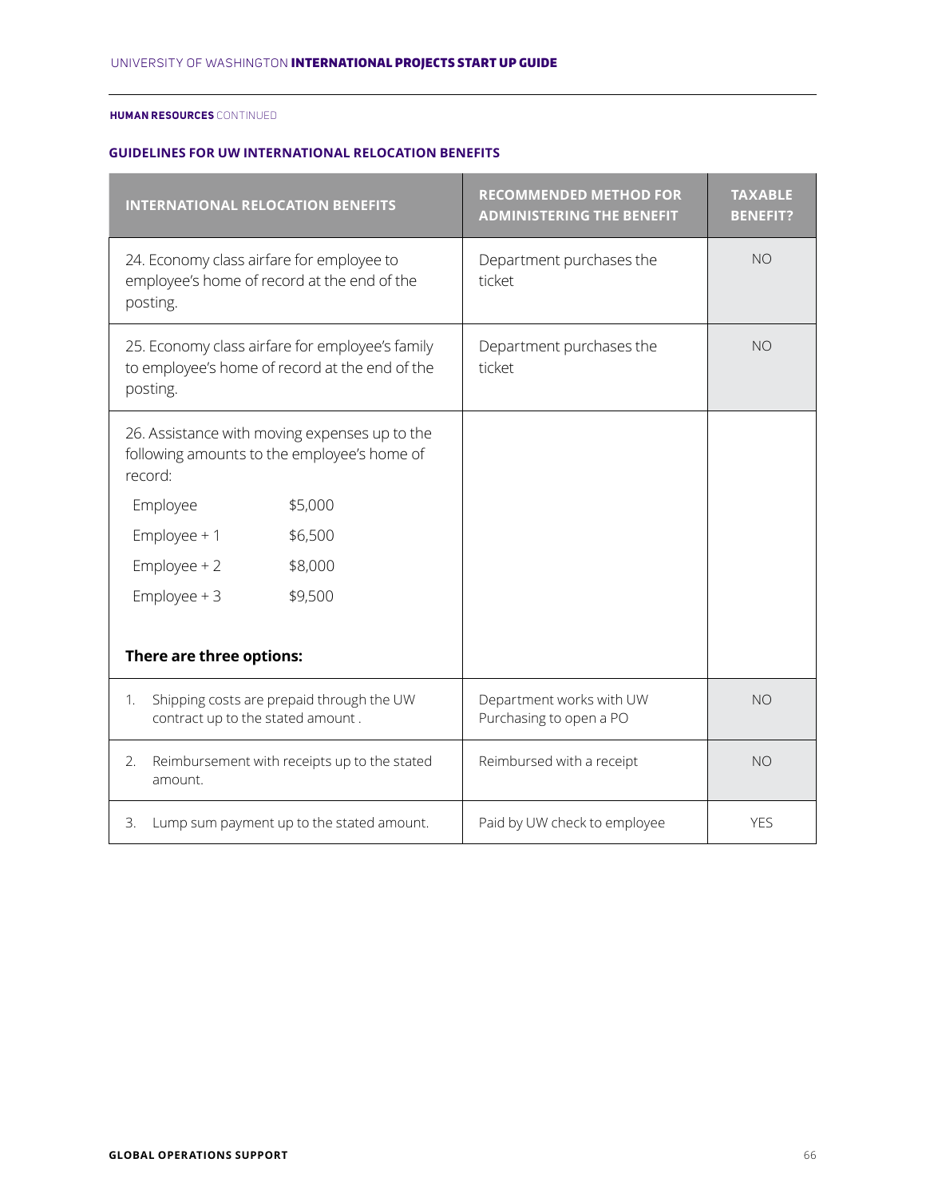**HUMAN RESOURCES** CONTINUED

### GUIDELINES FOR UW INTERNATIONAL RELOCATION BENEFITS

| INTERNATIONAL RELOCATION BENEFITS | RECOMMENDED METHOD FOR ADMINISTERING THE BENEFIT | TAXABLE BENEFIT? |
|---|---|---|
| 24. Economy class airfare for employee to employee's home of record at the end of the posting. | Department purchases the ticket | NO |
| 25. Economy class airfare for employee's family to employee's home of record at the end of the posting. | Department purchases the ticket | NO |
| 26. Assistance with moving expenses up to the following amounts to the employee's home of record:<br>Employee $5,000<br>Employee + 1 $6,500<br>Employee + 2 $8,000<br>Employee + 3 $9,500<br><br>**There are three options:** | | |
| 1. Shipping costs are prepaid through the UW contract up to the stated amount . | Department works with UW Purchasing to open a PO | NO |
| 2. Reimbursement with receipts up to the stated amount. | Reimbursed with a receipt | NO |
| 3. Lump sum payment up to the stated amount. | Paid by UW check to employee | YES |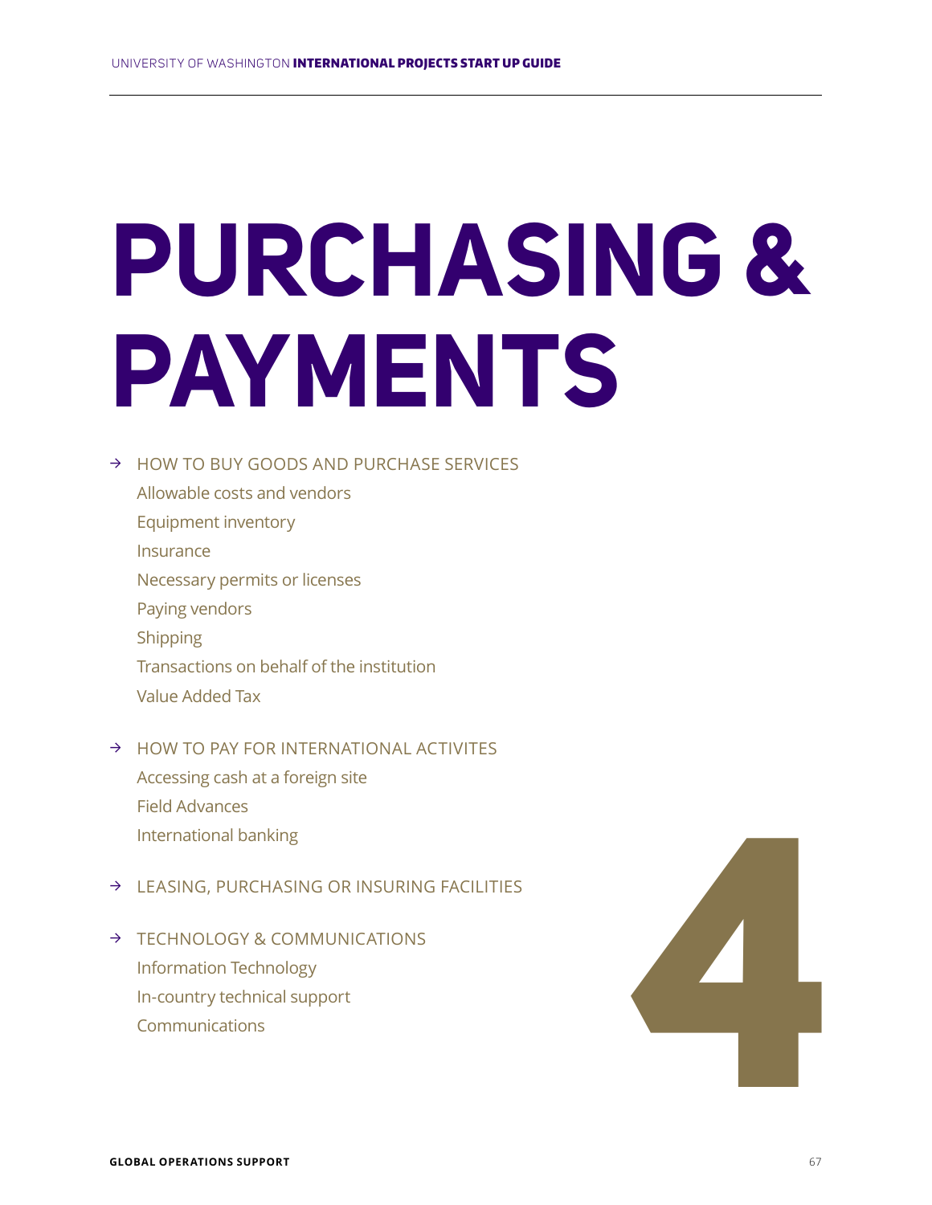# PURCHASING & PAYMENTS

- HOW TO BUY GOODS AND PURCHASE SERVICES
  - Allowable costs and vendors
  - Equipment inventory
  - Insurance
  - Necessary permits or licenses
  - Paying vendors
  - Shipping
  - Transactions on behalf of the institution
  - Value Added Tax
- HOW TO PAY FOR INTERNATIONAL ACTIVITES
  - Accessing cash at a foreign site
  - Field Advances
  - International banking
- LEASING, PURCHASING OR INSURING FACILITIES
- TECHNOLOGY & COMMUNICATIONS
  - Information Technology
  - In-country technical support
  - Communications

4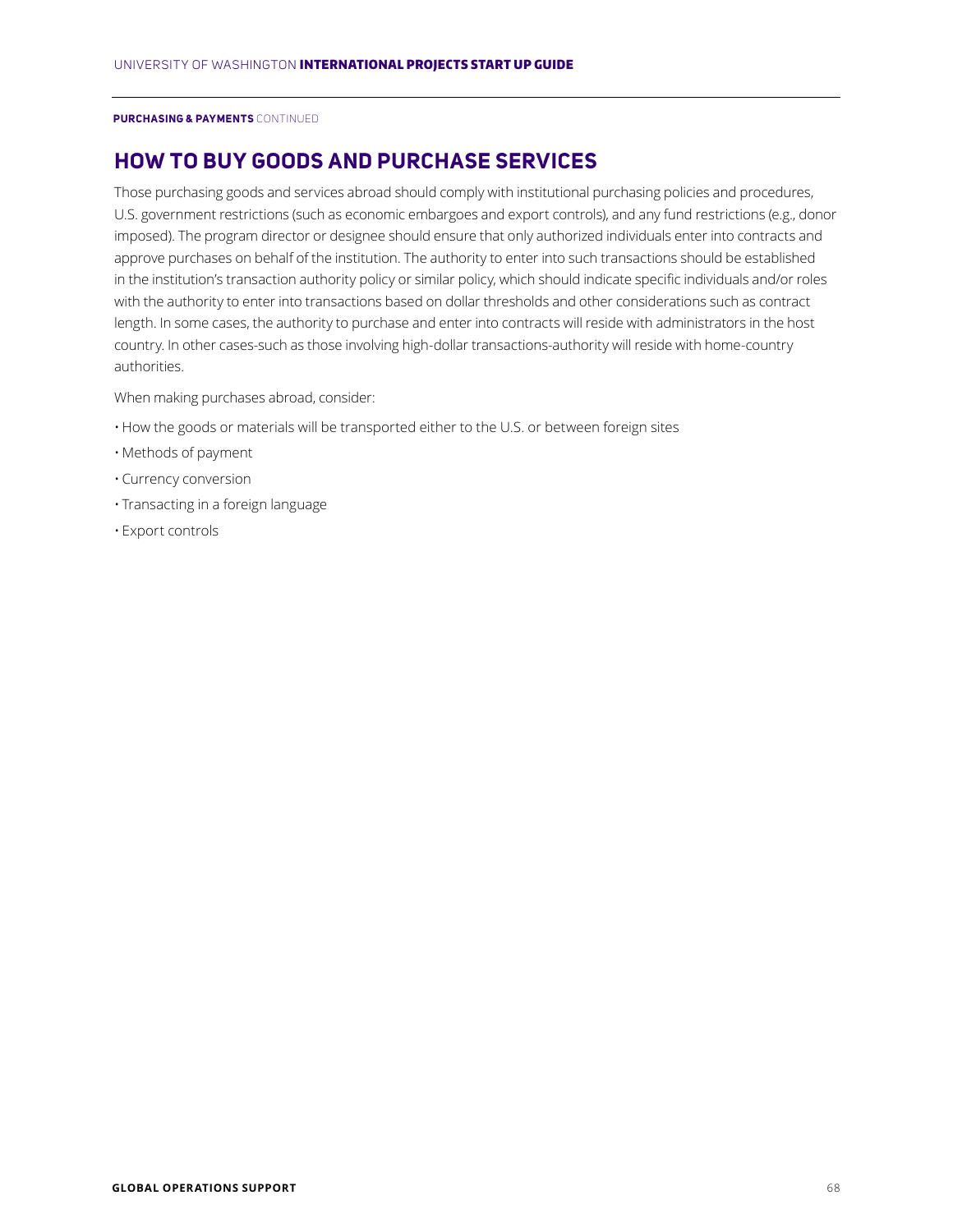**PURCHASING & PAYMENTS** CONTINUED

## HOW TO BUY GOODS AND PURCHASE SERVICES

Those purchasing goods and services abroad should comply with institutional purchasing policies and procedures, U.S. government restrictions (such as economic embargoes and export controls), and any fund restrictions (e.g., donor imposed). The program director or designee should ensure that only authorized individuals enter into contracts and approve purchases on behalf of the institution. The authority to enter into such transactions should be established in the institution's transaction authority policy or similar policy, which should indicate specific individuals and/or roles with the authority to enter into transactions based on dollar thresholds and other considerations such as contract length. In some cases, the authority to purchase and enter into contracts will reside with administrators in the host country. In other cases-such as those involving high-dollar transactions-authority will reside with home-country authorities.

When making purchases abroad, consider:

- How the goods or materials will be transported either to the U.S. or between foreign sites
- Methods of payment
- Currency conversion
- Transacting in a foreign language
- Export controls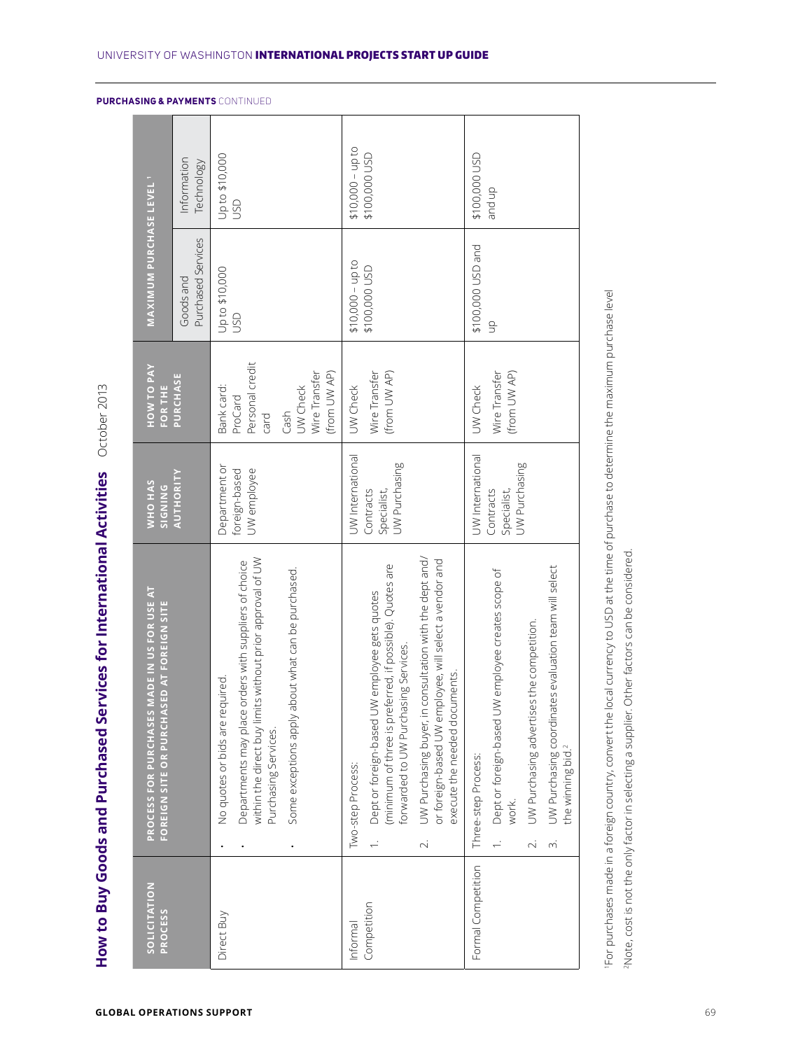**PURCHASING & PAYMENTS** CONTINUED

## How to Buy Goods and Purchased Services for International Activities

October 2013

| SOLICITATION PROCESS | PROCESS FOR PURCHASES MADE IN US FOR USE AT FOREIGN SITE OR PURCHASED AT FOREIGN SITE | WHO HAS SIGNING AUTHORITY | HOW TO PAY FOR THE PURCHASE | MAXIMUM PURCHASE LEVEL [1] | |
|---|---|---|---|---|---|
| | | | | Goods and Purchased Services | Information Technology |
| Direct Buy | • No quotes or bids are required.<br>• Departments may place orders with suppliers of choice within the direct buy limits without prior approval of UW Purchasing Services.<br>• Some exceptions apply about what can be purchased. | Department or foreign-based UW employee | Bank card: ProCard<br>Personal credit card<br>Cash<br>UW Check<br>Wire Transfer (from UW AP) | Up to $10,000 USD | Up to $10,000 USD |
| Informal Competition | Two-step Process:<br>1. Dept or foreign-based UW employee gets quotes (minimum of three is preferred, if possible). Quotes are forwarded to UW Purchasing Services.<br>2. UW Purchasing buyer, in consultation with the dept and/or foreign-based UW employee, will select a vendor and execute the needed documents. | UW International Contracts Specialist, UW Purchasing | UW Check<br>Wire Transfer (from UW AP) | $10,000 – up to $100,000 USD | $10,000 – up to $100,000 USD |
| Formal Competition | Three-step Process:<br>1. Dept or foreign-based UW employee creates scope of work.<br>2. UW Purchasing advertises the competition.<br>3. UW Purchasing coordinates evaluation team will select the winning bid.[2] | UW International Contracts Specialist, UW Purchasing | UW Check<br>Wire Transfer (from UW AP) | $100,000 USD and up | $100,000 USD and up |

[1]For purchases made in a foreign country, convert the local currency to USD at the time of purchase to determine the maximum purchase level

[2]Note, cost is not the only factor in selecting a supplier. Other factors can be considered.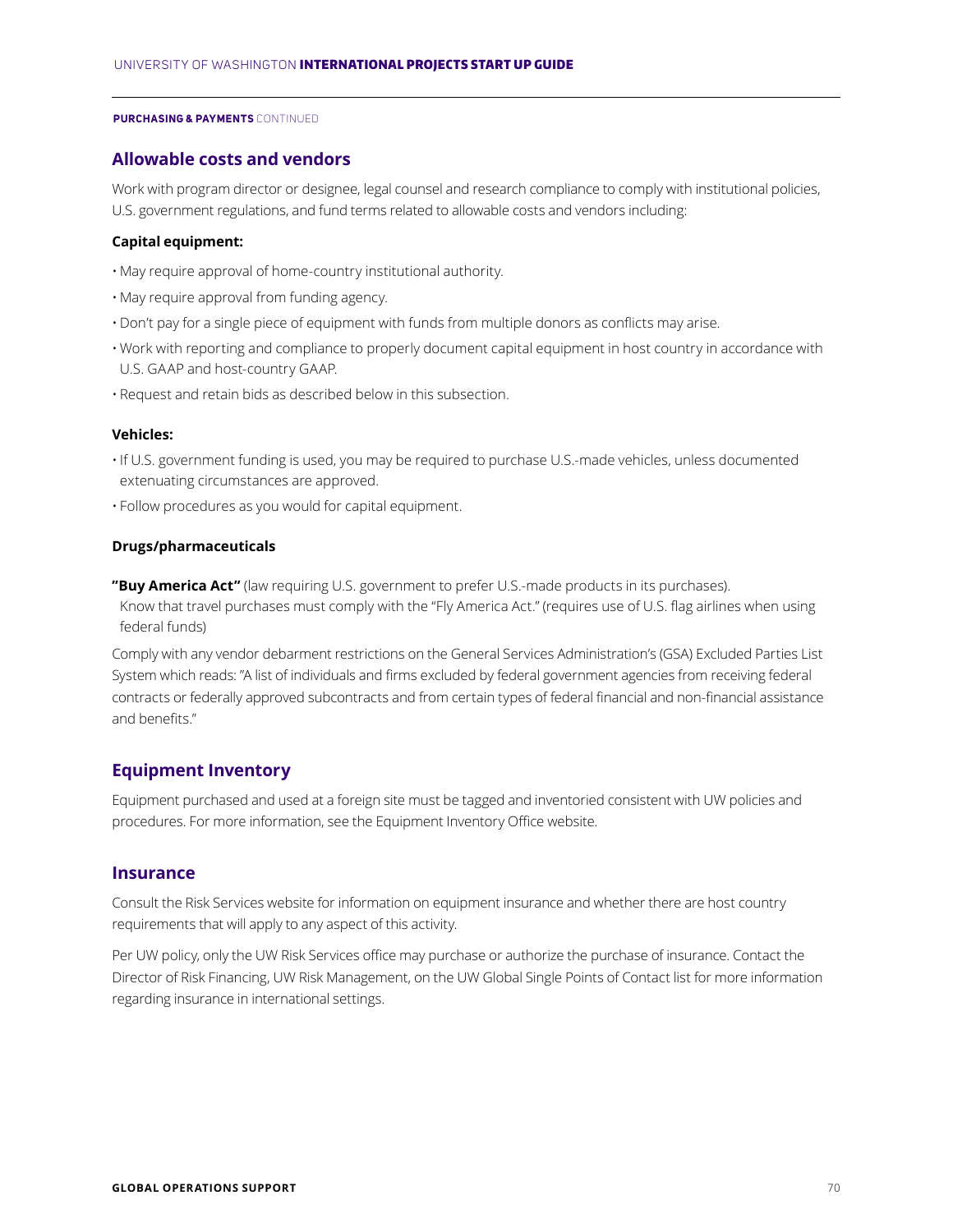**PURCHASING & PAYMENTS** CONTINUED

## Allowable costs and vendors

Work with program director or designee, legal counsel and research compliance to comply with institutional policies, U.S. government regulations, and fund terms related to allowable costs and vendors including:

**Capital equipment:**

- May require approval of home-country institutional authority.
- May require approval from funding agency.
- Don't pay for a single piece of equipment with funds from multiple donors as conflicts may arise.
- Work with reporting and compliance to properly document capital equipment in host country in accordance with U.S. GAAP and host-country GAAP.
- Request and retain bids as described below in this subsection.

**Vehicles:**

- If U.S. government funding is used, you may be required to purchase U.S.-made vehicles, unless documented extenuating circumstances are approved.
- Follow procedures as you would for capital equipment.

**Drugs/pharmaceuticals**

**"Buy America Act"** (law requiring U.S. government to prefer U.S.-made products in its purchases). Know that travel purchases must comply with the "Fly America Act." (requires use of U.S. flag airlines when using federal funds)

Comply with any vendor debarment restrictions on the General Services Administration's (GSA) Excluded Parties List System which reads: "A list of individuals and firms excluded by federal government agencies from receiving federal contracts or federally approved subcontracts and from certain types of federal financial and non-financial assistance and benefits."

## Equipment Inventory

Equipment purchased and used at a foreign site must be tagged and inventoried consistent with UW policies and procedures. For more information, see the Equipment Inventory Office website.

## Insurance

Consult the Risk Services website for information on equipment insurance and whether there are host country requirements that will apply to any aspect of this activity.

Per UW policy, only the UW Risk Services office may purchase or authorize the purchase of insurance. Contact the Director of Risk Financing, UW Risk Management, on the UW Global Single Points of Contact list for more information regarding insurance in international settings.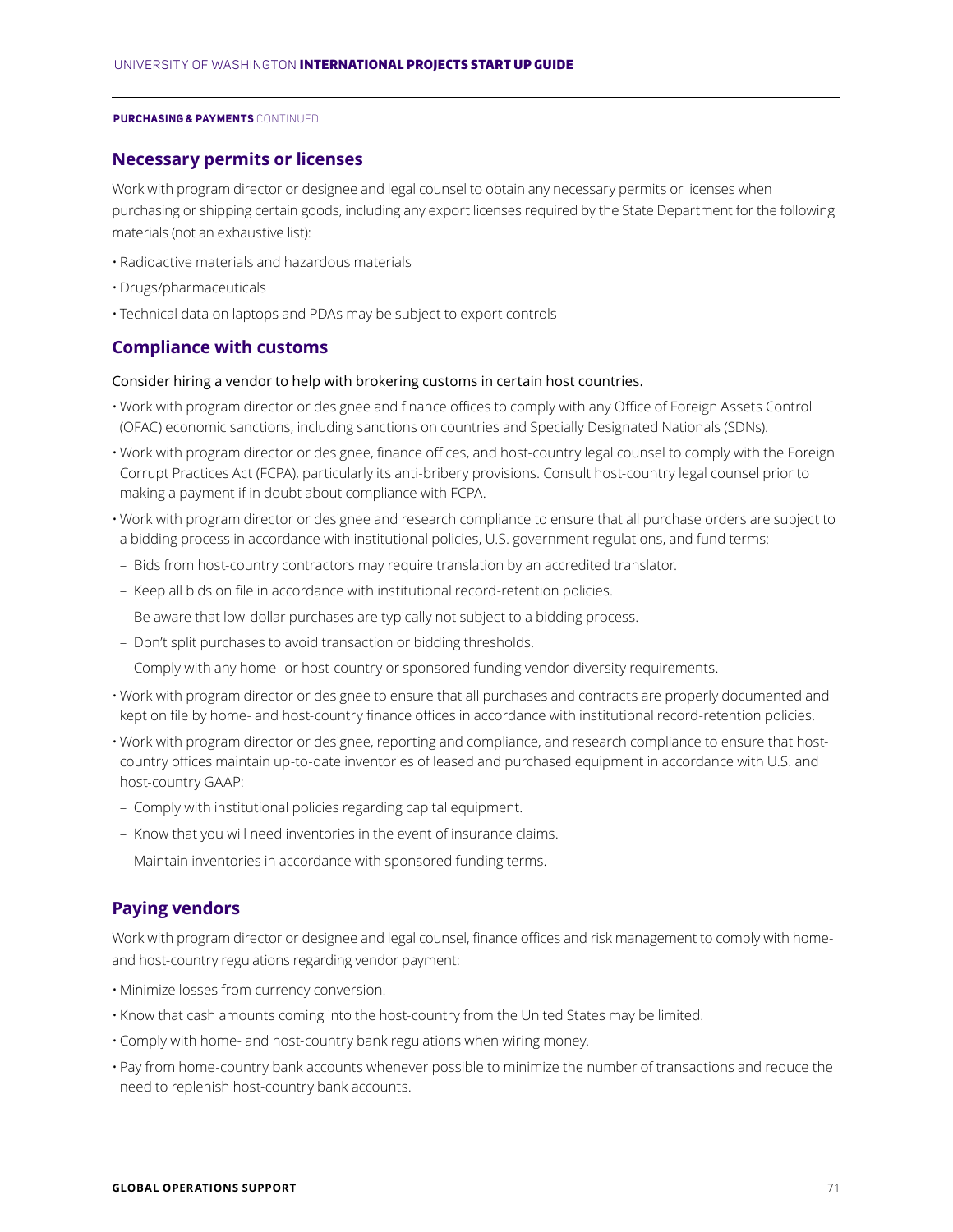**PURCHASING & PAYMENTS** CONTINUED

## Necessary permits or licenses

Work with program director or designee and legal counsel to obtain any necessary permits or licenses when purchasing or shipping certain goods, including any export licenses required by the State Department for the following materials (not an exhaustive list):

- Radioactive materials and hazardous materials
- Drugs/pharmaceuticals
- Technical data on laptops and PDAs may be subject to export controls

## Compliance with customs

Consider hiring a vendor to help with brokering customs in certain host countries.

- Work with program director or designee and finance offices to comply with any Office of Foreign Assets Control (OFAC) economic sanctions, including sanctions on countries and Specially Designated Nationals (SDNs).
- Work with program director or designee, finance offices, and host-country legal counsel to comply with the Foreign Corrupt Practices Act (FCPA), particularly its anti-bribery provisions. Consult host-country legal counsel prior to making a payment if in doubt about compliance with FCPA.
- Work with program director or designee and research compliance to ensure that all purchase orders are subject to a bidding process in accordance with institutional policies, U.S. government regulations, and fund terms:
  - Bids from host-country contractors may require translation by an accredited translator.
  - Keep all bids on file in accordance with institutional record-retention policies.
  - Be aware that low-dollar purchases are typically not subject to a bidding process.
  - Don't split purchases to avoid transaction or bidding thresholds.
  - Comply with any home- or host-country or sponsored funding vendor-diversity requirements.
- Work with program director or designee to ensure that all purchases and contracts are properly documented and kept on file by home- and host-country finance offices in accordance with institutional record-retention policies.
- Work with program director or designee, reporting and compliance, and research compliance to ensure that host-country offices maintain up-to-date inventories of leased and purchased equipment in accordance with U.S. and host-country GAAP:
  - Comply with institutional policies regarding capital equipment.
  - Know that you will need inventories in the event of insurance claims.
  - Maintain inventories in accordance with sponsored funding terms.

## Paying vendors

Work with program director or designee and legal counsel, finance offices and risk management to comply with home- and host-country regulations regarding vendor payment:

- Minimize losses from currency conversion.
- Know that cash amounts coming into the host-country from the United States may be limited.
- Comply with home- and host-country bank regulations when wiring money.
- Pay from home-country bank accounts whenever possible to minimize the number of transactions and reduce the need to replenish host-country bank accounts.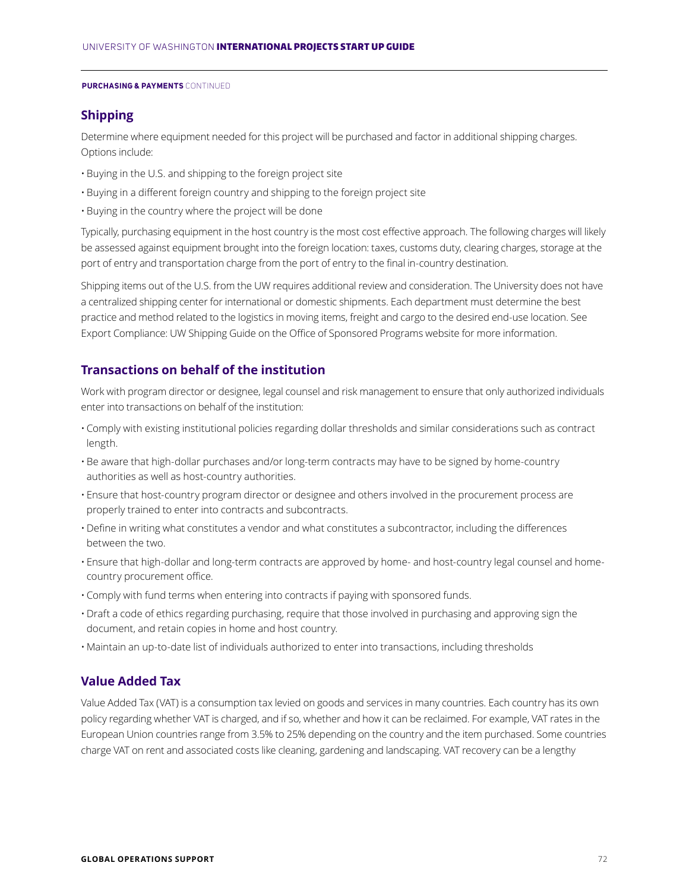**PURCHASING & PAYMENTS** CONTINUED

## Shipping

Determine where equipment needed for this project will be purchased and factor in additional shipping charges. Options include:

- Buying in the U.S. and shipping to the foreign project site
- Buying in a different foreign country and shipping to the foreign project site
- Buying in the country where the project will be done

Typically, purchasing equipment in the host country is the most cost effective approach. The following charges will likely be assessed against equipment brought into the foreign location: taxes, customs duty, clearing charges, storage at the port of entry and transportation charge from the port of entry to the final in-country destination.

Shipping items out of the U.S. from the UW requires additional review and consideration. The University does not have a centralized shipping center for international or domestic shipments. Each department must determine the best practice and method related to the logistics in moving items, freight and cargo to the desired end-use location. See Export Compliance: UW Shipping Guide on the Office of Sponsored Programs website for more information.

## Transactions on behalf of the institution

Work with program director or designee, legal counsel and risk management to ensure that only authorized individuals enter into transactions on behalf of the institution:

- Comply with existing institutional policies regarding dollar thresholds and similar considerations such as contract length.
- Be aware that high-dollar purchases and/or long-term contracts may have to be signed by home-country authorities as well as host-country authorities.
- Ensure that host-country program director or designee and others involved in the procurement process are properly trained to enter into contracts and subcontracts.
- Define in writing what constitutes a vendor and what constitutes a subcontractor, including the differences between the two.
- Ensure that high-dollar and long-term contracts are approved by home- and host-country legal counsel and home-country procurement office.
- Comply with fund terms when entering into contracts if paying with sponsored funds.
- Draft a code of ethics regarding purchasing, require that those involved in purchasing and approving sign the document, and retain copies in home and host country.
- Maintain an up-to-date list of individuals authorized to enter into transactions, including thresholds

## Value Added Tax

Value Added Tax (VAT) is a consumption tax levied on goods and services in many countries. Each country has its own policy regarding whether VAT is charged, and if so, whether and how it can be reclaimed. For example, VAT rates in the European Union countries range from 3.5% to 25% depending on the country and the item purchased. Some countries charge VAT on rent and associated costs like cleaning, gardening and landscaping. VAT recovery can be a lengthy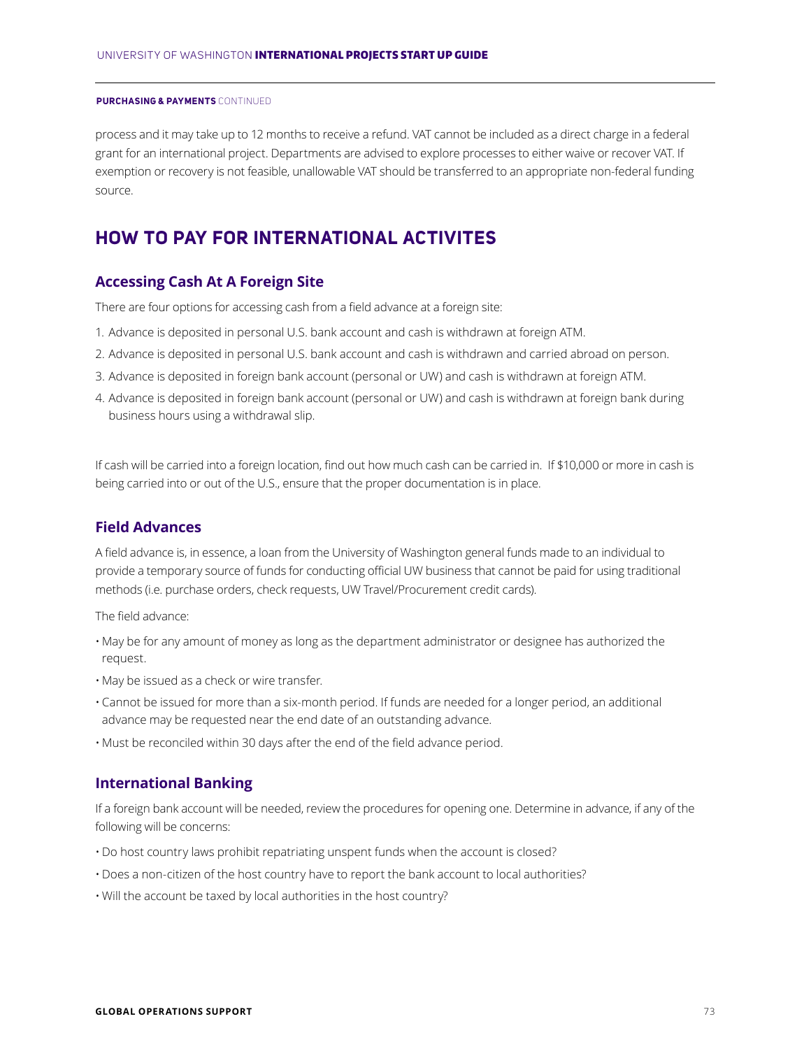process and it may take up to 12 months to receive a refund. VAT cannot be included as a direct charge in a federal grant for an international project. Departments are advised to explore processes to either waive or recover VAT. If exemption or recovery is not feasible, unallowable VAT should be transferred to an appropriate non-federal funding source.

## HOW TO PAY FOR INTERNATIONAL ACTIVITES

### Accessing Cash At A Foreign Site

There are four options for accessing cash from a field advance at a foreign site:

1. Advance is deposited in personal U.S. bank account and cash is withdrawn at foreign ATM.
2. Advance is deposited in personal U.S. bank account and cash is withdrawn and carried abroad on person.
3. Advance is deposited in foreign bank account (personal or UW) and cash is withdrawn at foreign ATM.
4. Advance is deposited in foreign bank account (personal or UW) and cash is withdrawn at foreign bank during business hours using a withdrawal slip.

If cash will be carried into a foreign location, find out how much cash can be carried in. If $10,000 or more in cash is being carried into or out of the U.S., ensure that the proper documentation is in place.

### Field Advances

A field advance is, in essence, a loan from the University of Washington general funds made to an individual to provide a temporary source of funds for conducting official UW business that cannot be paid for using traditional methods (i.e. purchase orders, check requests, UW Travel/Procurement credit cards).

The field advance:

- May be for any amount of money as long as the department administrator or designee has authorized the request.
- May be issued as a check or wire transfer.
- Cannot be issued for more than a six-month period. If funds are needed for a longer period, an additional advance may be requested near the end date of an outstanding advance.
- Must be reconciled within 30 days after the end of the field advance period.

### International Banking

If a foreign bank account will be needed, review the procedures for opening one. Determine in advance, if any of the following will be concerns:

- Do host country laws prohibit repatriating unspent funds when the account is closed?
- Does a non-citizen of the host country have to report the bank account to local authorities?
- Will the account be taxed by local authorities in the host country?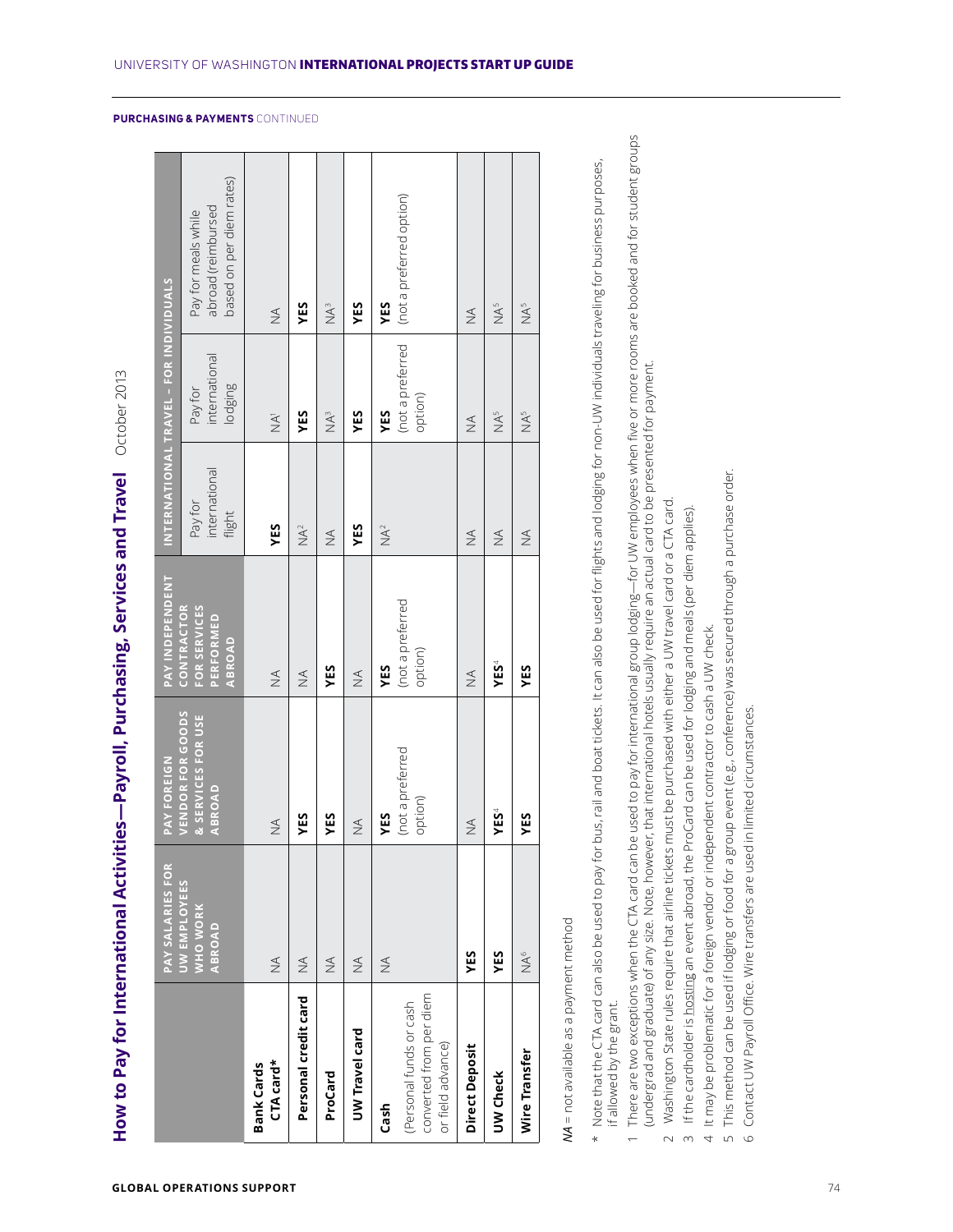**PURCHASING & PAYMENTS** CONTINUED

# How to Pay for International Activities—Payroll, Purchasing, Services and Travel

October 2013

| | PAY SALARIES FOR UW EMPLOYEES WHO WORK ABROAD | PAY FOREIGN VENDOR FOR GOODS & SERVICES FOR USE ABROAD | PAY INDEPENDENT CONTRACTOR FOR SERVICES PERFORMED ABROAD | INTERNATIONAL TRAVEL – FOR INDIVIDUALS | | |
|---|---|---|---|---|---|---|
| | | | | Pay for international flight | Pay for international lodging | Pay for meals while abroad (reimbursed based on per diem rates) |
| **Bank Cards** **CTA card*** | NA | NA | NA | **YES** | NA[1] | NA |
| **Personal credit card** | NA | **YES** | NA | NA[2] | **YES** | **YES** |
| **ProCard** | NA | **YES** | **YES** | NA | NA[3] | NA[3] |
| **UW Travel card** | NA | NA | NA | **YES** | **YES** | **YES** |
| **Cash** (Personal funds or cash converted from per diem or field advance) | NA | **YES** (not a preferred option) | **YES** (not a preferred option) | NA[2] | **YES** (not a preferred option) | **YES** (not a preferred option) |
| **Direct Deposit** | **YES** | NA | NA | NA | NA | NA |
| **UW Check** | **YES** | **YES**[4] | **YES**[4] | NA | NA[5] | NA[5] |
| **Wire Transfer** | NA[6] | **YES** | **YES** | NA | NA[5] | NA[5] |

*NA* = not available as a payment method

\* Note that the CTA card can also be used to pay for bus, rail and boat tickets. It can also be used for flights and lodging for non-UW individuals traveling for business purposes, if allowed by the grant.

1 There are two exceptions when the CTA card can be used to pay for international group lodging—for UW employees when five or more rooms are booked and for student groups (undergrad and graduate) of any size. Note, however, that international hotels usually require an actual card to be presented for payment.

2 Washington State rules require that airline tickets must be purchased with either a UW travel card or a CTA card.

3 If the cardholder is hosting an event abroad, the ProCard can be used for lodging and meals (per diem applies).

4 It may be problematic for a foreign vendor or independent contractor to cash a UW check.

5 This method can be used if lodging or food for a group event (e.g., conference) was secured through a purchase order.

6 Contact UW Payroll Office. Wire transfers are used in limited circumstances.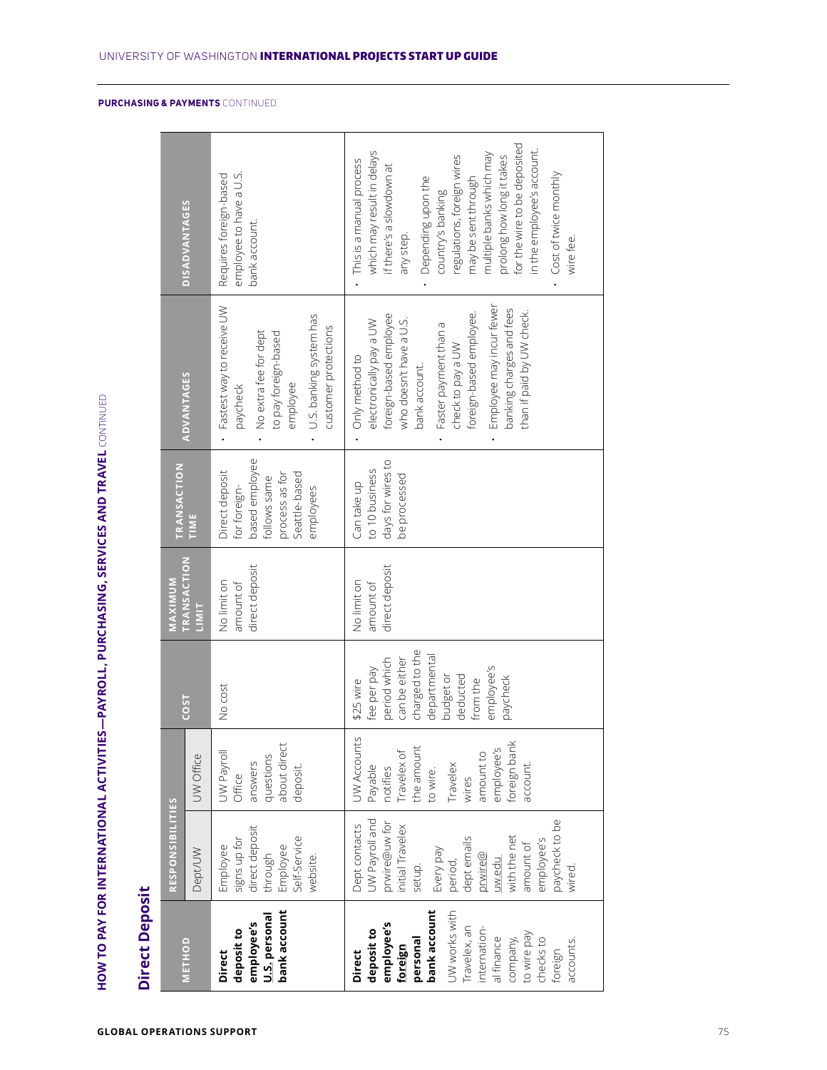**PURCHASING & PAYMENTS** CONTINUED

## HOW TO PAY FOR INTERNATIONAL ACTIVITIES—PAYROLL, PURCHASING, SERVICES AND TRAVEL CONTINUED

### Direct Deposit

| METHOD | RESPONSIBILITIES | | COST | MAXIMUM TRANSACTION LIMIT | TRANSACTION TIME | ADVANTAGES | DISADVANTAGES |
|---|---|---|---|---|---|---|---|
| | Dept/UW | UW Office | | | | | |
| **Direct deposit to employee's U.S. personal bank account** | Employee signs up for direct deposit through Employee Self-Service website. | UW Payroll Office answers questions about direct deposit. | No cost | No limit on amount of direct deposit | Direct deposit for foreign-based employee follows same process as for Seattle-based employees | • Fastest way to receive UW paycheck<br>• No extra fee for dept to pay foreign-based employee<br>• U.S. banking system has customer protections | Requires foreign-based employee to have a U.S. bank account. |
| **Direct deposit to employee's foreign personal bank account** UW works with Travelex, an international finance company, to wire pay checks to foreign accounts. | Dept contacts UW Payroll and prwire@uw for initial Travelex setup.<br>Every pay period, dept emails prwire@uw.edu with the net amount of employee's paycheck to be wired. | UW Accounts Payable notifies Travelex of the amount to wire.<br>Travelex wires amount to employee's foreign bank account. | $25 wire fee per pay period which can be either charged to the departmental budget or deducted from the employee's paycheck | No limit on amount of direct deposit | Can take up to 10 business days for wires to be processed | • Only method to electronically pay a UW foreign-based employee who doesn't have a U.S. bank account.<br>• Faster payment than a check to pay a UW foreign-based employee.<br>• Employee may incur fewer banking charges and fees than if paid by UW check. | • This is a manual process which may result in delays if there's a slowdown at any step.<br>• Depending upon the country's banking regulations, foreign wires may be sent through multiple banks which may prolong how long it takes for the wire to be deposited in the employee's account.<br>• Cost of twice monthly wire fee. |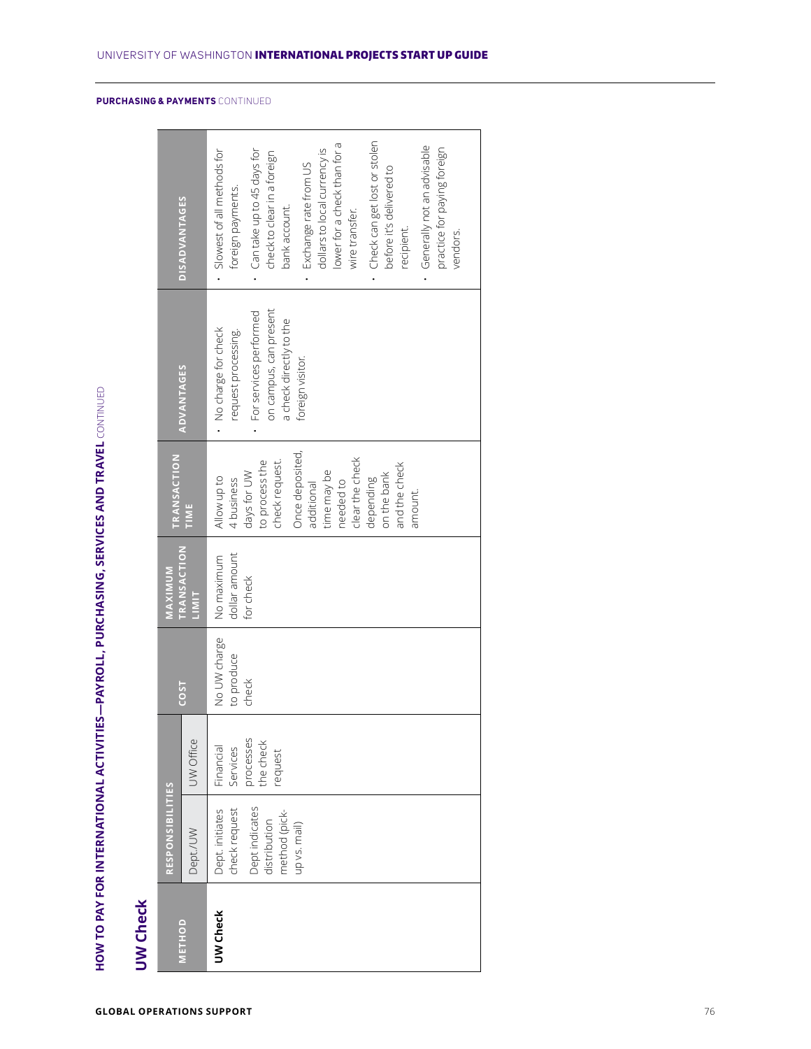**PURCHASING & PAYMENTS** CONTINUED

**HOW TO PAY FOR INTERNATIONAL ACTIVITIES—PAYROLL, PURCHASING, SERVICES AND TRAVEL** CONTINUED

## UW Check

| METHOD | RESPONSIBILITIES | | COST | MAXIMUM TRANSACTION LIMIT | TRANSACTION TIME | ADVANTAGES | DISADVANTAGES |
|---|---|---|---|---|---|---|---|
| | Dept./UW | UW Office | | | | | |
| **UW Check** | Dept. initiates check request<br><br>Dept indicates distribution method (pick-up vs. mail) | Financial Services processes the check request | No UW charge to produce check | No maximum dollar amount for check | Allow up to 4 business days for UW to process the check request.<br><br>Once deposited, additional time may be needed to clear the check depending on the bank and the check amount. | • No charge for check request processing.<br>• For services performed on campus, can present a check directly to the foreign visitor. | • Slowest of all methods for foreign payments.<br>• Can take up to 45 days for check to clear in a foreign bank account.<br>• Exchange rate from US dollars to local currency is lower for a check than for a wire transfer.<br>• Check can get lost or stolen before it's delivered to recipient.<br>• Generally not an advisable practice for paying foreign vendors. |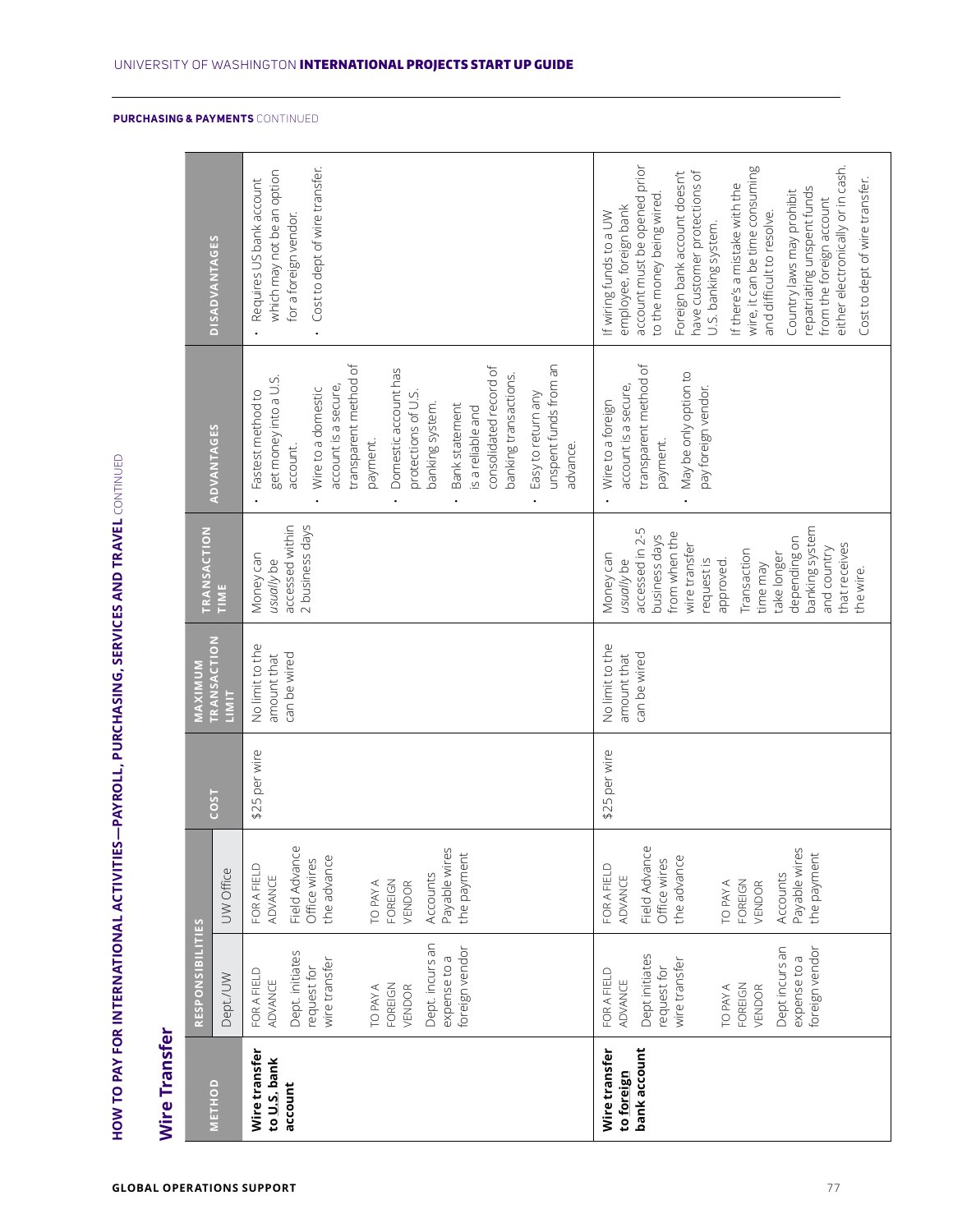## HOW TO PAY FOR INTERNATIONAL ACTIVITIES—PAYROLL, PURCHASING, SERVICES AND TRAVEL CONTINUED

### Wire Transfer

| METHOD | RESPONSIBILITIES | | COST | MAXIMUM TRANSACTION LIMIT | TRANSACTION TIME | ADVANTAGES | DISADVANTAGES |
|---|---|---|---|---|---|---|---|
| | Dept./UW | UW Office | | | | | |
| **Wire transfer to U.S. bank account** | FOR A FIELD ADVANCE<br>Dept. initiates request for wire transfer<br><br>TO PAY A FOREIGN VENDOR<br>Dept. incurs an expense to a foreign vendor | FOR A FIELD ADVANCE<br>Field Advance Office wires the advance<br><br>TO PAY A FOREIGN VENDOR<br>Accounts Payable wires the payment | $25 per wire | No limit to the amount that can be wired | Money can *usually* be accessed within 2 business days | • Fastest method to get money into a U.S. account.<br>• Wire to a domestic account is a secure, transparent method of payment.<br>• Domestic account has protections of U.S. banking system.<br>• Bank statement is a reliable and consolidated record of banking transactions.<br>• Easy to return any unspent funds from an advance. | • Requires US bank account which may not be an option for a foreign vendor.<br>• Cost to dept of wire transfer. |
| **Wire transfer to foreign bank account** | FOR A FIELD ADVANCE<br>Dept initiates request for wire transfer<br><br>TO PAY A FOREIGN VENDOR<br>Dept incurs an expense to a foreign vendor | FOR A FIELD ADVANCE<br>Field Advance Office wires the advance<br><br>TO PAY A FOREIGN VENDOR<br>Accounts Payable wires the payment | $25 per wire | No limit to the amount that can be wired | Money can *usually* be accessed in 2-5 business days from when the wire transfer request is approved.<br>Transaction time may take longer depending on banking system and country that receives the wire. | • Wire to a foreign account is a secure, transparent method of payment.<br>• May be only option to pay foreign vendor. | If wiring funds to a UW employee, foreign bank account must be opened prior to the money being wired.<br>Foreign bank account doesn't have customer protections of U.S. banking system.<br>If there's a mistake with the wire, it can be time consuming and difficult to resolve.<br>Country laws may prohibit repatriating unspent funds from the foreign account either electronically or in cash.<br>Cost to dept of wire transfer. |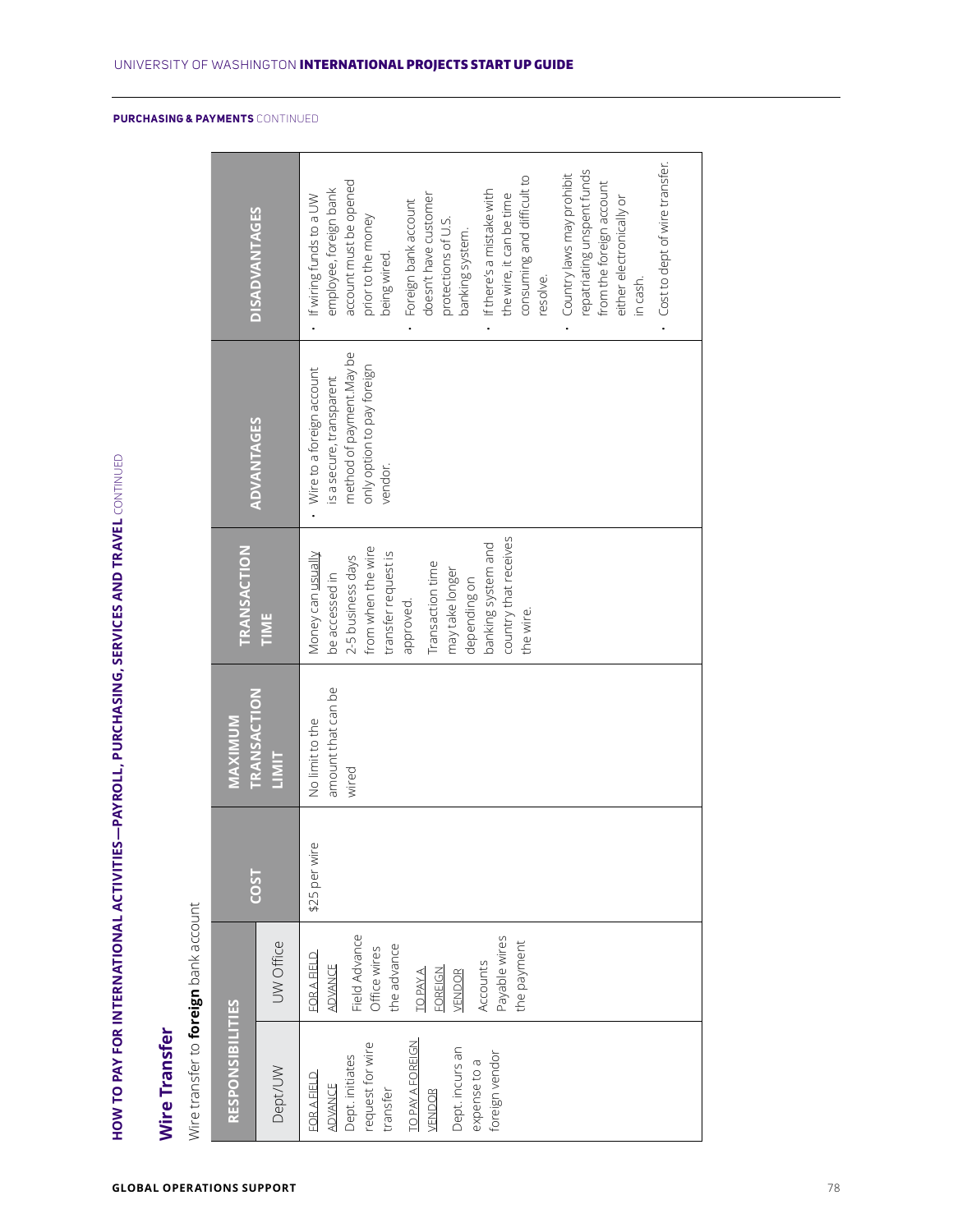PURCHASING & PAYMENTS CONTINUED

**HOW TO PAY FOR INTERNATIONAL ACTIVITIES—PAYROLL, PURCHASING, SERVICES AND TRAVEL** CONTINUED

## Wire Transfer

Wire transfer to **foreign** bank account

| RESPONSIBILITIES | | COST | MAXIMUM TRANSACTION LIMIT | TRANSACTION TIME | ADVANTAGES | DISADVANTAGES |
|---|---|---|---|---|---|---|
| Dept/UW | UW Office | | | | | |
| FOR A FIELD ADVANCE Dept. initiates request for wire transfer<br>TO PAY A FOREIGN VENDOR Dept. incurs an expense to a foreign vendor | FOR A FIELD ADVANCE Field Advance Office wires the advance<br>TO PAY A FOREIGN VENDOR Accounts Payable wires the payment | $25 per wire | No limit to the amount that can be wired | Money can usually be accessed in 2-5 business days from when the wire transfer request is approved.<br>Transaction time may take longer depending on banking system and country that receives the wire. | • Wire to a foreign account is a secure, transparent method of payment. May be only option to pay foreign vendor. | • If wiring funds to a UW employee, foreign bank account must be opened prior to the money being wired.<br>• Foreign bank account doesn't have customer protections of U.S. banking system.<br>• If there's a mistake with the wire, it can be time consuming and difficult to resolve.<br>• Country laws may prohibit repatriating unspent funds from the foreign account either electronically or in cash.<br>• Cost to dept of wire transfer. |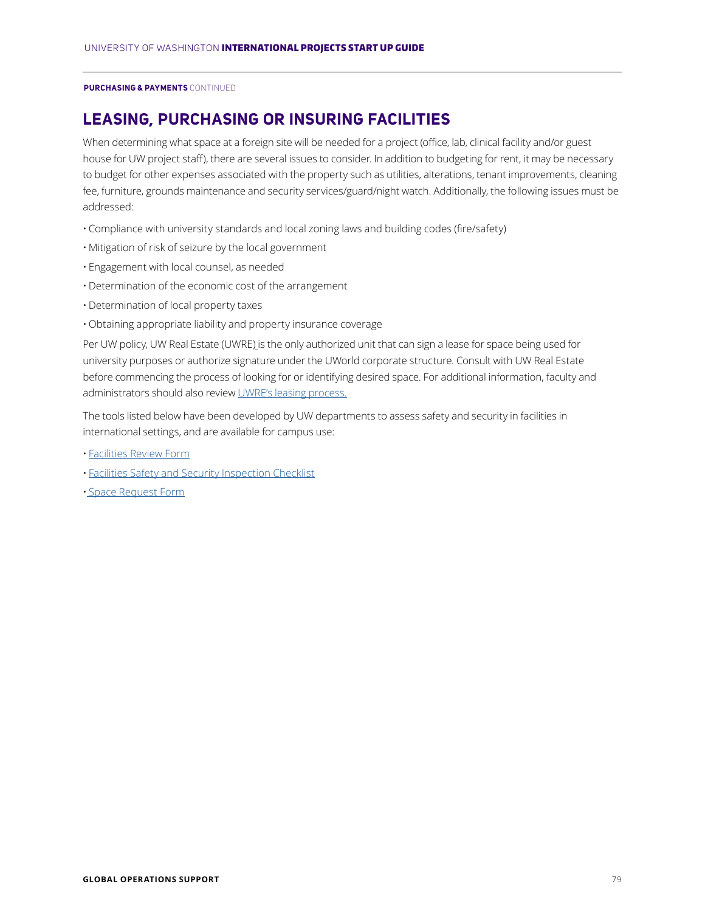**PURCHASING & PAYMENTS** CONTINUED

## LEASING, PURCHASING OR INSURING FACILITIES

When determining what space at a foreign site will be needed for a project (office, lab, clinical facility and/or guest house for UW project staff), there are several issues to consider. In addition to budgeting for rent, it may be necessary to budget for other expenses associated with the property such as utilities, alterations, tenant improvements, cleaning fee, furniture, grounds maintenance and security services/guard/night watch. Additionally, the following issues must be addressed:

- Compliance with university standards and local zoning laws and building codes (fire/safety)
- Mitigation of risk of seizure by the local government
- Engagement with local counsel, as needed
- Determination of the economic cost of the arrangement
- Determination of local property taxes
- Obtaining appropriate liability and property insurance coverage

Per UW policy, UW Real Estate (UWRE) is the only authorized unit that can sign a lease for space being used for university purposes or authorize signature under the UWorld corporate structure. Consult with UW Real Estate before commencing the process of looking for or identifying desired space. For additional information, faculty and administrators should also review UWRE's leasing process.

The tools listed below have been developed by UW departments to assess safety and security in facilities in international settings, and are available for campus use:

- Facilities Review Form
- Facilities Safety and Security Inspection Checklist
- Space Request Form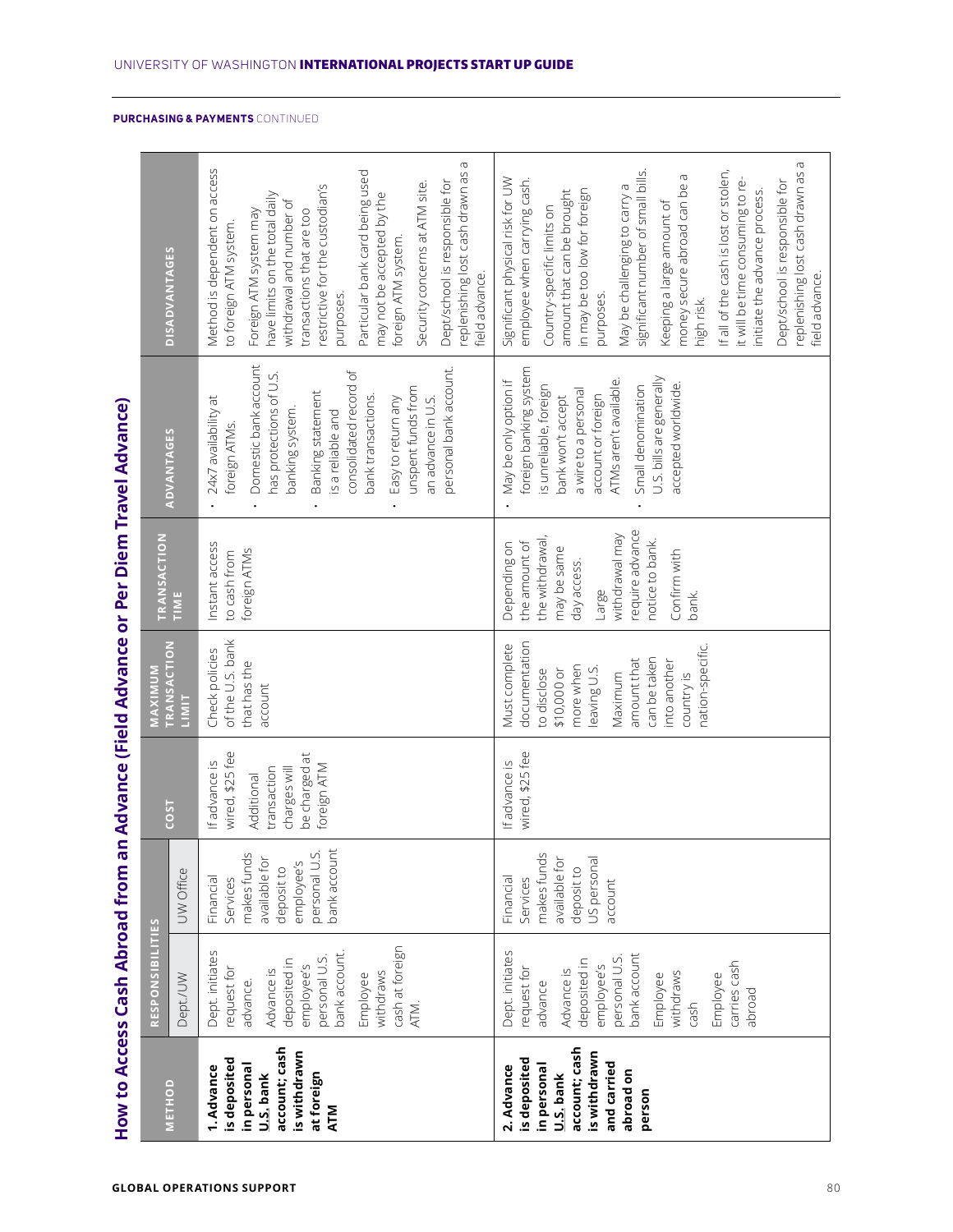**PURCHASING & PAYMENTS** CONTINUED

## How to Access Cash Abroad from an Advance (Field Advance or Per Diem Travel Advance)

| METHOD | RESPONSIBILITIES | | COST | MAXIMUM TRANSACTION LIMIT | TRANSACTION TIME | ADVANTAGES | DISADVANTAGES |
|---|---|---|---|---|---|---|---|
| | Dept./UW | UW Office | | | | | |
| **1. Advance is deposited in personal U.S. bank account; cash is withdrawn at foreign ATM** | Dept. initiates request for advance.<br><br>Advance is deposited in employee's personal U.S. bank account.<br><br>Employee withdraws cash at foreign ATM. | Financial Services makes funds available for deposit to employee's personal U.S. bank account | If advance is wired, $25 fee<br><br>Additional transaction charges will be charged at foreign ATM | Check policies of the U.S. bank that has the account | Instant access to cash from foreign ATMs | • 24x7 availability at foreign ATMs.<br>• Domestic bank account has protections of U.S. banking system.<br>• Banking statement is a reliable and consolidated record of bank transactions.<br>• Easy to return any unspent funds from an advance in U.S. personal bank account. | Method is dependent on access to foreign ATM system.<br><br>Foreign ATM system may have limits on the total daily withdrawal and number of transactions that are too restrictive for the custodian's purposes.<br><br>Particular bank card being used may not be accepted by the foreign ATM system.<br><br>Security concerns at ATM site.<br><br>Dept/school is responsible for replenishing lost cash drawn as a field advance. |
| **2. Advance is deposited in personal U.S. bank account; cash is withdrawn and carried abroad on person** | Dept. initiates request for advance<br><br>Advance is deposited in employee's personal U.S. bank account<br><br>Employee withdraws cash<br><br>Employee carries cash abroad | Financial Services makes funds available for deposit to US personal account | If advance is wired, $25 fee | Must complete documentation to disclose $10,000 or more when leaving U.S.<br><br>Maximum amount that can be taken into another country is nation-specific. | Depending on the amount of the withdrawal, may be same day access.<br><br>Large withdrawal may require advance notice to bank.<br><br>Confirm with bank. | • May be only option if foreign banking system is unreliable, foreign bank won't accept a wire to a personal account or foreign ATMs aren't available.<br>• Small denomination U.S. bills are generally accepted worldwide. | Significant physical risk for UW employee when carrying cash.<br><br>Country-specific limits on amount that can be brought in may be too low for foreign purposes.<br><br>May be challenging to carry a significant number of small bills.<br><br>Keeping a large amount of money secure abroad can be a high risk.<br><br>If all of the cash is lost or stolen, it will be time consuming to re-initiate the advance process.<br><br>Dept/school is responsible for replenishing lost cash drawn as a field advance. |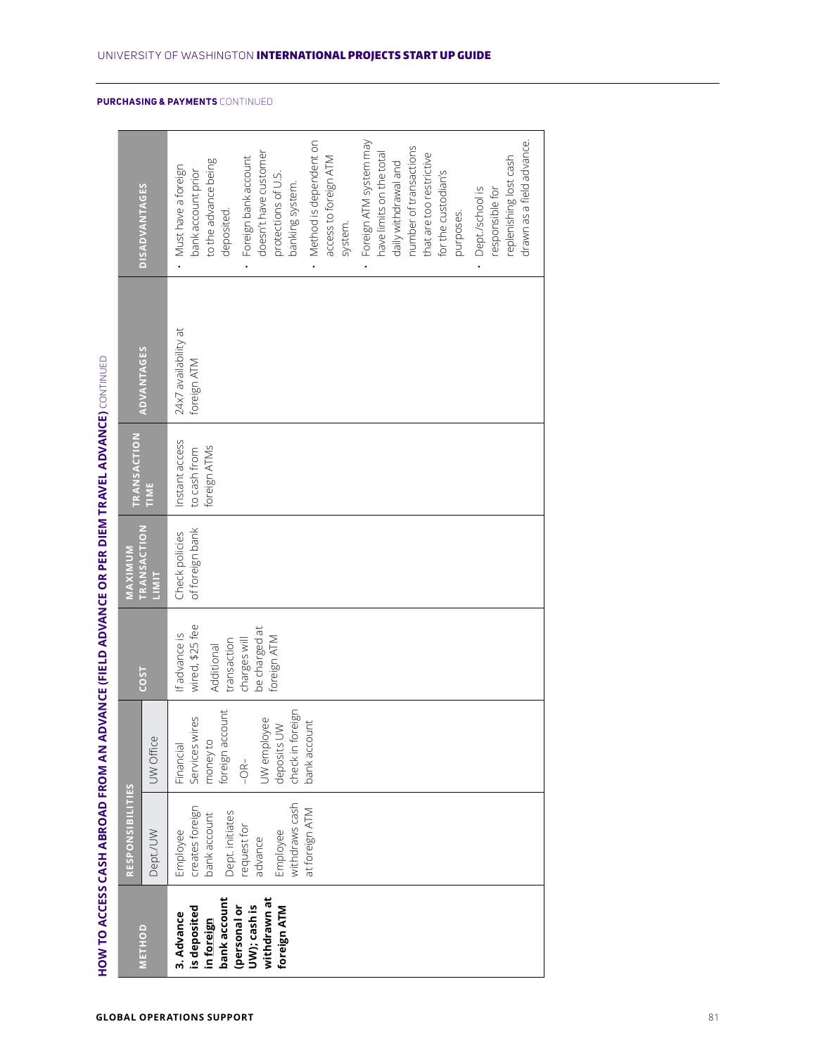**PURCHASING & PAYMENTS** CONTINUED

## HOW TO ACCESS CASH ABROAD FROM AN ADVANCE (FIELD ADVANCE OR PER DIEM TRAVEL ADVANCE) CONTINUED

| METHOD | RESPONSIBILITIES | | COST | MAXIMUM TRANSACTION LIMIT | TRANSACTION TIME | ADVANTAGES | DISADVANTAGES |
|---|---|---|---|---|---|---|---|
| | Dept./UW | UW Office | | | | | |
| **3. Advance is deposited in foreign bank account (personal or UW); cash is withdrawn at foreign ATM** | Employee creates foreign bank account<br>Dept. initiates request for advance<br>Employee withdraws cash at foreign ATM | Financial Services wires money to foreign account<br>–OR–<br>UW employee deposits UW check in foreign bank account | If advance is wired, $25 fee<br>Additional transaction charges will be charged at foreign ATM | Check policies of foreign bank | Instant access to cash from foreign ATMs | 24x7 availability at foreign ATM | • Must have a foreign bank account prior to the advance being deposited.<br>• Foreign bank account doesn't have customer protections of U.S. banking system.<br>• Method is dependent on access to foreign ATM system.<br>• Foreign ATM system may have limits on the total daily withdrawal and number of transactions that are too restrictive for the custodian's purposes.<br>• Dept./school is responsible for replenishing lost cash drawn as a field advance. |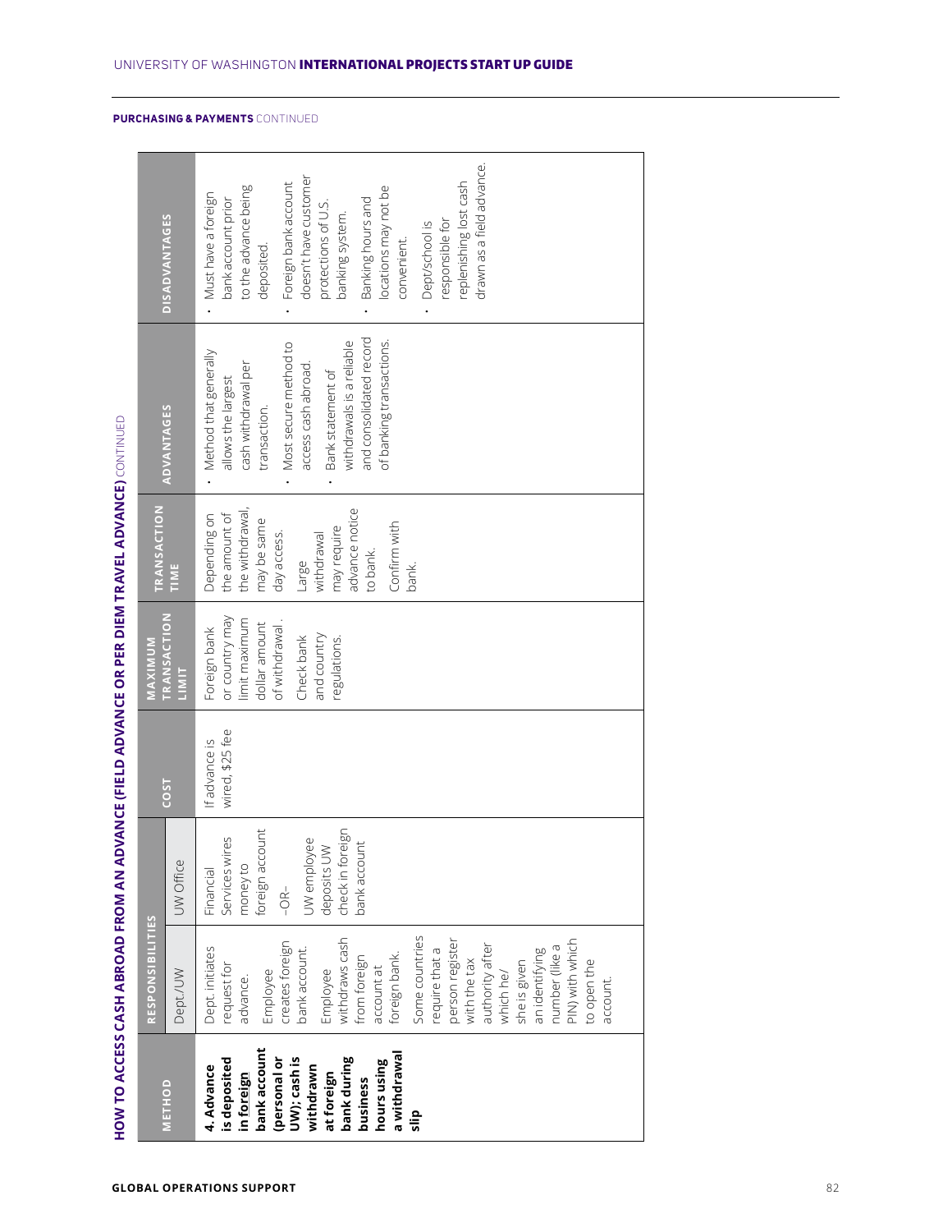**PURCHASING & PAYMENTS** CONTINUED

## HOW TO ACCESS CASH ABROAD FROM AN ADVANCE (FIELD ADVANCE OR PER DIEM TRAVEL ADVANCE) CONTINUED

| METHOD | RESPONSIBILITIES | | COST | MAXIMUM TRANSACTION LIMIT | TRANSACTION TIME | ADVANTAGES | DISADVANTAGES |
|---|---|---|---|---|---|---|---|
| | Dept./UW | UW Office | | | | | |
| **4. Advance is deposited in foreign bank account (personal or UW); cash is withdrawn at foreign bank during business hours using a withdrawal slip** | Dept. initiates request for advance.<br>Employee creates foreign bank account.<br>Employee withdraws cash from foreign account at foreign bank.<br>Some countries require that a person register with the tax authority after which he/she is given an identifying number (like a PIN) with which to open the account. | Financial Services wires money to foreign account<br>–OR–<br>UW employee deposits UW check in foreign bank account | If advance is wired, $25 fee | Foreign bank or country may limit maximum dollar amount of withdrawal.<br>Check bank and country regulations. | Depending on the amount of the withdrawal, may be same day access.<br>Large withdrawal may require advance notice to bank.<br>Confirm with bank. | • Method that generally allows the largest cash withdrawal per transaction.<br>• Most secure method to access cash abroad.<br>• Bank statement of withdrawals is a reliable and consolidated record of banking transactions. | • Must have a foreign bank account prior to the advance being deposited.<br>• Foreign bank account doesn't have customer protections of U.S. banking system.<br>• Banking hours and locations may not be convenient.<br>• Dept/school is responsible for replenishing lost cash drawn as a field advance. |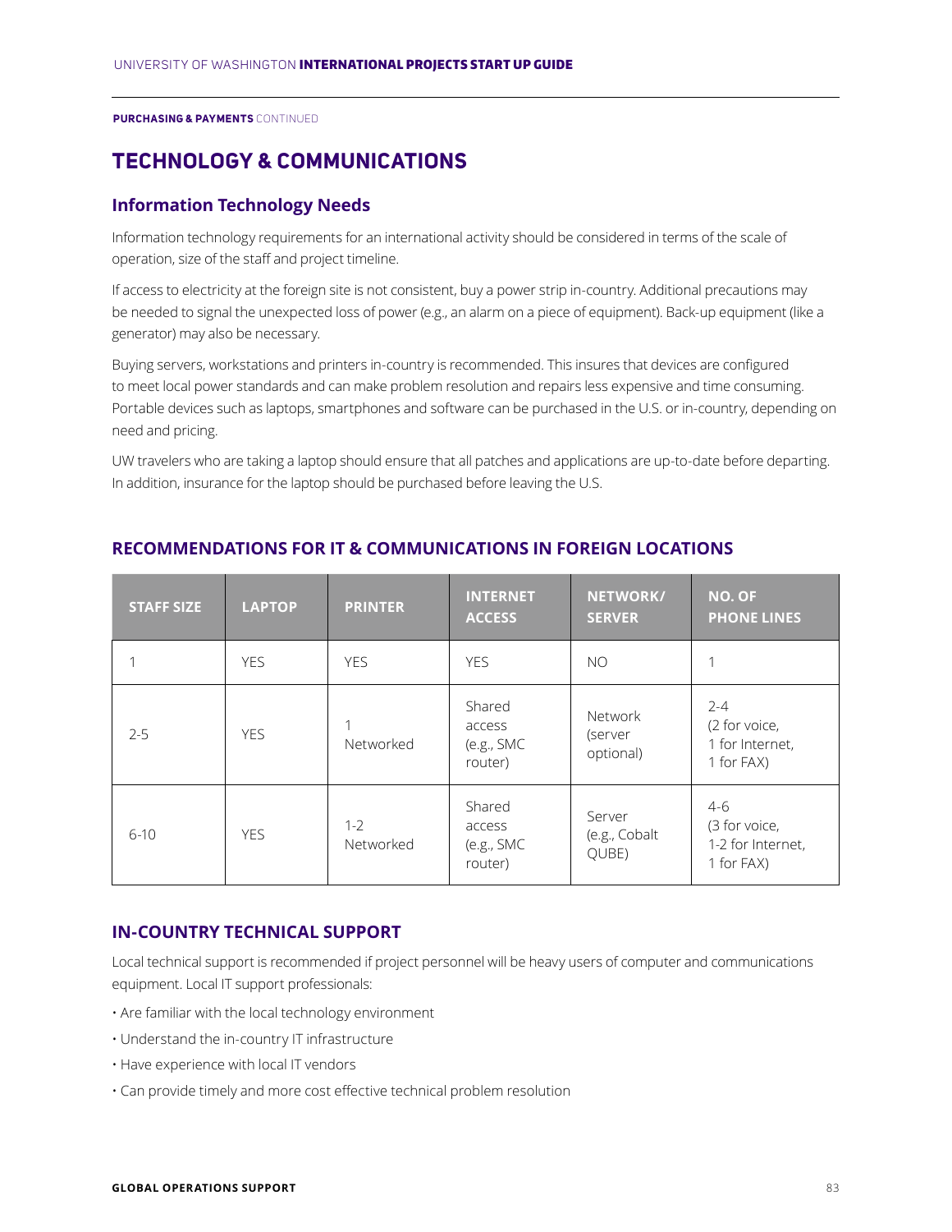**PURCHASING & PAYMENTS** CONTINUED

# TECHNOLOGY & COMMUNICATIONS

## Information Technology Needs

Information technology requirements for an international activity should be considered in terms of the scale of operation, size of the staff and project timeline.

If access to electricity at the foreign site is not consistent, buy a power strip in-country. Additional precautions may be needed to signal the unexpected loss of power (e.g., an alarm on a piece of equipment). Back-up equipment (like a generator) may also be necessary.

Buying servers, workstations and printers in-country is recommended. This insures that devices are configured to meet local power standards and can make problem resolution and repairs less expensive and time consuming. Portable devices such as laptops, smartphones and software can be purchased in the U.S. or in-country, depending on need and pricing.

UW travelers who are taking a laptop should ensure that all patches and applications are up-to-date before departing. In addition, insurance for the laptop should be purchased before leaving the U.S.

### RECOMMENDATIONS FOR IT & COMMUNICATIONS IN FOREIGN LOCATIONS

| STAFF SIZE | LAPTOP | PRINTER | INTERNET ACCESS | NETWORK/ SERVER | NO. OF PHONE LINES |
|---|---|---|---|---|---|
| 1 | YES | YES | YES | NO | 1 |
| 2-5 | YES | 1 Networked | Shared access (e.g., SMC router) | Network (server optional) | 2-4 (2 for voice, 1 for Internet, 1 for FAX) |
| 6-10 | YES | 1-2 Networked | Shared access (e.g., SMC router) | Server (e.g., Cobalt QUBE) | 4-6 (3 for voice, 1-2 for Internet, 1 for FAX) |

### IN-COUNTRY TECHNICAL SUPPORT

Local technical support is recommended if project personnel will be heavy users of computer and communications equipment. Local IT support professionals:

- Are familiar with the local technology environment
- Understand the in-country IT infrastructure
- Have experience with local IT vendors
- Can provide timely and more cost effective technical problem resolution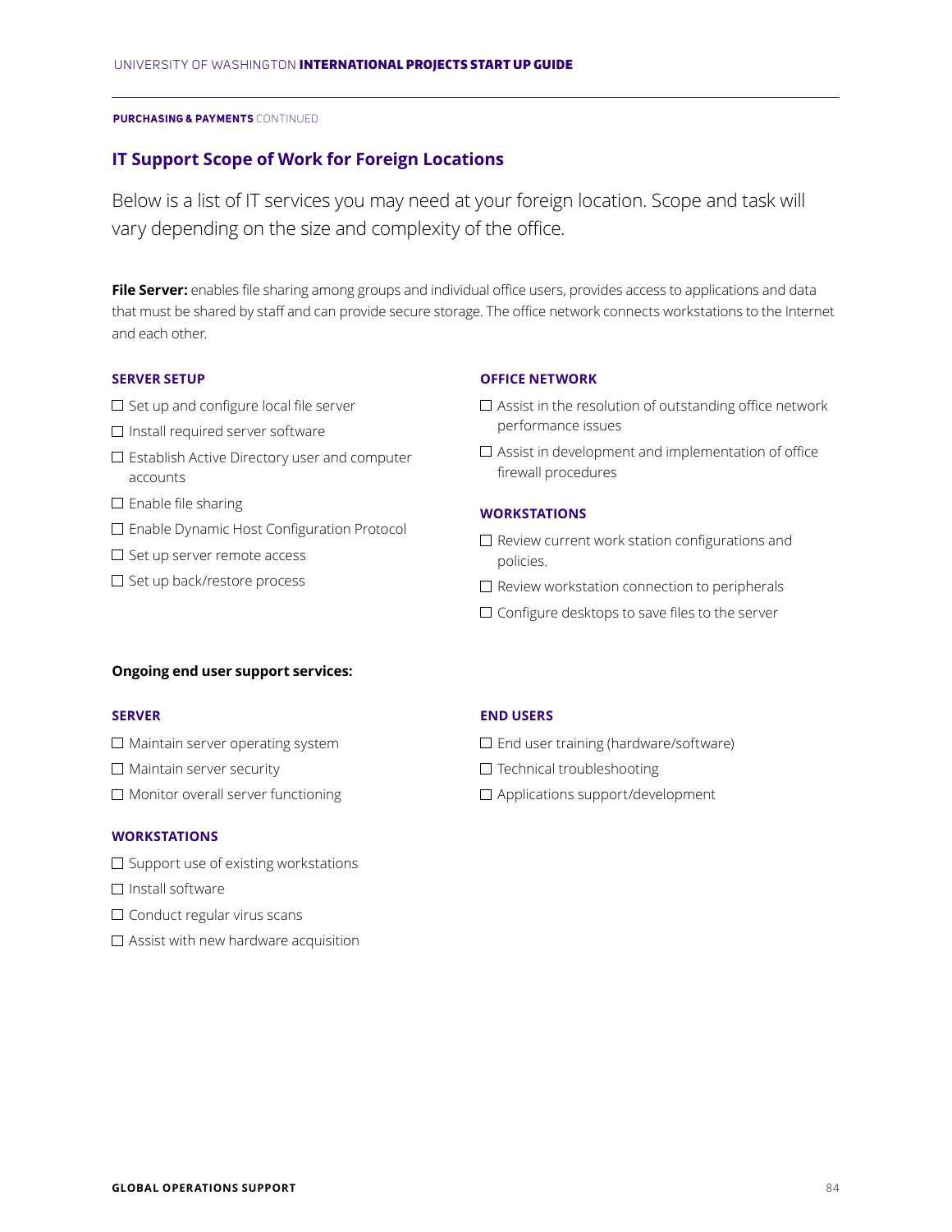**PURCHASING & PAYMENTS** CONTINUED

## IT Support Scope of Work for Foreign Locations

Below is a list of IT services you may need at your foreign location. Scope and task will vary depending on the size and complexity of the office.

**File Server:** enables file sharing among groups and individual office users, provides access to applications and data that must be shared by staff and can provide secure storage. The office network connects workstations to the Internet and each other.

### SERVER SETUP

- ☐ Set up and configure local file server
- ☐ Install required server software
- ☐ Establish Active Directory user and computer accounts
- ☐ Enable file sharing
- ☐ Enable Dynamic Host Configuration Protocol
- ☐ Set up server remote access
- ☐ Set up back/restore process

### OFFICE NETWORK

- ☐ Assist in the resolution of outstanding office network performance issues
- ☐ Assist in development and implementation of office firewall procedures

### WORKSTATIONS

- ☐ Review current work station configurations and policies.
- ☐ Review workstation connection to peripherals
- ☐ Configure desktops to save files to the server

**Ongoing end user support services:**

### SERVER

- ☐ Maintain server operating system
- ☐ Maintain server security
- ☐ Monitor overall server functioning

### WORKSTATIONS

- ☐ Support use of existing workstations
- ☐ Install software
- ☐ Conduct regular virus scans
- ☐ Assist with new hardware acquisition

### END USERS

- ☐ End user training (hardware/software)
- ☐ Technical troubleshooting
- ☐ Applications support/development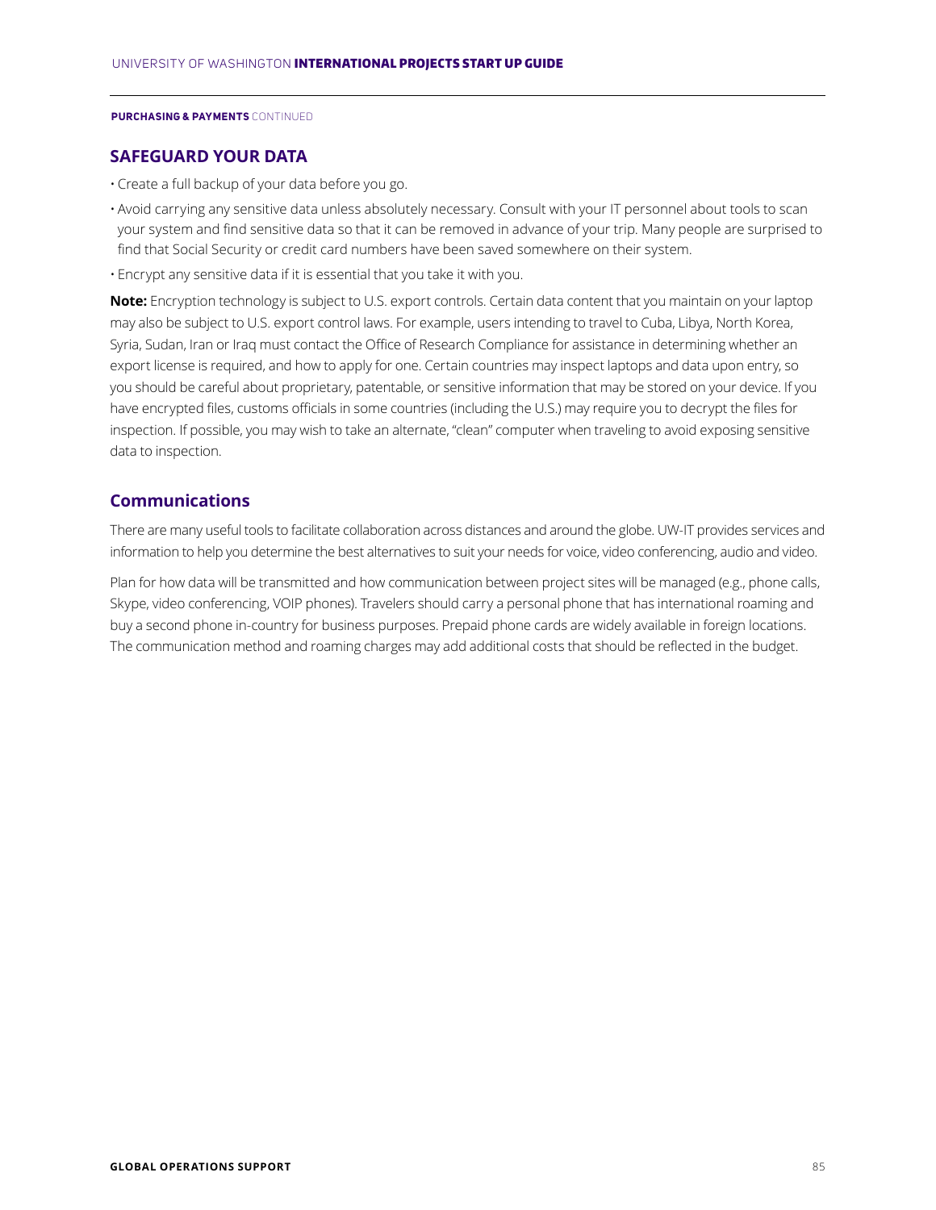**PURCHASING & PAYMENTS** CONTINUED

## SAFEGUARD YOUR DATA

- Create a full backup of your data before you go.
- Avoid carrying any sensitive data unless absolutely necessary. Consult with your IT personnel about tools to scan your system and find sensitive data so that it can be removed in advance of your trip. Many people are surprised to find that Social Security or credit card numbers have been saved somewhere on their system.
- Encrypt any sensitive data if it is essential that you take it with you.

**Note:** Encryption technology is subject to U.S. export controls. Certain data content that you maintain on your laptop may also be subject to U.S. export control laws. For example, users intending to travel to Cuba, Libya, North Korea, Syria, Sudan, Iran or Iraq must contact the Office of Research Compliance for assistance in determining whether an export license is required, and how to apply for one. Certain countries may inspect laptops and data upon entry, so you should be careful about proprietary, patentable, or sensitive information that may be stored on your device. If you have encrypted files, customs officials in some countries (including the U.S.) may require you to decrypt the files for inspection. If possible, you may wish to take an alternate, "clean" computer when traveling to avoid exposing sensitive data to inspection.

## Communications

There are many useful tools to facilitate collaboration across distances and around the globe. UW-IT provides services and information to help you determine the best alternatives to suit your needs for voice, video conferencing, audio and video.

Plan for how data will be transmitted and how communication between project sites will be managed (e.g., phone calls, Skype, video conferencing, VOIP phones). Travelers should carry a personal phone that has international roaming and buy a second phone in-country for business purposes. Prepaid phone cards are widely available in foreign locations. The communication method and roaming charges may add additional costs that should be reflected in the budget.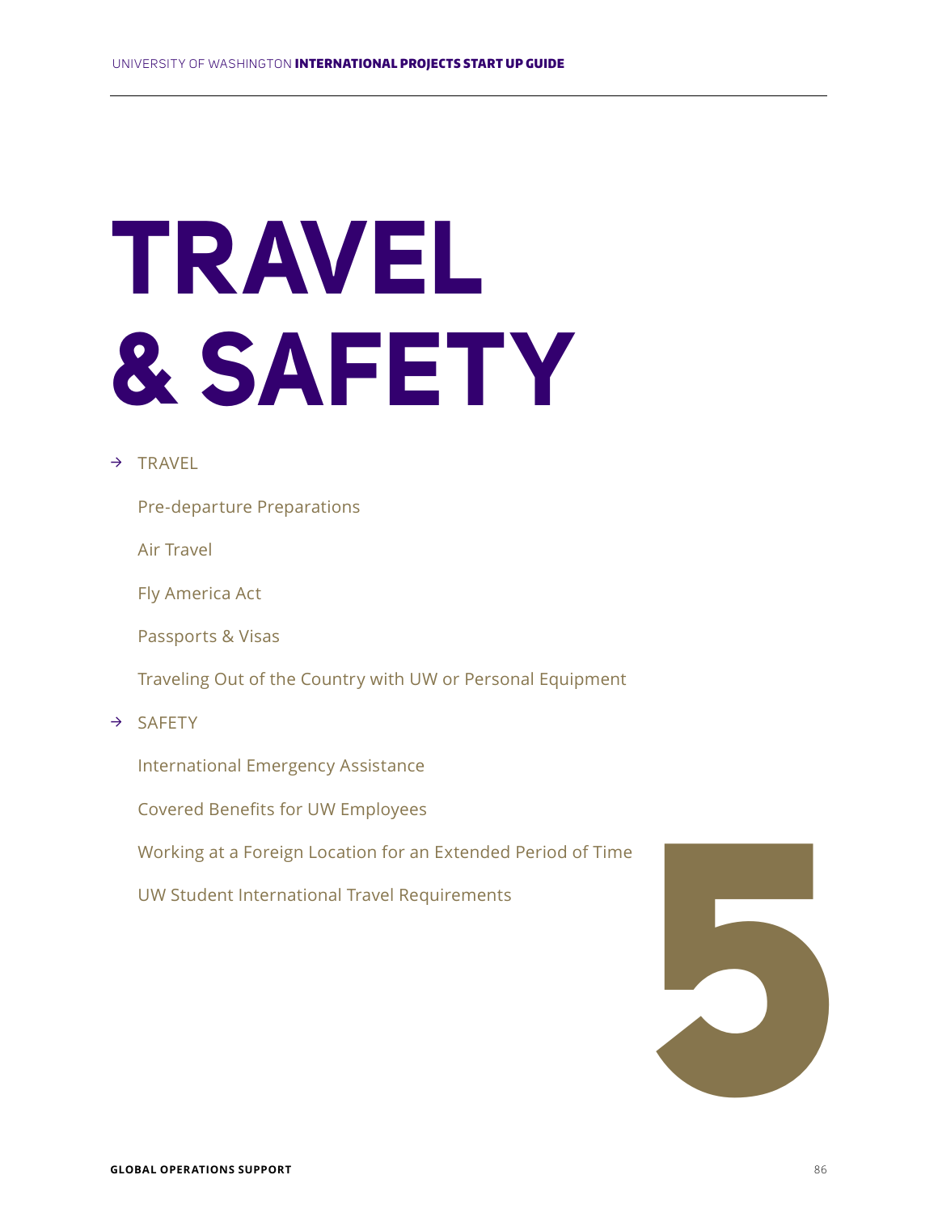# TRAVEL & SAFETY

→ TRAVEL

Pre-departure Preparations

Air Travel

Fly America Act

Passports & Visas

Traveling Out of the Country with UW or Personal Equipment

→ SAFETY

International Emergency Assistance

Covered Benefits for UW Employees

Working at a Foreign Location for an Extended Period of Time

UW Student International Travel Requirements

5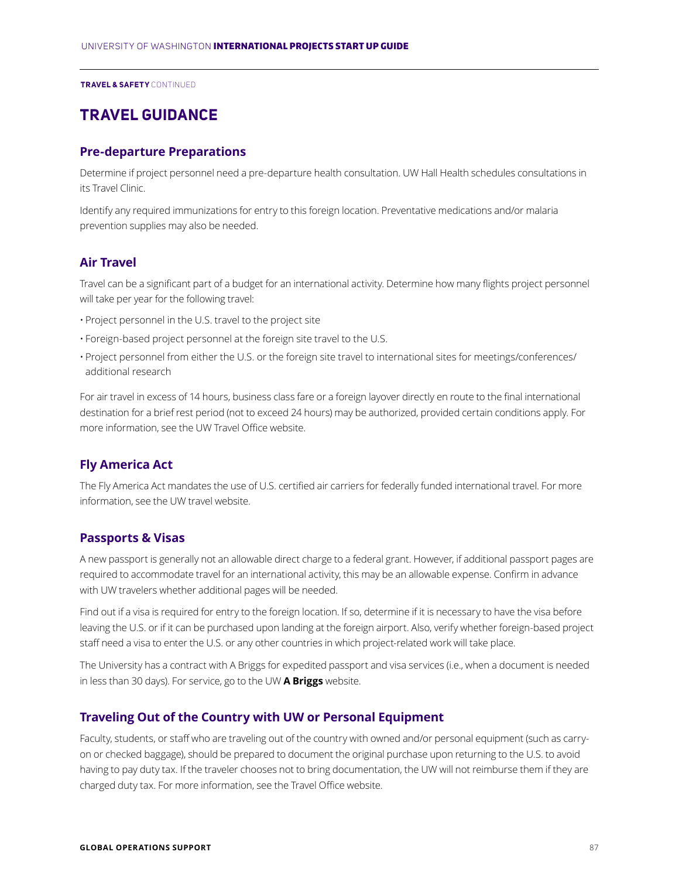**TRAVEL & SAFETY** CONTINUED

# TRAVEL GUIDANCE

## Pre-departure Preparations

Determine if project personnel need a pre-departure health consultation. UW Hall Health schedules consultations in its Travel Clinic.

Identify any required immunizations for entry to this foreign location. Preventative medications and/or malaria prevention supplies may also be needed.

## Air Travel

Travel can be a significant part of a budget for an international activity. Determine how many flights project personnel will take per year for the following travel:

- Project personnel in the U.S. travel to the project site
- Foreign-based project personnel at the foreign site travel to the U.S.
- Project personnel from either the U.S. or the foreign site travel to international sites for meetings/conferences/ additional research

For air travel in excess of 14 hours, business class fare or a foreign layover directly en route to the final international destination for a brief rest period (not to exceed 24 hours) may be authorized, provided certain conditions apply. For more information, see the UW Travel Office website.

## Fly America Act

The Fly America Act mandates the use of U.S. certified air carriers for federally funded international travel. For more information, see the UW travel website.

## Passports & Visas

A new passport is generally not an allowable direct charge to a federal grant. However, if additional passport pages are required to accommodate travel for an international activity, this may be an allowable expense. Confirm in advance with UW travelers whether additional pages will be needed.

Find out if a visa is required for entry to the foreign location. If so, determine if it is necessary to have the visa before leaving the U.S. or if it can be purchased upon landing at the foreign airport. Also, verify whether foreign-based project staff need a visa to enter the U.S. or any other countries in which project-related work will take place.

The University has a contract with A Briggs for expedited passport and visa services (i.e., when a document is needed in less than 30 days). For service, go to the UW **A Briggs** website.

## Traveling Out of the Country with UW or Personal Equipment

Faculty, students, or staff who are traveling out of the country with owned and/or personal equipment (such as carry-on or checked baggage), should be prepared to document the original purchase upon returning to the U.S. to avoid having to pay duty tax. If the traveler chooses not to bring documentation, the UW will not reimburse them if they are charged duty tax. For more information, see the Travel Office website.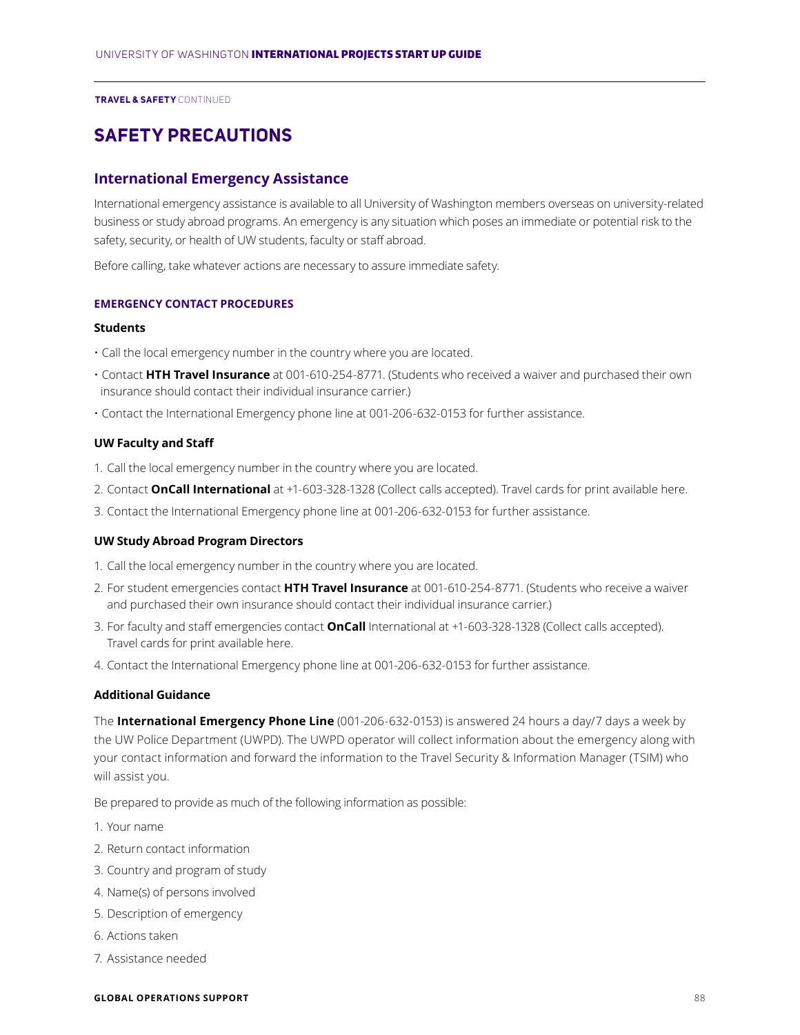**TRAVEL & SAFETY** CONTINUED

# SAFETY PRECAUTIONS

## International Emergency Assistance

International emergency assistance is available to all University of Washington members overseas on university-related business or study abroad programs. An emergency is any situation which poses an immediate or potential risk to the safety, security, or health of UW students, faculty or staff abroad.

Before calling, take whatever actions are necessary to assure immediate safety.

### EMERGENCY CONTACT PROCEDURES

**Students**

- Call the local emergency number in the country where you are located.
- Contact **HTH Travel Insurance** at 001-610-254-8771. (Students who received a waiver and purchased their own insurance should contact their individual insurance carrier.)
- Contact the International Emergency phone line at 001-206-632-0153 for further assistance.

**UW Faculty and Staff**

1. Call the local emergency number in the country where you are located.
2. Contact **OnCall International** at +1-603-328-1328 (Collect calls accepted). Travel cards for print available here.
3. Contact the International Emergency phone line at 001-206-632-0153 for further assistance.

**UW Study Abroad Program Directors**

1. Call the local emergency number in the country where you are located.
2. For student emergencies contact **HTH Travel Insurance** at 001-610-254-8771. (Students who receive a waiver and purchased their own insurance should contact their individual insurance carrier.)
3. For faculty and staff emergencies contact **OnCall** International at +1-603-328-1328 (Collect calls accepted). Travel cards for print available here.
4. Contact the International Emergency phone line at 001-206-632-0153 for further assistance.

**Additional Guidance**

The **International Emergency Phone Line** (001-206-632-0153) is answered 24 hours a day/7 days a week by the UW Police Department (UWPD). The UWPD operator will collect information about the emergency along with your contact information and forward the information to the Travel Security & Information Manager (TSIM) who will assist you.

Be prepared to provide as much of the following information as possible:

1. Your name
2. Return contact information
3. Country and program of study
4. Name(s) of persons involved
5. Description of emergency
6. Actions taken
7. Assistance needed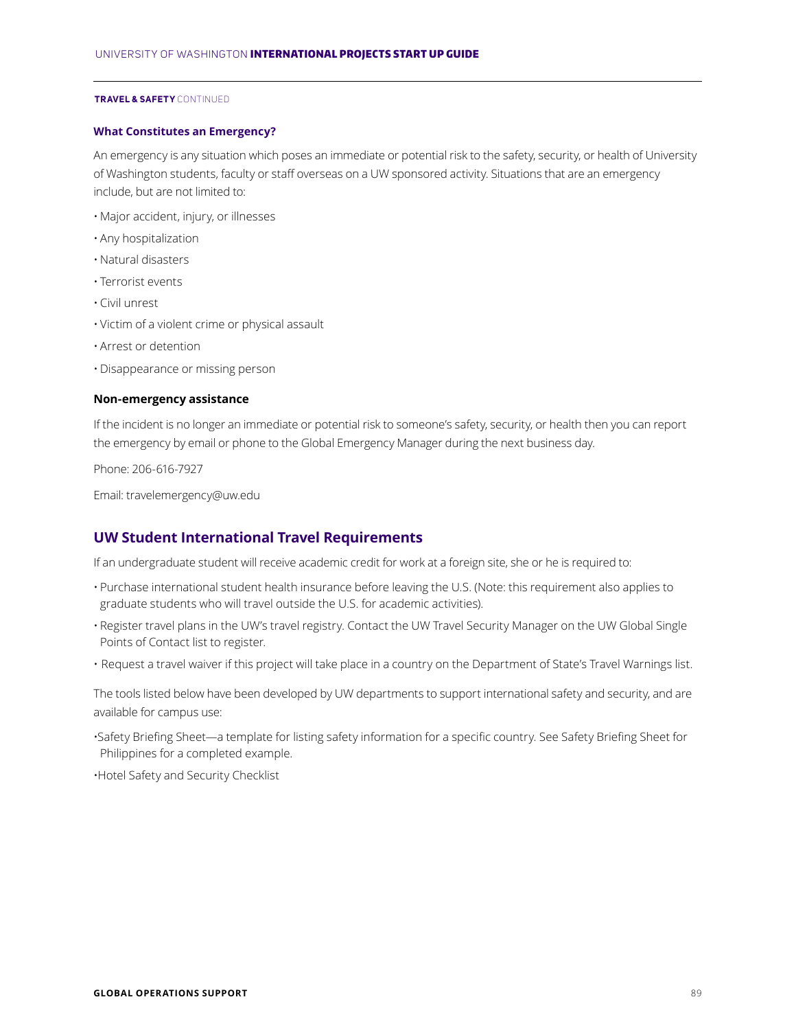**TRAVEL & SAFETY** CONTINUED

### What Constitutes an Emergency?

An emergency is any situation which poses an immediate or potential risk to the safety, security, or health of University of Washington students, faculty or staff overseas on a UW sponsored activity. Situations that are an emergency include, but are not limited to:

- Major accident, injury, or illnesses
- Any hospitalization
- Natural disasters
- Terrorist events
- Civil unrest
- Victim of a violent crime or physical assault
- Arrest or detention
- Disappearance or missing person

### Non-emergency assistance

If the incident is no longer an immediate or potential risk to someone's safety, security, or health then you can report the emergency by email or phone to the Global Emergency Manager during the next business day.

Phone: 206-616-7927

Email: travelemergency@uw.edu

## UW Student International Travel Requirements

If an undergraduate student will receive academic credit for work at a foreign site, she or he is required to:

- Purchase international student health insurance before leaving the U.S. (Note: this requirement also applies to graduate students who will travel outside the U.S. for academic activities).
- Register travel plans in the UW's travel registry. Contact the UW Travel Security Manager on the UW Global Single Points of Contact list to register.
- Request a travel waiver if this project will take place in a country on the Department of State's Travel Warnings list.

The tools listed below have been developed by UW departments to support international safety and security, and are available for campus use:

- Safety Briefing Sheet—a template for listing safety information for a specific country. See Safety Briefing Sheet for Philippines for a completed example.
- Hotel Safety and Security Checklist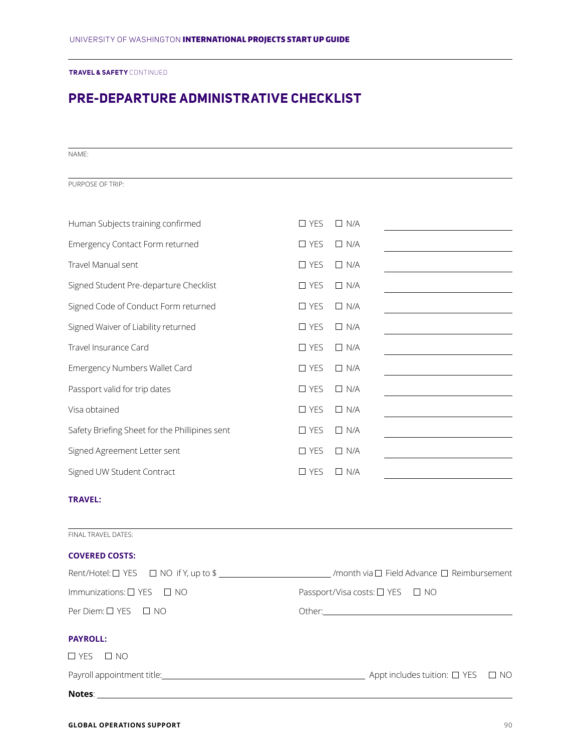TRAVEL & SAFETY CONTINUED

# PRE-DEPARTURE ADMINISTRATIVE CHECKLIST

NAME:

PURPOSE OF TRIP:

| | | | |
|---|---|---|---|
| Human Subjects training confirmed | ☐ YES | ☐ N/A | ____________ |
| Emergency Contact Form returned | ☐ YES | ☐ N/A | ____________ |
| Travel Manual sent | ☐ YES | ☐ N/A | ____________ |
| Signed Student Pre-departure Checklist | ☐ YES | ☐ N/A | ____________ |
| Signed Code of Conduct Form returned | ☐ YES | ☐ N/A | ____________ |
| Signed Waiver of Liability returned | ☐ YES | ☐ N/A | ____________ |
| Travel Insurance Card | ☐ YES | ☐ N/A | ____________ |
| Emergency Numbers Wallet Card | ☐ YES | ☐ N/A | ____________ |
| Passport valid for trip dates | ☐ YES | ☐ N/A | ____________ |
| Visa obtained | ☐ YES | ☐ N/A | ____________ |
| Safety Briefing Sheet for the Phillipines sent | ☐ YES | ☐ N/A | ____________ |
| Signed Agreement Letter sent | ☐ YES | ☐ N/A | ____________ |
| Signed UW Student Contract | ☐ YES | ☐ N/A | ____________ |

**TRAVEL:**

FINAL TRAVEL DATES:

**COVERED COSTS:**

Rent/Hotel: ☐ YES ☐ NO if Y, up to $ ____________ /month via ☐ Field Advance ☐ Reimbursement

Immunizations: ☐ YES ☐ NO

Passport/Visa costs: ☐ YES ☐ NO

Per Diem: ☐ YES ☐ NO

Other: ____________

**PAYROLL:**

☐ YES ☐ NO

Payroll appointment title: ____________ Appt includes tuition: ☐ YES ☐ NO

**Notes**: ____________

GLOBAL OPERATIONS SUPPORT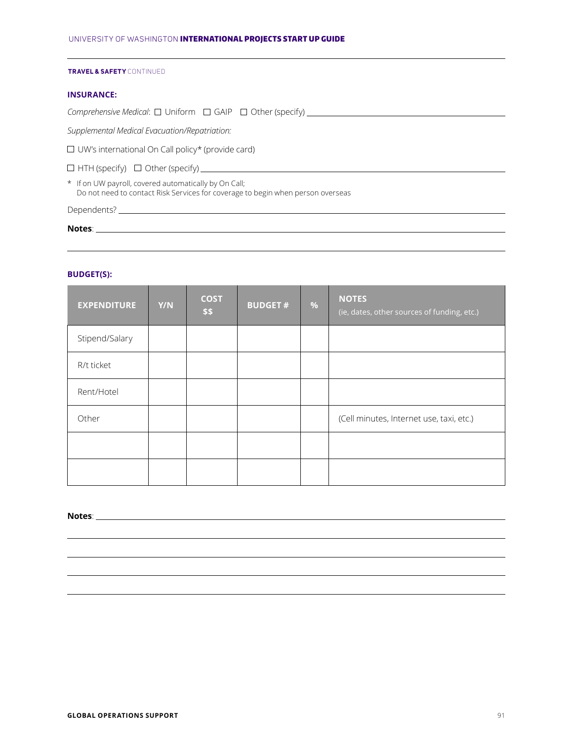**TRAVEL & SAFETY** CONTINUED

### INSURANCE:

*Comprehensive Medical*: ☐ Uniform ☐ GAIP ☐ Other (specify) ______________________

*Supplemental Medical Evacuation/Repatriation:*

☐ UW's international On Call policy* (provide card)

☐ HTH (specify) ☐ Other (specify) ______________________

\* If on UW payroll, covered automatically by On Call;
Do not need to contact Risk Services for coverage to begin when person overseas

Dependents? ______________________

**Notes**: ______________________

______________________

### BUDGET(S):

| EXPENDITURE | Y/N | COST $$ | BUDGET # | % | NOTES (ie, dates, other sources of funding, etc.) |
|---|---|---|---|---|---|
| Stipend/Salary | | | | | |
| R/t ticket | | | | | |
| Rent/Hotel | | | | | |
| Other | | | | | (Cell minutes, Internet use, taxi, etc.) |
| | | | | | |
| | | | | | |

**Notes**: ______________________

______________________

______________________

______________________

______________________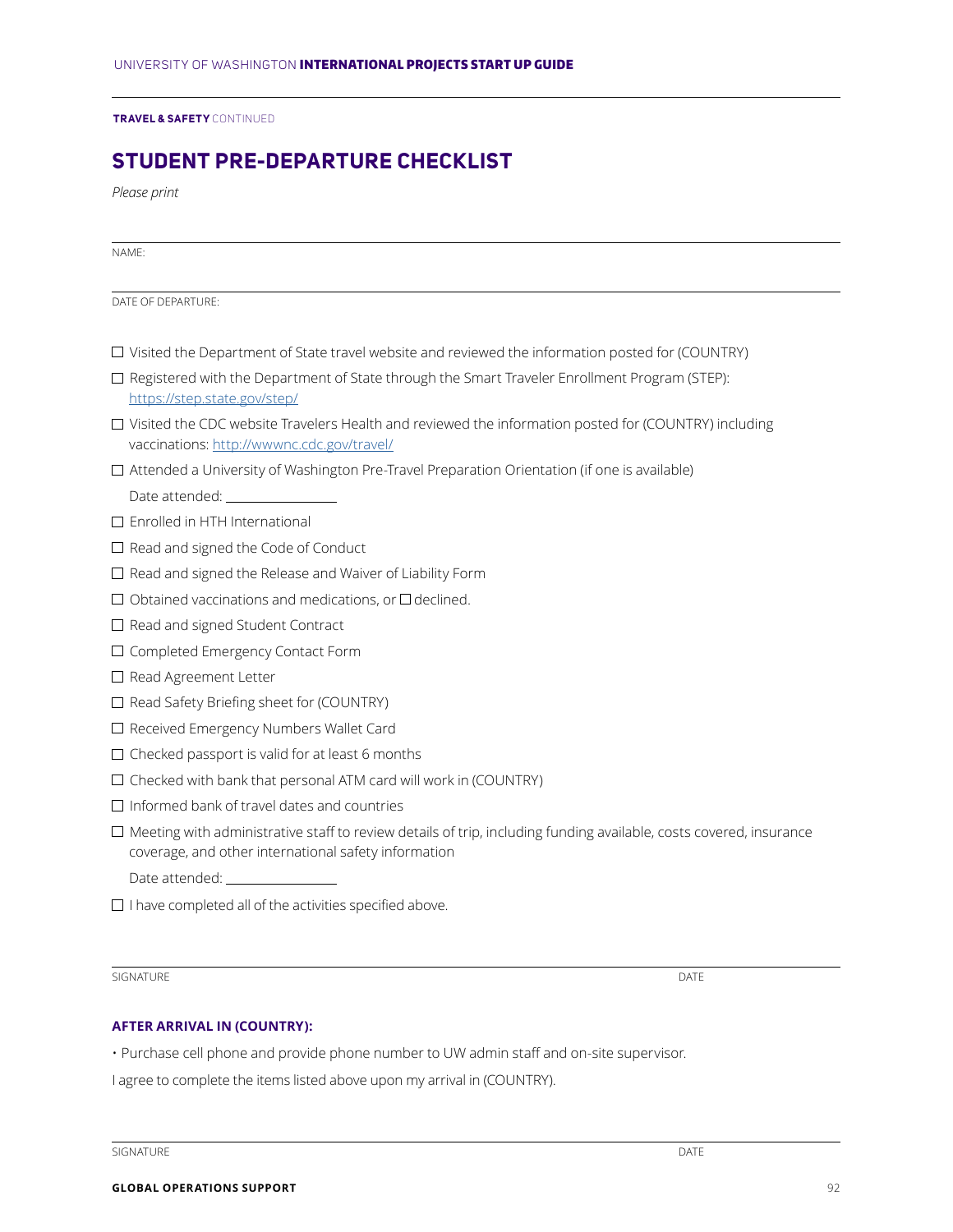**TRAVEL & SAFETY** CONTINUED

## STUDENT PRE-DEPARTURE CHECKLIST

*Please print*

NAME:

DATE OF DEPARTURE:

- ☐ Visited the Department of State travel website and reviewed the information posted for (COUNTRY)
- ☐ Registered with the Department of State through the Smart Traveler Enrollment Program (STEP): https://step.state.gov/step/
- ☐ Visited the CDC website Travelers Health and reviewed the information posted for (COUNTRY) including vaccinations: http://wwwnc.cdc.gov/travel/
- ☐ Attended a University of Washington Pre-Travel Preparation Orientation (if one is available)
  Date attended: ______________
- ☐ Enrolled in HTH International
- ☐ Read and signed the Code of Conduct
- ☐ Read and signed the Release and Waiver of Liability Form
- ☐ Obtained vaccinations and medications, or ☐ declined.
- ☐ Read and signed Student Contract
- ☐ Completed Emergency Contact Form
- ☐ Read Agreement Letter
- ☐ Read Safety Briefing sheet for (COUNTRY)
- ☐ Received Emergency Numbers Wallet Card
- ☐ Checked passport is valid for at least 6 months
- ☐ Checked with bank that personal ATM card will work in (COUNTRY)
- ☐ Informed bank of travel dates and countries
- ☐ Meeting with administrative staff to review details of trip, including funding available, costs covered, insurance coverage, and other international safety information
  Date attended: ______________
- ☐ I have completed all of the activities specified above.

SIGNATURE DATE

**AFTER ARRIVAL IN (COUNTRY):**

- Purchase cell phone and provide phone number to UW admin staff and on-site supervisor.

I agree to complete the items listed above upon my arrival in (COUNTRY).

SIGNATURE DATE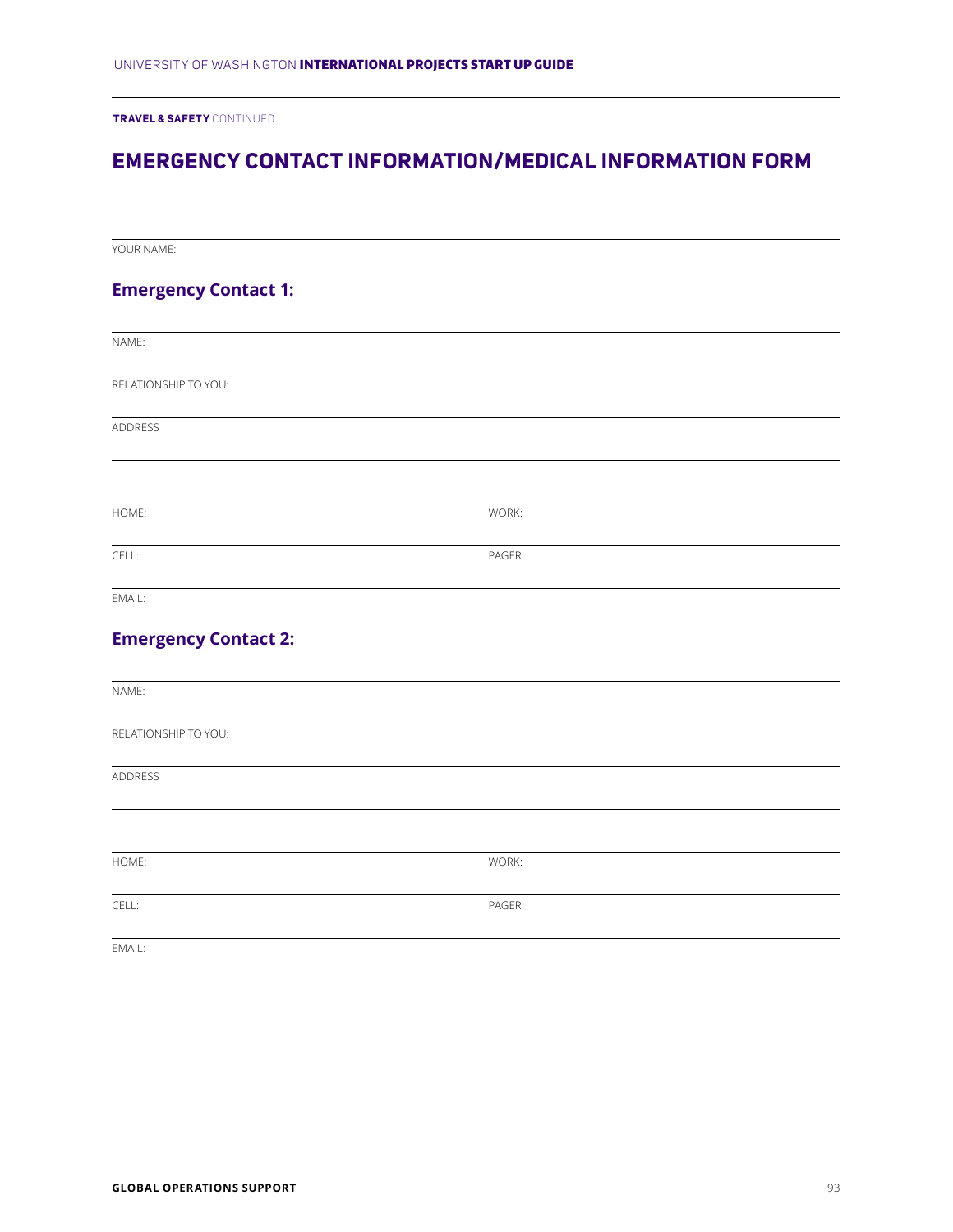**TRAVEL & SAFETY** CONTINUED

# EMERGENCY CONTACT INFORMATION/MEDICAL INFORMATION FORM

YOUR NAME:

## Emergency Contact 1:

NAME:

RELATIONSHIP TO YOU:

ADDRESS

HOME: WORK:

CELL: PAGER:

EMAIL:

## Emergency Contact 2:

NAME:

RELATIONSHIP TO YOU:

ADDRESS

HOME: WORK:

CELL: PAGER:

EMAIL: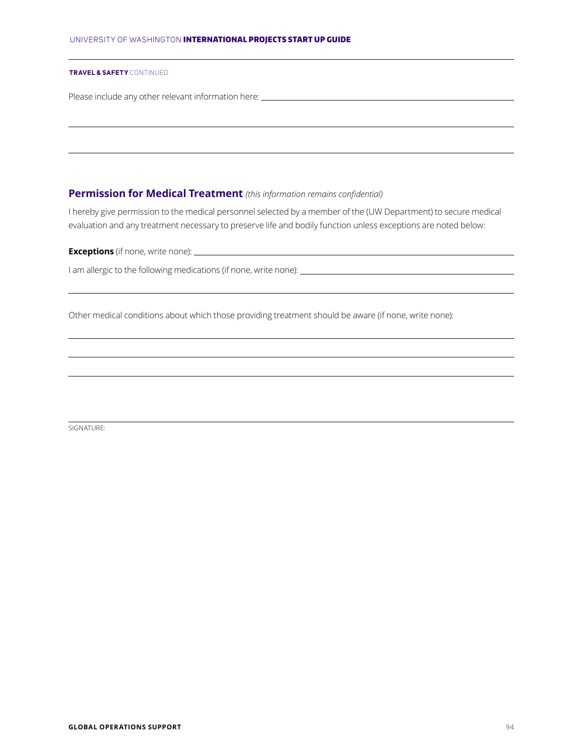**TRAVEL & SAFETY** CONTINUED

Please include any other relevant information here: \_\_\_\_\_\_\_\_\_\_\_\_\_\_\_\_\_\_\_\_\_\_\_\_\_\_\_\_\_\_\_\_\_\_\_\_\_\_\_\_

\_\_\_\_\_\_\_\_\_\_\_\_\_\_\_\_\_\_\_\_\_\_\_\_\_\_\_\_\_\_\_\_\_\_\_\_\_\_\_\_\_\_\_\_\_\_\_\_\_\_\_\_\_\_\_\_\_\_\_\_\_\_\_\_\_\_\_\_\_\_\_\_\_\_\_\_

\_\_\_\_\_\_\_\_\_\_\_\_\_\_\_\_\_\_\_\_\_\_\_\_\_\_\_\_\_\_\_\_\_\_\_\_\_\_\_\_\_\_\_\_\_\_\_\_\_\_\_\_\_\_\_\_\_\_\_\_\_\_\_\_\_\_\_\_\_\_\_\_\_\_\_\_

## Permission for Medical Treatment *(this information remains confidential)*

I hereby give permission to the medical personnel selected by a member of the (UW Department) to secure medical evaluation and any treatment necessary to preserve life and bodily function unless exceptions are noted below:

**Exceptions** (if none, write none): \_\_\_\_\_\_\_\_\_\_\_\_\_\_\_\_\_\_\_\_\_\_\_\_\_\_\_\_\_\_\_\_\_\_\_\_\_\_\_\_\_\_\_\_\_\_\_\_

I am allergic to the following medications (if none, write none): \_\_\_\_\_\_\_\_\_\_\_\_\_\_\_\_\_\_\_\_\_\_\_\_\_\_\_\_

\_\_\_\_\_\_\_\_\_\_\_\_\_\_\_\_\_\_\_\_\_\_\_\_\_\_\_\_\_\_\_\_\_\_\_\_\_\_\_\_\_\_\_\_\_\_\_\_\_\_\_\_\_\_\_\_\_\_\_\_\_\_\_\_\_\_\_\_\_\_\_\_\_\_\_\_

Other medical conditions about which those providing treatment should be aware (if none, write none):

\_\_\_\_\_\_\_\_\_\_\_\_\_\_\_\_\_\_\_\_\_\_\_\_\_\_\_\_\_\_\_\_\_\_\_\_\_\_\_\_\_\_\_\_\_\_\_\_\_\_\_\_\_\_\_\_\_\_\_\_\_\_\_\_\_\_\_\_\_\_\_\_\_\_\_\_

\_\_\_\_\_\_\_\_\_\_\_\_\_\_\_\_\_\_\_\_\_\_\_\_\_\_\_\_\_\_\_\_\_\_\_\_\_\_\_\_\_\_\_\_\_\_\_\_\_\_\_\_\_\_\_\_\_\_\_\_\_\_\_\_\_\_\_\_\_\_\_\_\_\_\_\_

\_\_\_\_\_\_\_\_\_\_\_\_\_\_\_\_\_\_\_\_\_\_\_\_\_\_\_\_\_\_\_\_\_\_\_\_\_\_\_\_\_\_\_\_\_\_\_\_\_\_\_\_\_\_\_\_\_\_\_\_\_\_\_\_\_\_\_\_\_\_\_\_\_\_\_\_

\_\_\_\_\_\_\_\_\_\_\_\_\_\_\_\_\_\_\_\_\_\_\_\_\_\_\_\_\_\_\_\_\_\_\_\_\_\_\_\_\_\_\_\_\_\_\_\_\_\_\_\_\_\_\_\_\_\_\_\_\_\_\_\_\_\_\_\_\_\_\_\_\_\_\_\_

SIGNATURE: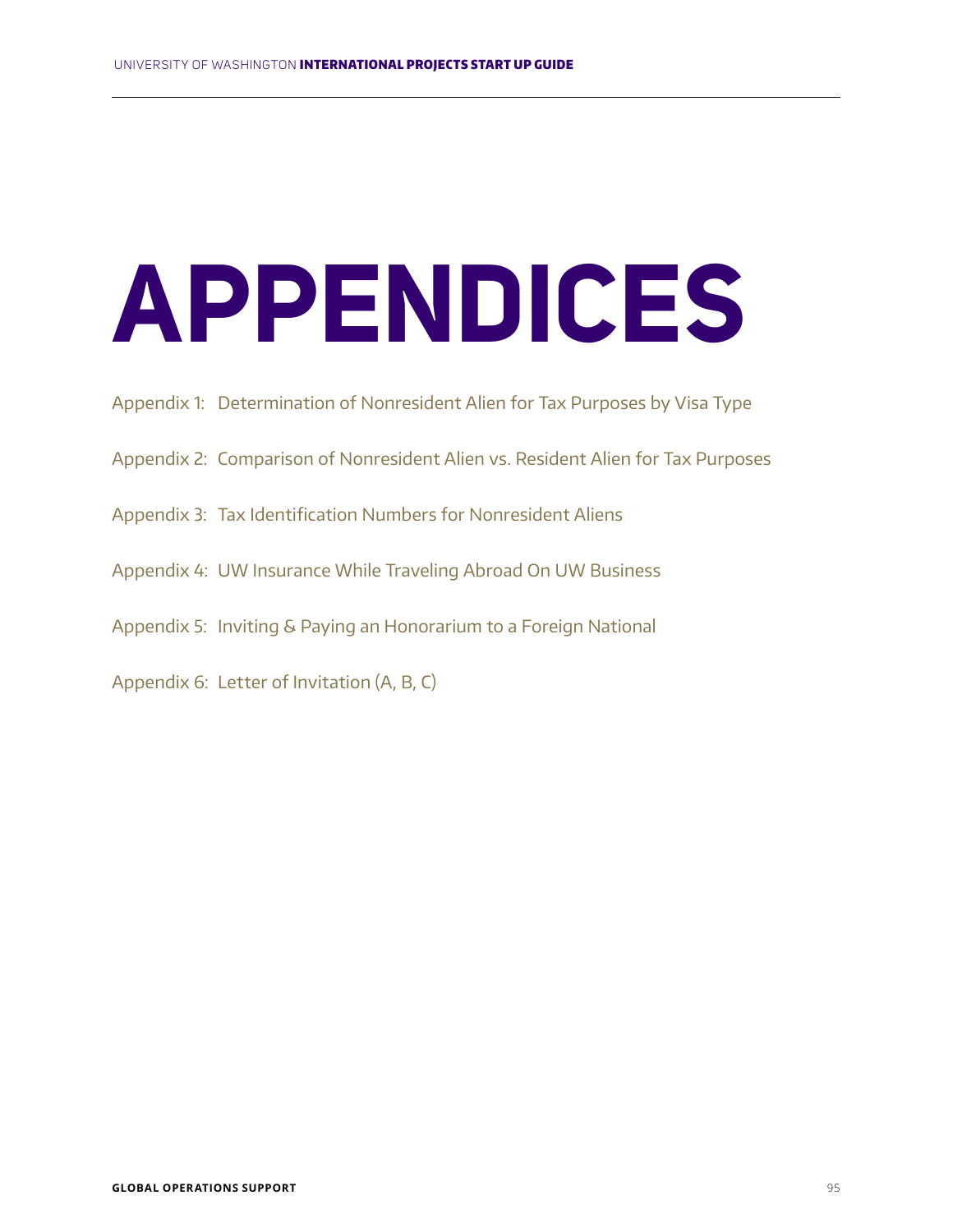# APPENDICES

Appendix 1: Determination of Nonresident Alien for Tax Purposes by Visa Type

Appendix 2: Comparison of Nonresident Alien vs. Resident Alien for Tax Purposes

Appendix 3: Tax Identification Numbers for Nonresident Aliens

Appendix 4: UW Insurance While Traveling Abroad On UW Business

Appendix 5: Inviting & Paying an Honorarium to a Foreign National

Appendix 6: Letter of Invitation (A, B, C)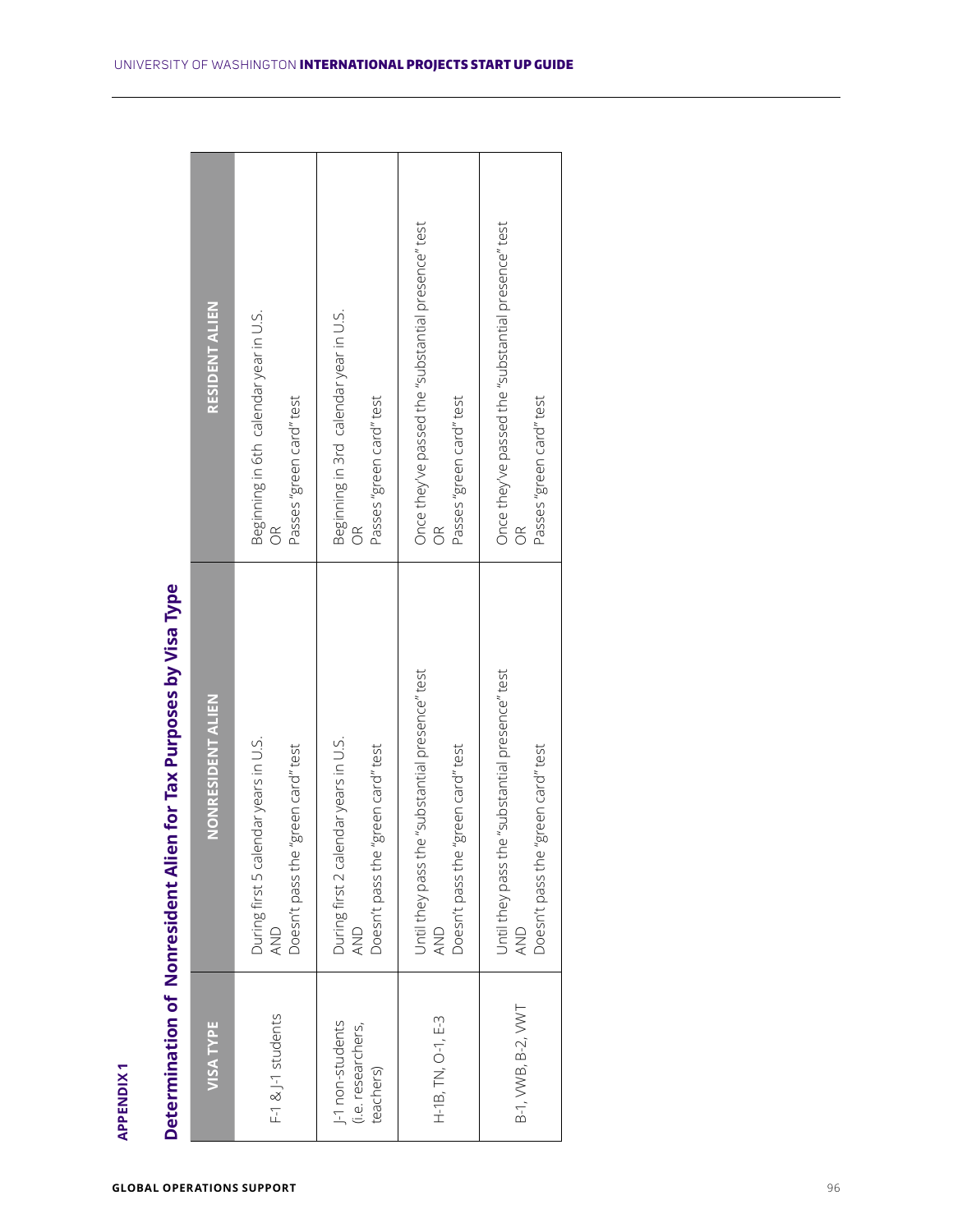**APPENDIX 1**

## Determination of Nonresident Alien for Tax Purposes by Visa Type

| VISA TYPE | NONRESIDENT ALIEN | RESIDENT ALIEN |
|---|---|---|
| F-1 & J-1 students | During first 5 calendar years in U.S.<br>AND<br>Doesn't pass the "green card" test | Beginning in 6th calendar year in U.S.<br>OR<br>Passes "green card" test |
| J-1 non-students (i.e. researchers, teachers) | During first 2 calendar years in U.S.<br>AND<br>Doesn't pass the "green card" test | Beginning in 3rd calendar year in U.S.<br>OR<br>Passes "green card" test |
| H-1B, TN, O-1, E-3 | Until they pass the "substantial presence" test<br>AND<br>Doesn't pass the "green card" test | Once they've passed the "substantial presence" test<br>OR<br>Passes "green card" test |
| B-1, VWB, B-2, VWT | Until they pass the "substantial presence" test<br>AND<br>Doesn't pass the "green card" test | Once they've passed the "substantial presence" test<br>OR<br>Passes "green card" test |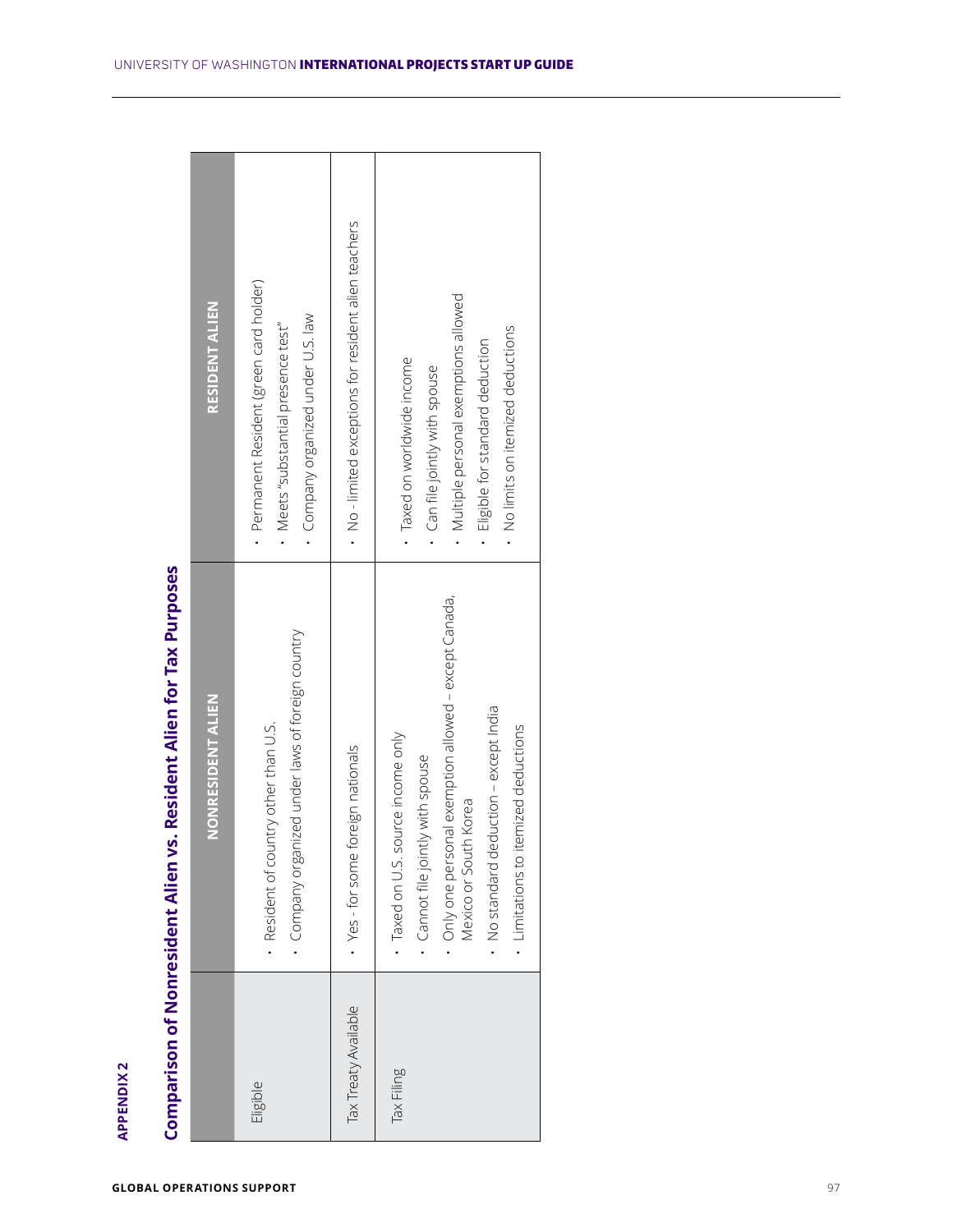APPENDIX 2

## Comparison of Nonresident Alien vs. Resident Alien for Tax Purposes

| | NONRESIDENT ALIEN | RESIDENT ALIEN |
|---|---|---|
| Eligible | • Resident of country other than U.S.<br>• Company organized under laws of foreign country | • Permanent Resident (green card holder)<br>• Meets "substantial presence test"<br>• Company organized under U.S. law |
| Tax Treaty Available | • Yes - for some foreign nationals | • No - limited exceptions for resident alien teachers |
| Tax Filing | • Taxed on U.S. source income only<br>• Cannot file jointly with spouse<br>• Only one personal exemption allowed – except Canada, Mexico or South Korea<br>• No standard deduction – except India<br>• Limitations to itemized deductions | • Taxed on worldwide income<br>• Can file jointly with spouse<br>• Multiple personal exemptions allowed<br>• Eligible for standard deduction<br>• No limits on itemized deductions |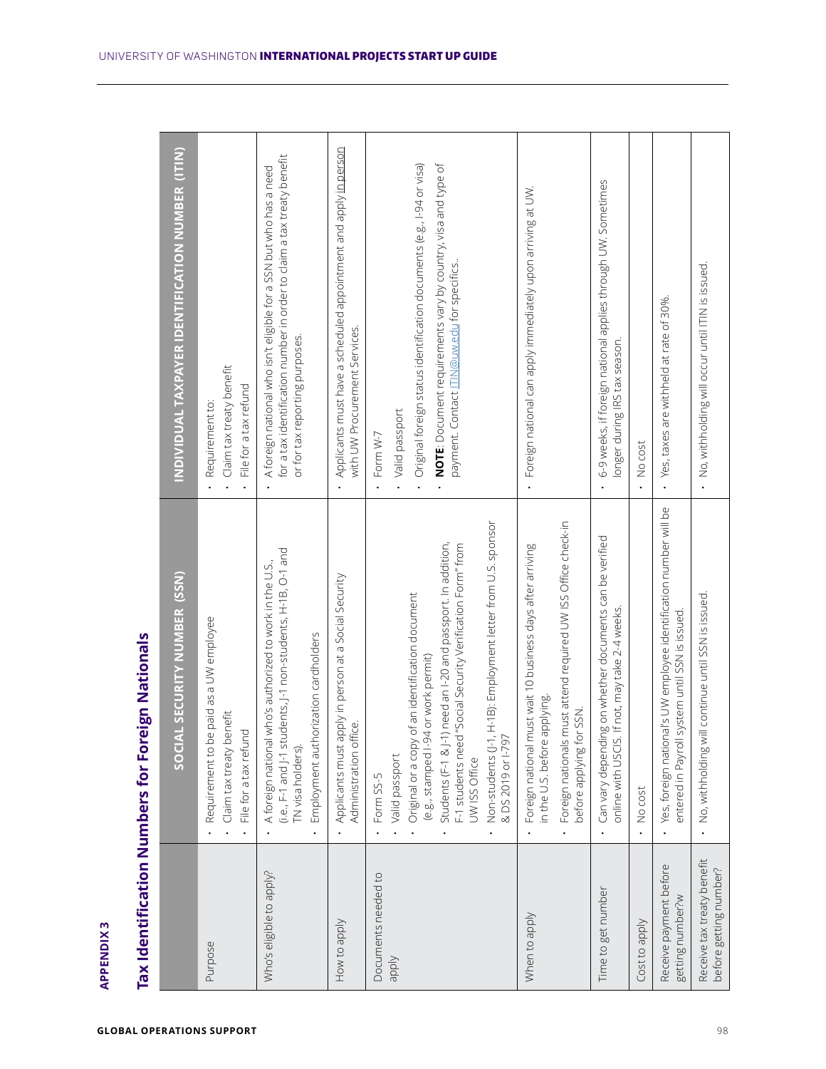APPENDIX 3

# Tax Identification Numbers for Foreign Nationals

| | SOCIAL SECURITY NUMBER (SSN) | INDIVIDUAL TAXPAYER IDENTIFICATION NUMBER (ITIN) |
|---|---|---|
| Purpose | • Requirement to be paid as a UW employee<br>• Claim tax treaty benefit<br>• File for a tax refund | • Requirement to:<br>• Claim tax treaty benefit<br>• File for a tax refund |
| Who's eligible to apply? | • A foreign national who's authorized to work in the U.S., (i.e., F-1 and J-1 students, J-1 non-students, H-1B, O-1 and TN visa holders).<br>• Employment authorization cardholders | • A foreign national who isn't eligible for a SSN but who has a need for a tax identification number in order to claim a tax treaty benefit or for tax reporting purposes. |
| How to apply | • Applicants must apply in person at a Social Security Administration office. | • Applicants must have a scheduled appointment and apply in person with UW Procurement Services. |
| Documents needed to apply | • Form SS-5<br>• Valid passport<br>• Original or a copy of an identification document (e.g., stamped I-94 or work permit)<br>• Students (F-1 & J-1) need an I-20 and passport. In addition, F-1 students need "Social Security Verification Form" from UW ISS Office<br>• Non-students (J-1, H-1B): Employment letter from U.S. sponsor & DS 2019 or I-797 | • Form W-7<br>• Valid passport<br>• Original foreign status identification documents (e.g., I-94 or visa)<br>• **NOTE**: Document requirements vary by country, visa and type of payment. Contact ITIN@uw.edu for specifics.. |
| When to apply | • Foreign national must wait 10 business days after arriving in the U.S. before applying.<br>• Foreign nationals must attend required UW ISS Office check-in before applying for SSN. | • Foreign national can apply immediately upon arriving at UW. |
| Time to get number | • Can vary depending on whether documents can be verified online with USCIS. If not, may take 2-4 weeks. | • 6-9 weeks, if foreign national applies through UW. Sometimes longer during IRS tax season. |
| Cost to apply | • No cost | • No cost |
| Receive payment before getting number?w | • Yes, foreign national's UW employee identification number will be entered in Payroll system until SSN is issued. | • Yes, taxes are withheld at rate of 30%. |
| Receive tax treaty benefit before getting number? | • No, withholding will continue until SSN is issued. | • No, withholding will occur until ITIN is issued. |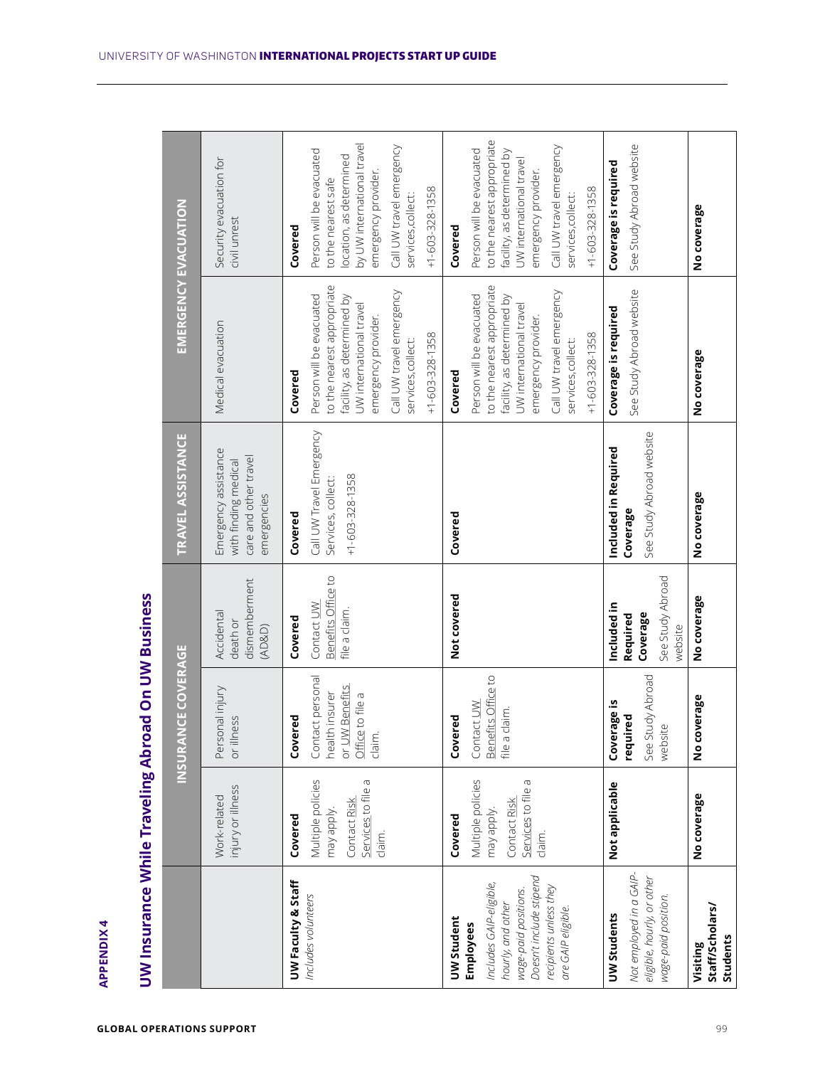APPENDIX 4

## UW Insurance While Traveling Abroad On UW Business

| | INSURANCE COVERAGE | | | TRAVEL ASSISTANCE | EMERGENCY EVACUATION | |
|---|---|---|---|---|---|---|
| | Work-related injury or illness | Personal injury or illness | Accidental death or dismemberment (AD&D) | Emergency assistance with finding medical care and other travel emergencies | Medical evacuation | Security evacuation for civil unrest |
| **UW Faculty & Staff** *Includes volunteers* | **Covered** Multiple policies may apply. Contact Risk Services to file a claim. | **Covered** Contact personal health insurer or UW Benefits Office to file a claim. | **Covered** Contact UW Benefits Office to file a claim. | **Covered** Call UW Travel Emergency Services, collect: +1-603-328-1358 | **Covered** Person will be evacuated to the nearest appropriate facility, as determined by UW international travel emergency provider. Call UW travel emergency services, collect: +1-603-328-1358 | **Covered** Person will be evacuated to the nearest safe location, as determined by UW international travel emergency provider. Call UW travel emergency services, collect: +1-603-328-1358 |
| **UW Student Employees** *Includes GAIP-eligible, hourly, and other wage-paid positions. Doesn't include stipend recipients unless they are GAIP eligible.* | **Covered** Multiple policies may apply. Contact Risk Services to file a claim. | **Covered** Contact UW Benefits Office to file a claim. | **Not covered** | **Covered** | **Covered** Person will be evacuated to the nearest appropriate facility, as determined by UW international travel emergency provider. Call UW travel emergency services, collect: +1-603-328-1358 | **Covered** Person will be evacuated to the nearest appropriate facility, as determined by UW international travel emergency provider. Call UW travel emergency services, collect: +1-603-328-1358 |
| **UW Students** *Not employed in a GAIP-eligible, hourly, or other wage-paid position.* | **Not applicable** | **Coverage is required** See Study Abroad website | **Included in Required Coverage** See Study Abroad website | **Included in Required Coverage** See Study Abroad website | **Coverage is required** See Study Abroad website | **Coverage is required** See Study Abroad website |
| **Visiting Staff/Scholars/ Students** | **No coverage** | **No coverage** | **No coverage** | **No coverage** | **No coverage** | **No coverage** |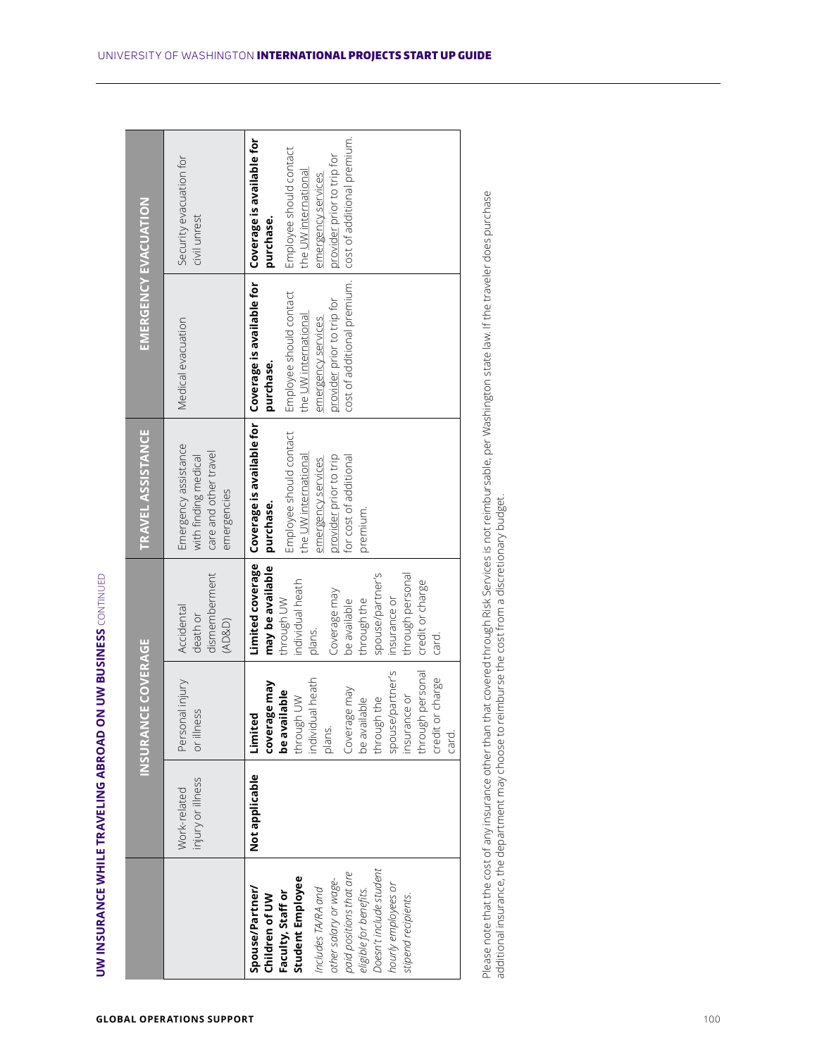## UW INSURANCE WHILE TRAVELING ABROAD ON UW BUSINESS CONTINUED

| | INSURANCE COVERAGE | | | TRAVEL ASSISTANCE | EMERGENCY EVACUATION | |
|---|---|---|---|---|---|---|
| | Work-related injury or illness | Personal injury or illness | Accidental death or dismemberment (AD&D) | Emergency assistance with finding medical care and other travel emergencies | Medical evacuation | Security evacuation for civil unrest |
| **Spouse/Partner/ Children of UW Faculty, Staff or Student Employee** *Includes TA/RA and other salary or wage-paid positions that are eligible for benefits. Doesn't include student hourly employees or stipend recipients.* | **Not applicable** | **Limited coverage may be available** through UW individual heath plans. Coverage may be available through the spouse/partner's insurance or through personal credit or charge card. | **Limited coverage may be available** through UW individual heath plans. Coverage may be available through the spouse/partner's insurance or through personal credit or charge card. | **Coverage is available for purchase.** Employee should contact the UW international emergency services provider prior to trip for cost of additional premium. | **Coverage is available for purchase.** Employee should contact the UW international emergency services provider prior to trip for cost of additional premium. | **Coverage is available for purchase.** Employee should contact the UW international emergency services provider prior to trip for cost of additional premium. |

Please note that the cost of any insurance other than that covered through Risk Services is not reimbursable, per Washington state law. If the traveler does purchase additional insurance, the department may choose to reimburse the cost from a discretionary budget.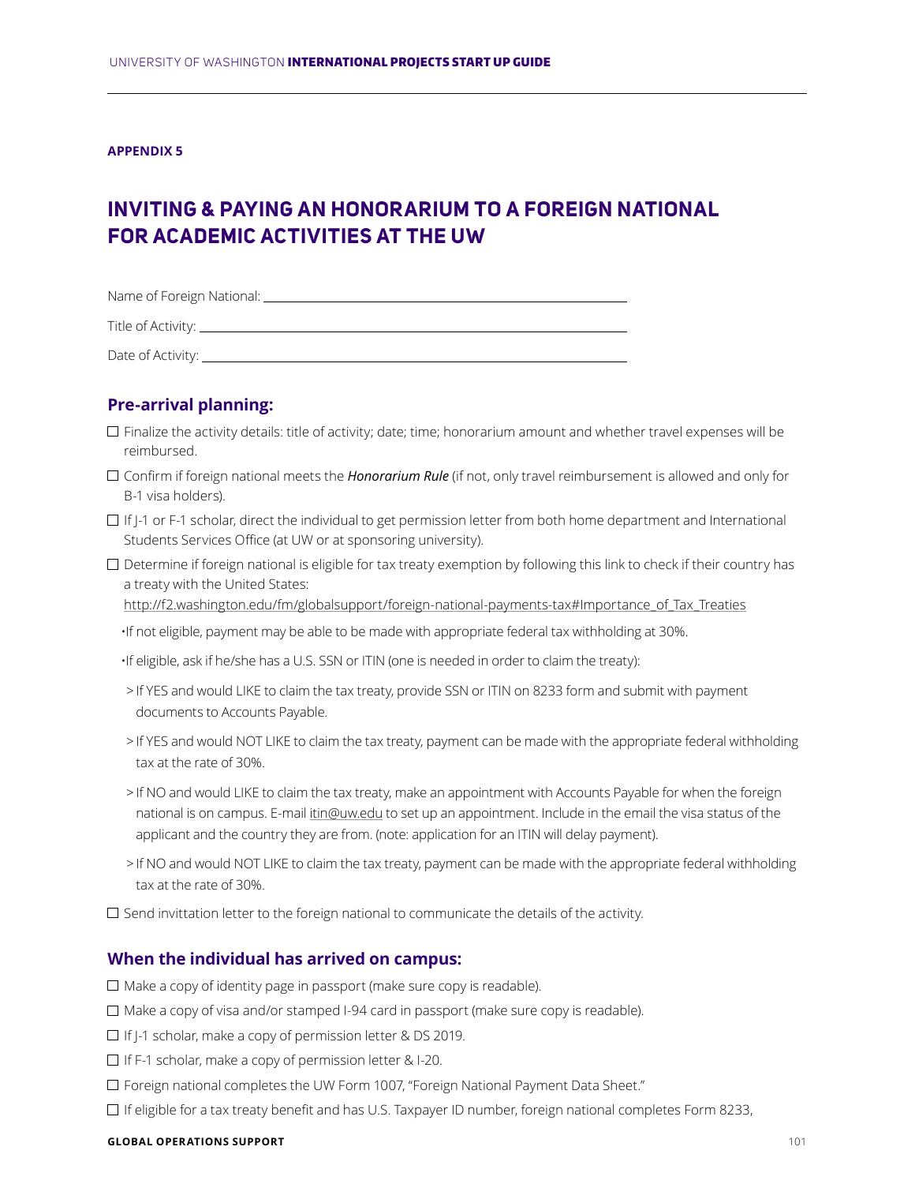**APPENDIX 5**

# INVITING & PAYING AN HONORARIUM TO A FOREIGN NATIONAL FOR ACADEMIC ACTIVITIES AT THE UW

Name of Foreign National: \_\_\_\_\_\_\_\_\_\_\_\_\_\_\_\_\_\_\_\_\_\_\_\_\_\_\_\_\_\_\_\_

Title of Activity: \_\_\_\_\_\_\_\_\_\_\_\_\_\_\_\_\_\_\_\_\_\_\_\_\_\_\_\_\_\_\_\_

Date of Activity: \_\_\_\_\_\_\_\_\_\_\_\_\_\_\_\_\_\_\_\_\_\_\_\_\_\_\_\_\_\_\_\_

## Pre-arrival planning:

- ☐ Finalize the activity details: title of activity; date; time; honorarium amount and whether travel expenses will be reimbursed.
- ☐ Confirm if foreign national meets the ***Honorarium Rule*** (if not, only travel reimbursement is allowed and only for B-1 visa holders).
- ☐ If J-1 or F-1 scholar, direct the individual to get permission letter from both home department and International Students Services Office (at UW or at sponsoring university).
- ☐ Determine if foreign national is eligible for tax treaty exemption by following this link to check if their country has a treaty with the United States: http://f2.washington.edu/fm/globalsupport/foreign-national-payments-tax#Importance_of_Tax_Treaties
  - If not eligible, payment may be able to be made with appropriate federal tax withholding at 30%.
  - If eligible, ask if he/she has a U.S. SSN or ITIN (one is needed in order to claim the treaty):
    - > If YES and would LIKE to claim the tax treaty, provide SSN or ITIN on 8233 form and submit with payment documents to Accounts Payable.
    - > If YES and would NOT LIKE to claim the tax treaty, payment can be made with the appropriate federal withholding tax at the rate of 30%.
    - > If NO and would LIKE to claim the tax treaty, make an appointment with Accounts Payable for when the foreign national is on campus. E-mail itin@uw.edu to set up an appointment. Include in the email the visa status of the applicant and the country they are from. (note: application for an ITIN will delay payment).
    - > If NO and would NOT LIKE to claim the tax treaty, payment can be made with the appropriate federal withholding tax at the rate of 30%.
- ☐ Send invittation letter to the foreign national to communicate the details of the activity.

## When the individual has arrived on campus:

- ☐ Make a copy of identity page in passport (make sure copy is readable).
- ☐ Make a copy of visa and/or stamped I-94 card in passport (make sure copy is readable).
- ☐ If J-1 scholar, make a copy of permission letter & DS 2019.
- ☐ If F-1 scholar, make a copy of permission letter & I-20.
- ☐ Foreign national completes the UW Form 1007, "Foreign National Payment Data Sheet."
- ☐ If eligible for a tax treaty benefit and has U.S. Taxpayer ID number, foreign national completes Form 8233,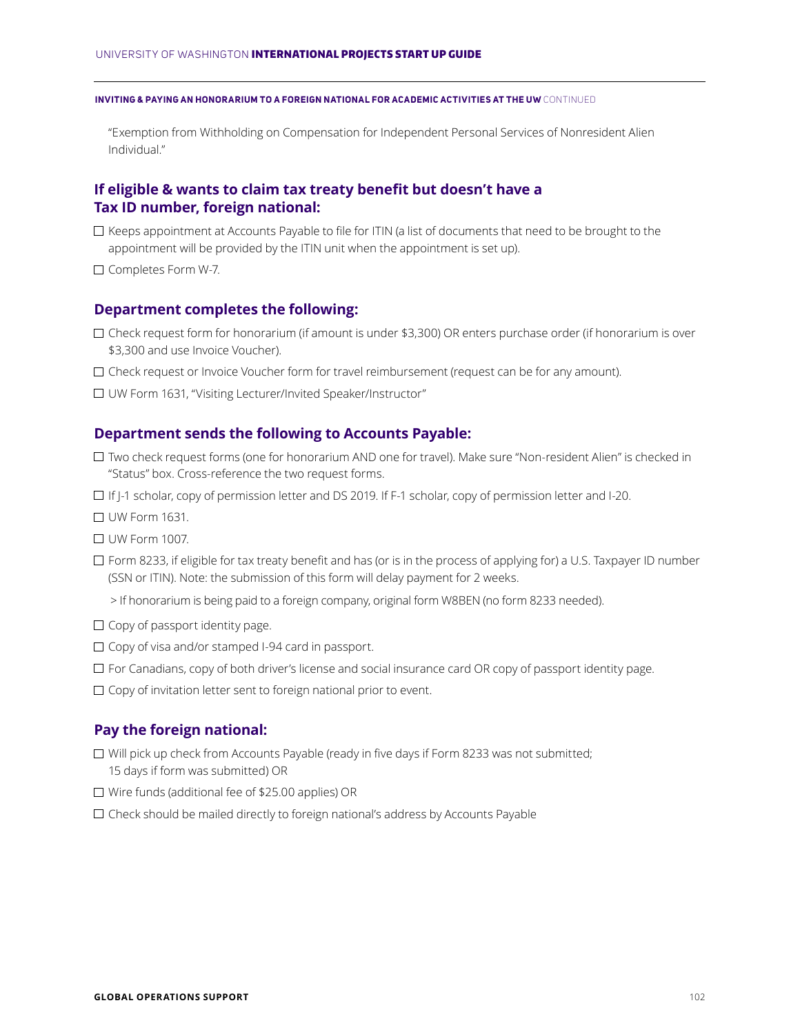"Exemption from Withholding on Compensation for Independent Personal Services of Nonresident Alien Individual."

### If eligible & wants to claim tax treaty benefit but doesn't have a Tax ID number, foreign national:

- ☐ Keeps appointment at Accounts Payable to file for ITIN (a list of documents that need to be brought to the appointment will be provided by the ITIN unit when the appointment is set up).
- ☐ Completes Form W-7.

### Department completes the following:

- ☐ Check request form for honorarium (if amount is under $3,300) OR enters purchase order (if honorarium is over $3,300 and use Invoice Voucher).
- ☐ Check request or Invoice Voucher form for travel reimbursement (request can be for any amount).
- ☐ UW Form 1631, "Visiting Lecturer/Invited Speaker/Instructor"

### Department sends the following to Accounts Payable:

- ☐ Two check request forms (one for honorarium AND one for travel). Make sure "Non-resident Alien" is checked in "Status" box. Cross-reference the two request forms.
- ☐ If J-1 scholar, copy of permission letter and DS 2019. If F-1 scholar, copy of permission letter and I-20.
- ☐ UW Form 1631.
- ☐ UW Form 1007.
- ☐ Form 8233, if eligible for tax treaty benefit and has (or is in the process of applying for) a U.S. Taxpayer ID number (SSN or ITIN). Note: the submission of this form will delay payment for 2 weeks.

  > If honorarium is being paid to a foreign company, original form W8BEN (no form 8233 needed).
- ☐ Copy of passport identity page.
- ☐ Copy of visa and/or stamped I-94 card in passport.
- ☐ For Canadians, copy of both driver's license and social insurance card OR copy of passport identity page.
- ☐ Copy of invitation letter sent to foreign national prior to event.

### Pay the foreign national:

- ☐ Will pick up check from Accounts Payable (ready in five days if Form 8233 was not submitted; 15 days if form was submitted) OR
- ☐ Wire funds (additional fee of $25.00 applies) OR
- ☐ Check should be mailed directly to foreign national's address by Accounts Payable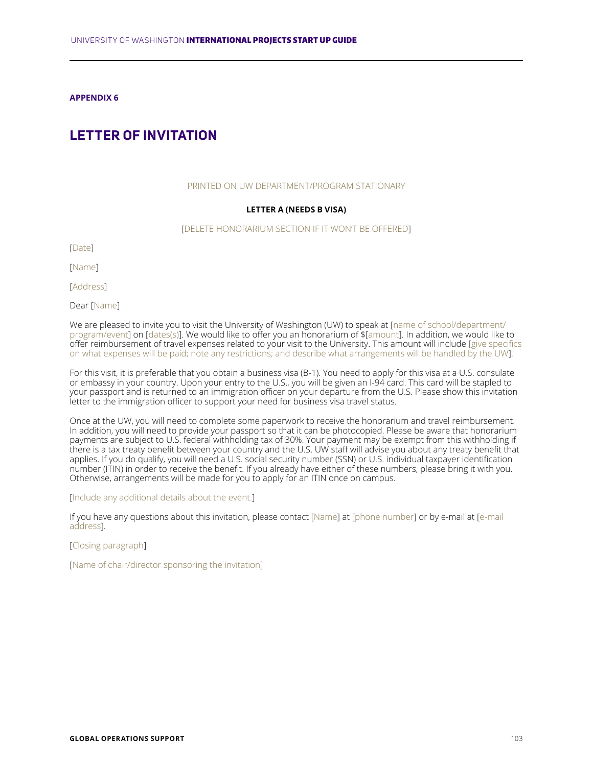**APPENDIX 6**

# LETTER OF INVITATION

PRINTED ON UW DEPARTMENT/PROGRAM STATIONARY

**LETTER A (NEEDS B VISA)**

[DELETE HONORARIUM SECTION IF IT WON'T BE OFFERED]

[Date]

[Name]

[Address]

Dear [Name]

We are pleased to invite you to visit the University of Washington (UW) to speak at [name of school/department/program/event] on [dates(s)]. We would like to offer you an honorarium of $[amount]. In addition, we would like to offer reimbursement of travel expenses related to your visit to the University. This amount will include [give specifics on what expenses will be paid; note any restrictions; and describe what arrangements will be handled by the UW].

For this visit, it is preferable that you obtain a business visa (B-1). You need to apply for this visa at a U.S. consulate or embassy in your country. Upon your entry to the U.S., you will be given an I-94 card. This card will be stapled to your passport and is returned to an immigration officer on your departure from the U.S. Please show this invitation letter to the immigration officer to support your need for business visa travel status.

Once at the UW, you will need to complete some paperwork to receive the honorarium and travel reimbursement. In addition, you will need to provide your passport so that it can be photocopied. Please be aware that honorarium payments are subject to U.S. federal withholding tax of 30%. Your payment may be exempt from this withholding if there is a tax treaty benefit between your country and the U.S. UW staff will advise you about any treaty benefit that applies. If you do qualify, you will need a U.S. social security number (SSN) or U.S. individual taxpayer identification number (ITIN) in order to receive the benefit. If you already have either of these numbers, please bring it with you. Otherwise, arrangements will be made for you to apply for an ITIN once on campus.

[Include any additional details about the event.]

If you have any questions about this invitation, please contact [Name] at [phone number] or by e-mail at [e-mail address].

[Closing paragraph]

[Name of chair/director sponsoring the invitation]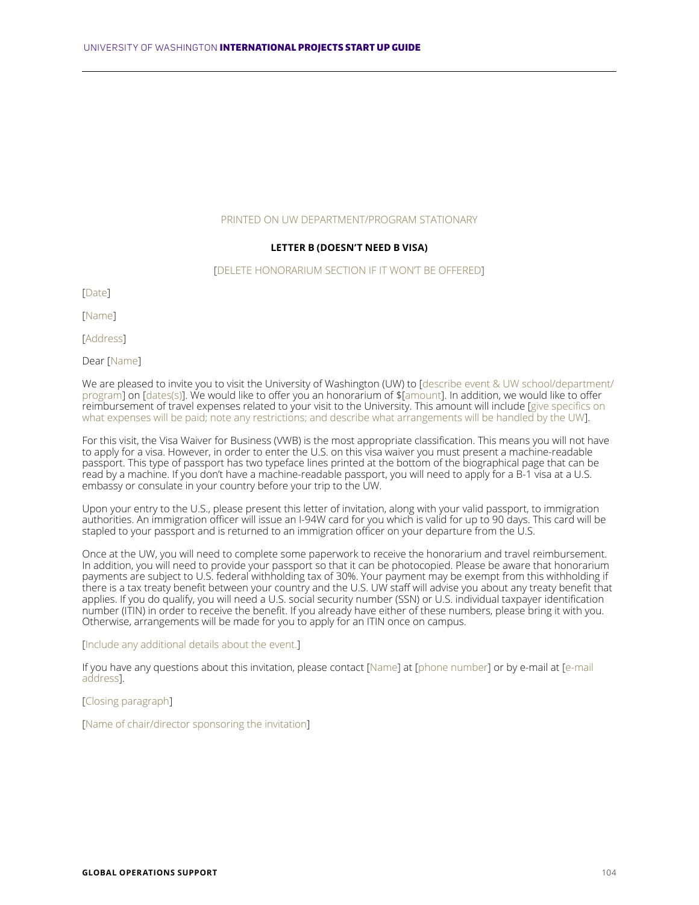PRINTED ON UW DEPARTMENT/PROGRAM STATIONARY

**LETTER B (DOESN'T NEED B VISA)**

[DELETE HONORARIUM SECTION IF IT WON'T BE OFFERED]

[Date]

[Name]

[Address]

Dear [Name]

We are pleased to invite you to visit the University of Washington (UW) to [describe event & UW school/department/program] on [dates(s)]. We would like to offer you an honorarium of $[amount]. In addition, we would like to offer reimbursement of travel expenses related to your visit to the University. This amount will include [give specifics on what expenses will be paid; note any restrictions; and describe what arrangements will be handled by the UW].

For this visit, the Visa Waiver for Business (VWB) is the most appropriate classification. This means you will not have to apply for a visa. However, in order to enter the U.S. on this visa waiver you must present a machine-readable passport. This type of passport has two typeface lines printed at the bottom of the biographical page that can be read by a machine. If you don't have a machine-readable passport, you will need to apply for a B-1 visa at a U.S. embassy or consulate in your country before your trip to the UW.

Upon your entry to the U.S., please present this letter of invitation, along with your valid passport, to immigration authorities. An immigration officer will issue an I-94W card for you which is valid for up to 90 days. This card will be stapled to your passport and is returned to an immigration officer on your departure from the U.S.

Once at the UW, you will need to complete some paperwork to receive the honorarium and travel reimbursement. In addition, you will need to provide your passport so that it can be photocopied. Please be aware that honorarium payments are subject to U.S. federal withholding tax of 30%. Your payment may be exempt from this withholding if there is a tax treaty benefit between your country and the U.S. UW staff will advise you about any treaty benefit that applies. If you do qualify, you will need a U.S. social security number (SSN) or U.S. individual taxpayer identification number (ITIN) in order to receive the benefit. If you already have either of these numbers, please bring it with you. Otherwise, arrangements will be made for you to apply for an ITIN once on campus.

[Include any additional details about the event.]

If you have any questions about this invitation, please contact [Name] at [phone number] or by e-mail at [e-mail address].

[Closing paragraph]

[Name of chair/director sponsoring the invitation]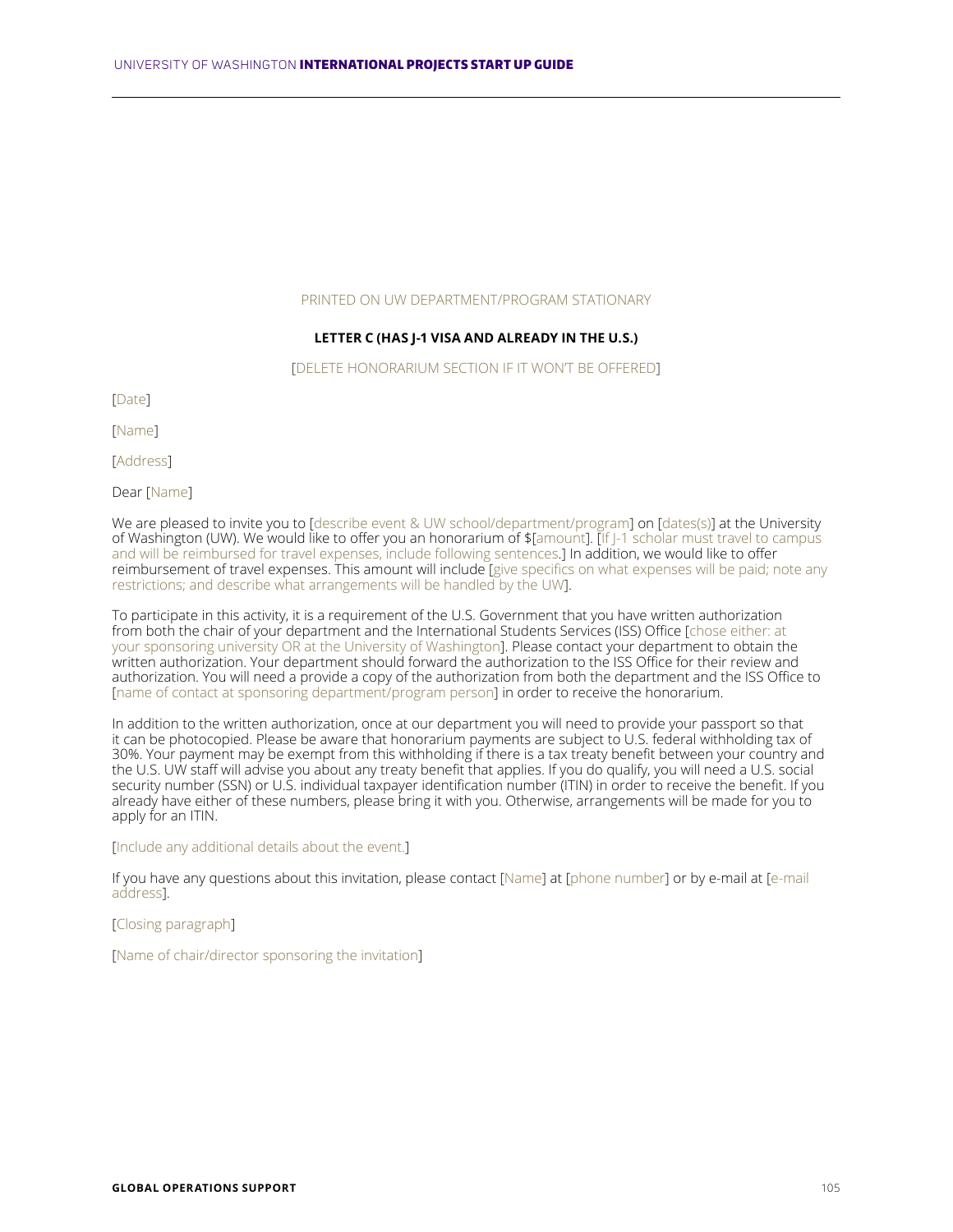PRINTED ON UW DEPARTMENT/PROGRAM STATIONARY

**LETTER C (HAS J-1 VISA AND ALREADY IN THE U.S.)**

[DELETE HONORARIUM SECTION IF IT WON'T BE OFFERED]

[Date]

[Name]

[Address]

Dear [Name]

We are pleased to invite you to [describe event & UW school/department/program] on [dates(s)] at the University of Washington (UW). We would like to offer you an honorarium of $[amount]. [If J-1 scholar must travel to campus and will be reimbursed for travel expenses, include following sentences.] In addition, we would like to offer reimbursement of travel expenses. This amount will include [give specifics on what expenses will be paid; note any restrictions; and describe what arrangements will be handled by the UW].

To participate in this activity, it is a requirement of the U.S. Government that you have written authorization from both the chair of your department and the International Students Services (ISS) Office [chose either: at your sponsoring university OR at the University of Washington]. Please contact your department to obtain the written authorization. Your department should forward the authorization to the ISS Office for their review and authorization. You will need a provide a copy of the authorization from both the department and the ISS Office to [name of contact at sponsoring department/program person] in order to receive the honorarium.

In addition to the written authorization, once at our department you will need to provide your passport so that it can be photocopied. Please be aware that honorarium payments are subject to U.S. federal withholding tax of 30%. Your payment may be exempt from this withholding if there is a tax treaty benefit between your country and the U.S. UW staff will advise you about any treaty benefit that applies. If you do qualify, you will need a U.S. social security number (SSN) or U.S. individual taxpayer identification number (ITIN) in order to receive the benefit. If you already have either of these numbers, please bring it with you. Otherwise, arrangements will be made for you to apply for an ITIN.

[Include any additional details about the event.]

If you have any questions about this invitation, please contact [Name] at [phone number] or by e-mail at [e-mail address].

[Closing paragraph]

[Name of chair/director sponsoring the invitation]